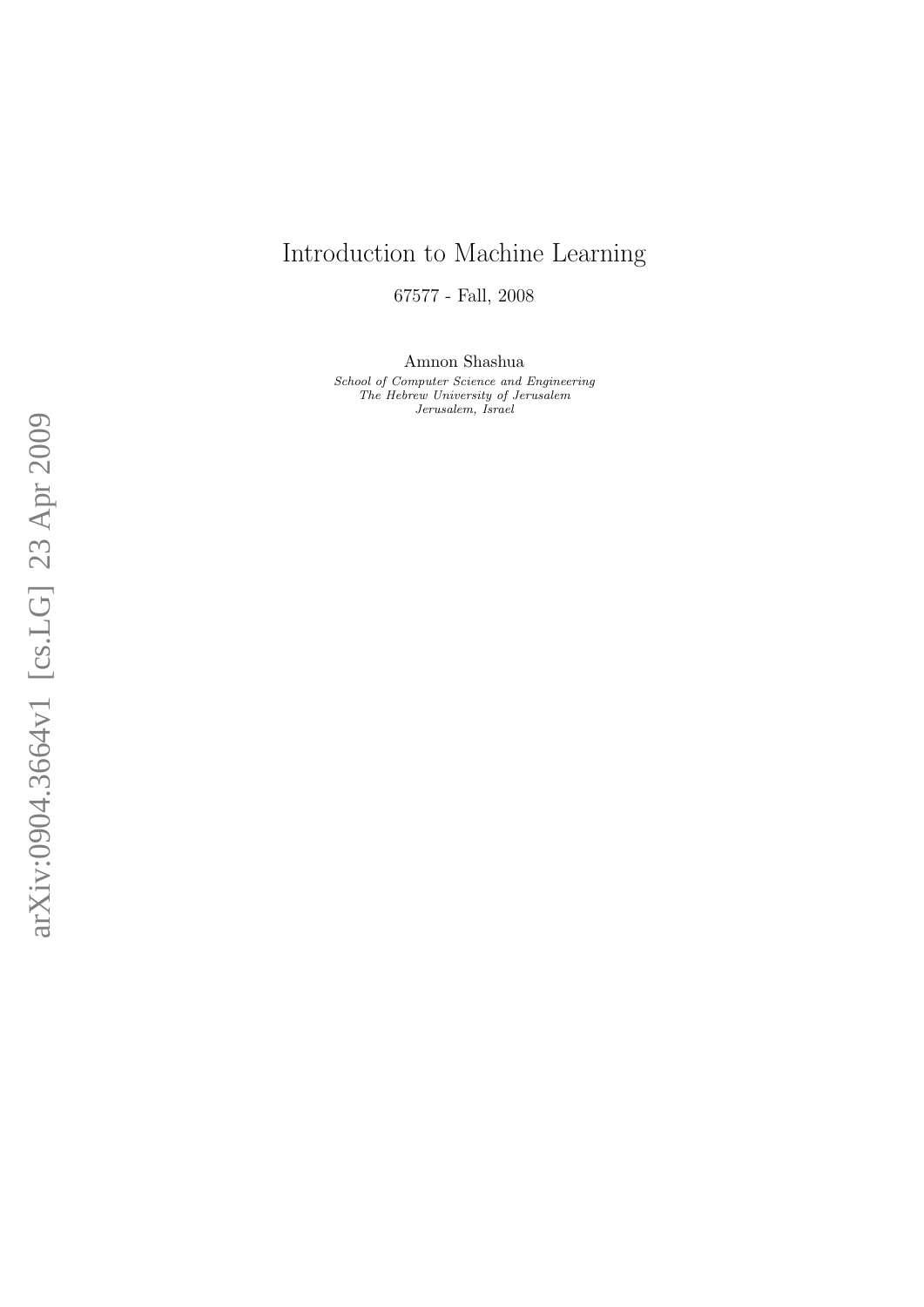# Introduction to Machine Learning

67577 - Fall, 2008

Amnon Shashua

*School of Computer Science and Engineering*
*The Hebrew University of Jerusalem*
*Jerusalem, Israel*

arXiv:0904.3664v1 [cs.LG] 23 Apr 2009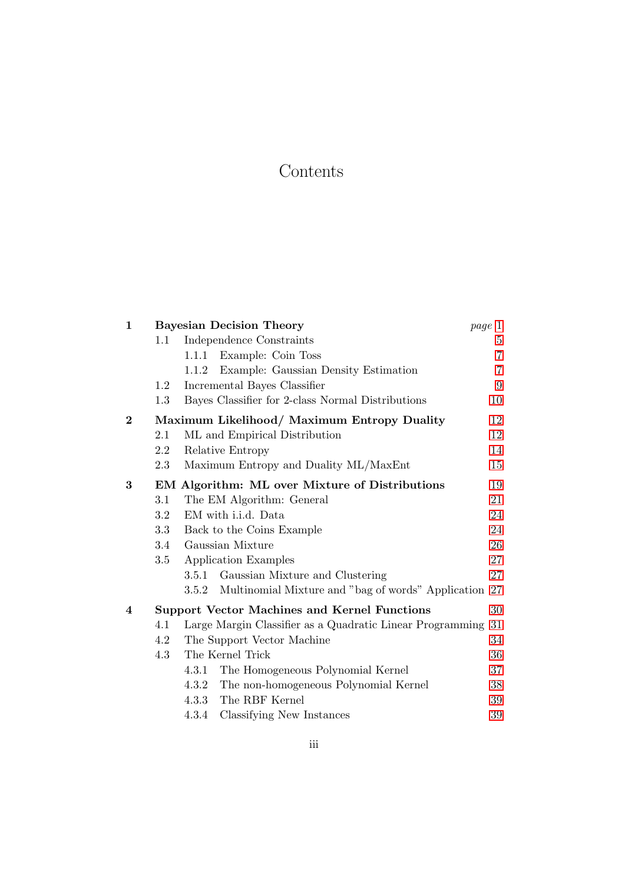# Contents

| | | | |
|---|---|---|---|
| **1** | **Bayesian Decision Theory** | | *page* 1 |
| | 1.1 | Independence Constraints | 5 |
| | | 1.1.1 Example: Coin Toss | 7 |
| | | 1.1.2 Example: Gaussian Density Estimation | 7 |
| | 1.2 | Incremental Bayes Classifier | 9 |
| | 1.3 | Bayes Classifier for 2-class Normal Distributions | 10 |
| **2** | **Maximum Likelihood/ Maximum Entropy Duality** | | 12 |
| | 2.1 | ML and Empirical Distribution | 12 |
| | 2.2 | Relative Entropy | 14 |
| | 2.3 | Maximum Entropy and Duality ML/MaxEnt | 15 |
| **3** | **EM Algorithm: ML over Mixture of Distributions** | | 19 |
| | 3.1 | The EM Algorithm: General | 21 |
| | 3.2 | EM with i.i.d. Data | 24 |
| | 3.3 | Back to the Coins Example | 24 |
| | 3.4 | Gaussian Mixture | 26 |
| | 3.5 | Application Examples | 27 |
| | | 3.5.1 Gaussian Mixture and Clustering | 27 |
| | | 3.5.2 Multinomial Mixture and "bag of words" Application | 27 |
| **4** | **Support Vector Machines and Kernel Functions** | | 30 |
| | 4.1 | Large Margin Classifier as a Quadratic Linear Programming | 31 |
| | 4.2 | The Support Vector Machine | 34 |
| | 4.3 | The Kernel Trick | 36 |
| | | 4.3.1 The Homogeneous Polynomial Kernel | 37 |
| | | 4.3.2 The non-homogeneous Polynomial Kernel | 38 |
| | | 4.3.3 The RBF Kernel | 39 |
| | | 4.3.4 Classifying New Instances | 39 |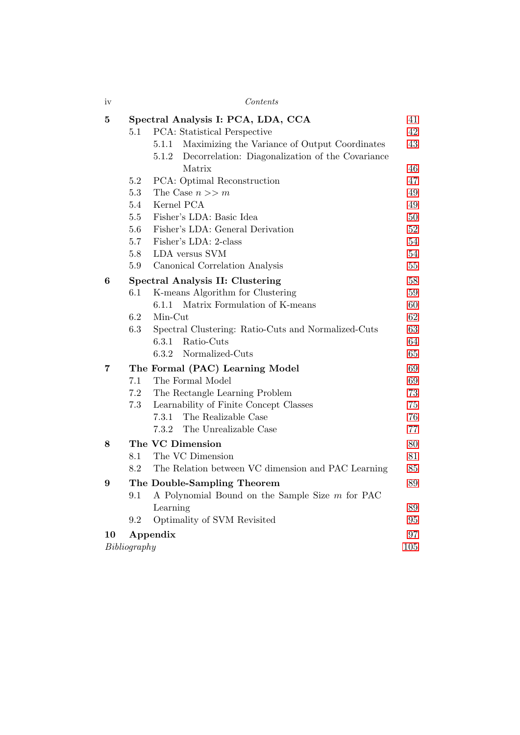| | | |
|---|---|---|
| **5** | **Spectral Analysis I: PCA, LDA, CCA** | 41 |
| 5.1 | PCA: Statistical Perspective | 42 |
| 5.1.1 | Maximizing the Variance of Output Coordinates | 43 |
| 5.1.2 | Decorrelation: Diagonalization of the Covariance Matrix | 46 |
| 5.2 | PCA: Optimal Reconstruction | 47 |
| 5.3 | The Case $n >> m$ | 49 |
| 5.4 | Kernel PCA | 49 |
| 5.5 | Fisher's LDA: Basic Idea | 50 |
| 5.6 | Fisher's LDA: General Derivation | 52 |
| 5.7 | Fisher's LDA: 2-class | 54 |
| 5.8 | LDA versus SVM | 54 |
| 5.9 | Canonical Correlation Analysis | 55 |
| **6** | **Spectral Analysis II: Clustering** | 58 |
| 6.1 | K-means Algorithm for Clustering | 59 |
| 6.1.1 | Matrix Formulation of K-means | 60 |
| 6.2 | Min-Cut | 62 |
| 6.3 | Spectral Clustering: Ratio-Cuts and Normalized-Cuts | 63 |
| 6.3.1 | Ratio-Cuts | 64 |
| 6.3.2 | Normalized-Cuts | 65 |
| **7** | **The Formal (PAC) Learning Model** | 69 |
| 7.1 | The Formal Model | 69 |
| 7.2 | The Rectangle Learning Problem | 73 |
| 7.3 | Learnability of Finite Concept Classes | 75 |
| 7.3.1 | The Realizable Case | 76 |
| 7.3.2 | The Unrealizable Case | 77 |
| **8** | **The VC Dimension** | 80 |
| 8.1 | The VC Dimension | 81 |
| 8.2 | The Relation between VC dimension and PAC Learning | 85 |
| **9** | **The Double-Sampling Theorem** | 89 |
| 9.1 | A Polynomial Bound on the Sample Size $m$ for PAC Learning | 89 |
| 9.2 | Optimality of SVM Revisited | 95 |
| **10** | **Appendix** | 97 |
| *Bibliography* | | 105 |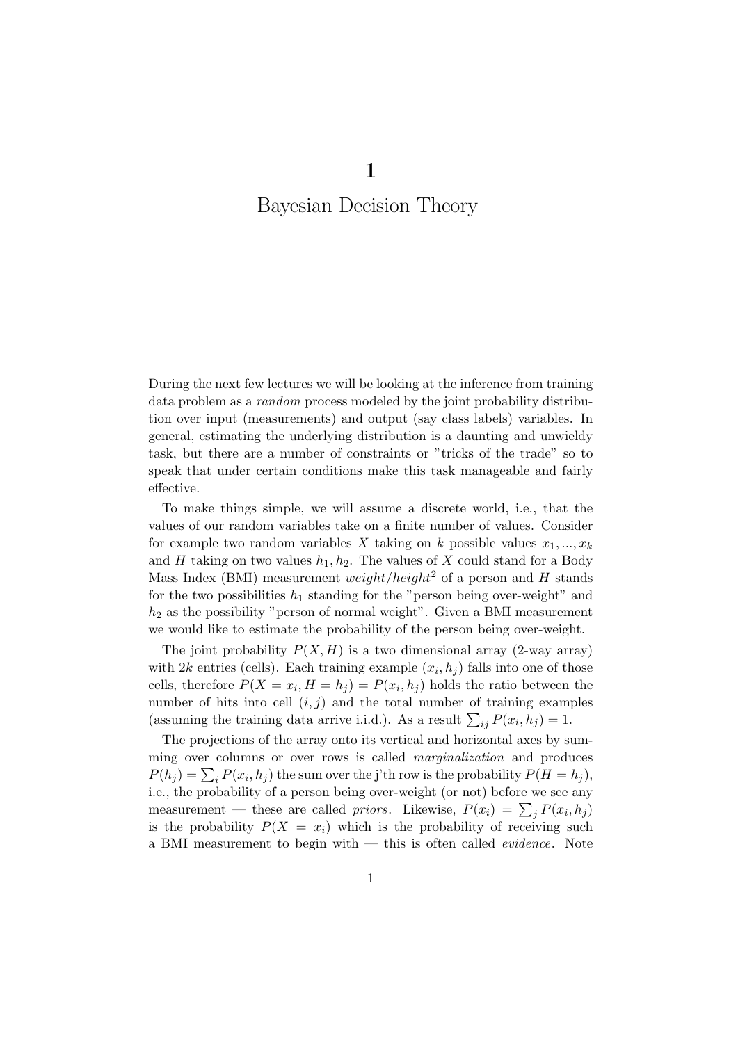# 1

# Bayesian Decision Theory

During the next few lectures we will be looking at the inference from training data problem as a *random* process modeled by the joint probability distribution over input (measurements) and output (say class labels) variables. In general, estimating the underlying distribution is a daunting and unwieldy task, but there are a number of constraints or "tricks of the trade" so to speak that under certain conditions make this task manageable and fairly effective.

To make things simple, we will assume a discrete world, i.e., that the values of our random variables take on a finite number of values. Consider for example two random variables $X$ taking on $k$ possible values $x_1, ..., x_k$ and $H$ taking on two values $h_1, h_2$. The values of $X$ could stand for a Body Mass Index (BMI) measurement $weight/height^2$ of a person and $H$ stands for the two possibilities $h_1$ standing for the "person being over-weight" and $h_2$ as the possibility "person of normal weight". Given a BMI measurement we would like to estimate the probability of the person being over-weight.

The joint probability $P(X, H)$ is a two dimensional array (2-way array) with $2k$ entries (cells). Each training example $(x_i, h_j)$ falls into one of those cells, therefore $P(X = x_i, H = h_j) = P(x_i, h_j)$ holds the ratio between the number of hits into cell $(i, j)$ and the total number of training examples (assuming the training data arrive i.i.d.). As a result $\sum_{ij} P(x_i, h_j) = 1$.

The projections of the array onto its vertical and horizontal axes by summing over columns or over rows is called *marginalization* and produces $P(h_j) = \sum_i P(x_i, h_j)$ the sum over the j'th row is the probability $P(H = h_j)$, i.e., the probability of a person being over-weight (or not) before we see any measurement — these are called *priors*. Likewise, $P(x_i) = \sum_j P(x_i, h_j)$ is the probability $P(X = x_i)$ which is the probability of receiving such a BMI measurement to begin with — this is often called *evidence*. Note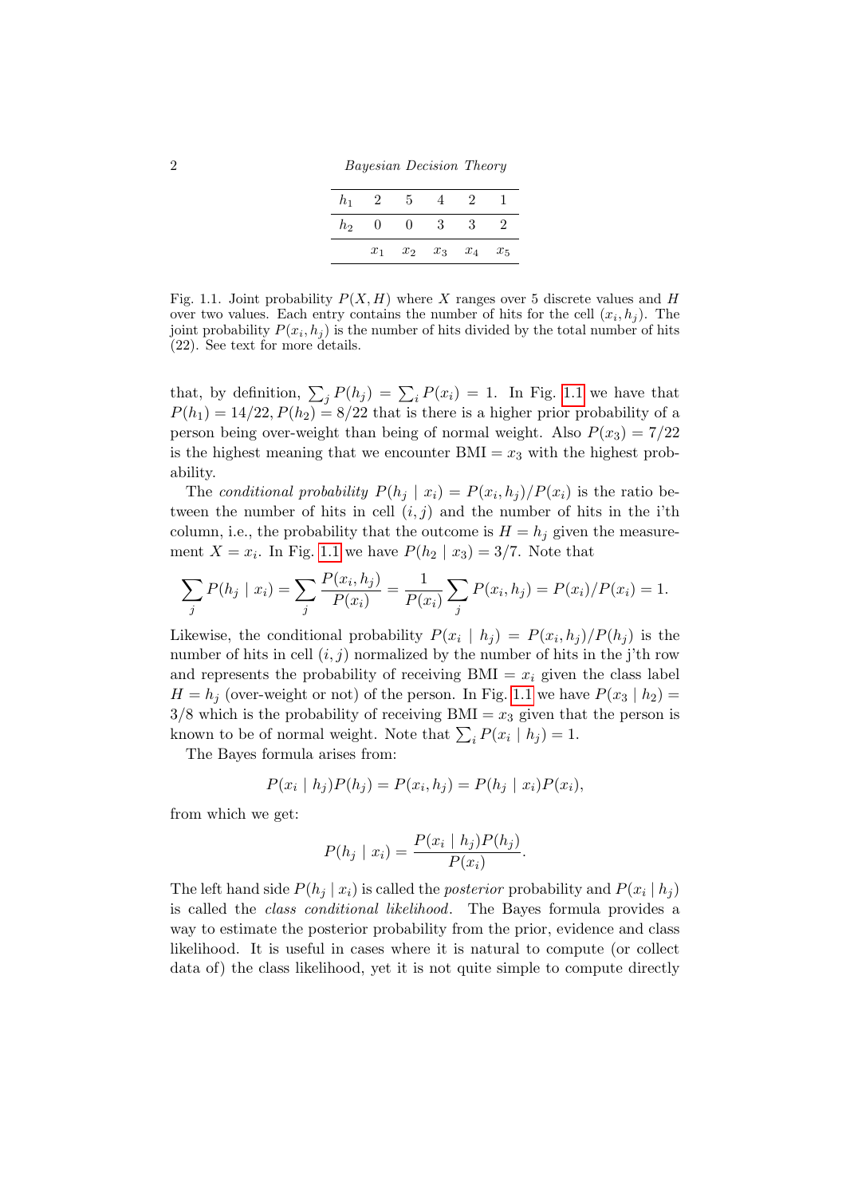| $h_1$ | 2 | 5 | 4 | 2 | 1 |
|---|---|---|---|---|---|
| $h_2$ | 0 | 0 | 3 | 3 | 2 |
| | $x_1$ | $x_2$ | $x_3$ | $x_4$ | $x_5$ |

Fig. 1.1. Joint probability $P(X, H)$ where $X$ ranges over 5 discrete values and $H$ over two values. Each entry contains the number of hits for the cell $(x_i, h_j)$. The joint probability $P(x_i, h_j)$ is the number of hits divided by the total number of hits (22). See text for more details.

that, by definition, $\sum_j P(h_j) = \sum_i P(x_i) = 1$. In Fig. 1.1 we have that $P(h_1) = 14/22, P(h_2) = 8/22$ that is there is a higher prior probability of a person being over-weight than being of normal weight. Also $P(x_3) = 7/22$ is the highest meaning that we encounter BMI $= x_3$ with the highest probability.

The *conditional probability* $P(h_j \mid x_i) = P(x_i, h_j)/P(x_i)$ is the ratio between the number of hits in cell $(i, j)$ and the number of hits in the i'th column, i.e., the probability that the outcome is $H = h_j$ given the measurement $X = x_i$. In Fig. 1.1 we have $P(h_2 \mid x_3) = 3/7$. Note that

$$\sum_j P(h_j \mid x_i) = \sum_j \frac{P(x_i, h_j)}{P(x_i)} = \frac{1}{P(x_i)} \sum_j P(x_i, h_j) = P(x_i)/P(x_i) = 1.$$

Likewise, the conditional probability $P(x_i \mid h_j) = P(x_i, h_j)/P(h_j)$ is the number of hits in cell $(i, j)$ normalized by the number of hits in the j'th row and represents the probability of receiving BMI $= x_i$ given the class label $H = h_j$ (over-weight or not) of the person. In Fig. 1.1 we have $P(x_3 \mid h_2) = 3/8$ which is the probability of receiving BMI $= x_3$ given that the person is known to be of normal weight. Note that $\sum_i P(x_i \mid h_j) = 1$.

The Bayes formula arises from:

$$P(x_i \mid h_j)P(h_j) = P(x_i, h_j) = P(h_j \mid x_i)P(x_i),$$

from which we get:

$$P(h_j \mid x_i) = \frac{P(x_i \mid h_j)P(h_j)}{P(x_i)}.$$

The left hand side $P(h_j \mid x_i)$ is called the *posterior* probability and $P(x_i \mid h_j)$ is called the *class conditional likelihood*. The Bayes formula provides a way to estimate the posterior probability from the prior, evidence and class likelihood. It is useful in cases where it is natural to compute (or collect data of) the class likelihood, yet it is not quite simple to compute directly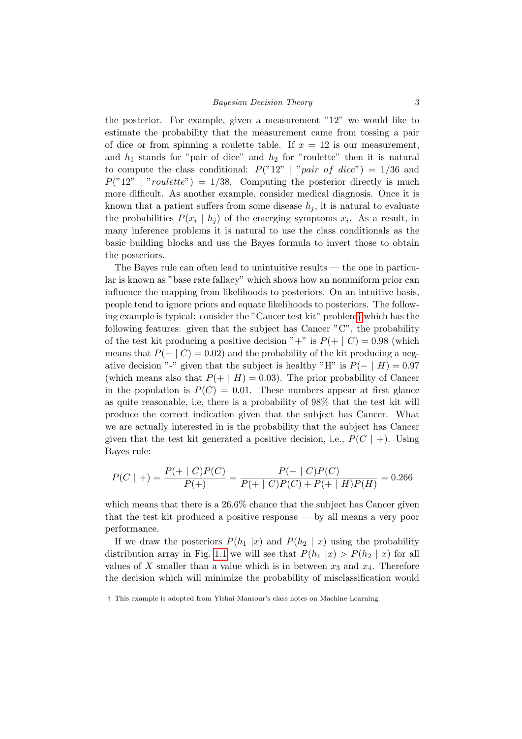the posterior. For example, given a measurement "12" we would like to estimate the probability that the measurement came from tossing a pair of dice or from spinning a roulette table. If $x = 12$ is our measurement, and $h_1$ stands for "pair of dice" and $h_2$ for "roulette" then it is natural to compute the class conditional: $P(\text{"}12\text{"} \mid \text{"}pair\ of\ dice\text{"}) = 1/36$ and $P(\text{"}12\text{"} \mid \text{"}roulette\text{"}) = 1/38$. Computing the posterior directly is much more difficult. As another example, consider medical diagnosis. Once it is known that a patient suffers from some disease $h_j$, it is natural to evaluate the probabilities $P(x_i \mid h_j)$ of the emerging symptoms $x_i$. As a result, in many inference problems it is natural to use the class conditionals as the basic building blocks and use the Bayes formula to invert those to obtain the posteriors.

The Bayes rule can often lead to unintuitive results — the one in particular is known as "base rate fallacy" which shows how an nonuniform prior can influence the mapping from likelihoods to posteriors. On an intuitive basis, people tend to ignore priors and equate likelihoods to posteriors. The following example is typical: consider the "Cancer test kit" problem† which has the following features: given that the subject has Cancer "C", the probability of the test kit producing a positive decision "+" is $P(+ \mid C) = 0.98$ (which means that $P(- \mid C) = 0.02$) and the probability of the kit producing a negative decision "-" given that the subject is healthy "H" is $P(- \mid H) = 0.97$ (which means also that $P(+ \mid H) = 0.03$). The prior probability of Cancer in the population is $P(C) = 0.01$. These numbers appear at first glance as quite reasonable, i.e, there is a probability of 98% that the test kit will produce the correct indication given that the subject has Cancer. What we are actually interested in is the probability that the subject has Cancer given that the test kit generated a positive decision, i.e., $P(C \mid +)$. Using Bayes rule:

$$P(C \mid +) = \frac{P(+ \mid C)P(C)}{P(+)} = \frac{P(+ \mid C)P(C)}{P(+ \mid C)P(C) + P(+ \mid H)P(H)} = 0.266$$

which means that there is a 26.6% chance that the subject has Cancer given that the test kit produced a positive response — by all means a very poor performance.

If we draw the posteriors $P(h_1 \mid x)$ and $P(h_2 \mid x)$ using the probability distribution array in Fig. 1.1 we will see that $P(h_1 \mid x) > P(h_2 \mid x)$ for all values of $X$ smaller than a value which is in between $x_3$ and $x_4$. Therefore the decision which will minimize the probability of misclassification would

† This example is adopted from Yishai Mansour's class notes on Machine Learning.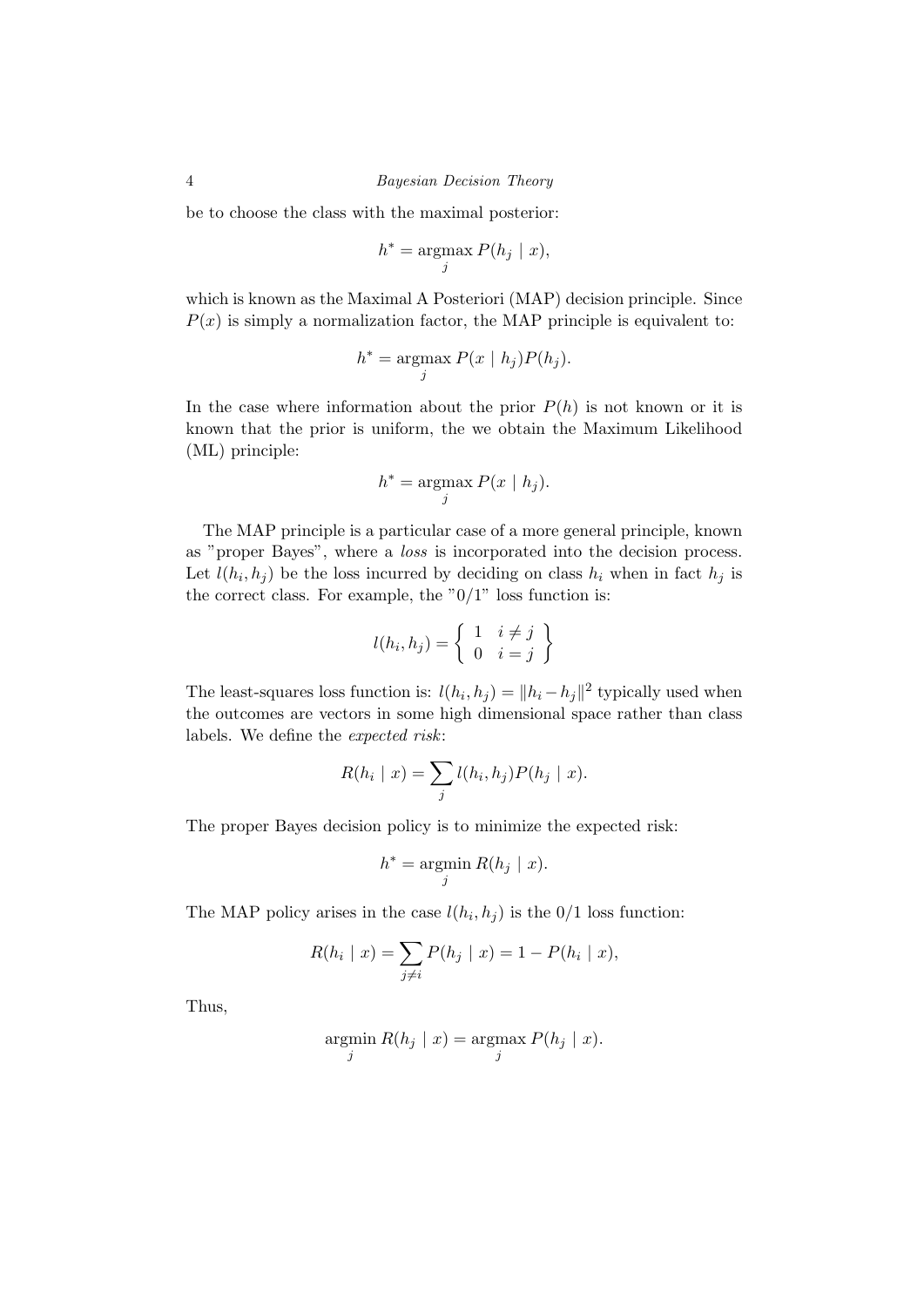be to choose the class with the maximal posterior:

$$h^* = \underset{j}{\operatorname{argmax}}\, P(h_j \mid x),$$

which is known as the Maximal A Posteriori (MAP) decision principle. Since $P(x)$ is simply a normalization factor, the MAP principle is equivalent to:

$$h^* = \underset{j}{\operatorname{argmax}}\, P(x \mid h_j)P(h_j).$$

In the case where information about the prior $P(h)$ is not known or it is known that the prior is uniform, the we obtain the Maximum Likelihood (ML) principle:

$$h^* = \underset{j}{\operatorname{argmax}}\, P(x \mid h_j).$$

The MAP principle is a particular case of a more general principle, known as "proper Bayes", where a *loss* is incorporated into the decision process. Let $l(h_i, h_j)$ be the loss incurred by deciding on class $h_i$ when in fact $h_j$ is the correct class. For example, the "0/1" loss function is:

$$l(h_i, h_j) = \left\{ \begin{array}{ll} 1 & i \neq j \\ 0 & i = j \end{array} \right\}$$

The least-squares loss function is: $l(h_i, h_j) = \|h_i - h_j\|^2$ typically used when the outcomes are vectors in some high dimensional space rather than class labels. We define the *expected risk*:

$$R(h_i \mid x) = \sum_j l(h_i, h_j) P(h_j \mid x).$$

The proper Bayes decision policy is to minimize the expected risk:

$$h^* = \underset{j}{\operatorname{argmin}}\, R(h_j \mid x).$$

The MAP policy arises in the case $l(h_i, h_j)$ is the 0/1 loss function:

$$R(h_i \mid x) = \sum_{j \neq i} P(h_j \mid x) = 1 - P(h_i \mid x),$$

Thus,

$$\underset{j}{\operatorname{argmin}}\, R(h_j \mid x) = \underset{j}{\operatorname{argmax}}\, P(h_j \mid x).$$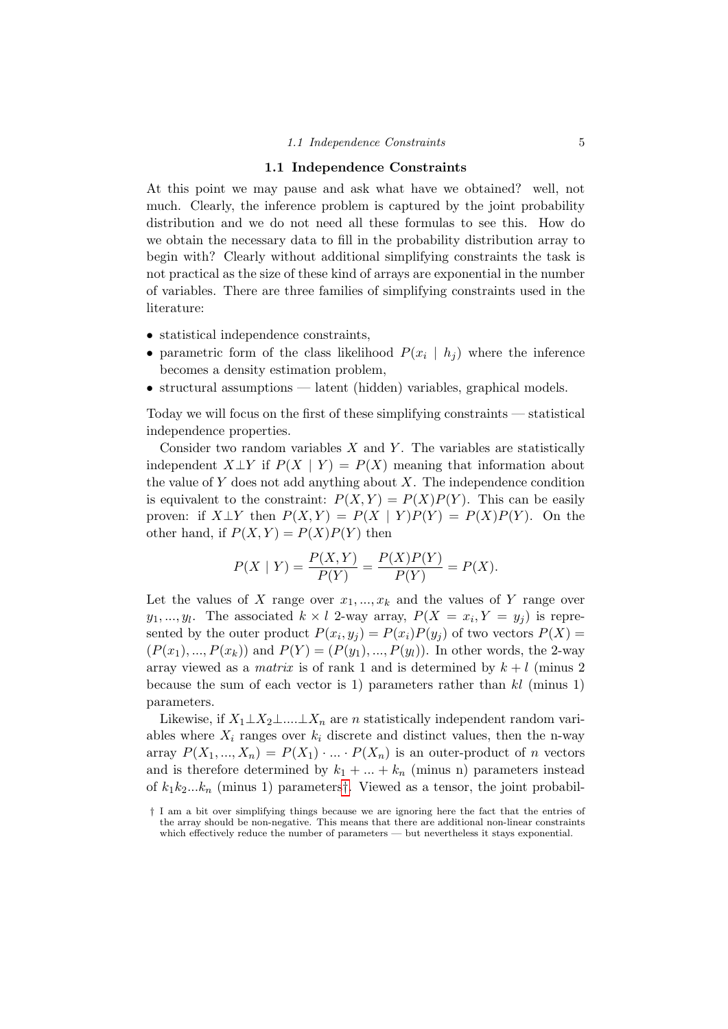## 1.1 Independence Constraints

At this point we may pause and ask what have we obtained? well, not much. Clearly, the inference problem is captured by the joint probability distribution and we do not need all these formulas to see this. How do we obtain the necessary data to fill in the probability distribution array to begin with? Clearly without additional simplifying constraints the task is not practical as the size of these kind of arrays are exponential in the number of variables. There are three families of simplifying constraints used in the literature:

- statistical independence constraints,
- parametric form of the class likelihood $P(x_i \mid h_j)$ where the inference becomes a density estimation problem,
- structural assumptions — latent (hidden) variables, graphical models.

Today we will focus on the first of these simplifying constraints — statistical independence properties.

Consider two random variables $X$ and $Y$. The variables are statistically independent $X \perp Y$ if $P(X \mid Y) = P(X)$ meaning that information about the value of $Y$ does not add anything about $X$. The independence condition is equivalent to the constraint: $P(X, Y) = P(X)P(Y)$. This can be easily proven: if $X \perp Y$ then $P(X, Y) = P(X \mid Y)P(Y) = P(X)P(Y)$. On the other hand, if $P(X, Y) = P(X)P(Y)$ then

$$P(X \mid Y) = \frac{P(X,Y)}{P(Y)} = \frac{P(X)P(Y)}{P(Y)} = P(X).$$

Let the values of $X$ range over $x_1, ..., x_k$ and the values of $Y$ range over $y_1, ..., y_l$. The associated $k \times l$ 2-way array, $P(X = x_i, Y = y_j)$ is represented by the outer product $P(x_i, y_j) = P(x_i)P(y_j)$ of two vectors $P(X) = (P(x_1), ..., P(x_k))$ and $P(Y) = (P(y_1), ..., P(y_l))$. In other words, the 2-way array viewed as a *matrix* is of rank 1 and is determined by $k + l$ (minus 2 because the sum of each vector is 1) parameters rather than $kl$ (minus 1) parameters.

Likewise, if $X_1 \perp X_2 \perp .... \perp X_n$ are $n$ statistically independent random variables where $X_i$ ranges over $k_i$ discrete and distinct values, then the n-way array $P(X_1, ..., X_n) = P(X_1) \cdot ... \cdot P(X_n)$ is an outer-product of $n$ vectors and is therefore determined by $k_1 + ... + k_n$ (minus n) parameters instead of $k_1 k_2 ... k_n$ (minus 1) parameters†. Viewed as a tensor, the joint probabil-

† I am a bit over simplifying things because we are ignoring here the fact that the entries of the array should be non-negative. This means that there are additional non-linear constraints which effectively reduce the number of parameters — but nevertheless it stays exponential.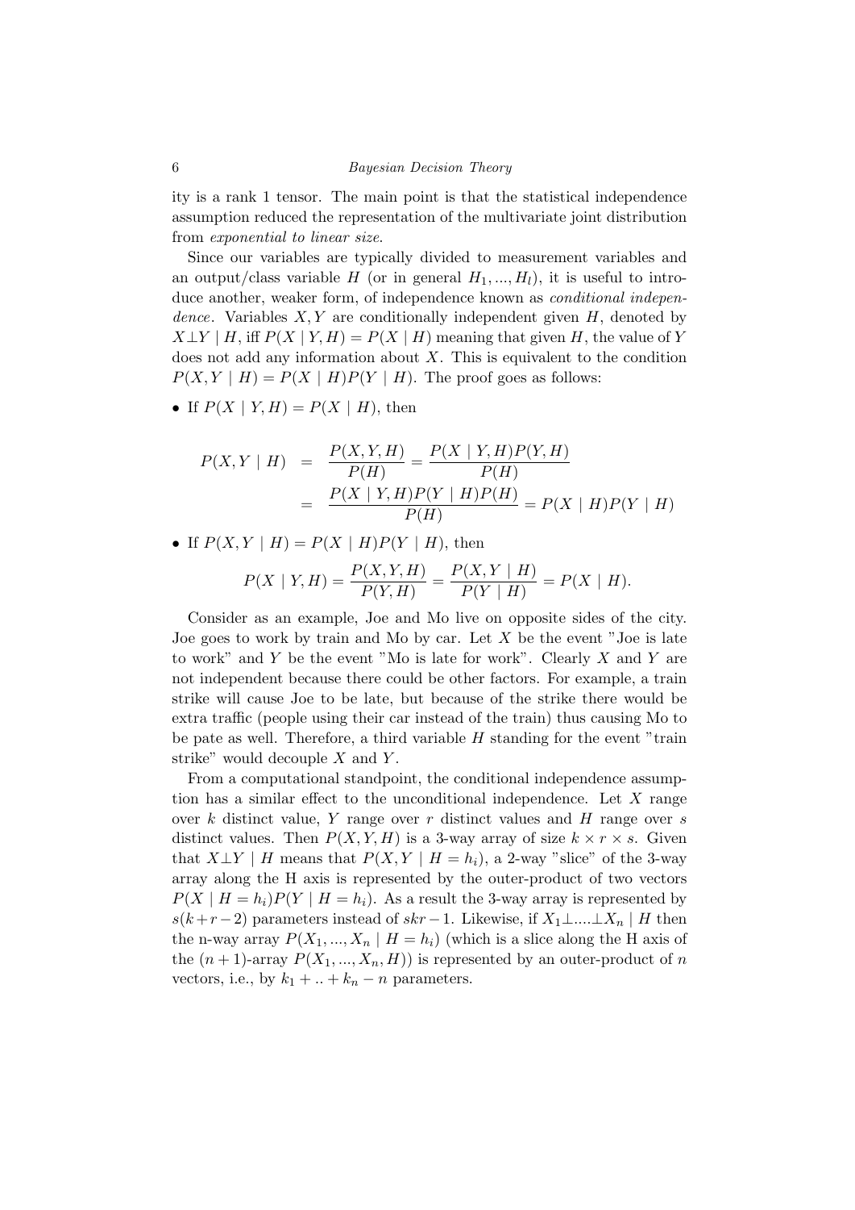ity is a rank 1 tensor. The main point is that the statistical independence assumption reduced the representation of the multivariate joint distribution from *exponential to linear size*.

Since our variables are typically divided to measurement variables and an output/class variable $H$ (or in general $H_1, ..., H_l$), it is useful to introduce another, weaker form, of independence known as *conditional independence*. Variables $X, Y$ are conditionally independent given $H$, denoted by $X \perp Y \mid H$, iff $P(X \mid Y, H) = P(X \mid H)$ meaning that given $H$, the value of $Y$ does not add any information about $X$. This is equivalent to the condition $P(X, Y \mid H) = P(X \mid H)P(Y \mid H)$. The proof goes as follows:

- If $P(X \mid Y, H) = P(X \mid H)$, then

$$
\begin{aligned}
P(X, Y \mid H) &= \frac{P(X, Y, H)}{P(H)} = \frac{P(X \mid Y, H)P(Y, H)}{P(H)} \\
&= \frac{P(X \mid Y, H)P(Y \mid H)P(H)}{P(H)} = P(X \mid H)P(Y \mid H)
\end{aligned}
$$

- If $P(X, Y \mid H) = P(X \mid H)P(Y \mid H)$, then

$$
P(X \mid Y, H) = \frac{P(X, Y, H)}{P(Y, H)} = \frac{P(X, Y \mid H)}{P(Y \mid H)} = P(X \mid H).
$$

Consider as an example, Joe and Mo live on opposite sides of the city. Joe goes to work by train and Mo by car. Let $X$ be the event "Joe is late to work" and $Y$ be the event "Mo is late for work". Clearly $X$ and $Y$ are not independent because there could be other factors. For example, a train strike will cause Joe to be late, but because of the strike there would be extra traffic (people using their car instead of the train) thus causing Mo to be pate as well. Therefore, a third variable $H$ standing for the event "train strike" would decouple $X$ and $Y$.

From a computational standpoint, the conditional independence assumption has a similar effect to the unconditional independence. Let $X$ range over $k$ distinct value, $Y$ range over $r$ distinct values and $H$ range over $s$ distinct values. Then $P(X, Y, H)$ is a 3-way array of size $k \times r \times s$. Given that $X \perp Y \mid H$ means that $P(X, Y \mid H = h_i)$, a 2-way "slice" of the 3-way array along the H axis is represented by the outer-product of two vectors $P(X \mid H = h_i)P(Y \mid H = h_i)$. As a result the 3-way array is represented by $s(k+r-2)$ parameters instead of $skr-1$. Likewise, if $X_1 \perp .... \perp X_n \mid H$ then the n-way array $P(X_1, ..., X_n \mid H = h_i)$ (which is a slice along the H axis of the $(n+1)$-array $P(X_1, ..., X_n, H)$) is represented by an outer-product of $n$ vectors, i.e., by $k_1 + .. + k_n - n$ parameters.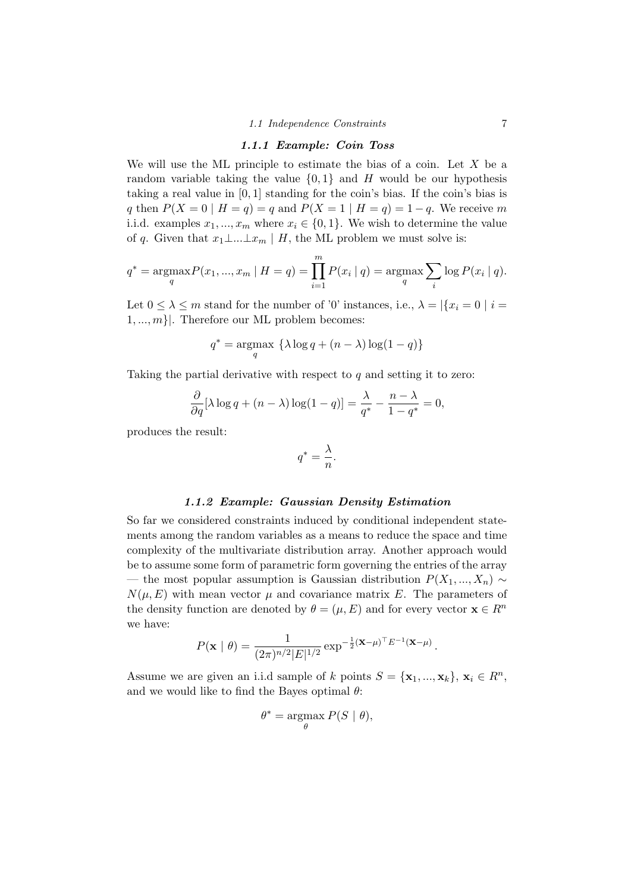### 1.1.1 Example: Coin Toss

We will use the ML principle to estimate the bias of a coin. Let $X$ be a random variable taking the value $\{0, 1\}$ and $H$ would be our hypothesis taking a real value in $[0, 1]$ standing for the coin's bias. If the coin's bias is $q$ then $P(X = 0 \mid H = q) = q$ and $P(X = 1 \mid H = q) = 1 - q$. We receive $m$ i.i.d. examples $x_1, ..., x_m$ where $x_i \in \{0, 1\}$. We wish to determine the value of $q$. Given that $x_1 \perp ... \perp x_m \mid H$, the ML problem we must solve is:

$$q^* = \underset{q}{\operatorname{argmax}} P(x_1, ..., x_m \mid H = q) = \prod_{i=1}^{m} P(x_i \mid q) = \underset{q}{\operatorname{argmax}} \sum_i \log P(x_i \mid q).$$

Let $0 \leq \lambda \leq m$ stand for the number of '0' instances, i.e., $\lambda = |\{x_i = 0 \mid i = 1, ..., m\}|$. Therefore our ML problem becomes:

$$q^* = \underset{q}{\operatorname{argmax}} \; \{\lambda \log q + (n - \lambda) \log(1 - q)\}$$

Taking the partial derivative with respect to $q$ and setting it to zero:

$$\frac{\partial}{\partial q}[\lambda \log q + (n - \lambda) \log(1 - q)] = \frac{\lambda}{q^*} - \frac{n - \lambda}{1 - q^*} = 0,$$

produces the result:

$$q^* = \frac{\lambda}{n}.$$

### 1.1.2 Example: Gaussian Density Estimation

So far we considered constraints induced by conditional independent statements among the random variables as a means to reduce the space and time complexity of the multivariate distribution array. Another approach would be to assume some form of parametric form governing the entries of the array — the most popular assumption is Gaussian distribution $P(X_1, ..., X_n) \sim N(\mu, E)$ with mean vector $\mu$ and covariance matrix $E$. The parameters of the density function are denoted by $\theta = (\mu, E)$ and for every vector $\mathbf{x} \in R^n$ we have:

$$P(\mathbf{x} \mid \theta) = \frac{1}{(2\pi)^{n/2}|E|^{1/2}} \exp^{-\frac{1}{2}(\mathbf{x} - \mu)^\top E^{-1}(\mathbf{x} - \mu)}.$$

Assume we are given an i.i.d sample of $k$ points $S = \{\mathbf{x}_1, ..., \mathbf{x}_k\}$, $\mathbf{x}_i \in R^n$, and we would like to find the Bayes optimal $\theta$:

$$\theta^* = \underset{\theta}{\operatorname{argmax}} \; P(S \mid \theta),$$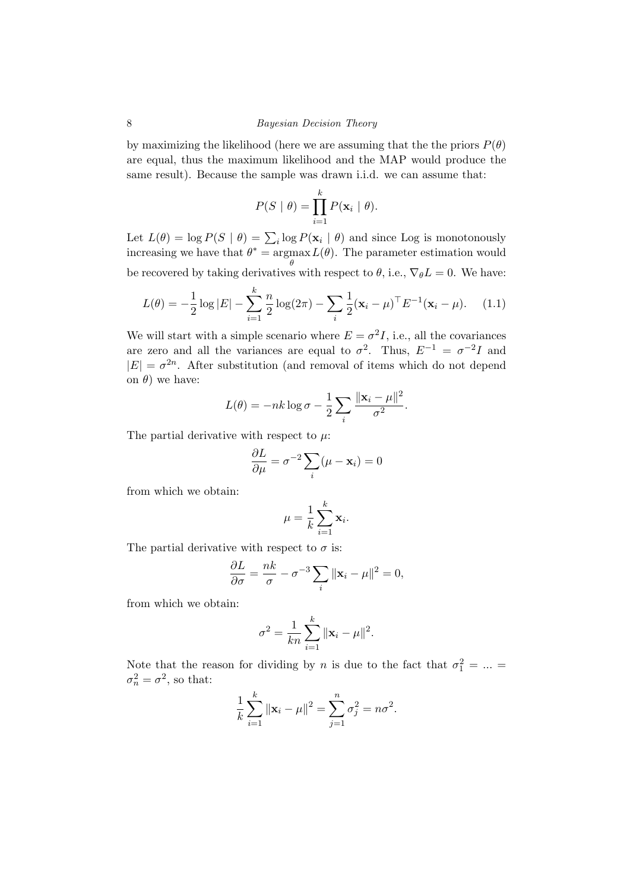by maximizing the likelihood (here we are assuming that the the priors $P(\theta)$ are equal, thus the maximum likelihood and the MAP would produce the same result). Because the sample was drawn i.i.d. we can assume that:

$$P(S \mid \theta) = \prod_{i=1}^{k} P(\mathbf{x}_i \mid \theta).$$

Let $L(\theta) = \log P(S \mid \theta) = \sum_i \log P(\mathbf{x}_i \mid \theta)$ and since Log is monotonously increasing we have that $\theta^* = \underset{\theta}{\operatorname{argmax}} L(\theta)$. The parameter estimation would be recovered by taking derivatives with respect to $\theta$, i.e., $\nabla_\theta L = 0$. We have:

$$L(\theta) = -\frac{1}{2}\log|E| - \sum_{i=1}^{k} \frac{n}{2}\log(2\pi) - \sum_i \frac{1}{2}(\mathbf{x}_i - \mu)^\top E^{-1}(\mathbf{x}_i - \mu). \quad (1.1)$$

We will start with a simple scenario where $E = \sigma^2 I$, i.e., all the covariances are zero and all the variances are equal to $\sigma^2$. Thus, $E^{-1} = \sigma^{-2} I$ and $|E| = \sigma^{2n}$. After substitution (and removal of items which do not depend on $\theta$) we have:

$$L(\theta) = -nk\log\sigma - \frac{1}{2}\sum_i \frac{\|\mathbf{x}_i - \mu\|^2}{\sigma^2}.$$

The partial derivative with respect to $\mu$:

$$\frac{\partial L}{\partial \mu} = \sigma^{-2}\sum_i(\mu - \mathbf{x}_i) = 0$$

from which we obtain:

$$\mu = \frac{1}{k}\sum_{i=1}^{k}\mathbf{x}_i.$$

The partial derivative with respect to $\sigma$ is:

$$\frac{\partial L}{\partial \sigma} = \frac{nk}{\sigma} - \sigma^{-3}\sum_i \|\mathbf{x}_i - \mu\|^2 = 0,$$

from which we obtain:

$$\sigma^2 = \frac{1}{kn}\sum_{i=1}^{k}\|\mathbf{x}_i - \mu\|^2.$$

Note that the reason for dividing by $n$ is due to the fact that $\sigma_1^2 = ... = \sigma_n^2 = \sigma^2$, so that:

$$\frac{1}{k}\sum_{i=1}^{k}\|\mathbf{x}_i - \mu\|^2 = \sum_{j=1}^{n}\sigma_j^2 = n\sigma^2.$$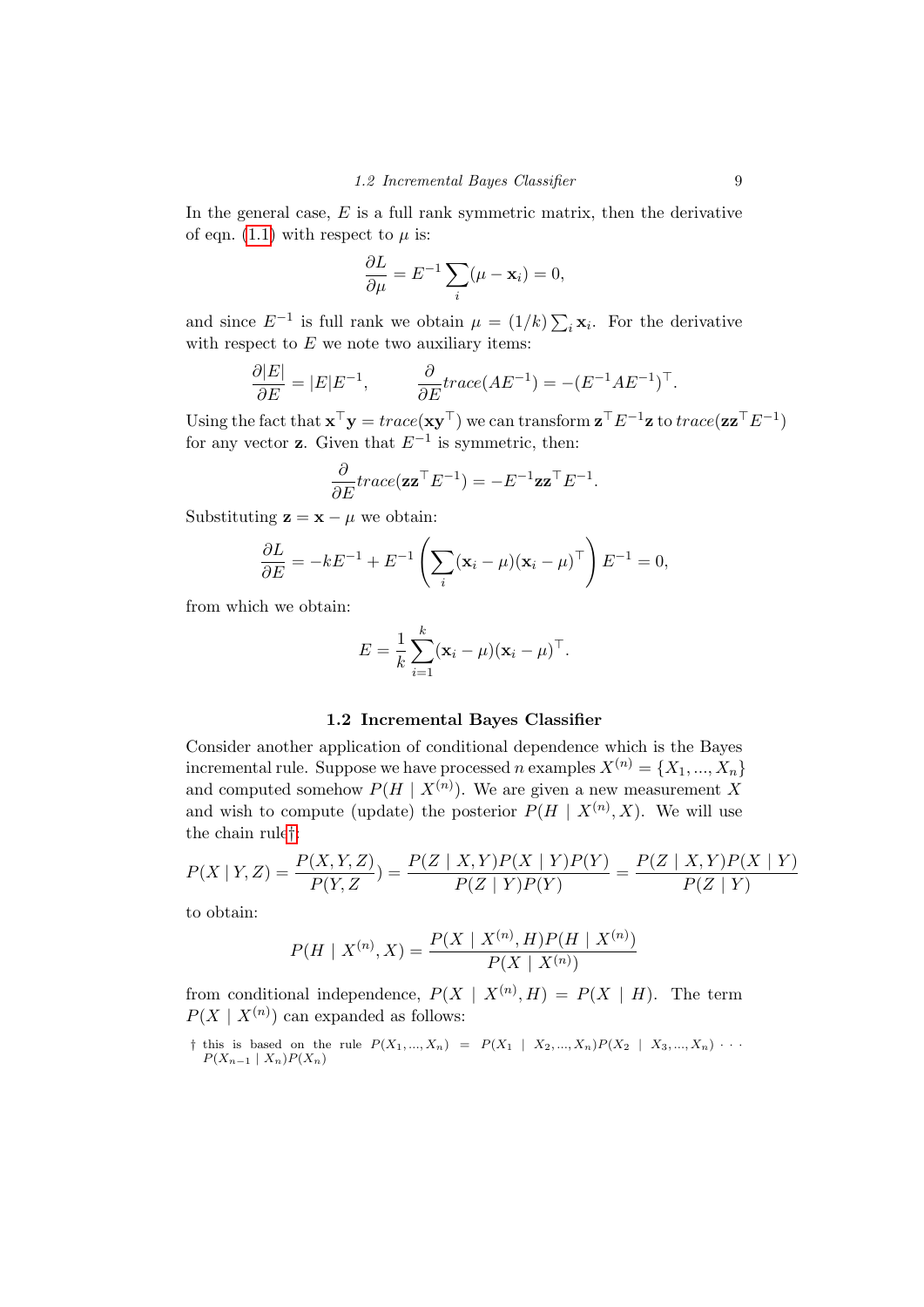In the general case, $E$ is a full rank symmetric matrix, then the derivative of eqn. (1.1) with respect to $\mu$ is:

$$\frac{\partial L}{\partial \mu} = E^{-1} \sum_i (\mu - \mathbf{x}_i) = 0,$$

and since $E^{-1}$ is full rank we obtain $\mu = (1/k) \sum_i \mathbf{x}_i$. For the derivative with respect to $E$ we note two auxiliary items:

$$\frac{\partial |E|}{\partial E} = |E| E^{-1}, \qquad \frac{\partial}{\partial E} trace(AE^{-1}) = -(E^{-1}AE^{-1})^\top.$$

Using the fact that $\mathbf{x}^\top \mathbf{y} = trace(\mathbf{x}\mathbf{y}^\top)$ we can transform $\mathbf{z}^\top E^{-1} \mathbf{z}$ to $trace(\mathbf{z}\mathbf{z}^\top E^{-1})$ for any vector $\mathbf{z}$. Given that $E^{-1}$ is symmetric, then:

$$\frac{\partial}{\partial E} trace(\mathbf{z}\mathbf{z}^\top E^{-1}) = -E^{-1}\mathbf{z}\mathbf{z}^\top E^{-1}.$$

Substituting $\mathbf{z} = \mathbf{x} - \mu$ we obtain:

$$\frac{\partial L}{\partial E} = -kE^{-1} + E^{-1} \left( \sum_i (\mathbf{x}_i - \mu)(\mathbf{x}_i - \mu)^\top \right) E^{-1} = 0,$$

from which we obtain:

$$E = \frac{1}{k} \sum_{i=1}^{k} (\mathbf{x}_i - \mu)(\mathbf{x}_i - \mu)^\top.$$

## 1.2 Incremental Bayes Classifier

Consider another application of conditional dependence which is the Bayes incremental rule. Suppose we have processed $n$ examples $X^{(n)} = \{X_1, ..., X_n\}$ and computed somehow $P(H \mid X^{(n)})$. We are given a new measurement $X$ and wish to compute (update) the posterior $P(H \mid X^{(n)}, X)$. We will use the chain rule†:

$$P(X \mid Y, Z) = \frac{P(X, Y, Z)}{P(Y, Z})) = \frac{P(Z \mid X, Y) P(X \mid Y) P(Y)}{P(Z \mid Y) P(Y)} = \frac{P(Z \mid X, Y) P(X \mid Y)}{P(Z \mid Y)}$$

to obtain:

$$P(H \mid X^{(n)}, X) = \frac{P(X \mid X^{(n)}, H) P(H \mid X^{(n)})}{P(X \mid X^{(n)})}$$

from conditional independence, $P(X \mid X^{(n)}, H) = P(X \mid H)$. The term $P(X \mid X^{(n)})$ can expanded as follows:

† this is based on the rule $P(X_1, ..., X_n) = P(X_1 \mid X_2, ..., X_n) P(X_2 \mid X_3, ..., X_n) \cdots P(X_{n-1} \mid X_n) P(X_n)$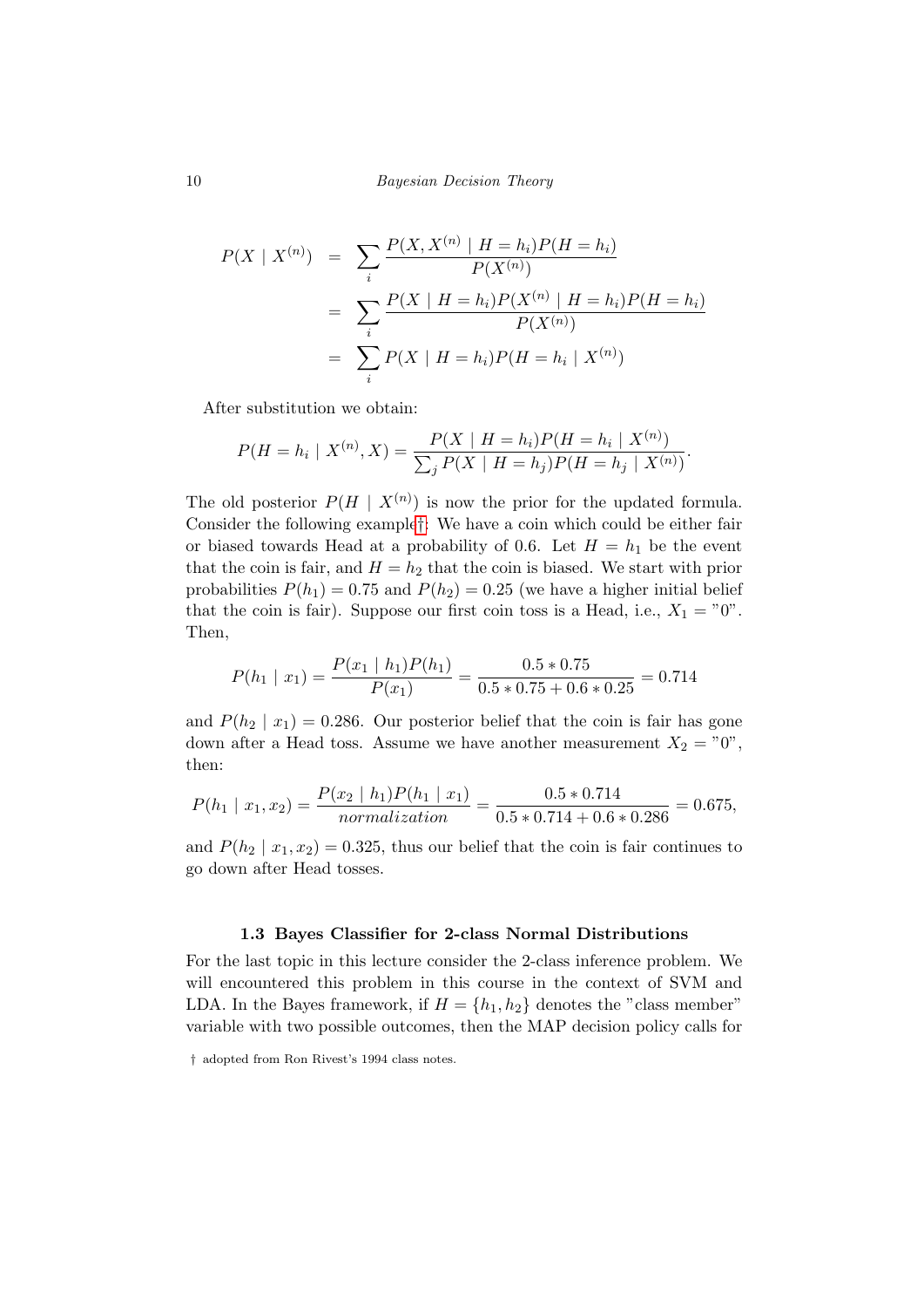$$
\begin{aligned}
P(X \mid X^{(n)}) &= \sum_i \frac{P(X, X^{(n)} \mid H = h_i) P(H = h_i)}{P(X^{(n)})} \\
&= \sum_i \frac{P(X \mid H = h_i) P(X^{(n)} \mid H = h_i) P(H = h_i)}{P(X^{(n)})} \\
&= \sum_i P(X \mid H = h_i) P(H = h_i \mid X^{(n)})
\end{aligned}
$$

After substitution we obtain:

$$
P(H = h_i \mid X^{(n)}, X) = \frac{P(X \mid H = h_i) P(H = h_i \mid X^{(n)})}{\sum_j P(X \mid H = h_j) P(H = h_j \mid X^{(n)})}.
$$

The old posterior $P(H \mid X^{(n)})$ is now the prior for the updated formula. Consider the following example†: We have a coin which could be either fair or biased towards Head at a probability of 0.6. Let $H = h_1$ be the event that the coin is fair, and $H = h_2$ that the coin is biased. We start with prior probabilities $P(h_1) = 0.75$ and $P(h_2) = 0.25$ (we have a higher initial belief that the coin is fair). Suppose our first coin toss is a Head, i.e., $X_1 = "0"$. Then,

$$
P(h_1 \mid x_1) = \frac{P(x_1 \mid h_1) P(h_1)}{P(x_1)} = \frac{0.5 * 0.75}{0.5 * 0.75 + 0.6 * 0.25} = 0.714
$$

and $P(h_2 \mid x_1) = 0.286$. Our posterior belief that the coin is fair has gone down after a Head toss. Assume we have another measurement $X_2 = "0"$, then:

$$
P(h_1 \mid x_1, x_2) = \frac{P(x_2 \mid h_1) P(h_1 \mid x_1)}{normalization} = \frac{0.5 * 0.714}{0.5 * 0.714 + 0.6 * 0.286} = 0.675,
$$

and $P(h_2 \mid x_1, x_2) = 0.325$, thus our belief that the coin is fair continues to go down after Head tosses.

### 1.3 Bayes Classifier for 2-class Normal Distributions

For the last topic in this lecture consider the 2-class inference problem. We will encountered this problem in this course in the context of SVM and LDA. In the Bayes framework, if $H = \{h_1, h_2\}$ denotes the "class member" variable with two possible outcomes, then the MAP decision policy calls for

† adopted from Ron Rivest's 1994 class notes.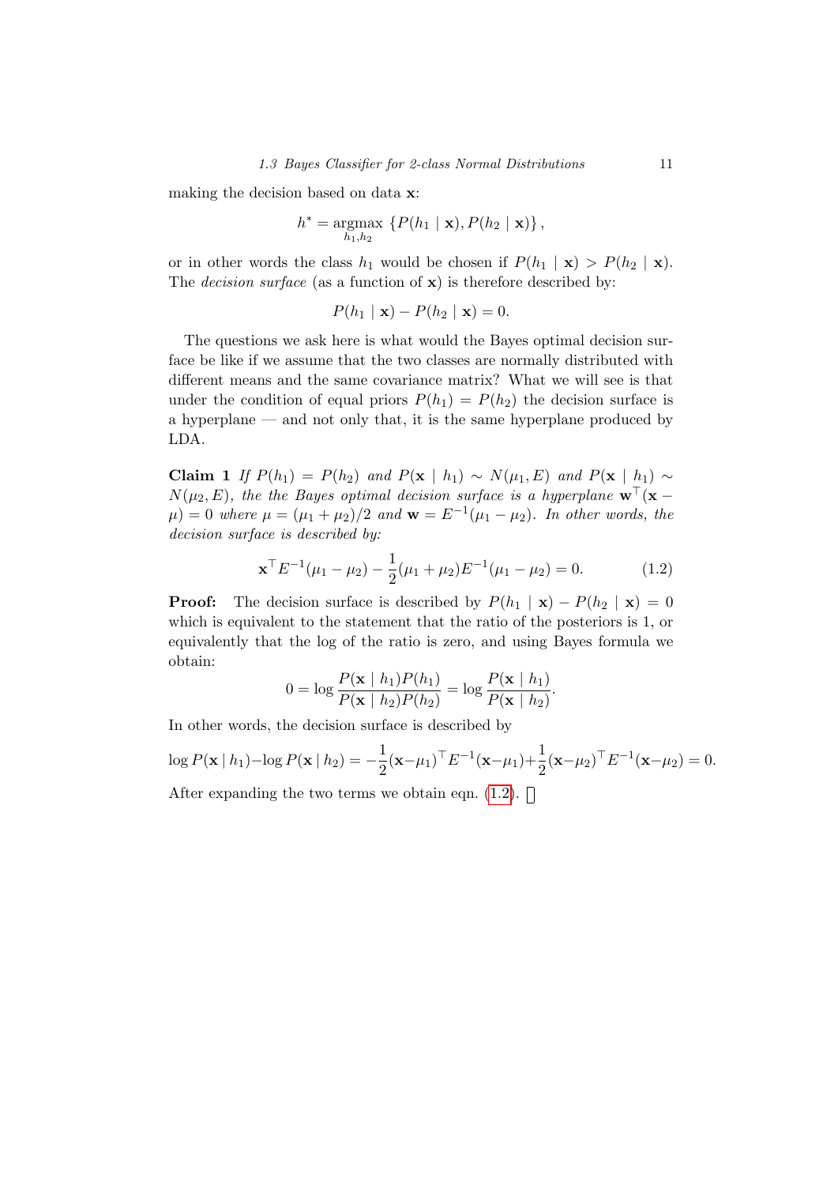making the decision based on data $\mathbf{x}$:

$$h^* = \underset{h_1,h_2}{\operatorname{argmax}} \left\{ P(h_1 \mid \mathbf{x}), P(h_2 \mid \mathbf{x}) \right\},$$

or in other words the class $h_1$ would be chosen if $P(h_1 \mid \mathbf{x}) > P(h_2 \mid \mathbf{x})$. The *decision surface* (as a function of $\mathbf{x}$) is therefore described by:

$$P(h_1 \mid \mathbf{x}) - P(h_2 \mid \mathbf{x}) = 0.$$

The questions we ask here is what would the Bayes optimal decision surface be like if we assume that the two classes are normally distributed with different means and the same covariance matrix? What we will see is that under the condition of equal priors $P(h_1) = P(h_2)$ the decision surface is a hyperplane — and not only that, it is the same hyperplane produced by LDA.

**Claim 1** *If $P(h_1) = P(h_2)$ and $P(\mathbf{x} \mid h_1) \sim N(\mu_1, E)$ and $P(\mathbf{x} \mid h_1) \sim N(\mu_2, E)$, the the Bayes optimal decision surface is a hyperplane $\mathbf{w}^\top(\mathbf{x} - \mu) = 0$ where $\mu = (\mu_1 + \mu_2)/2$ and $\mathbf{w} = E^{-1}(\mu_1 - \mu_2)$. In other words, the decision surface is described by:*

$$\mathbf{x}^\top E^{-1}(\mu_1 - \mu_2) - \frac{1}{2}(\mu_1 + \mu_2)E^{-1}(\mu_1 - \mu_2) = 0. \tag{1.2}$$

**Proof:** The decision surface is described by $P(h_1 \mid \mathbf{x}) - P(h_2 \mid \mathbf{x}) = 0$ which is equivalent to the statement that the ratio of the posteriors is 1, or equivalently that the log of the ratio is zero, and using Bayes formula we obtain:

$$0 = \log \frac{P(\mathbf{x} \mid h_1)P(h_1)}{P(\mathbf{x} \mid h_2)P(h_2)} = \log \frac{P(\mathbf{x} \mid h_1)}{P(\mathbf{x} \mid h_2)}.$$

In other words, the decision surface is described by

$$\log P(\mathbf{x} \mid h_1) - \log P(\mathbf{x} \mid h_2) = -\frac{1}{2}(\mathbf{x} - \mu_1)^\top E^{-1}(\mathbf{x} - \mu_1) + \frac{1}{2}(\mathbf{x} - \mu_2)^\top E^{-1}(\mathbf{x} - \mu_2) = 0.$$

After expanding the two terms we obtain eqn. (1.2). □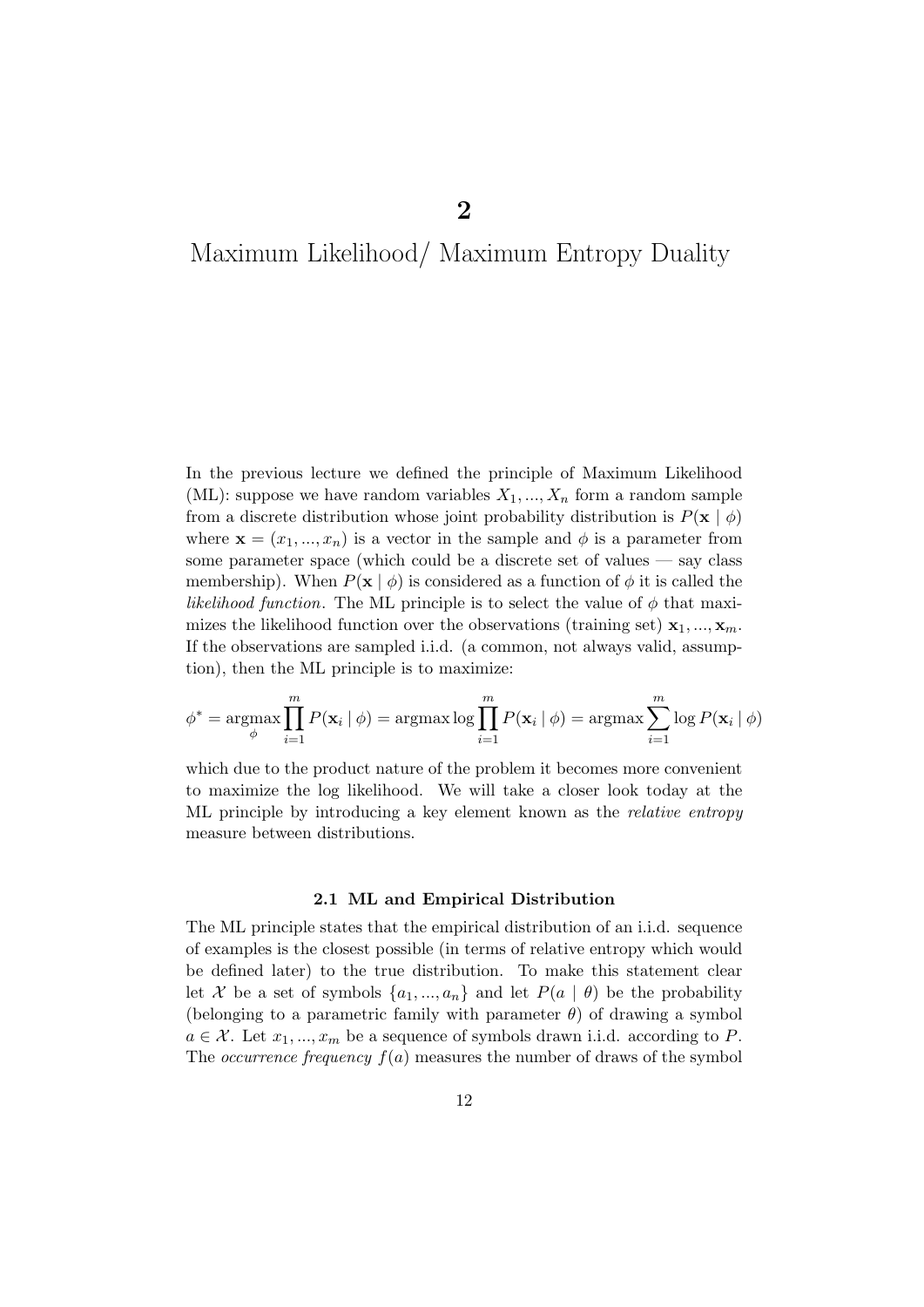# 2

# Maximum Likelihood/ Maximum Entropy Duality

In the previous lecture we defined the principle of Maximum Likelihood (ML): suppose we have random variables $X_1, ..., X_n$ form a random sample from a discrete distribution whose joint probability distribution is $P(\mathbf{x} \mid \phi)$ where $\mathbf{x} = (x_1, ..., x_n)$ is a vector in the sample and $\phi$ is a parameter from some parameter space (which could be a discrete set of values — say class membership). When $P(\mathbf{x} \mid \phi)$ is considered as a function of $\phi$ it is called the *likelihood function*. The ML principle is to select the value of $\phi$ that maximizes the likelihood function over the observations (training set) $\mathbf{x}_1, ..., \mathbf{x}_m$. If the observations are sampled i.i.d. (a common, not always valid, assumption), then the ML principle is to maximize:

$$\phi^* = \underset{\phi}{\operatorname{argmax}} \prod_{i=1}^{m} P(\mathbf{x}_i \mid \phi) = \operatorname{argmax} \log \prod_{i=1}^{m} P(\mathbf{x}_i \mid \phi) = \operatorname{argmax} \sum_{i=1}^{m} \log P(\mathbf{x}_i \mid \phi)$$

which due to the product nature of the problem it becomes more convenient to maximize the log likelihood. We will take a closer look today at the ML principle by introducing a key element known as the *relative entropy* measure between distributions.

### 2.1 ML and Empirical Distribution

The ML principle states that the empirical distribution of an i.i.d. sequence of examples is the closest possible (in terms of relative entropy which would be defined later) to the true distribution. To make this statement clear let $\mathcal{X}$ be a set of symbols $\{a_1, ..., a_n\}$ and let $P(a \mid \theta)$ be the probability (belonging to a parametric family with parameter $\theta$) of drawing a symbol $a \in \mathcal{X}$. Let $x_1, ..., x_m$ be a sequence of symbols drawn i.i.d. according to $P$. The *occurrence frequency* $f(a)$ measures the number of draws of the symbol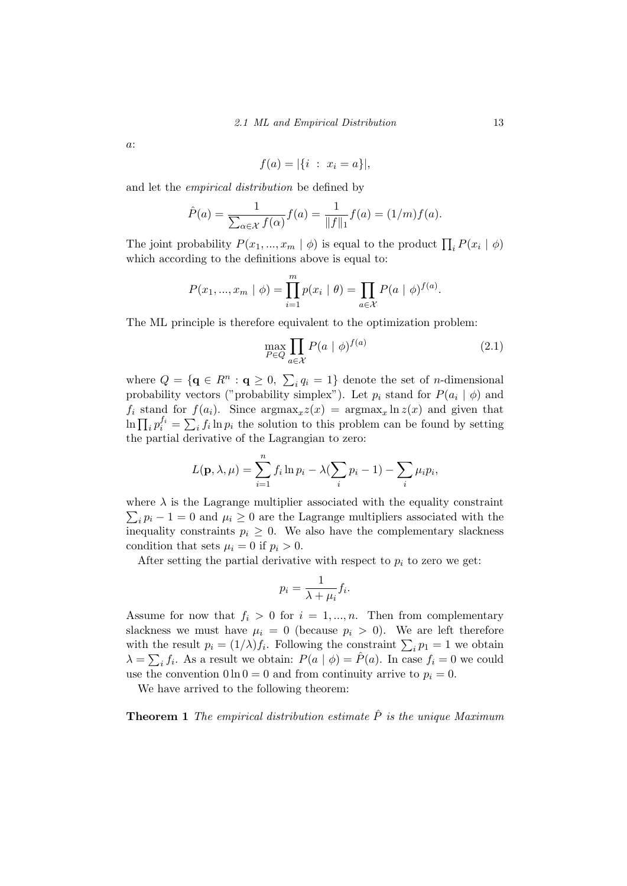$a$:

$$f(a) = |\{i \ : \ x_i = a\}|,$$

and let the *empirical distribution* be defined by

$$\hat{P}(a) = \frac{1}{\sum_{\alpha \in \mathcal{X}} f(\alpha)} f(a) = \frac{1}{\|f\|_1} f(a) = (1/m) f(a).$$

The joint probability $P(x_1, ..., x_m \mid \phi)$ is equal to the product $\prod_i P(x_i \mid \phi)$ which according to the definitions above is equal to:

$$P(x_1, ..., x_m \mid \phi) = \prod_{i=1}^{m} p(x_i \mid \theta) = \prod_{a \in \mathcal{X}} P(a \mid \phi)^{f(a)}.$$

The ML principle is therefore equivalent to the optimization problem:

$$\max_{P \in Q} \prod_{a \in \mathcal{X}} P(a \mid \phi)^{f(a)} \tag{2.1}$$

where $Q = \{\mathbf{q} \in R^n : \mathbf{q} \geq 0, \ \sum_i q_i = 1\}$ denote the set of $n$-dimensional probability vectors ("probability simplex"). Let $p_i$ stand for $P(a_i \mid \phi)$ and $f_i$ stand for $f(a_i)$. Since $\text{argmax}_x z(x) = \text{argmax}_x \ln z(x)$ and given that $\ln \prod_i p_i^{f_i} = \sum_i f_i \ln p_i$ the solution to this problem can be found by setting the partial derivative of the Lagrangian to zero:

$$L(\mathbf{p}, \lambda, \mu) = \sum_{i=1}^{n} f_i \ln p_i - \lambda(\sum_i p_i - 1) - \sum_i \mu_i p_i,$$

where $\lambda$ is the Lagrange multiplier associated with the equality constraint $\sum_i p_i - 1 = 0$ and $\mu_i \geq 0$ are the Lagrange multipliers associated with the inequality constraints $p_i \geq 0$. We also have the complementary slackness condition that sets $\mu_i = 0$ if $p_i > 0$.

After setting the partial derivative with respect to $p_i$ to zero we get:

$$p_i = \frac{1}{\lambda + \mu_i} f_i.$$

Assume for now that $f_i > 0$ for $i = 1, ..., n$. Then from complementary slackness we must have $\mu_i = 0$ (because $p_i > 0$). We are left therefore with the result $p_i = (1/\lambda) f_i$. Following the constraint $\sum_i p_1 = 1$ we obtain $\lambda = \sum_i f_i$. As a result we obtain: $P(a \mid \phi) = \hat{P}(a)$. In case $f_i = 0$ we could use the convention $0 \ln 0 = 0$ and from continuity arrive to $p_i = 0$.

We have arrived to the following theorem:

**Theorem 1** *The empirical distribution estimate $\hat{P}$ is the unique Maximum*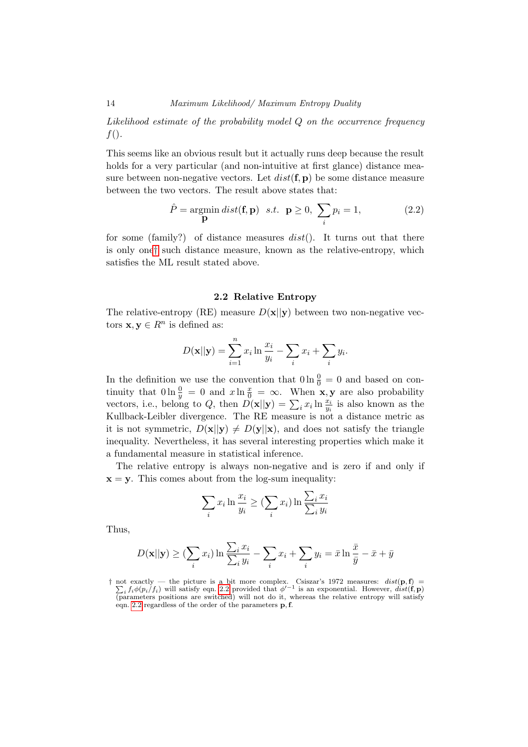*Likelihood estimate of the probability model $Q$ on the occurrence frequency $f()$.*

This seems like an obvious result but it actually runs deep because the result holds for a very particular (and non-intuitive at first glance) distance measure between non-negative vectors. Let $dist(\mathbf{f}, \mathbf{p})$ be some distance measure between the two vectors. The result above states that:

$$\hat{P} = \underset{\mathbf{p}}{\operatorname{argmin}}\, dist(\mathbf{f}, \mathbf{p}) \;\; s.t. \;\; \mathbf{p} \geq 0, \; \sum_i p_i = 1, \tag{2.2}$$

for some (family?) of distance measures $dist()$. It turns out that there is only one† such distance measure, known as the relative-entropy, which satisfies the ML result stated above.

### 2.2 Relative Entropy

The relative-entropy (RE) measure $D(\mathbf{x}||\mathbf{y})$ between two non-negative vectors $\mathbf{x}, \mathbf{y} \in R^n$ is defined as:

$$D(\mathbf{x}||\mathbf{y}) = \sum_{i=1}^{n} x_i \ln \frac{x_i}{y_i} - \sum_i x_i + \sum_i y_i.$$

In the definition we use the convention that $0 \ln \frac{0}{0} = 0$ and based on continuity that $0 \ln \frac{0}{y} = 0$ and $x \ln \frac{x}{0} = \infty$. When $\mathbf{x}, \mathbf{y}$ are also probability vectors, i.e., belong to $Q$, then $D(\mathbf{x}||\mathbf{y}) = \sum_i x_i \ln \frac{x_i}{y_i}$ is also known as the Kullback-Leibler divergence. The RE measure is not a distance metric as it is not symmetric, $D(\mathbf{x}||\mathbf{y}) \neq D(\mathbf{y}||\mathbf{x})$, and does not satisfy the triangle inequality. Nevertheless, it has several interesting properties which make it a fundamental measure in statistical inference.

The relative entropy is always non-negative and is zero if and only if $\mathbf{x} = \mathbf{y}$. This comes about from the log-sum inequality:

$$\sum_i x_i \ln \frac{x_i}{y_i} \geq (\sum_i x_i) \ln \frac{\sum_i x_i}{\sum_i y_i}$$

Thus,

$$D(\mathbf{x}||\mathbf{y}) \geq (\sum_i x_i) \ln \frac{\sum_i x_i}{\sum_i y_i} - \sum_i x_i + \sum_i y_i = \bar{x} \ln \frac{\bar{x}}{\bar{y}} - \bar{x} + \bar{y}$$

† not exactly — the picture is a bit more complex. Csiszar's 1972 measures: $dist(\mathbf{p}, \mathbf{f}) = \sum_i f_i \phi(p_i/f_i)$ will satisfy eqn. 2.2 provided that $\phi'^{-1}$ is an exponential. However, $dist(\mathbf{f}, \mathbf{p})$ (parameters positions are switched) will not do it, whereas the relative entropy will satisfy eqn. 2.2 regardless of the order of the parameters $\mathbf{p}, \mathbf{f}$.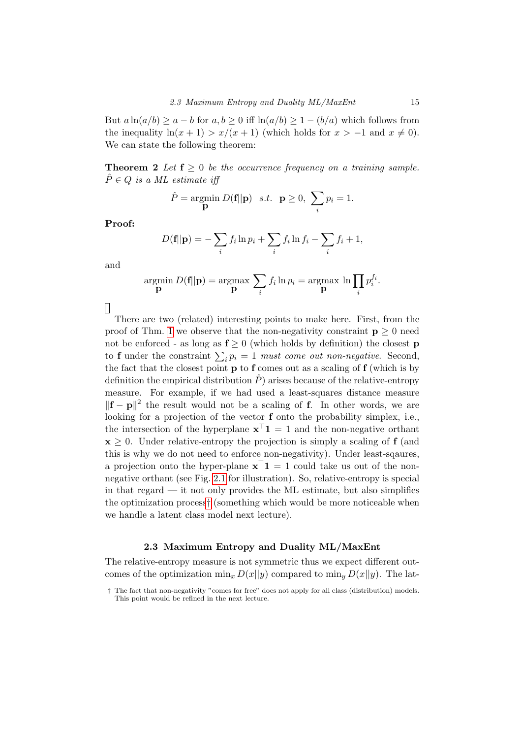But $a \ln(a/b) \geq a - b$ for $a, b \geq 0$ iff $\ln(a/b) \geq 1 - (b/a)$ which follows from the inequality $\ln(x+1) > x/(x+1)$ (which holds for $x > -1$ and $x \neq 0$). We can state the following theorem:

**Theorem 2** *Let $\mathbf{f} \geq 0$ be the occurrence frequency on a training sample. $\hat{P} \in Q$ is a ML estimate iff*

$$\hat{P} = \operatorname*{argmin}_{\mathbf{p}} D(\mathbf{f}||\mathbf{p}) \quad s.t. \quad \mathbf{p} \geq 0, \ \sum_i p_i = 1.$$

**Proof:**

$$D(\mathbf{f}||\mathbf{p}) = -\sum_i f_i \ln p_i + \sum_i f_i \ln f_i - \sum_i f_i + 1,$$

and

$$\operatorname*{argmin}_{\mathbf{p}} D(\mathbf{f}||\mathbf{p}) = \operatorname*{argmax}_{\mathbf{p}} \sum_i f_i \ln p_i = \operatorname*{argmax}_{\mathbf{p}} \ln \prod_i p_i^{f_i}.$$

□

There are two (related) interesting points to make here. First, from the proof of Thm. 1 we observe that the non-negativity constraint $\mathbf{p} \geq 0$ need not be enforced - as long as $\mathbf{f} \geq 0$ (which holds by definition) the closest $\mathbf{p}$ to $\mathbf{f}$ under the constraint $\sum_i p_i = 1$ *must come out non-negative*. Second, the fact that the closest point $\mathbf{p}$ to $\mathbf{f}$ comes out as a scaling of $\mathbf{f}$ (which is by definition the empirical distribution $\hat{P}$) arises because of the relative-entropy measure. For example, if we had used a least-squares distance measure $\|\mathbf{f} - \mathbf{p}\|^2$ the result would not be a scaling of $\mathbf{f}$. In other words, we are looking for a projection of the vector $\mathbf{f}$ onto the probability simplex, i.e., the intersection of the hyperplane $\mathbf{x}^\top \mathbf{1} = 1$ and the non-negative orthant $\mathbf{x} \geq 0$. Under relative-entropy the projection is simply a scaling of $\mathbf{f}$ (and this is why we do not need to enforce non-negativity). Under least-sqaures, a projection onto the hyper-plane $\mathbf{x}^\top \mathbf{1} = 1$ could take us out of the non-negative orthant (see Fig. 2.1 for illustration). So, relative-entropy is special in that regard — it not only provides the ML estimate, but also simplifies the optimization process† (something which would be more noticeable when we handle a latent class model next lecture).

### 2.3 Maximum Entropy and Duality ML/MaxEnt

The relative-entropy measure is not symmetric thus we expect different outcomes of the optimization $\min_x D(x||y)$ compared to $\min_y D(x||y)$. The lat-

† The fact that non-negativity "comes for free" does not apply for all class (distribution) models. This point would be refined in the next lecture.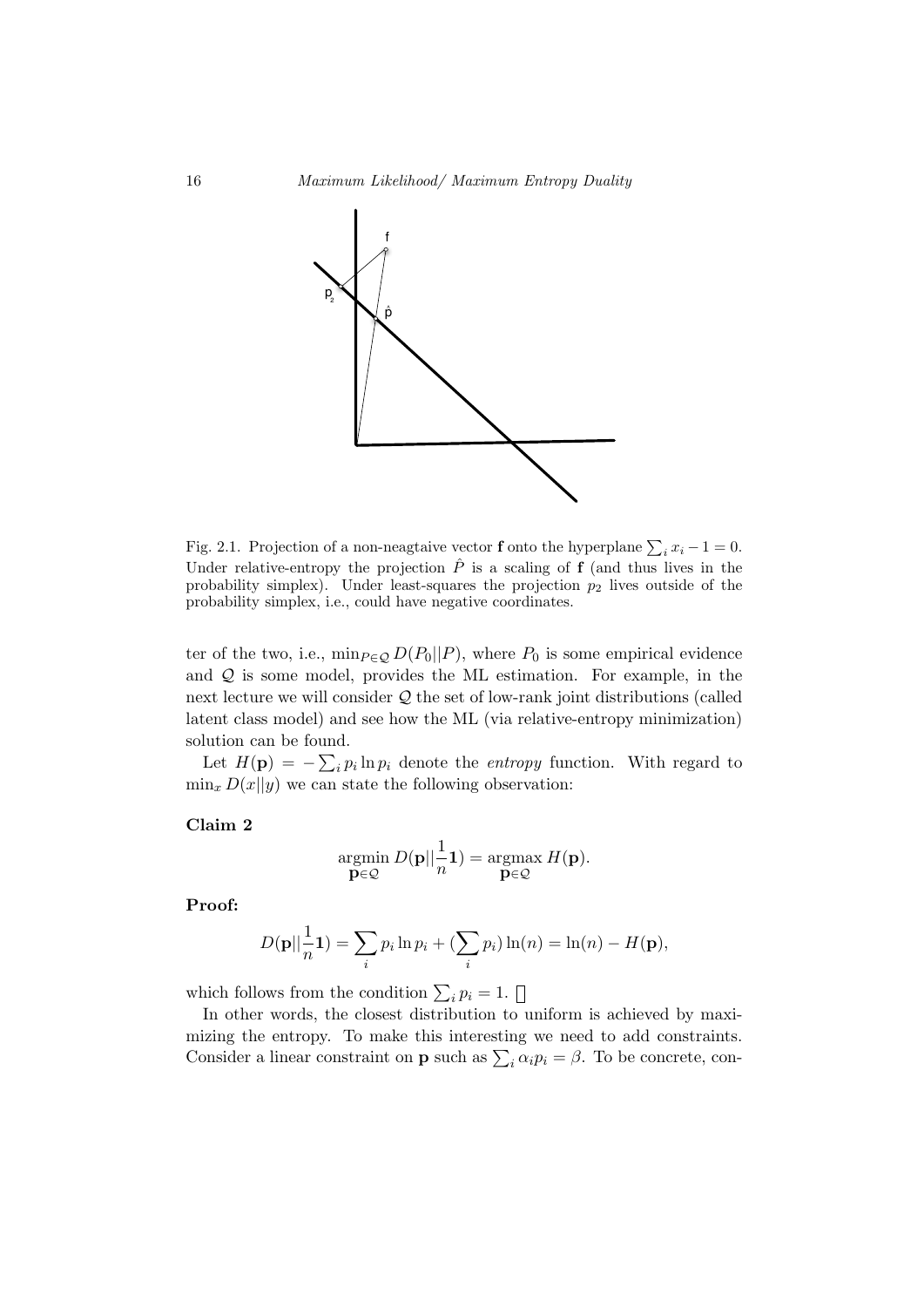Fig. 2.1. Projection of a non-neagtaive vector $\mathbf{f}$ onto the hyperplane $\sum_i x_i - 1 = 0$. Under relative-entropy the projection $\hat{P}$ is a scaling of $\mathbf{f}$ (and thus lives in the probability simplex). Under least-squares the projection $p_2$ lives outside of the probability simplex, i.e., could have negative coordinates.

ter of the two, i.e., $\min_{P \in \mathcal{Q}} D(P_0||P)$, where $P_0$ is some empirical evidence and $\mathcal{Q}$ is some model, provides the ML estimation. For example, in the next lecture we will consider $\mathcal{Q}$ the set of low-rank joint distributions (called latent class model) and see how the ML (via relative-entropy minimization) solution can be found.

Let $H(\mathbf{p}) = -\sum_i p_i \ln p_i$ denote the *entropy* function. With regard to $\min_x D(x||y)$ we can state the following observation:

**Claim 2**

$$\operatorname*{argmin}_{\mathbf{p} \in \mathcal{Q}} D(\mathbf{p}||\frac{1}{n}\mathbf{1}) = \operatorname*{argmax}_{\mathbf{p} \in \mathcal{Q}} H(\mathbf{p}).$$

**Proof:**

$$D(\mathbf{p}||\frac{1}{n}\mathbf{1}) = \sum_i p_i \ln p_i + (\sum_i p_i)\ln(n) = \ln(n) - H(\mathbf{p}),$$

which follows from the condition $\sum_i p_i = 1$. $\square$

In other words, the closest distribution to uniform is achieved by maximizing the entropy. To make this interesting we need to add constraints. Consider a linear constraint on $\mathbf{p}$ such as $\sum_i \alpha_i p_i = \beta$. To be concrete, con-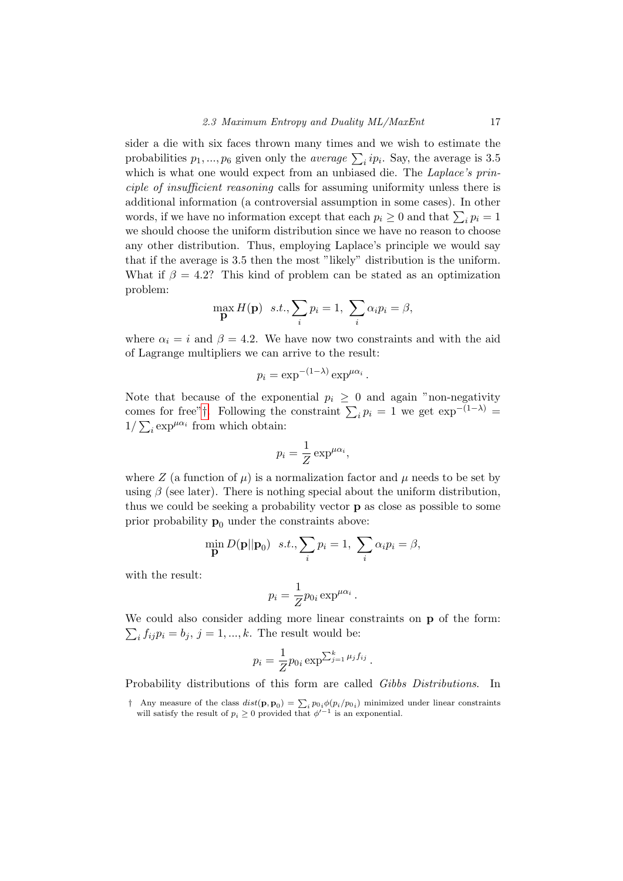sider a die with six faces thrown many times and we wish to estimate the probabilities $p_1, ..., p_6$ given only the *average* $\sum_i ip_i$. Say, the average is 3.5 which is what one would expect from an unbiased die. The *Laplace's principle of insufficient reasoning* calls for assuming uniformity unless there is additional information (a controversial assumption in some cases). In other words, if we have no information except that each $p_i \geq 0$ and that $\sum_i p_i = 1$ we should choose the uniform distribution since we have no reason to choose any other distribution. Thus, employing Laplace's principle we would say that if the average is 3.5 then the most "likely" distribution is the uniform. What if $\beta = 4.2$? This kind of problem can be stated as an optimization problem:

$$\max_{\mathbf{p}} H(\mathbf{p}) \quad s.t., \sum_i p_i = 1, \; \sum_i \alpha_i p_i = \beta,$$

where $\alpha_i = i$ and $\beta = 4.2$. We have now two constraints and with the aid of Lagrange multipliers we can arrive to the result:

$$p_i = \exp^{-(1-\lambda)} \exp^{\mu\alpha_i}.$$

Note that because of the exponential $p_i \geq 0$ and again "non-negativity comes for free"†. Following the constraint $\sum_i p_i = 1$ we get $\exp^{-(1-\lambda)} = 1/\sum_i \exp^{\mu\alpha_i}$ from which obtain:

$$p_i = \frac{1}{Z} \exp^{\mu\alpha_i},$$

where $Z$ (a function of $\mu$) is a normalization factor and $\mu$ needs to be set by using $\beta$ (see later). There is nothing special about the uniform distribution, thus we could be seeking a probability vector $\mathbf{p}$ as close as possible to some prior probability $\mathbf{p}_0$ under the constraints above:

$$\min_{\mathbf{p}} D(\mathbf{p}||\mathbf{p}_0) \quad s.t., \sum_i p_i = 1, \; \sum_i \alpha_i p_i = \beta,$$

with the result:

$$p_i = \frac{1}{Z} p_{0i} \exp^{\mu\alpha_i}.$$

We could also consider adding more linear constraints on $\mathbf{p}$ of the form: $\sum_i f_{ij} p_i = b_j$, $j = 1, ..., k$. The result would be:

$$p_i = \frac{1}{Z} p_{0i} \exp^{\sum_{j=1}^{k} \mu_j f_{ij}}.$$

Probability distributions of this form are called *Gibbs Distributions*. In

† Any measure of the class $dist(\mathbf{p}, \mathbf{p}_0) = \sum_i p_{0i} \phi(p_i/p_{0i})$ minimized under linear constraints will satisfy the result of $p_i \geq 0$ provided that $\phi'^{-1}$ is an exponential.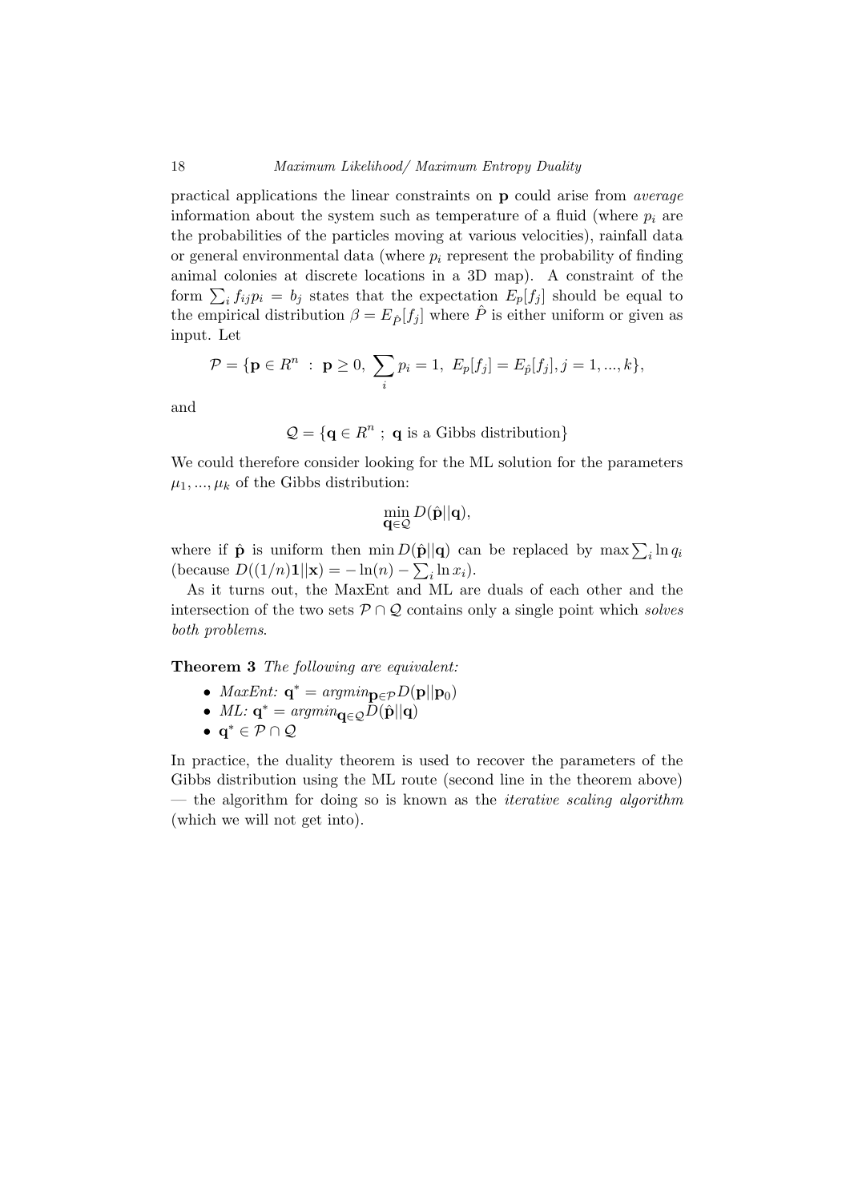practical applications the linear constraints on $\mathbf{p}$ could arise from *average* information about the system such as temperature of a fluid (where $p_i$ are the probabilities of the particles moving at various velocities), rainfall data or general environmental data (where $p_i$ represent the probability of finding animal colonies at discrete locations in a 3D map). A constraint of the form $\sum_i f_{ij} p_i = b_j$ states that the expectation $E_p[f_j]$ should be equal to the empirical distribution $\beta = E_{\hat{P}}[f_j]$ where $\hat{P}$ is either uniform or given as input. Let

$$\mathcal{P} = \{\mathbf{p} \in R^n \ : \ \mathbf{p} \geq 0, \ \sum_i p_i = 1, \ E_p[f_j] = E_{\hat{p}}[f_j], j = 1, ..., k\},$$

and

$$\mathcal{Q} = \{\mathbf{q} \in R^n \ ; \ \mathbf{q} \text{ is a Gibbs distribution}\}$$

We could therefore consider looking for the ML solution for the parameters $\mu_1, ..., \mu_k$ of the Gibbs distribution:

$$\min_{\mathbf{q} \in \mathcal{Q}} D(\hat{\mathbf{p}}||\mathbf{q}),$$

where if $\hat{\mathbf{p}}$ is uniform then $\min D(\hat{\mathbf{p}}||\mathbf{q})$ can be replaced by $\max \sum_i \ln q_i$ (because $D((1/n)\mathbf{1}||\mathbf{x}) = -\ln(n) - \sum_i \ln x_i$).

As it turns out, the MaxEnt and ML are duals of each other and the intersection of the two sets $\mathcal{P} \cap \mathcal{Q}$ contains only a single point which *solves both problems*.

**Theorem 3** *The following are equivalent:*

- *MaxEnt:* $\mathbf{q}^* = \mathit{argmin}_{\mathbf{p} \in \mathcal{P}} D(\mathbf{p}||\mathbf{p}_0)$
- *ML:* $\mathbf{q}^* = \mathit{argmin}_{\mathbf{q} \in \mathcal{Q}} D(\hat{\mathbf{p}}||\mathbf{q})$
- $\mathbf{q}^* \in \mathcal{P} \cap \mathcal{Q}$

In practice, the duality theorem is used to recover the parameters of the Gibbs distribution using the ML route (second line in the theorem above) — the algorithm for doing so is known as the *iterative scaling algorithm* (which we will not get into).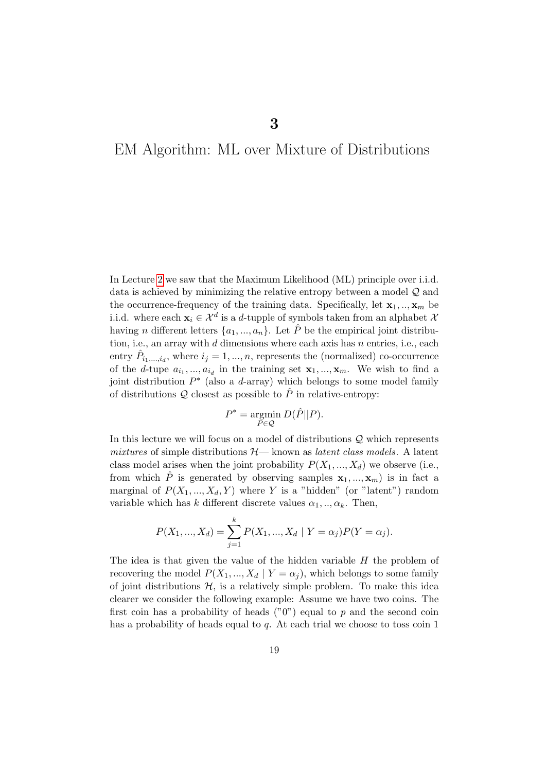# 3

# EM Algorithm: ML over Mixture of Distributions

In Lecture 2 we saw that the Maximum Likelihood (ML) principle over i.i.d. data is achieved by minimizing the relative entropy between a model $\mathcal{Q}$ and the occurrence-frequency of the training data. Specifically, let $\mathbf{x}_1, .., \mathbf{x}_m$ be i.i.d. where each $\mathbf{x}_i \in \mathcal{X}^d$ is a $d$-tupple of symbols taken from an alphabet $\mathcal{X}$ having $n$ different letters $\{a_1, ..., a_n\}$. Let $\hat{P}$ be the empirical joint distribution, i.e., an array with $d$ dimensions where each axis has $n$ entries, i.e., each entry $\hat{P}_{i_1,...,i_d}$, where $i_j = 1, ..., n$, represents the (normalized) co-occurrence of the $d$-tupe $a_{i_1}, ..., a_{i_d}$ in the training set $\mathbf{x}_1, ..., \mathbf{x}_m$. We wish to find a joint distribution $P^*$ (also a $d$-array) which belongs to some model family of distributions $\mathcal{Q}$ closest as possible to $\hat{P}$ in relative-entropy:

$$P^* = \operatorname*{argmin}_{P \in \mathcal{Q}} D(\hat{P}||P).$$

In this lecture we will focus on a model of distributions $\mathcal{Q}$ which represents *mixtures* of simple distributions $\mathcal{H}$— known as *latent class models*. A latent class model arises when the joint probability $P(X_1, ..., X_d)$ we observe (i.e., from which $\hat{P}$ is generated by observing samples $\mathbf{x}_1, ..., \mathbf{x}_m$) is in fact a marginal of $P(X_1, ..., X_d, Y)$ where $Y$ is a "hidden" (or "latent") random variable which has $k$ different discrete values $\alpha_1, .., \alpha_k$. Then,

$$P(X_1, ..., X_d) = \sum_{j=1}^{k} P(X_1, ..., X_d \mid Y = \alpha_j) P(Y = \alpha_j).$$

The idea is that given the value of the hidden variable $H$ the problem of recovering the model $P(X_1, ..., X_d \mid Y = \alpha_j)$, which belongs to some family of joint distributions $\mathcal{H}$, is a relatively simple problem. To make this idea clearer we consider the following example: Assume we have two coins. The first coin has a probability of heads ("0") equal to $p$ and the second coin has a probability of heads equal to $q$. At each trial we choose to toss coin 1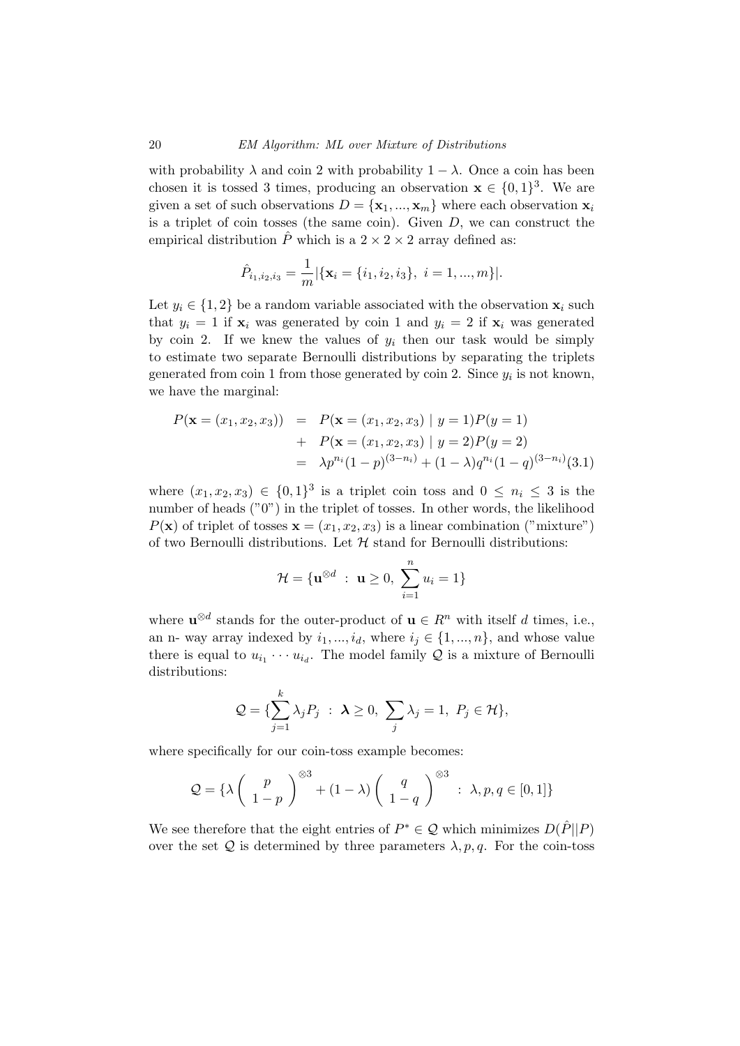with probability $\lambda$ and coin 2 with probability $1-\lambda$. Once a coin has been chosen it is tossed 3 times, producing an observation $\mathbf{x} \in \{0,1\}^3$. We are given a set of such observations $D = \{\mathbf{x}_1, ..., \mathbf{x}_m\}$ where each observation $\mathbf{x}_i$ is a triplet of coin tosses (the same coin). Given $D$, we can construct the empirical distribution $\hat{P}$ which is a $2 \times 2 \times 2$ array defined as:

$$\hat{P}_{i_1,i_2,i_3} = \frac{1}{m}|\{\mathbf{x}_i = \{i_1, i_2, i_3\},\ i = 1, ..., m\}|.$$

Let $y_i \in \{1, 2\}$ be a random variable associated with the observation $\mathbf{x}_i$ such that $y_i = 1$ if $\mathbf{x}_i$ was generated by coin 1 and $y_i = 2$ if $\mathbf{x}_i$ was generated by coin 2. If we knew the values of $y_i$ then our task would be simply to estimate two separate Bernoulli distributions by separating the triplets generated from coin 1 from those generated by coin 2. Since $y_i$ is not known, we have the marginal:

$$\begin{aligned}
P(\mathbf{x} = (x_1, x_2, x_3)) &= P(\mathbf{x} = (x_1, x_2, x_3) \mid y = 1)P(y = 1) \\
&+ P(\mathbf{x} = (x_1, x_2, x_3) \mid y = 2)P(y = 2) \\
&= \lambda p^{n_i}(1-p)^{(3-n_i)} + (1-\lambda)q^{n_i}(1-q)^{(3-n_i)} \quad (3.1)
\end{aligned}$$

where $(x_1, x_2, x_3) \in \{0,1\}^3$ is a triplet coin toss and $0 \leq n_i \leq 3$ is the number of heads ("0") in the triplet of tosses. In other words, the likelihood $P(\mathbf{x})$ of triplet of tosses $\mathbf{x} = (x_1, x_2, x_3)$ is a linear combination ("mixture") of two Bernoulli distributions. Let $\mathcal{H}$ stand for Bernoulli distributions:

$$\mathcal{H} = \{\mathbf{u}^{\otimes d} \ : \ \mathbf{u} \geq 0,\ \sum_{i=1}^{n} u_i = 1\}$$

where $\mathbf{u}^{\otimes d}$ stands for the outer-product of $\mathbf{u} \in R^n$ with itself $d$ times, i.e., an n- way array indexed by $i_1, ..., i_d$, where $i_j \in \{1, ..., n\}$, and whose value there is equal to $u_{i_1} \cdots u_{i_d}$. The model family $\mathcal{Q}$ is a mixture of Bernoulli distributions:

$$\mathcal{Q} = \{\sum_{j=1}^{k} \lambda_j P_j \ : \ \boldsymbol{\lambda} \geq 0,\ \sum_j \lambda_j = 1,\ P_j \in \mathcal{H}\},$$

where specifically for our coin-toss example becomes:

$$\mathcal{Q} = \{\lambda \begin{pmatrix} p \\ 1-p \end{pmatrix}^{\otimes 3} + (1-\lambda) \begin{pmatrix} q \\ 1-q \end{pmatrix}^{\otimes 3} \ : \ \lambda, p, q \in [0,1]\}$$

We see therefore that the eight entries of $P^* \in \mathcal{Q}$ which minimizes $D(\hat{P}||P)$ over the set $\mathcal{Q}$ is determined by three parameters $\lambda, p, q$. For the coin-toss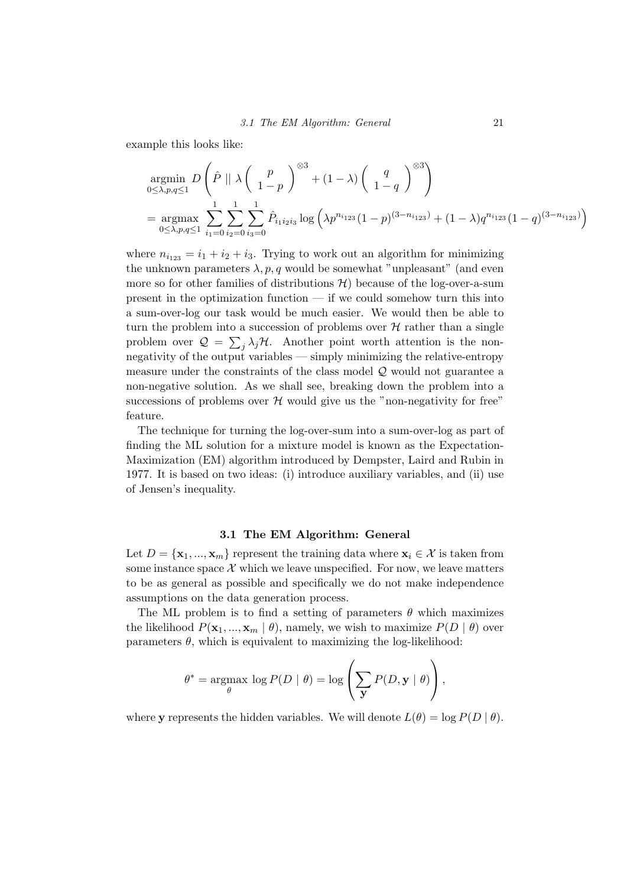example this looks like:

$$
\begin{aligned}
&\underset{0\leq\lambda,p,q\leq 1}{\operatorname{argmin}}\; D\left(\hat{P} \;||\; \lambda \begin{pmatrix} p \\ 1-p \end{pmatrix}^{\otimes 3} + (1-\lambda)\begin{pmatrix} q \\ 1-q \end{pmatrix}^{\otimes 3}\right) \\
&= \underset{0\leq\lambda,p,q\leq 1}{\operatorname{argmax}} \sum_{i_1=0}^{1}\sum_{i_2=0}^{1}\sum_{i_3=0}^{1} \hat{P}_{i_1 i_2 i_3} \log\left(\lambda p^{n_{i_{123}}}(1-p)^{(3-n_{i_{123}})} + (1-\lambda) q^{n_{i_{123}}}(1-q)^{(3-n_{i_{123}})}\right)
\end{aligned}
$$

where $n_{i_{123}} = i_1 + i_2 + i_3$. Trying to work out an algorithm for minimizing the unknown parameters $\lambda, p, q$ would be somewhat "unpleasant" (and even more so for other families of distributions $\mathcal{H}$) because of the log-over-a-sum present in the optimization function — if we could somehow turn this into a sum-over-log our task would be much easier. We would then be able to turn the problem into a succession of problems over $\mathcal{H}$ rather than a single problem over $\mathcal{Q} = \sum_j \lambda_j \mathcal{H}$. Another point worth attention is the non-negativity of the output variables — simply minimizing the relative-entropy measure under the constraints of the class model $\mathcal{Q}$ would not guarantee a non-negative solution. As we shall see, breaking down the problem into a successions of problems over $\mathcal{H}$ would give us the "non-negativity for free" feature.

The technique for turning the log-over-sum into a sum-over-log as part of finding the ML solution for a mixture model is known as the Expectation-Maximization (EM) algorithm introduced by Dempster, Laird and Rubin in 1977. It is based on two ideas: (i) introduce auxiliary variables, and (ii) use of Jensen's inequality.

## 3.1 The EM Algorithm: General

Let $D = \{\mathbf{x}_1, ..., \mathbf{x}_m\}$ represent the training data where $\mathbf{x}_i \in \mathcal{X}$ is taken from some instance space $\mathcal{X}$ which we leave unspecified. For now, we leave matters to be as general as possible and specifically we do not make independence assumptions on the data generation process.

The ML problem is to find a setting of parameters $\theta$ which maximizes the likelihood $P(\mathbf{x}_1, ..., \mathbf{x}_m \mid \theta)$, namely, we wish to maximize $P(D \mid \theta)$ over parameters $\theta$, which is equivalent to maximizing the log-likelihood:

$$
\theta^* = \underset{\theta}{\operatorname{argmax}}\; \log P(D \mid \theta) = \log\left(\sum_{\mathbf{y}} P(D, \mathbf{y} \mid \theta)\right),
$$

where $\mathbf{y}$ represents the hidden variables. We will denote $L(\theta) = \log P(D \mid \theta)$.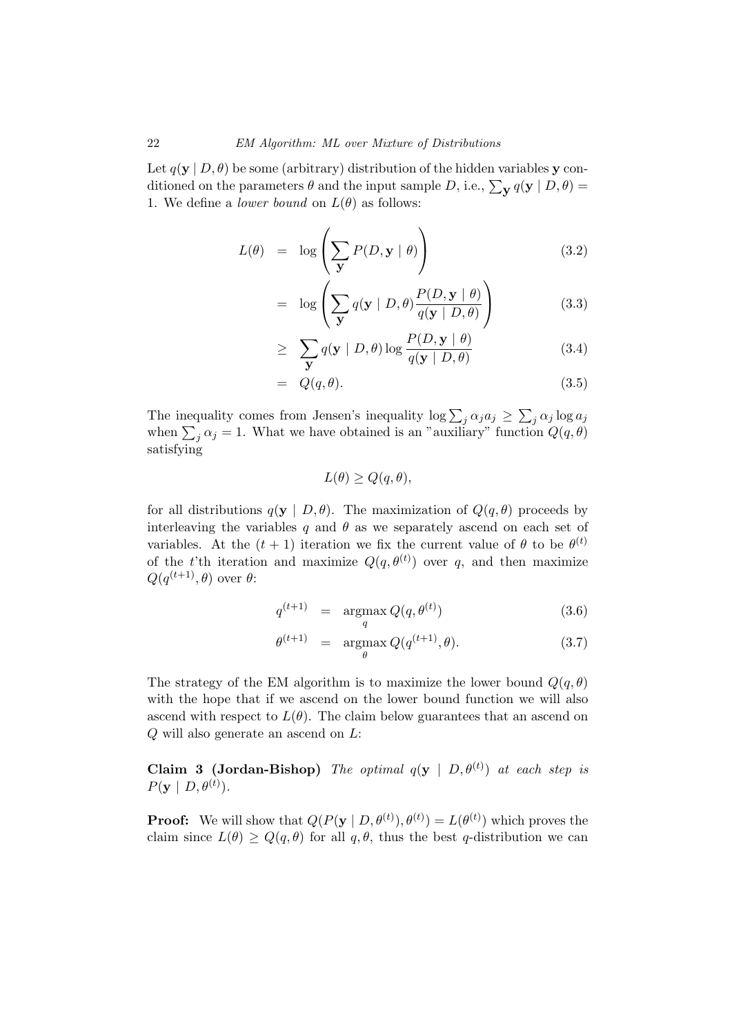Let $q(\mathbf{y} \mid D, \theta)$ be some (arbitrary) distribution of the hidden variables $\mathbf{y}$ conditioned on the parameters $\theta$ and the input sample $D$, i.e., $\sum_{\mathbf{y}} q(\mathbf{y} \mid D, \theta) = 1$. We define a *lower bound* on $L(\theta)$ as follows:

$$
\begin{aligned}
L(\theta) &= \log\left(\sum_{\mathbf{y}} P(D, \mathbf{y} \mid \theta)\right) & (3.2)\\
&= \log\left(\sum_{\mathbf{y}} q(\mathbf{y} \mid D, \theta) \frac{P(D, \mathbf{y} \mid \theta)}{q(\mathbf{y} \mid D, \theta)}\right) & (3.3)\\
&\geq \sum_{\mathbf{y}} q(\mathbf{y} \mid D, \theta) \log \frac{P(D, \mathbf{y} \mid \theta)}{q(\mathbf{y} \mid D, \theta)} & (3.4)\\
&= Q(q, \theta). & (3.5)
\end{aligned}
$$

The inequality comes from Jensen's inequality $\log \sum_j \alpha_j a_j \geq \sum_j \alpha_j \log a_j$ when $\sum_j \alpha_j = 1$. What we have obtained is an "auxiliary" function $Q(q, \theta)$ satisfying

$$
L(\theta) \geq Q(q, \theta),
$$

for all distributions $q(\mathbf{y} \mid D, \theta)$. The maximization of $Q(q, \theta)$ proceeds by interleaving the variables $q$ and $\theta$ as we separately ascend on each set of variables. At the $(t+1)$ iteration we fix the current value of $\theta$ to be $\theta^{(t)}$ of the $t$'th iteration and maximize $Q(q, \theta^{(t)})$ over $q$, and then maximize $Q(q^{(t+1)}, \theta)$ over $\theta$:

$$
\begin{aligned}
q^{(t+1)} &= \operatorname*{argmax}_{q} Q(q, \theta^{(t)}) & (3.6)\\
\theta^{(t+1)} &= \operatorname*{argmax}_{\theta} Q(q^{(t+1)}, \theta). & (3.7)
\end{aligned}
$$

The strategy of the EM algorithm is to maximize the lower bound $Q(q, \theta)$ with the hope that if we ascend on the lower bound function we will also ascend with respect to $L(\theta)$. The claim below guarantees that an ascend on $Q$ will also generate an ascend on $L$:

**Claim 3 (Jordan-Bishop)** *The optimal $q(\mathbf{y} \mid D, \theta^{(t)})$ at each step is $P(\mathbf{y} \mid D, \theta^{(t)})$.*

**Proof:** We will show that $Q(P(\mathbf{y} \mid D, \theta^{(t)}), \theta^{(t)}) = L(\theta^{(t)})$ which proves the claim since $L(\theta) \geq Q(q, \theta)$ for all $q, \theta$, thus the best $q$-distribution we can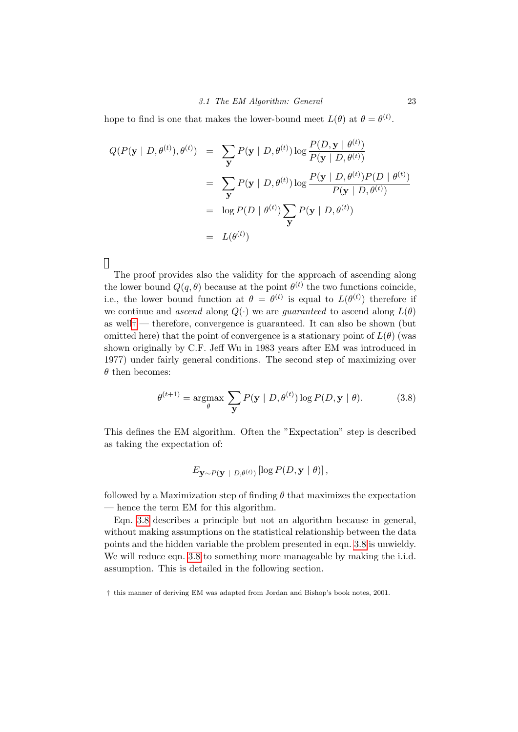hope to find is one that makes the lower-bound meet $L(\theta)$ at $\theta = \theta^{(t)}$.

$$
\begin{aligned}
Q(P(\mathbf{y} \mid D, \theta^{(t)}), \theta^{(t)}) &= \sum_{\mathbf{y}} P(\mathbf{y} \mid D, \theta^{(t)}) \log \frac{P(D, \mathbf{y} \mid \theta^{(t)})}{P(\mathbf{y} \mid D, \theta^{(t)})} \\
&= \sum_{\mathbf{y}} P(\mathbf{y} \mid D, \theta^{(t)}) \log \frac{P(\mathbf{y} \mid D, \theta^{(t)}) P(D \mid \theta^{(t)})}{P(\mathbf{y} \mid D, \theta^{(t)})} \\
&= \log P(D \mid \theta^{(t)}) \sum_{\mathbf{y}} P(\mathbf{y} \mid D, \theta^{(t)}) \\
&= L(\theta^{(t)})
\end{aligned}
$$

□

The proof provides also the validity for the approach of ascending along the lower bound $Q(q, \theta)$ because at the point $\theta^{(t)}$ the two functions coincide, i.e., the lower bound function at $\theta = \theta^{(t)}$ is equal to $L(\theta^{(t)})$ therefore if we continue and *ascend* along $Q(\cdot)$ we are *guaranteed* to ascend along $L(\theta)$ as well† — therefore, convergence is guaranteed. It can also be shown (but omitted here) that the point of convergence is a stationary point of $L(\theta)$ (was shown originally by C.F. Jeff Wu in 1983 years after EM was introduced in 1977) under fairly general conditions. The second step of maximizing over $\theta$ then becomes:

$$
\theta^{(t+1)} = \underset{\theta}{\operatorname{argmax}} \sum_{\mathbf{y}} P(\mathbf{y} \mid D, \theta^{(t)}) \log P(D, \mathbf{y} \mid \theta). \tag{3.8}
$$

This defines the EM algorithm. Often the "Expectation" step is described as taking the expectation of:

$$
E_{\mathbf{y} \sim P(\mathbf{y} \mid D, \theta^{(t)})} \left[ \log P(D, \mathbf{y} \mid \theta) \right],
$$

followed by a Maximization step of finding $\theta$ that maximizes the expectation — hence the term EM for this algorithm.

Eqn. 3.8 describes a principle but not an algorithm because in general, without making assumptions on the statistical relationship between the data points and the hidden variable the problem presented in eqn. 3.8 is unwieldy. We will reduce eqn. 3.8 to something more manageable by making the i.i.d. assumption. This is detailed in the following section.

† this manner of deriving EM was adapted from Jordan and Bishop's book notes, 2001.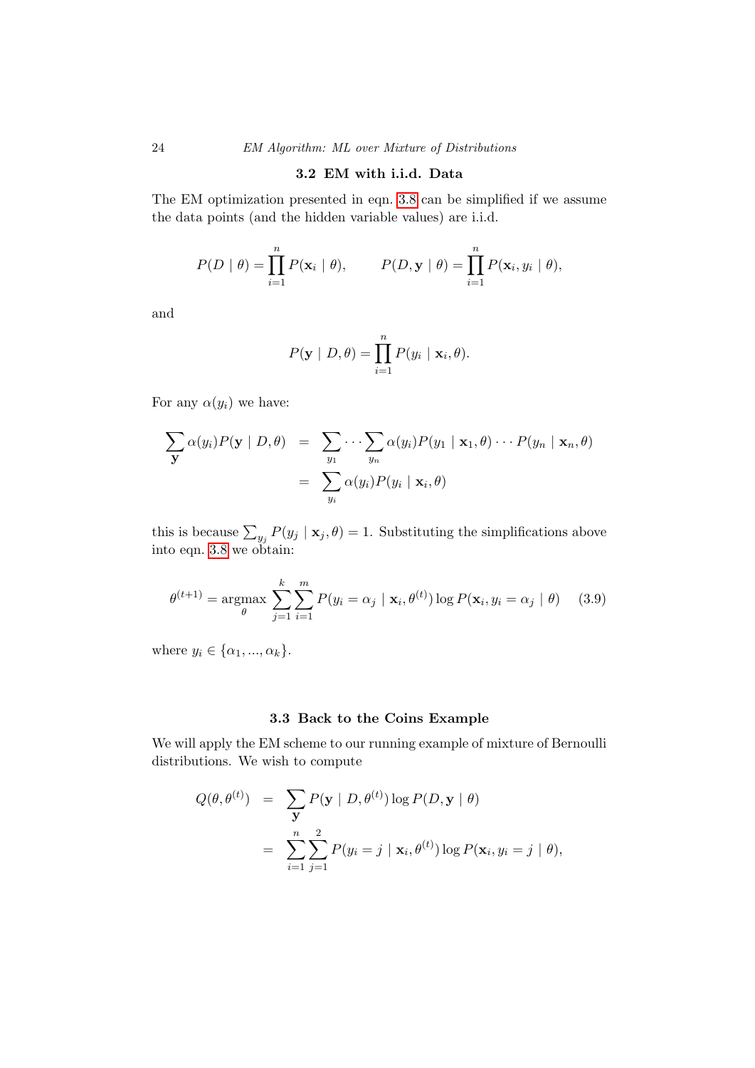## 3.2 EM with i.i.d. Data

The EM optimization presented in eqn. 3.8 can be simplified if we assume the data points (and the hidden variable values) are i.i.d.

$$P(D \mid \theta) = \prod_{i=1}^{n} P(\mathbf{x}_i \mid \theta), \qquad P(D, \mathbf{y} \mid \theta) = \prod_{i=1}^{n} P(\mathbf{x}_i, y_i \mid \theta),$$

and

$$P(\mathbf{y} \mid D, \theta) = \prod_{i=1}^{n} P(y_i \mid \mathbf{x}_i, \theta).$$

For any $\alpha(y_i)$ we have:

$$\begin{aligned}
\sum_{\mathbf{y}} \alpha(y_i) P(\mathbf{y} \mid D, \theta) &= \sum_{y_1} \cdots \sum_{y_n} \alpha(y_i) P(y_1 \mid \mathbf{x}_1, \theta) \cdots P(y_n \mid \mathbf{x}_n, \theta) \\
&= \sum_{y_i} \alpha(y_i) P(y_i \mid \mathbf{x}_i, \theta)
\end{aligned}$$

this is because $\sum_{y_j} P(y_j \mid \mathbf{x}_j, \theta) = 1$. Substituting the simplifications above into eqn. 3.8 we obtain:

$$\theta^{(t+1)} = \operatorname*{argmax}_{\theta} \sum_{j=1}^{k} \sum_{i=1}^{m} P(y_i = \alpha_j \mid \mathbf{x}_i, \theta^{(t)}) \log P(\mathbf{x}_i, y_i = \alpha_j \mid \theta) \qquad (3.9)$$

where $y_i \in \{\alpha_1, ..., \alpha_k\}$.

## 3.3 Back to the Coins Example

We will apply the EM scheme to our running example of mixture of Bernoulli distributions. We wish to compute

$$\begin{aligned}
Q(\theta, \theta^{(t)}) &= \sum_{\mathbf{y}} P(\mathbf{y} \mid D, \theta^{(t)}) \log P(D, \mathbf{y} \mid \theta) \\
&= \sum_{i=1}^{n} \sum_{j=1}^{2} P(y_i = j \mid \mathbf{x}_i, \theta^{(t)}) \log P(\mathbf{x}_i, y_i = j \mid \theta),
\end{aligned}$$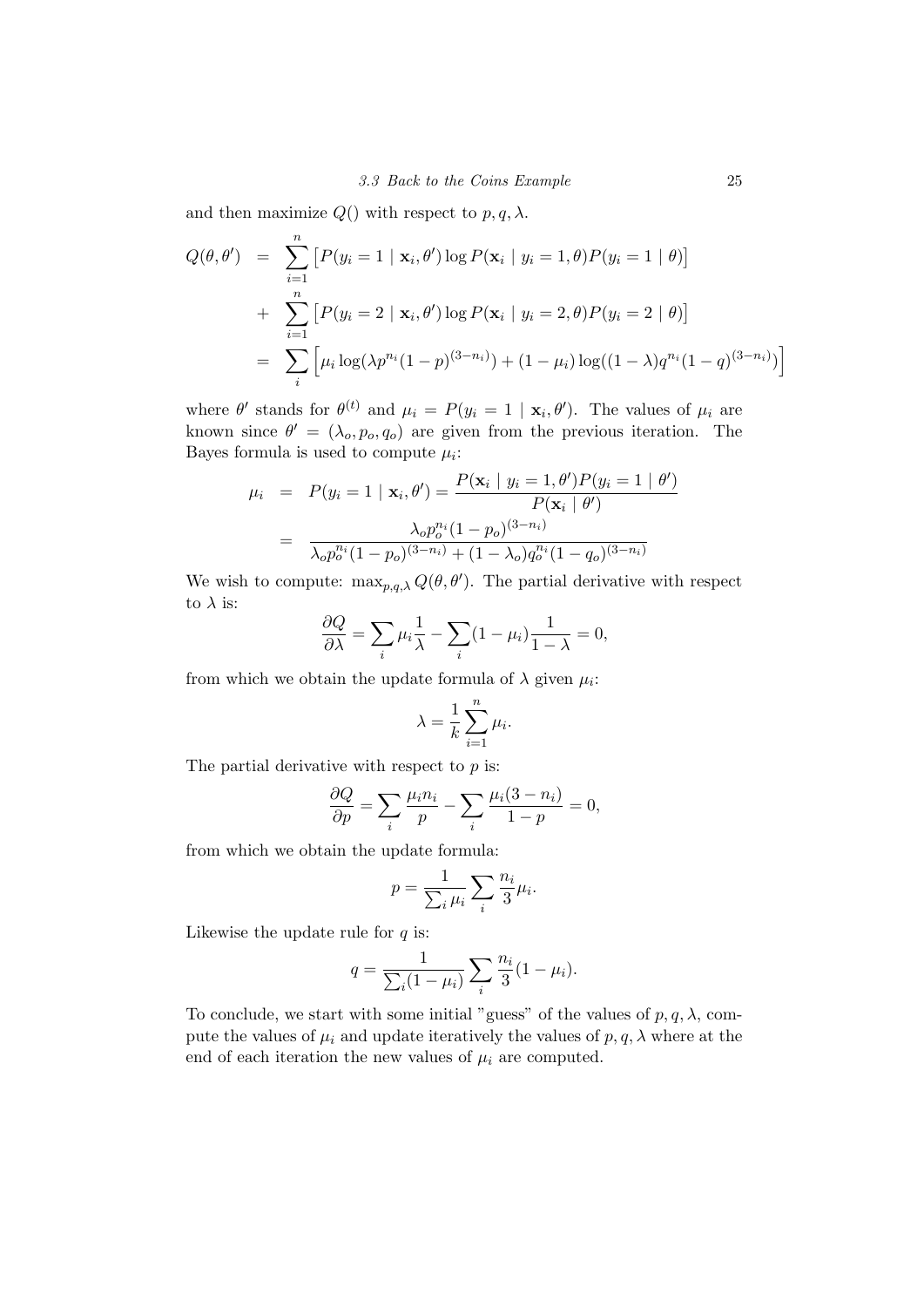and then maximize $Q()$ with respect to $p, q, \lambda$.

$$
\begin{aligned}
Q(\theta, \theta') &= \sum_{i=1}^{n} \left[ P(y_i = 1 \mid \mathbf{x}_i, \theta') \log P(\mathbf{x}_i \mid y_i = 1, \theta) P(y_i = 1 \mid \theta) \right] \\
&+ \sum_{i=1}^{n} \left[ P(y_i = 2 \mid \mathbf{x}_i, \theta') \log P(\mathbf{x}_i \mid y_i = 2, \theta) P(y_i = 2 \mid \theta) \right] \\
&= \sum_{i} \left[ \mu_i \log(\lambda p^{n_i} (1-p)^{(3-n_i)}) + (1-\mu_i) \log((1-\lambda) q^{n_i} (1-q)^{(3-n_i)}) \right]
\end{aligned}
$$

where $\theta'$ stands for $\theta^{(t)}$ and $\mu_i = P(y_i = 1 \mid \mathbf{x}_i, \theta')$. The values of $\mu_i$ are known since $\theta' = (\lambda_o, p_o, q_o)$ are given from the previous iteration. The Bayes formula is used to compute $\mu_i$:

$$
\begin{aligned}
\mu_i &= P(y_i = 1 \mid \mathbf{x}_i, \theta') = \frac{P(\mathbf{x}_i \mid y_i = 1, \theta') P(y_i = 1 \mid \theta')}{P(\mathbf{x}_i \mid \theta')} \\
&= \frac{\lambda_o p_o^{n_i} (1-p_o)^{(3-n_i)}}{\lambda_o p_o^{n_i} (1-p_o)^{(3-n_i)} + (1-\lambda_o) q_o^{n_i} (1-q_o)^{(3-n_i)}}
\end{aligned}
$$

We wish to compute: $\max_{p,q,\lambda} Q(\theta, \theta')$. The partial derivative with respect to $\lambda$ is:

$$
\frac{\partial Q}{\partial \lambda} = \sum_i \mu_i \frac{1}{\lambda} - \sum_i (1-\mu_i) \frac{1}{1-\lambda} = 0,
$$

from which we obtain the update formula of $\lambda$ given $\mu_i$:

$$
\lambda = \frac{1}{k} \sum_{i=1}^{n} \mu_i.
$$

The partial derivative with respect to $p$ is:

$$
\frac{\partial Q}{\partial p} = \sum_i \frac{\mu_i n_i}{p} - \sum_i \frac{\mu_i (3-n_i)}{1-p} = 0,
$$

from which we obtain the update formula:

$$
p = \frac{1}{\sum_i \mu_i} \sum_i \frac{n_i}{3} \mu_i.
$$

Likewise the update rule for $q$ is:

$$
q = \frac{1}{\sum_i (1-\mu_i)} \sum_i \frac{n_i}{3} (1-\mu_i).
$$

To conclude, we start with some initial "guess" of the values of $p, q, \lambda$, compute the values of $\mu_i$ and update iteratively the values of $p, q, \lambda$ where at the end of each iteration the new values of $\mu_i$ are computed.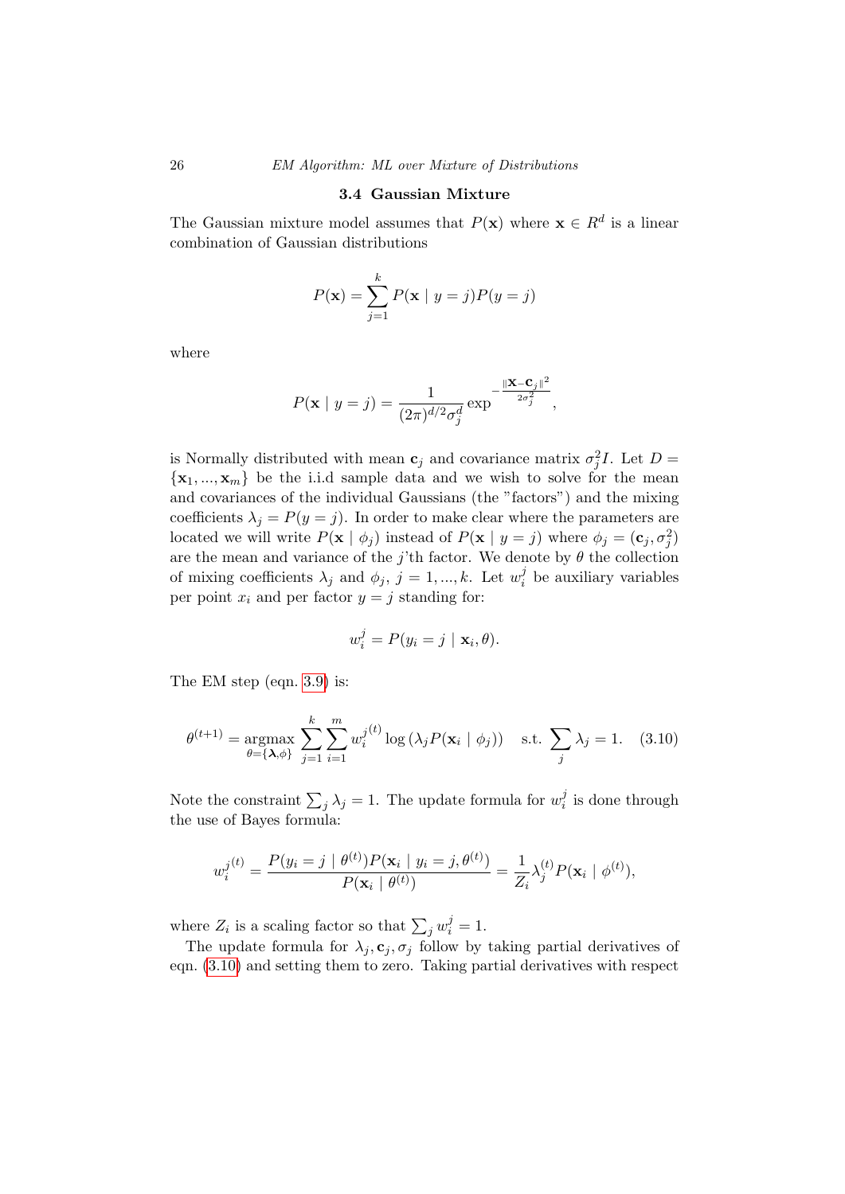### 3.4 Gaussian Mixture

The Gaussian mixture model assumes that $P(\mathbf{x})$ where $\mathbf{x} \in R^d$ is a linear combination of Gaussian distributions

$$P(\mathbf{x}) = \sum_{j=1}^{k} P(\mathbf{x} \mid y = j)P(y = j)$$

where

$$P(\mathbf{x} \mid y = j) = \frac{1}{(2\pi)^{d/2}\sigma_j^d} \exp^{-\frac{\|\mathbf{x}-\mathbf{c}_j\|^2}{2\sigma_j^2}},$$

is Normally distributed with mean $\mathbf{c}_j$ and covariance matrix $\sigma_j^2 I$. Let $D = \{\mathbf{x}_1, ..., \mathbf{x}_m\}$ be the i.i.d sample data and we wish to solve for the mean and covariances of the individual Gaussians (the "factors") and the mixing coefficients $\lambda_j = P(y = j)$. In order to make clear where the parameters are located we will write $P(\mathbf{x} \mid \phi_j)$ instead of $P(\mathbf{x} \mid y = j)$ where $\phi_j = (\mathbf{c}_j, \sigma_j^2)$ are the mean and variance of the $j$'th factor. We denote by $\theta$ the collection of mixing coefficients $\lambda_j$ and $\phi_j$, $j = 1, ..., k$. Let $w_i^j$ be auxiliary variables per point $x_i$ and per factor $y = j$ standing for:

$$w_i^j = P(y_i = j \mid \mathbf{x}_i, \theta).$$

The EM step (eqn. 3.9) is:

$$\theta^{(t+1)} = \underset{\theta=\{\boldsymbol{\lambda},\phi\}}{\operatorname{argmax}} \sum_{j=1}^{k} \sum_{i=1}^{m} w_i^{j\,(t)} \log\left(\lambda_j P(\mathbf{x}_i \mid \phi_j)\right) \quad \text{s.t.} \ \sum_j \lambda_j = 1. \tag{3.10}$$

Note the constraint $\sum_j \lambda_j = 1$. The update formula for $w_i^j$ is done through the use of Bayes formula:

$$w_i^{j\,(t)} = \frac{P(y_i = j \mid \theta^{(t)})P(\mathbf{x}_i \mid y_i = j, \theta^{(t)})}{P(\mathbf{x}_i \mid \theta^{(t)})} = \frac{1}{Z_i}\lambda_j^{(t)} P(\mathbf{x}_i \mid \phi^{(t)}),$$

where $Z_i$ is a scaling factor so that $\sum_j w_i^j = 1$.

The update formula for $\lambda_j, \mathbf{c}_j, \sigma_j$ follow by taking partial derivatives of eqn. (3.10) and setting them to zero. Taking partial derivatives with respect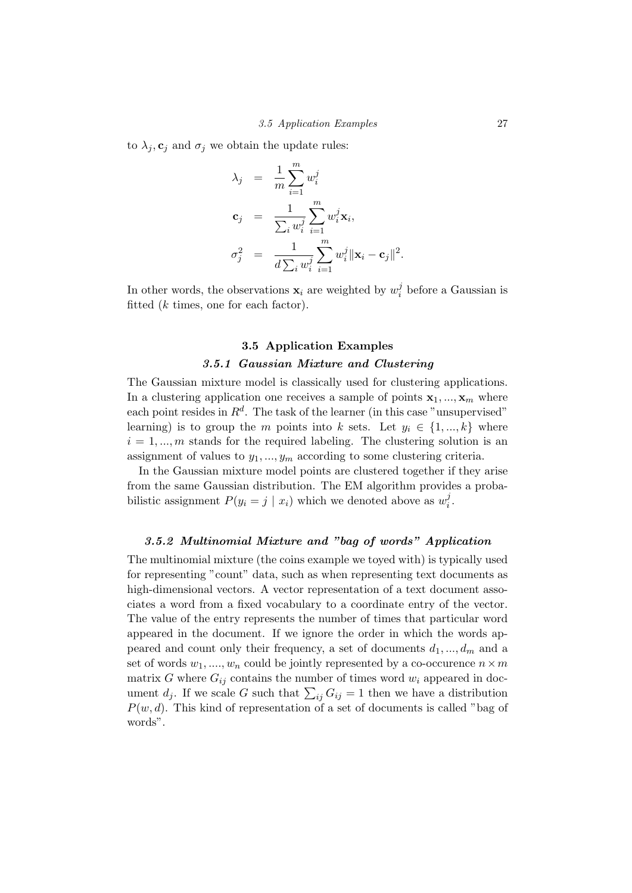to $\lambda_j, \mathbf{c}_j$ and $\sigma_j$ we obtain the update rules:

$$
\begin{aligned}
\lambda_j &= \frac{1}{m}\sum_{i=1}^{m} w_i^j \\
\mathbf{c}_j &= \frac{1}{\sum_i w_i^j}\sum_{i=1}^{m} w_i^j \mathbf{x}_i, \\
\sigma_j^2 &= \frac{1}{d\sum_i w_i^j}\sum_{i=1}^{m} w_i^j \|\mathbf{x}_i - \mathbf{c}_j\|^2.
\end{aligned}
$$

In other words, the observations $\mathbf{x}_i$ are weighted by $w_i^j$ before a Gaussian is fitted ($k$ times, one for each factor).

## 3.5 Application Examples

### 3.5.1 Gaussian Mixture and Clustering

The Gaussian mixture model is classically used for clustering applications. In a clustering application one receives a sample of points $\mathbf{x}_1, ..., \mathbf{x}_m$ where each point resides in $R^d$. The task of the learner (in this case "unsupervised" learning) is to group the $m$ points into $k$ sets. Let $y_i \in \{1, ..., k\}$ where $i = 1, ..., m$ stands for the required labeling. The clustering solution is an assignment of values to $y_1, ..., y_m$ according to some clustering criteria.

In the Gaussian mixture model points are clustered together if they arise from the same Gaussian distribution. The EM algorithm provides a probabilistic assignment $P(y_i = j \mid x_i)$ which we denoted above as $w_i^j$.

### 3.5.2 Multinomial Mixture and "bag of words" Application

The multinomial mixture (the coins example we toyed with) is typically used for representing "count" data, such as when representing text documents as high-dimensional vectors. A vector representation of a text document associates a word from a fixed vocabulary to a coordinate entry of the vector. The value of the entry represents the number of times that particular word appeared in the document. If we ignore the order in which the words appeared and count only their frequency, a set of documents $d_1, ..., d_m$ and a set of words $w_1, ...., w_n$ could be jointly represented by a co-occurence $n \times m$ matrix $G$ where $G_{ij}$ contains the number of times word $w_i$ appeared in document $d_j$. If we scale $G$ such that $\sum_{ij} G_{ij} = 1$ then we have a distribution $P(w, d)$. This kind of representation of a set of documents is called "bag of words".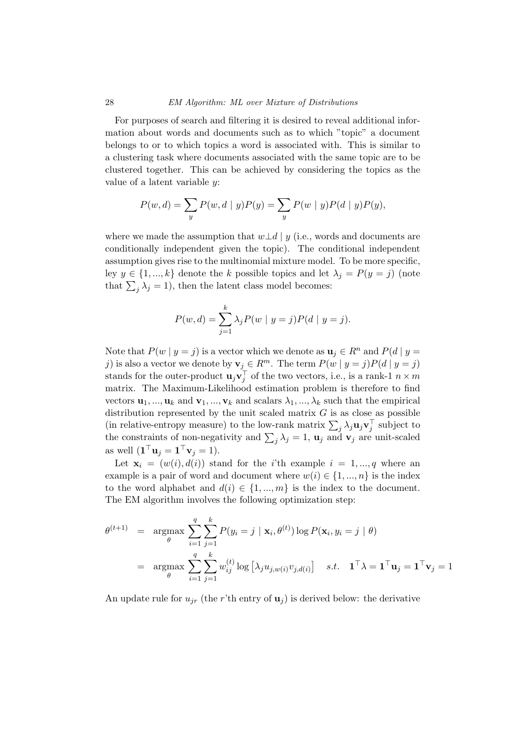For purposes of search and filtering it is desired to reveal additional information about words and documents such as to which "topic" a document belongs to or to which topics a word is associated with. This is similar to a clustering task where documents associated with the same topic are to be clustered together. This can be achieved by considering the topics as the value of a latent variable $y$:

$$P(w, d) = \sum_y P(w, d \mid y) P(y) = \sum_y P(w \mid y) P(d \mid y) P(y),$$

where we made the assumption that $w \perp d \mid y$ (i.e., words and documents are conditionally independent given the topic). The conditional independent assumption gives rise to the multinomial mixture model. To be more specific, ley $y \in \{1, ..., k\}$ denote the $k$ possible topics and let $\lambda_j = P(y = j)$ (note that $\sum_j \lambda_j = 1$), then the latent class model becomes:

$$P(w, d) = \sum_{j=1}^{k} \lambda_j P(w \mid y = j) P(d \mid y = j).$$

Note that $P(w \mid y = j)$ is a vector which we denote as $\mathbf{u}_j \in R^n$ and $P(d \mid y = j)$ is also a vector we denote by $\mathbf{v}_j \in R^m$. The term $P(w \mid y = j)P(d \mid y = j)$ stands for the outer-product $\mathbf{u}_j \mathbf{v}_j^\top$ of the two vectors, i.e., is a rank-1 $n \times m$ matrix. The Maximum-Likelihood estimation problem is therefore to find vectors $\mathbf{u}_1, ..., \mathbf{u}_k$ and $\mathbf{v}_1, ..., \mathbf{v}_k$ and scalars $\lambda_1, ..., \lambda_k$ such that the empirical distribution represented by the unit scaled matrix $G$ is as close as possible (in relative-entropy measure) to the low-rank matrix $\sum_j \lambda_j \mathbf{u}_j \mathbf{v}_j^\top$ subject to the constraints of non-negativity and $\sum_j \lambda_j = 1$, $\mathbf{u}_j$ and $\mathbf{v}_j$ are unit-scaled as well ($\mathbf{1}^\top \mathbf{u}_j = \mathbf{1}^\top \mathbf{v}_j = 1$).

Let $\mathbf{x}_i = (w(i), d(i))$ stand for the $i$'th example $i = 1, ..., q$ where an example is a pair of word and document where $w(i) \in \{1, ..., n\}$ is the index to the word alphabet and $d(i) \in \{1, ..., m\}$ is the index to the document. The EM algorithm involves the following optimization step:

$$\begin{aligned}
\theta^{(t+1)} &= \underset{\theta}{\operatorname{argmax}} \sum_{i=1}^{q} \sum_{j=1}^{k} P(y_i = j \mid \mathbf{x}_i, \theta^{(t)}) \log P(\mathbf{x}_i, y_i = j \mid \theta) \\
&= \underset{\theta}{\operatorname{argmax}} \sum_{i=1}^{q} \sum_{j=1}^{k} w_{ij}^{(t)} \log \left[ \lambda_j u_{j,w(i)} v_{j,d(i)} \right] \quad s.t. \quad \mathbf{1}^\top \lambda = \mathbf{1}^\top \mathbf{u}_j = \mathbf{1}^\top \mathbf{v}_j = 1
\end{aligned}$$

An update rule for $u_{jr}$ (the $r$'th entry of $\mathbf{u}_j$) is derived below: the derivative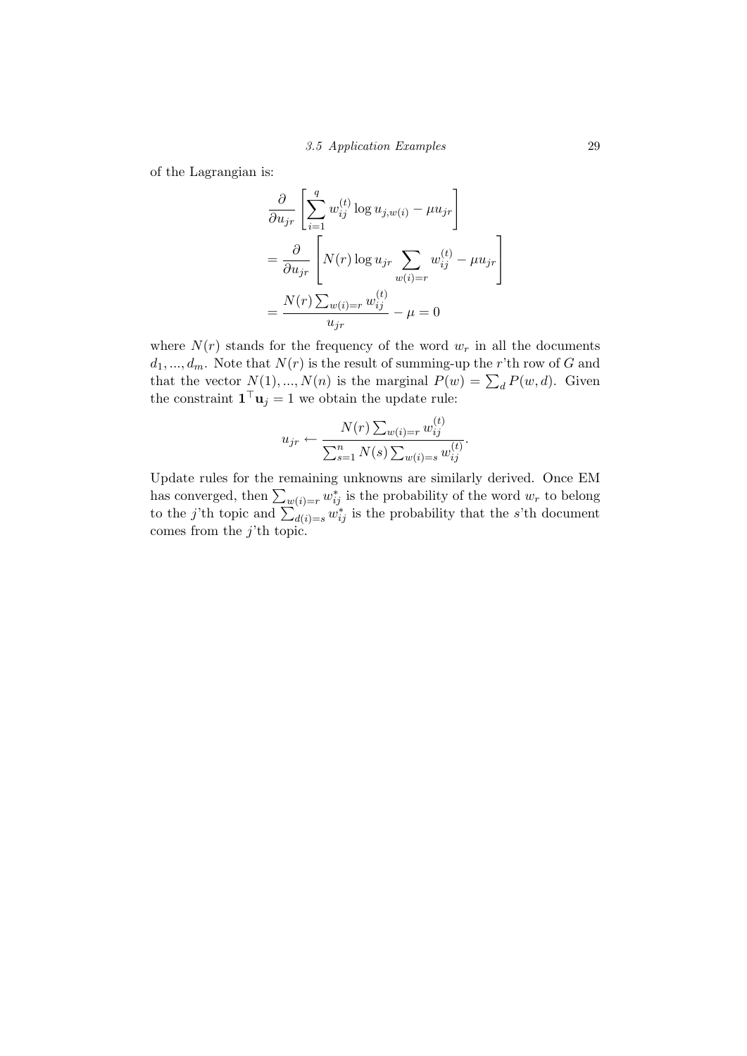of the Lagrangian is:

$$
\begin{aligned}
&\frac{\partial}{\partial u_{jr}} \left[ \sum_{i=1}^{q} w_{ij}^{(t)} \log u_{j,w(i)} - \mu u_{jr} \right] \\
&= \frac{\partial}{\partial u_{jr}} \left[ N(r) \log u_{jr} \sum_{w(i)=r} w_{ij}^{(t)} - \mu u_{jr} \right] \\
&= \frac{N(r) \sum_{w(i)=r} w_{ij}^{(t)}}{u_{jr}} - \mu = 0
\end{aligned}
$$

where $N(r)$ stands for the frequency of the word $w_r$ in all the documents $d_1, ..., d_m$. Note that $N(r)$ is the result of summing-up the $r$'th row of $G$ and that the vector $N(1), ..., N(n)$ is the marginal $P(w) = \sum_d P(w, d)$. Given the constraint $\mathbf{1}^\top \mathbf{u}_j = 1$ we obtain the update rule:

$$
u_{jr} \leftarrow \frac{N(r) \sum_{w(i)=r} w_{ij}^{(t)}}{\sum_{s=1}^{n} N(s) \sum_{w(i)=s} w_{ij}^{(t)}}.
$$

Update rules for the remaining unknowns are similarly derived. Once EM has converged, then $\sum_{w(i)=r} w_{ij}^{*}$ is the probability of the word $w_r$ to belong to the $j$'th topic and $\sum_{d(i)=s} w_{ij}^{*}$ is the probability that the $s$'th document comes from the $j$'th topic.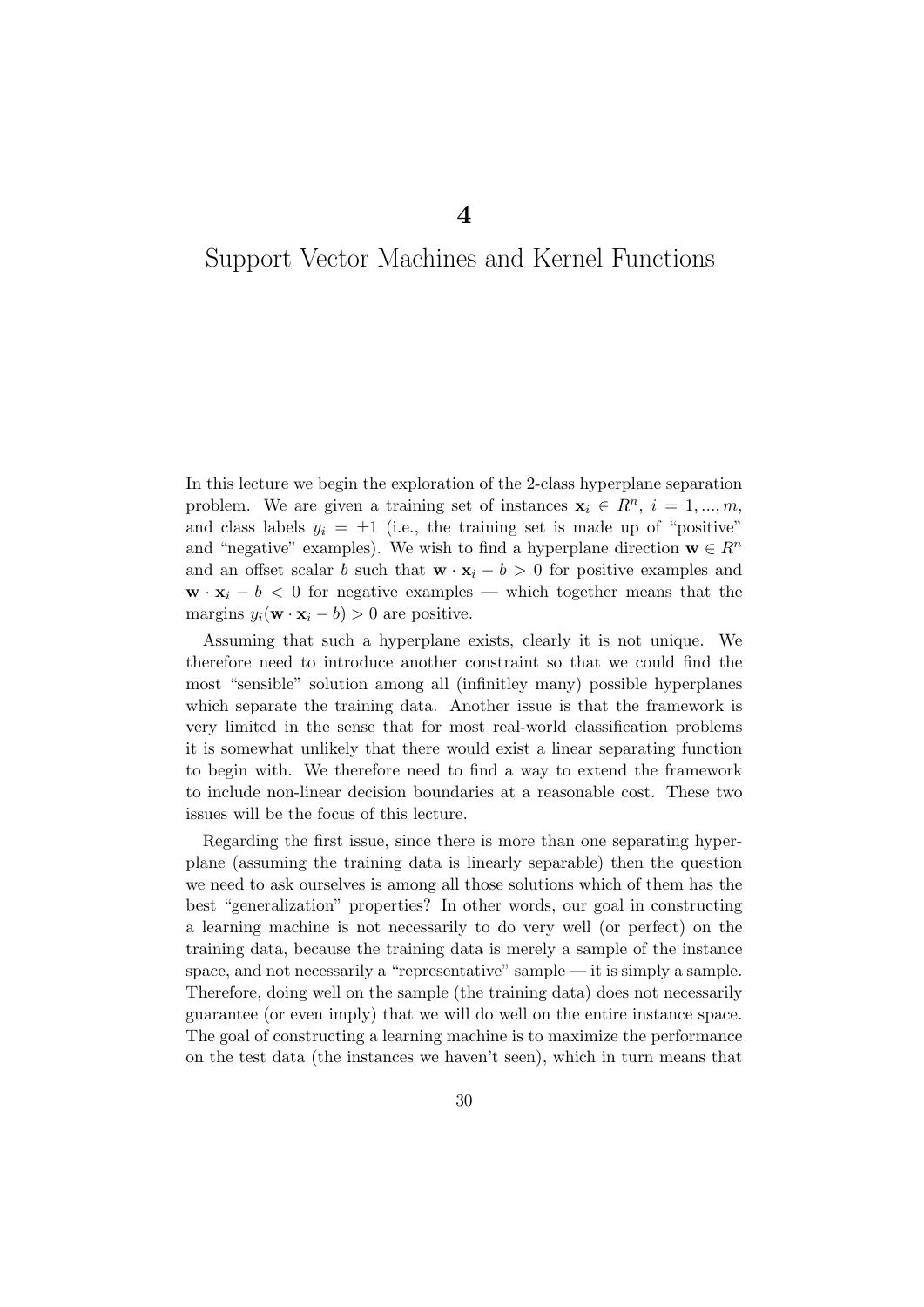# 4

# Support Vector Machines and Kernel Functions

In this lecture we begin the exploration of the 2-class hyperplane separation problem. We are given a training set of instances $\mathbf{x}_i \in R^n$, $i = 1, ..., m$, and class labels $y_i = \pm 1$ (i.e., the training set is made up of "positive" and "negative" examples). We wish to find a hyperplane direction $\mathbf{w} \in R^n$ and an offset scalar $b$ such that $\mathbf{w} \cdot \mathbf{x}_i - b > 0$ for positive examples and $\mathbf{w} \cdot \mathbf{x}_i - b < 0$ for negative examples — which together means that the margins $y_i(\mathbf{w} \cdot \mathbf{x}_i - b) > 0$ are positive.

Assuming that such a hyperplane exists, clearly it is not unique. We therefore need to introduce another constraint so that we could find the most "sensible" solution among all (infinitley many) possible hyperplanes which separate the training data. Another issue is that the framework is very limited in the sense that for most real-world classification problems it is somewhat unlikely that there would exist a linear separating function to begin with. We therefore need to find a way to extend the framework to include non-linear decision boundaries at a reasonable cost. These two issues will be the focus of this lecture.

Regarding the first issue, since there is more than one separating hyperplane (assuming the training data is linearly separable) then the question we need to ask ourselves is among all those solutions which of them has the best "generalization" properties? In other words, our goal in constructing a learning machine is not necessarily to do very well (or perfect) on the training data, because the training data is merely a sample of the instance space, and not necessarily a "representative" sample — it is simply a sample. Therefore, doing well on the sample (the training data) does not necessarily guarantee (or even imply) that we will do well on the entire instance space. The goal of constructing a learning machine is to maximize the performance on the test data (the instances we haven't seen), which in turn means that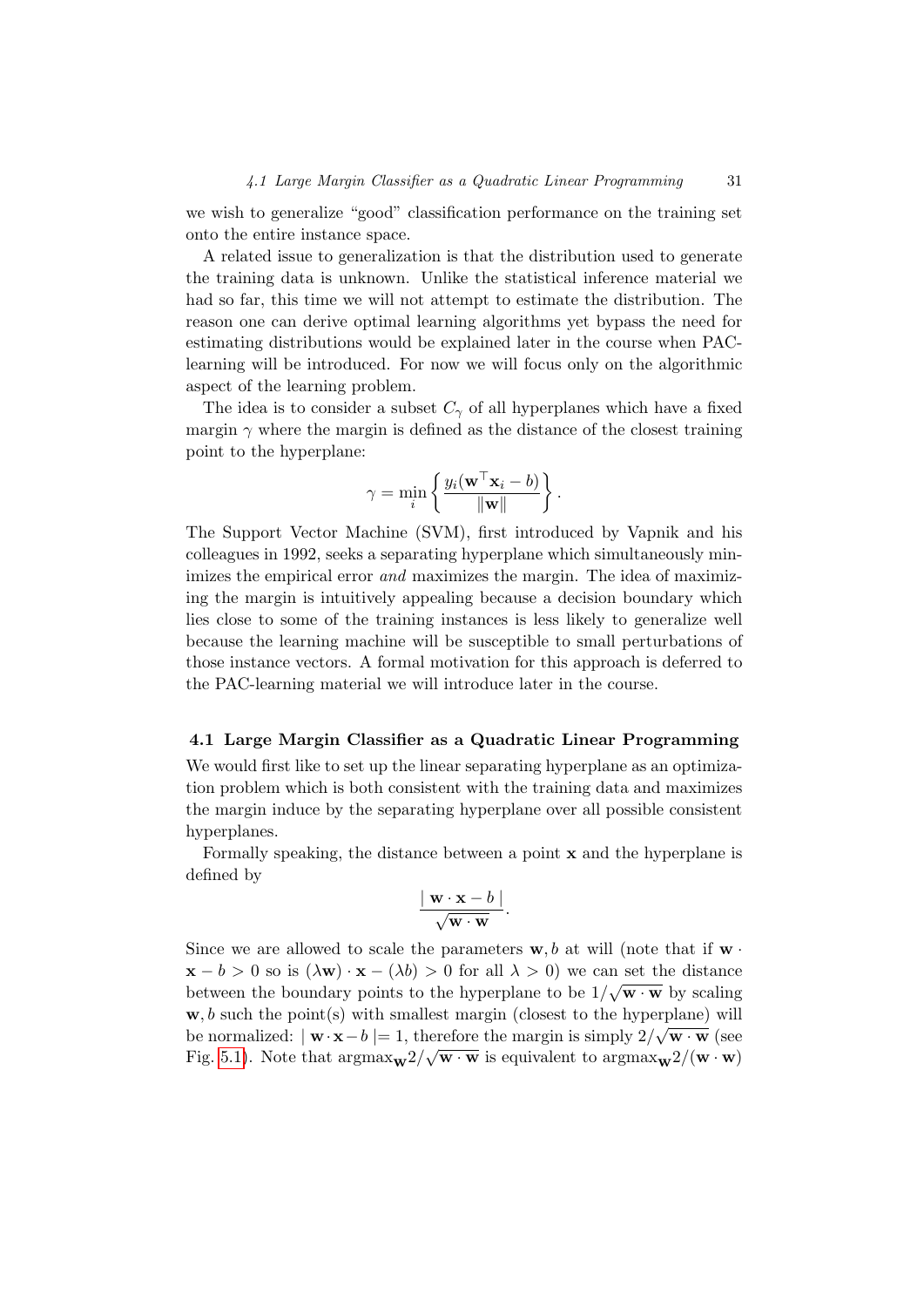we wish to generalize "good" classification performance on the training set onto the entire instance space.

A related issue to generalization is that the distribution used to generate the training data is unknown. Unlike the statistical inference material we had so far, this time we will not attempt to estimate the distribution. The reason one can derive optimal learning algorithms yet bypass the need for estimating distributions would be explained later in the course when PAC-learning will be introduced. For now we will focus only on the algorithmic aspect of the learning problem.

The idea is to consider a subset $C_\gamma$ of all hyperplanes which have a fixed margin $\gamma$ where the margin is defined as the distance of the closest training point to the hyperplane:

$$\gamma = \min_i \left\{ \frac{y_i(\mathbf{w}^\top \mathbf{x}_i - b)}{\|\mathbf{w}\|} \right\}.$$

The Support Vector Machine (SVM), first introduced by Vapnik and his colleagues in 1992, seeks a separating hyperplane which simultaneously minimizes the empirical error *and* maximizes the margin. The idea of maximizing the margin is intuitively appealing because a decision boundary which lies close to some of the training instances is less likely to generalize well because the learning machine will be susceptible to small perturbations of those instance vectors. A formal motivation for this approach is deferred to the PAC-learning material we will introduce later in the course.

## 4.1 Large Margin Classifier as a Quadratic Linear Programming

We would first like to set up the linear separating hyperplane as an optimization problem which is both consistent with the training data and maximizes the margin induce by the separating hyperplane over all possible consistent hyperplanes.

Formally speaking, the distance between a point $\mathbf{x}$ and the hyperplane is defined by

$$\frac{| \mathbf{w} \cdot \mathbf{x} - b |}{\sqrt{\mathbf{w} \cdot \mathbf{w}}}.$$

Since we are allowed to scale the parameters $\mathbf{w}, b$ at will (note that if $\mathbf{w} \cdot \mathbf{x} - b > 0$ so is $(\lambda \mathbf{w}) \cdot \mathbf{x} - (\lambda b) > 0$ for all $\lambda > 0$) we can set the distance between the boundary points to the hyperplane to be $1/\sqrt{\mathbf{w} \cdot \mathbf{w}}$ by scaling $\mathbf{w}, b$ such the point(s) with smallest margin (closest to the hyperplane) will be normalized: $| \mathbf{w} \cdot \mathbf{x} - b | = 1$, therefore the margin is simply $2/\sqrt{\mathbf{w} \cdot \mathbf{w}}$ (see Fig. 5.1). Note that $\text{argmax}_{\mathbf{w}} 2/\sqrt{\mathbf{w} \cdot \mathbf{w}}$ is equivalent to $\text{argmax}_{\mathbf{w}} 2/(\mathbf{w} \cdot \mathbf{w})$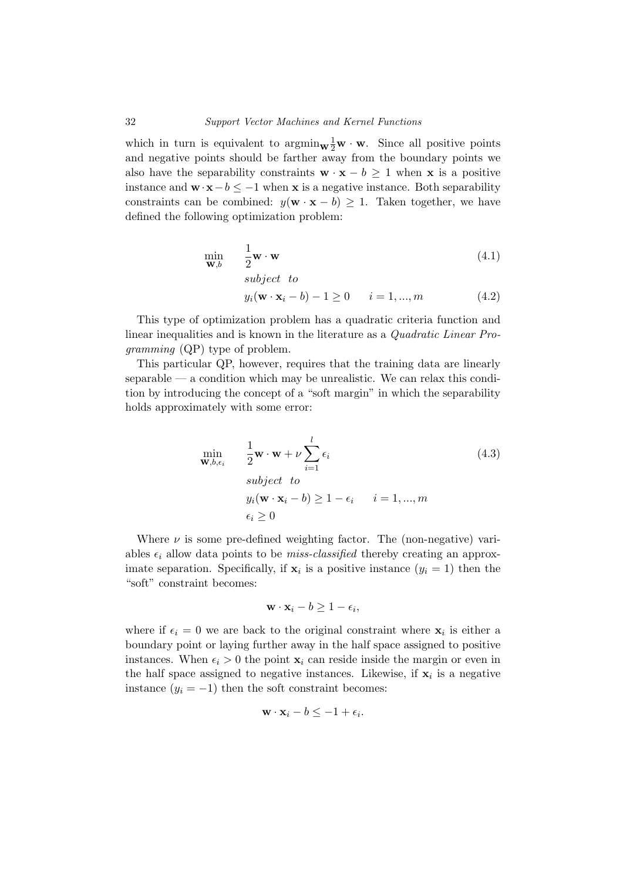which in turn is equivalent to $\text{argmin}_{\mathbf{w}} \frac{1}{2}\mathbf{w} \cdot \mathbf{w}$. Since all positive points and negative points should be farther away from the boundary points we also have the separability constraints $\mathbf{w} \cdot \mathbf{x} - b \geq 1$ when $\mathbf{x}$ is a positive instance and $\mathbf{w} \cdot \mathbf{x} - b \leq -1$ when $\mathbf{x}$ is a negative instance. Both separability constraints can be combined: $y(\mathbf{w} \cdot \mathbf{x} - b) \geq 1$. Taken together, we have defined the following optimization problem:

$$\min_{\mathbf{w},b} \quad \frac{1}{2}\mathbf{w} \cdot \mathbf{w} \tag{4.1}$$

$$subject \ \ to$$

$$y_i(\mathbf{w} \cdot \mathbf{x}_i - b) - 1 \geq 0 \qquad i = 1, ..., m \tag{4.2}$$

This type of optimization problem has a quadratic criteria function and linear inequalities and is known in the literature as a *Quadratic Linear Programming* (QP) type of problem.

This particular QP, however, requires that the training data are linearly separable — a condition which may be unrealistic. We can relax this condition by introducing the concept of a "soft margin" in which the separability holds approximately with some error:

$$\begin{aligned}
\min_{\mathbf{w},b,\epsilon_i} \quad & \frac{1}{2}\mathbf{w} \cdot \mathbf{w} + \nu \sum_{i=1}^{l} \epsilon_i \\
& subject \ \ to \\
& y_i(\mathbf{w} \cdot \mathbf{x}_i - b) \geq 1 - \epsilon_i \qquad i = 1, ..., m \\
& \epsilon_i \geq 0
\end{aligned} \tag{4.3}$$

Where $\nu$ is some pre-defined weighting factor. The (non-negative) variables $\epsilon_i$ allow data points to be *miss-classified* thereby creating an approximate separation. Specifically, if $\mathbf{x}_i$ is a positive instance ($y_i = 1$) then the "soft" constraint becomes:

$$\mathbf{w} \cdot \mathbf{x}_i - b \geq 1 - \epsilon_i,$$

where if $\epsilon_i = 0$ we are back to the original constraint where $\mathbf{x}_i$ is either a boundary point or laying further away in the half space assigned to positive instances. When $\epsilon_i > 0$ the point $\mathbf{x}_i$ can reside inside the margin or even in the half space assigned to negative instances. Likewise, if $\mathbf{x}_i$ is a negative instance ($y_i = -1$) then the soft constraint becomes:

$$\mathbf{w} \cdot \mathbf{x}_i - b \leq -1 + \epsilon_i.$$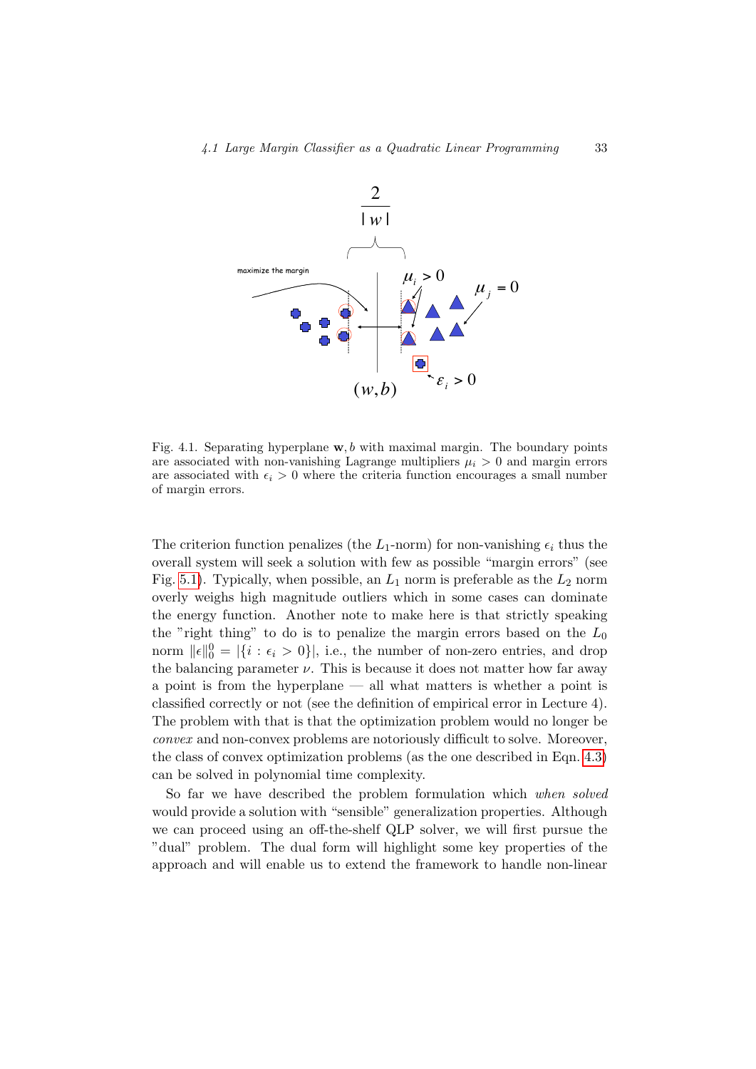Fig. 4.1. Separating hyperplane $\mathbf{w}, b$ with maximal margin. The boundary points are associated with non-vanishing Lagrange multipliers $\mu_i > 0$ and margin errors are associated with $\epsilon_i > 0$ where the criteria function encourages a small number of margin errors.

The criterion function penalizes (the $L_1$-norm) for non-vanishing $\epsilon_i$ thus the overall system will seek a solution with few as possible "margin errors" (see Fig. 5.1). Typically, when possible, an $L_1$ norm is preferable as the $L_2$ norm overly weighs high magnitude outliers which in some cases can dominate the energy function. Another note to make here is that strictly speaking the "right thing" to do is to penalize the margin errors based on the $L_0$ norm $\|\epsilon\|_0^0 = |\{i : \epsilon_i > 0\}|$, i.e., the number of non-zero entries, and drop the balancing parameter $\nu$. This is because it does not matter how far away a point is from the hyperplane — all what matters is whether a point is classified correctly or not (see the definition of empirical error in Lecture 4). The problem with that is that the optimization problem would no longer be *convex* and non-convex problems are notoriously difficult to solve. Moreover, the class of convex optimization problems (as the one described in Eqn. 4.3) can be solved in polynomial time complexity.

So far we have described the problem formulation which *when solved* would provide a solution with "sensible" generalization properties. Although we can proceed using an off-the-shelf QLP solver, we will first pursue the "dual" problem. The dual form will highlight some key properties of the approach and will enable us to extend the framework to handle non-linear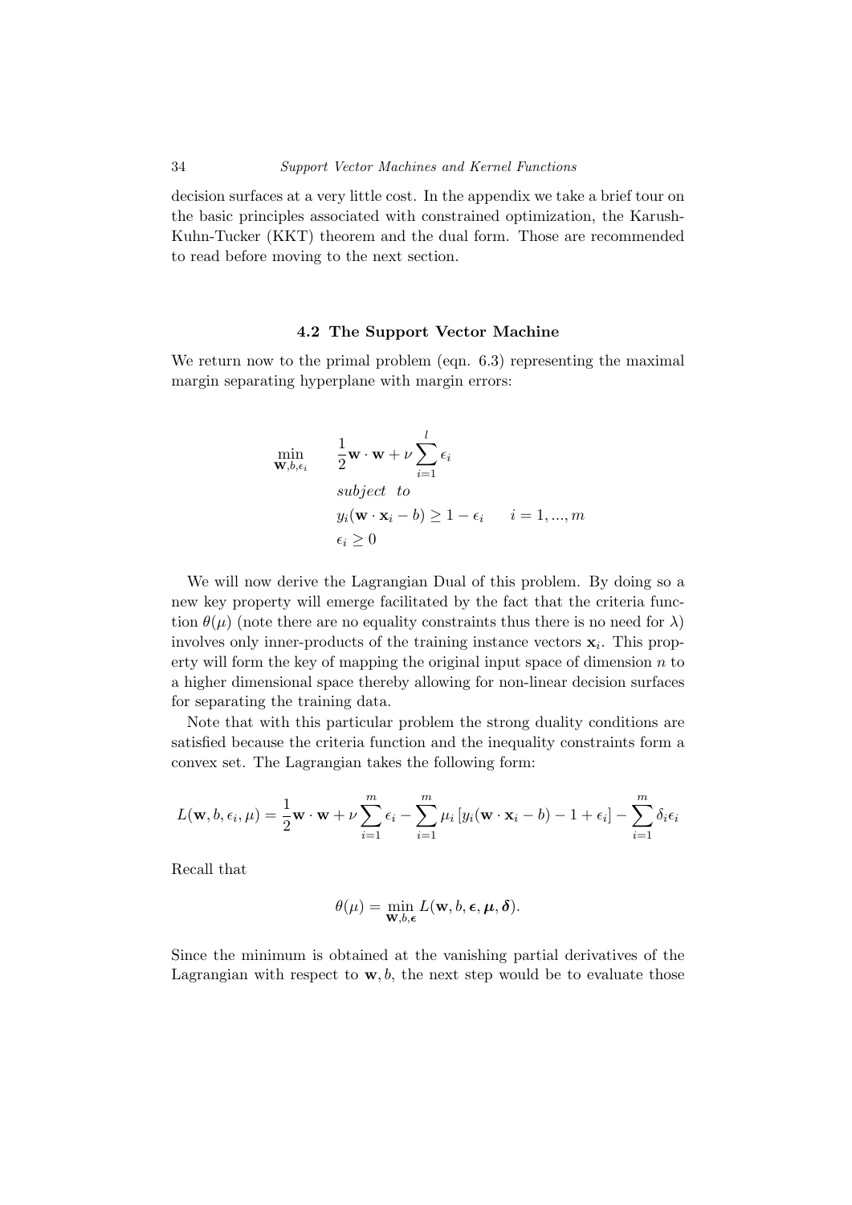decision surfaces at a very little cost. In the appendix we take a brief tour on the basic principles associated with constrained optimization, the Karush-Kuhn-Tucker (KKT) theorem and the dual form. Those are recommended to read before moving to the next section.

## 4.2 The Support Vector Machine

We return now to the primal problem (eqn. 6.3) representing the maximal margin separating hyperplane with margin errors:

$$
\begin{aligned}
\min_{\mathbf{w},b,\epsilon_i} \quad & \frac{1}{2}\mathbf{w}\cdot\mathbf{w} + \nu\sum_{i=1}^{l}\epsilon_i \\
& \textit{subject to} \\
& y_i(\mathbf{w}\cdot\mathbf{x}_i - b) \geq 1 - \epsilon_i \qquad i = 1, ..., m \\
& \epsilon_i \geq 0
\end{aligned}
$$

We will now derive the Lagrangian Dual of this problem. By doing so a new key property will emerge facilitated by the fact that the criteria function $\theta(\mu)$ (note there are no equality constraints thus there is no need for $\lambda$) involves only inner-products of the training instance vectors $\mathbf{x}_i$. This property will form the key of mapping the original input space of dimension $n$ to a higher dimensional space thereby allowing for non-linear decision surfaces for separating the training data.

Note that with this particular problem the strong duality conditions are satisfied because the criteria function and the inequality constraints form a convex set. The Lagrangian takes the following form:

$$
L(\mathbf{w}, b, \epsilon_i, \mu) = \frac{1}{2}\mathbf{w}\cdot\mathbf{w} + \nu\sum_{i=1}^{m}\epsilon_i - \sum_{i=1}^{m}\mu_i\left[y_i(\mathbf{w}\cdot\mathbf{x}_i - b) - 1 + \epsilon_i\right] - \sum_{i=1}^{m}\delta_i\epsilon_i
$$

Recall that

$$
\theta(\mu) = \min_{\mathbf{w},b,\boldsymbol{\epsilon}} L(\mathbf{w}, b, \boldsymbol{\epsilon}, \boldsymbol{\mu}, \boldsymbol{\delta}).
$$

Since the minimum is obtained at the vanishing partial derivatives of the Lagrangian with respect to $\mathbf{w}, b$, the next step would be to evaluate those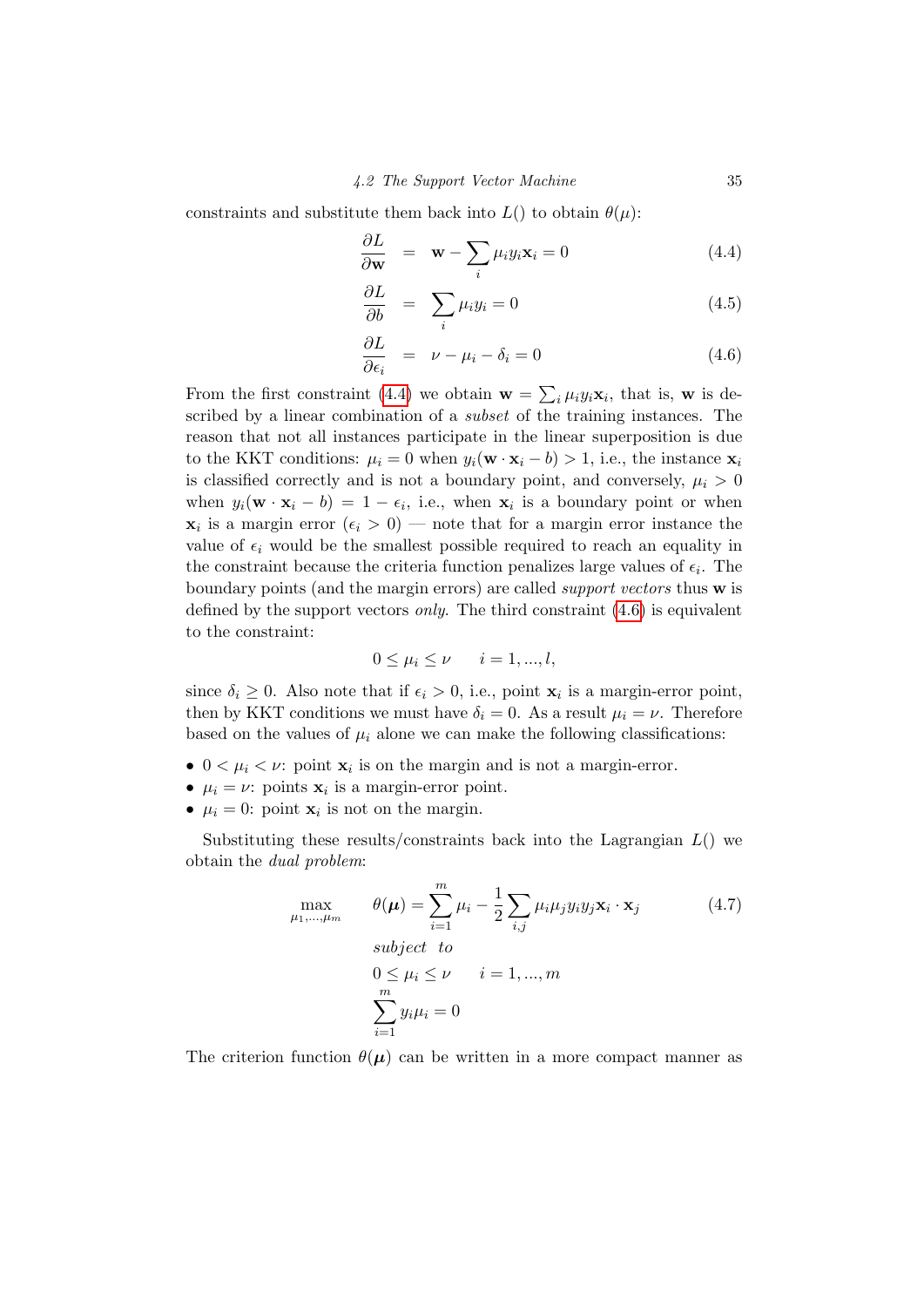constraints and substitute them back into $L()$ to obtain $\theta(\mu)$:

$$\frac{\partial L}{\partial \mathbf{w}} = \mathbf{w} - \sum_i \mu_i y_i \mathbf{x}_i = 0 \tag{4.4}$$

$$\frac{\partial L}{\partial b} = \sum_i \mu_i y_i = 0 \tag{4.5}$$

$$\frac{\partial L}{\partial \epsilon_i} = \nu - \mu_i - \delta_i = 0 \tag{4.6}$$

From the first constraint (4.4) we obtain $\mathbf{w} = \sum_i \mu_i y_i \mathbf{x}_i$, that is, $\mathbf{w}$ is described by a linear combination of a *subset* of the training instances. The reason that not all instances participate in the linear superposition is due to the KKT conditions: $\mu_i = 0$ when $y_i(\mathbf{w} \cdot \mathbf{x}_i - b) > 1$, i.e., the instance $\mathbf{x}_i$ is classified correctly and is not a boundary point, and conversely, $\mu_i > 0$ when $y_i(\mathbf{w} \cdot \mathbf{x}_i - b) = 1 - \epsilon_i$, i.e., when $\mathbf{x}_i$ is a boundary point or when $\mathbf{x}_i$ is a margin error ($\epsilon_i > 0$) — note that for a margin error instance the value of $\epsilon_i$ would be the smallest possible required to reach an equality in the constraint because the criteria function penalizes large values of $\epsilon_i$. The boundary points (and the margin errors) are called *support vectors* thus $\mathbf{w}$ is defined by the support vectors *only*. The third constraint (4.6) is equivalent to the constraint:

$$0 \leq \mu_i \leq \nu \qquad i = 1, ..., l,$$

since $\delta_i \geq 0$. Also note that if $\epsilon_i > 0$, i.e., point $\mathbf{x}_i$ is a margin-error point, then by KKT conditions we must have $\delta_i = 0$. As a result $\mu_i = \nu$. Therefore based on the values of $\mu_i$ alone we can make the following classifications:

- $0 < \mu_i < \nu$: point $\mathbf{x}_i$ is on the margin and is not a margin-error.
- $\mu_i = \nu$: points $\mathbf{x}_i$ is a margin-error point.
- $\mu_i = 0$: point $\mathbf{x}_i$ is not on the margin.

Substituting these results/constraints back into the Lagrangian $L()$ we obtain the *dual problem*:

$$\max_{\mu_1,...,\mu_m} \quad \theta(\boldsymbol{\mu}) = \sum_{i=1}^{m} \mu_i - \frac{1}{2} \sum_{i,j} \mu_i \mu_j y_i y_j \mathbf{x}_i \cdot \mathbf{x}_j \tag{4.7}$$

$$\textit{subject to}$$

$$0 \leq \mu_i \leq \nu \qquad i = 1, ..., m$$

$$\sum_{i=1}^{m} y_i \mu_i = 0$$

The criterion function $\theta(\boldsymbol{\mu})$ can be written in a more compact manner as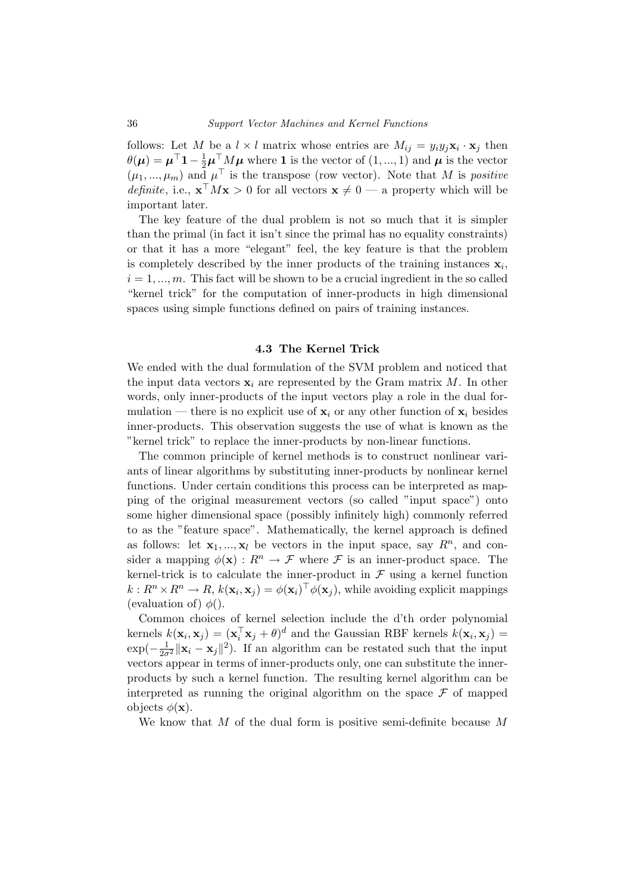follows: Let $M$ be a $l \times l$ matrix whose entries are $M_{ij} = y_i y_j \mathbf{x}_i \cdot \mathbf{x}_j$ then $\theta(\boldsymbol{\mu}) = \boldsymbol{\mu}^\top \mathbf{1} - \frac{1}{2}\boldsymbol{\mu}^\top M \boldsymbol{\mu}$ where $\mathbf{1}$ is the vector of $(1, ..., 1)$ and $\boldsymbol{\mu}$ is the vector $(\mu_1, ..., \mu_m)$ and $\mu^\top$ is the transpose (row vector). Note that $M$ is *positive definite*, i.e., $\mathbf{x}^\top M \mathbf{x} > 0$ for all vectors $\mathbf{x} \neq 0$ — a property which will be important later.

The key feature of the dual problem is not so much that it is simpler than the primal (in fact it isn't since the primal has no equality constraints) or that it has a more "elegant" feel, the key feature is that the problem is completely described by the inner products of the training instances $\mathbf{x}_i$, $i = 1, ..., m$. This fact will be shown to be a crucial ingredient in the so called "kernel trick" for the computation of inner-products in high dimensional spaces using simple functions defined on pairs of training instances.

### 4.3 The Kernel Trick

We ended with the dual formulation of the SVM problem and noticed that the input data vectors $\mathbf{x}_i$ are represented by the Gram matrix $M$. In other words, only inner-products of the input vectors play a role in the dual formulation — there is no explicit use of $\mathbf{x}_i$ or any other function of $\mathbf{x}_i$ besides inner-products. This observation suggests the use of what is known as the "kernel trick" to replace the inner-products by non-linear functions.

The common principle of kernel methods is to construct nonlinear variants of linear algorithms by substituting inner-products by nonlinear kernel functions. Under certain conditions this process can be interpreted as mapping of the original measurement vectors (so called "input space") onto some higher dimensional space (possibly infinitely high) commonly referred to as the "feature space". Mathematically, the kernel approach is defined as follows: let $\mathbf{x}_1, ..., \mathbf{x}_l$ be vectors in the input space, say $R^n$, and consider a mapping $\phi(\mathbf{x}) : R^n \rightarrow \mathcal{F}$ where $\mathcal{F}$ is an inner-product space. The kernel-trick is to calculate the inner-product in $\mathcal{F}$ using a kernel function $k : R^n \times R^n \rightarrow R$, $k(\mathbf{x}_i, \mathbf{x}_j) = \phi(\mathbf{x}_i)^\top \phi(\mathbf{x}_j)$, while avoiding explicit mappings (evaluation of) $\phi()$.

Common choices of kernel selection include the d'th order polynomial kernels $k(\mathbf{x}_i, \mathbf{x}_j) = (\mathbf{x}_i^\top \mathbf{x}_j + \theta)^d$ and the Gaussian RBF kernels $k(\mathbf{x}_i, \mathbf{x}_j) = \exp(-\frac{1}{2\sigma^2}\|\mathbf{x}_i - \mathbf{x}_j\|^2)$. If an algorithm can be restated such that the input vectors appear in terms of inner-products only, one can substitute the inner-products by such a kernel function. The resulting kernel algorithm can be interpreted as running the original algorithm on the space $\mathcal{F}$ of mapped objects $\phi(\mathbf{x})$.

We know that $M$ of the dual form is positive semi-definite because $M$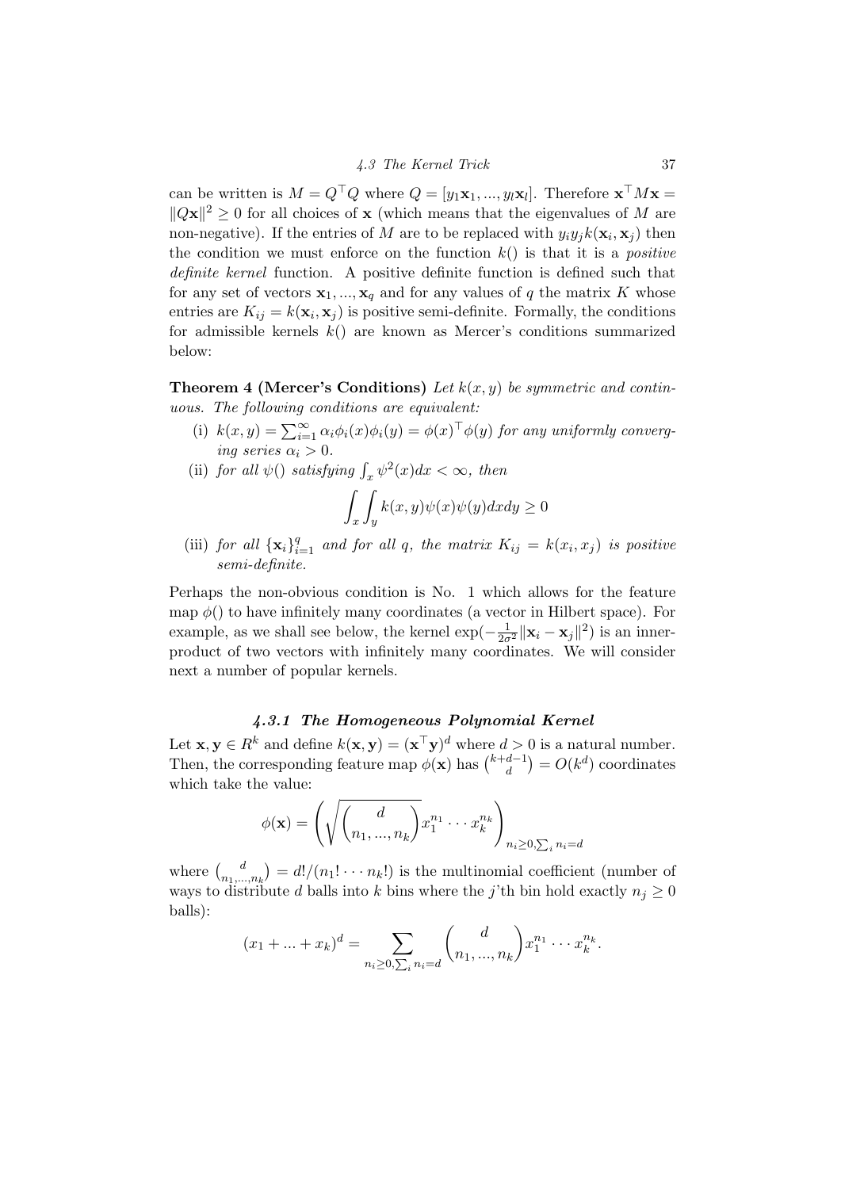can be written is $M = Q^\top Q$ where $Q = [y_1\mathbf{x}_1, ..., y_l\mathbf{x}_l]$. Therefore $\mathbf{x}^\top M\mathbf{x} = \|Q\mathbf{x}\|^2 \geq 0$ for all choices of $\mathbf{x}$ (which means that the eigenvalues of $M$ are non-negative). If the entries of $M$ are to be replaced with $y_i y_j k(\mathbf{x}_i, \mathbf{x}_j)$ then the condition we must enforce on the function $k()$ is that it is a *positive definite kernel* function. A positive definite function is defined such that for any set of vectors $\mathbf{x}_1, ..., \mathbf{x}_q$ and for any values of $q$ the matrix $K$ whose entries are $K_{ij} = k(\mathbf{x}_i, \mathbf{x}_j)$ is positive semi-definite. Formally, the conditions for admissible kernels $k()$ are known as Mercer's conditions summarized below:

**Theorem 4 (Mercer's Conditions)** *Let $k(x, y)$ be symmetric and continuous. The following conditions are equivalent:*

(i) *$k(x, y) = \sum_{i=1}^{\infty} \alpha_i \phi_i(x)\phi_i(y) = \phi(x)^\top \phi(y)$ for any uniformly converging series $\alpha_i > 0$.*

(ii) *for all $\psi()$ satisfying $\int_x \psi^2(x)dx < \infty$, then*

$$\int_x \int_y k(x, y)\psi(x)\psi(y)dxdy \geq 0$$

(iii) *for all $\{\mathbf{x}_i\}_{i=1}^q$ and for all $q$, the matrix $K_{ij} = k(x_i, x_j)$ is positive semi-definite.*

Perhaps the non-obvious condition is No. 1 which allows for the feature map $\phi()$ to have infinitely many coordinates (a vector in Hilbert space). For example, as we shall see below, the kernel $\exp(-\frac{1}{2\sigma^2}\|\mathbf{x}_i - \mathbf{x}_j\|^2)$ is an inner-product of two vectors with infinitely many coordinates. We will consider next a number of popular kernels.

### *4.3.1 The Homogeneous Polynomial Kernel*

Let $\mathbf{x}, \mathbf{y} \in R^k$ and define $k(\mathbf{x}, \mathbf{y}) = (\mathbf{x}^\top \mathbf{y})^d$ where $d > 0$ is a natural number. Then, the corresponding feature map $\phi(\mathbf{x})$ has $\binom{k+d-1}{d} = O(k^d)$ coordinates which take the value:

$$\phi(\mathbf{x}) = \left( \sqrt{\binom{d}{n_1, ..., n_k}} x_1^{n_1} \cdots x_k^{n_k} \right)_{n_i \geq 0, \sum_i n_i = d}$$

where $\binom{d}{n_1, ..., n_k} = d!/(n_1! \cdots n_k!)$ is the multinomial coefficient (number of ways to distribute $d$ balls into $k$ bins where the $j$'th bin hold exactly $n_j \geq 0$ balls):

$$(x_1 + ... + x_k)^d = \sum_{n_i \geq 0, \sum_i n_i = d} \binom{d}{n_1, ..., n_k} x_1^{n_1} \cdots x_k^{n_k}.$$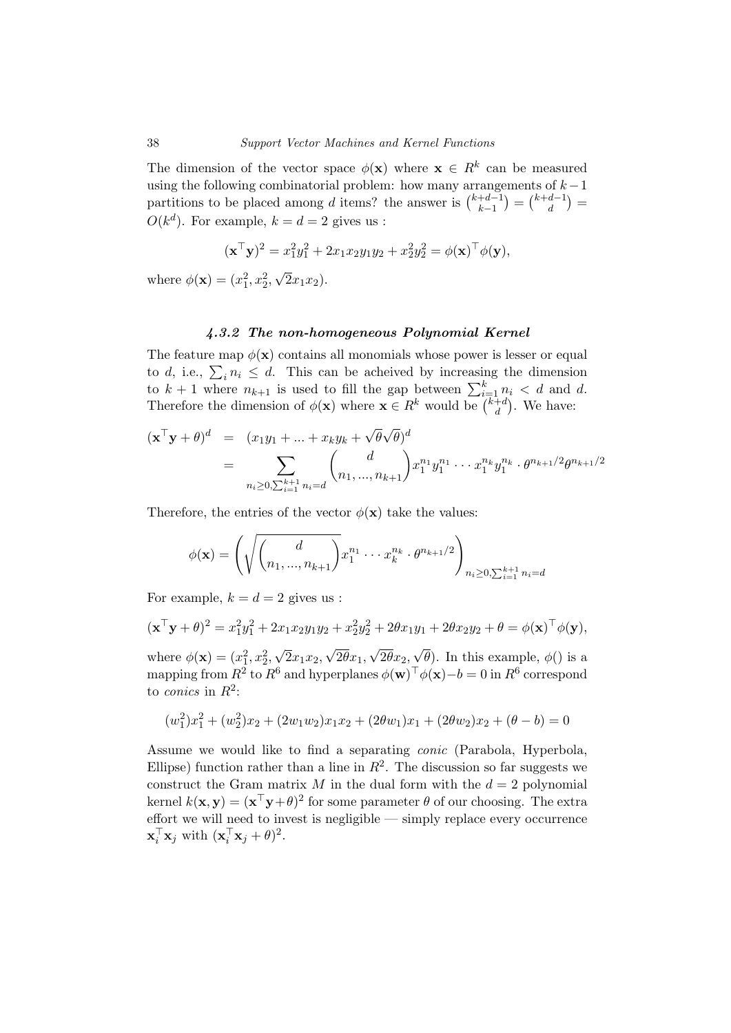The dimension of the vector space $\phi(\mathbf{x})$ where $\mathbf{x} \in R^k$ can be measured using the following combinatorial problem: how many arrangements of $k-1$ partitions to be placed among $d$ items? the answer is $\binom{k+d-1}{k-1} = \binom{k+d-1}{d} = O(k^d)$. For example, $k = d = 2$ gives us :

$$(\mathbf{x}^\top \mathbf{y})^2 = x_1^2 y_1^2 + 2x_1x_2y_1y_2 + x_2^2 y_2^2 = \phi(\mathbf{x})^\top \phi(\mathbf{y}),$$

where $\phi(\mathbf{x}) = (x_1^2, x_2^2, \sqrt{2}x_1x_2)$.

### *4.3.2 The non-homogeneous Polynomial Kernel*

The feature map $\phi(\mathbf{x})$ contains all monomials whose power is lesser or equal to $d$, i.e., $\sum_i n_i \leq d$. This can be acheived by increasing the dimension to $k+1$ where $n_{k+1}$ is used to fill the gap between $\sum_{i=1}^k n_i < d$ and $d$. Therefore the dimension of $\phi(\mathbf{x})$ where $\mathbf{x} \in R^k$ would be $\binom{k+d}{d}$. We have:

$$\begin{aligned}
(\mathbf{x}^\top \mathbf{y} + \theta)^d &= (x_1y_1 + ... + x_ky_k + \sqrt{\theta}\sqrt{\theta})^d \\
&= \sum_{n_i \geq 0, \sum_{i=1}^{k+1} n_i = d} \binom{d}{n_1, ..., n_{k+1}} x_1^{n_1} y_1^{n_1} \cdots x_1^{n_k} y_1^{n_k} \cdot \theta^{n_{k+1}/2} \theta^{n_{k+1}/2}
\end{aligned}$$

Therefore, the entries of the vector $\phi(\mathbf{x})$ take the values:

$$\phi(\mathbf{x}) = \left( \sqrt{\binom{d}{n_1, ..., n_{k+1}}} x_1^{n_1} \cdots x_k^{n_k} \cdot \theta^{n_{k+1}/2} \right)_{n_i \geq 0, \sum_{i=1}^{k+1} n_i = d}$$

For example, $k = d = 2$ gives us :

$$(\mathbf{x}^\top \mathbf{y} + \theta)^2 = x_1^2 y_1^2 + 2x_1x_2y_1y_2 + x_2^2 y_2^2 + 2\theta x_1 y_1 + 2\theta x_2 y_2 + \theta = \phi(\mathbf{x})^\top \phi(\mathbf{y}),$$

where $\phi(\mathbf{x}) = (x_1^2, x_2^2, \sqrt{2}x_1x_2, \sqrt{2\theta}x_1, \sqrt{2\theta}x_2, \sqrt{\theta})$. In this example, $\phi()$ is a mapping from $R^2$ to $R^6$ and hyperplanes $\phi(\mathbf{w})^\top \phi(\mathbf{x}) - b = 0$ in $R^6$ correspond to *conics* in $R^2$:

$$(w_1^2)x_1^2 + (w_2^2)x_2 + (2w_1w_2)x_1x_2 + (2\theta w_1)x_1 + (2\theta w_2)x_2 + (\theta - b) = 0$$

Assume we would like to find a separating *conic* (Parabola, Hyperbola, Ellipse) function rather than a line in $R^2$. The discussion so far suggests we construct the Gram matrix $M$ in the dual form with the $d = 2$ polynomial kernel $k(\mathbf{x}, \mathbf{y}) = (\mathbf{x}^\top \mathbf{y} + \theta)^2$ for some parameter $\theta$ of our choosing. The extra effort we will need to invest is negligible — simply replace every occurrence $\mathbf{x}_i^\top \mathbf{x}_j$ with $(\mathbf{x}_i^\top \mathbf{x}_j + \theta)^2$.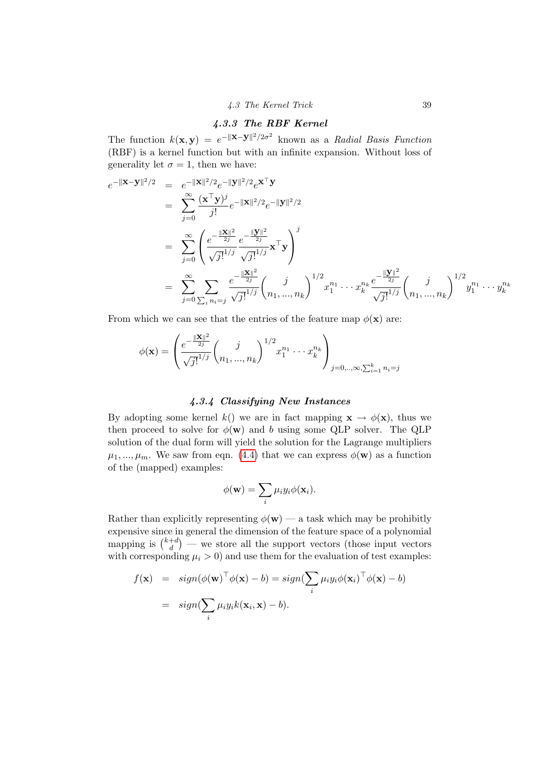### 4.3.3 The RBF Kernel

The function $k(\mathbf{x}, \mathbf{y}) = e^{-\|\mathbf{x}-\mathbf{y}\|^2/2\sigma^2}$ known as a *Radial Basis Function* (RBF) is a kernel function but with an infinite expansion. Without loss of generality let $\sigma = 1$, then we have:

$$
\begin{aligned}
e^{-\|\mathbf{x}-\mathbf{y}\|^2/2} &= e^{-\|\mathbf{x}\|^2/2} e^{-\|\mathbf{y}\|^2/2} e^{\mathbf{x}^\top \mathbf{y}} \\
&= \sum_{j=0}^{\infty} \frac{(\mathbf{x}^\top \mathbf{y})^j}{j!} e^{-\|\mathbf{x}\|^2/2} e^{-\|\mathbf{y}\|^2/2} \\
&= \sum_{j=0}^{\infty} \left( \frac{e^{-\frac{\|\mathbf{x}\|^2}{2j}}}{\sqrt{j!}^{1/j}} \frac{e^{-\frac{\|\mathbf{y}\|^2}{2j}}}{\sqrt{j!}^{1/j}} \mathbf{x}^\top \mathbf{y} \right)^j \\
&= \sum_{j=0}^{\infty} \sum_{\sum_i n_i = j} \frac{e^{-\frac{\|\mathbf{x}\|^2}{2j}}}{\sqrt{j!}^{1/j}} \binom{j}{n_1, ..., n_k}^{1/2} x_1^{n_1} \cdots x_k^{n_k} \frac{e^{-\frac{\|\mathbf{y}\|^2}{2j}}}{\sqrt{j!}^{1/j}} \binom{j}{n_1, ..., n_k}^{1/2} y_1^{n_1} \cdots y_k^{n_k}
\end{aligned}
$$

From which we can see that the entries of the feature map $\phi(\mathbf{x})$ are:

$$
\phi(\mathbf{x}) = \left( \frac{e^{-\frac{\|\mathbf{x}\|^2}{2j}}}{\sqrt{j!}^{1/j}} \binom{j}{n_1, ..., n_k}^{1/2} x_1^{n_1} \cdots x_k^{n_k} \right)_{j=0,..,\infty, \sum_{i=1}^k n_i = j}
$$

### 4.3.4 Classifying New Instances

By adopting some kernel $k()$ we are in fact mapping $\mathbf{x} \rightarrow \phi(\mathbf{x})$, thus we then proceed to solve for $\phi(\mathbf{w})$ and $b$ using some QLP solver. The QLP solution of the dual form will yield the solution for the Lagrange multipliers $\mu_1, ..., \mu_m$. We saw from eqn. (4.4) that we can express $\phi(\mathbf{w})$ as a function of the (mapped) examples:

$$
\phi(\mathbf{w}) = \sum_i \mu_i y_i \phi(\mathbf{x}_i).
$$

Rather than explicitly representing $\phi(\mathbf{w})$ — a task which may be prohibitly expensive since in general the dimension of the feature space of a polynomial mapping is $\binom{k+d}{d}$ — we store all the support vectors (those input vectors with corresponding $\mu_i > 0$) and use them for the evaluation of test examples:

$$
\begin{aligned}
f(\mathbf{x}) &= sign(\phi(\mathbf{w})^\top \phi(\mathbf{x}) - b) = sign(\sum_i \mu_i y_i \phi(\mathbf{x}_i)^\top \phi(\mathbf{x}) - b) \\
&= sign(\sum_i \mu_i y_i k(\mathbf{x}_i, \mathbf{x}) - b).
\end{aligned}
$$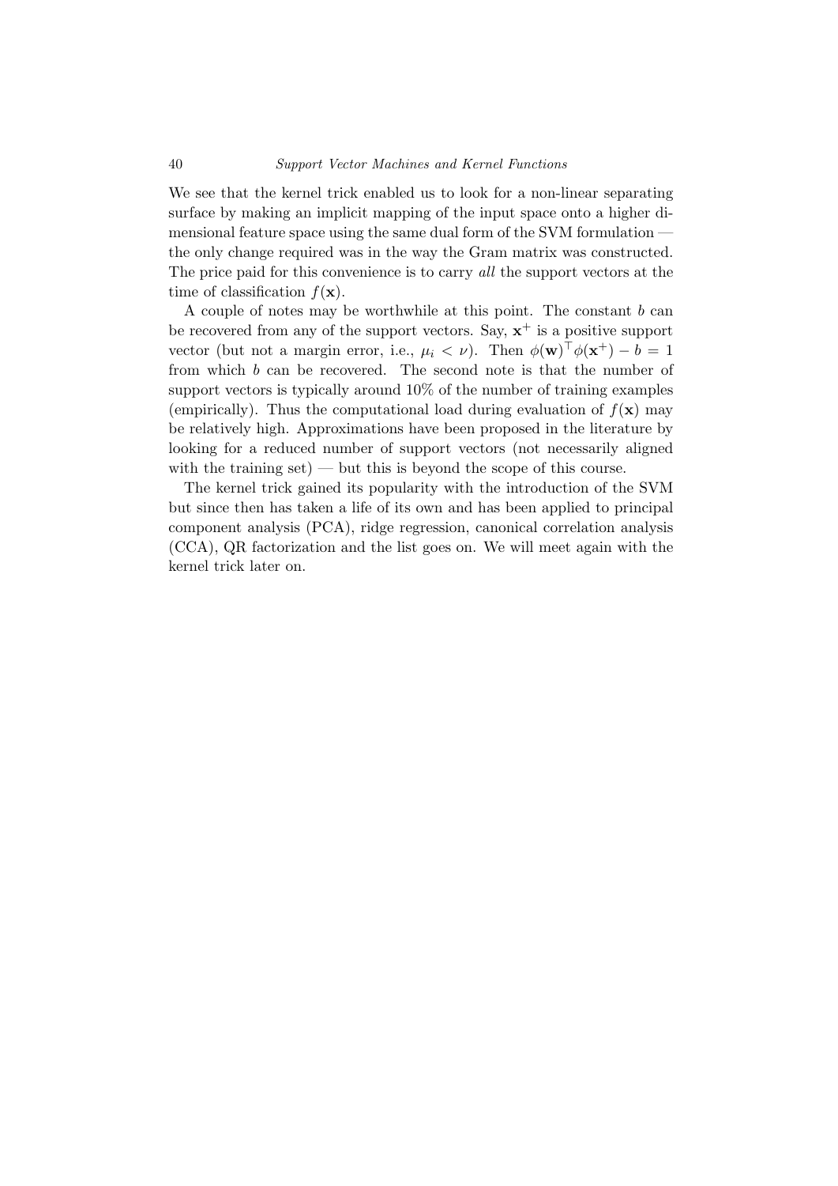We see that the kernel trick enabled us to look for a non-linear separating surface by making an implicit mapping of the input space onto a higher dimensional feature space using the same dual form of the SVM formulation — the only change required was in the way the Gram matrix was constructed. The price paid for this convenience is to carry *all* the support vectors at the time of classification $f(\mathbf{x})$.

A couple of notes may be worthwhile at this point. The constant $b$ can be recovered from any of the support vectors. Say, $\mathbf{x}^+$ is a positive support vector (but not a margin error, i.e., $\mu_i < \nu$). Then $\phi(\mathbf{w})^\top \phi(\mathbf{x}^+) - b = 1$ from which $b$ can be recovered. The second note is that the number of support vectors is typically around 10% of the number of training examples (empirically). Thus the computational load during evaluation of $f(\mathbf{x})$ may be relatively high. Approximations have been proposed in the literature by looking for a reduced number of support vectors (not necessarily aligned with the training set) — but this is beyond the scope of this course.

The kernel trick gained its popularity with the introduction of the SVM but since then has taken a life of its own and has been applied to principal component analysis (PCA), ridge regression, canonical correlation analysis (CCA), QR factorization and the list goes on. We will meet again with the kernel trick later on.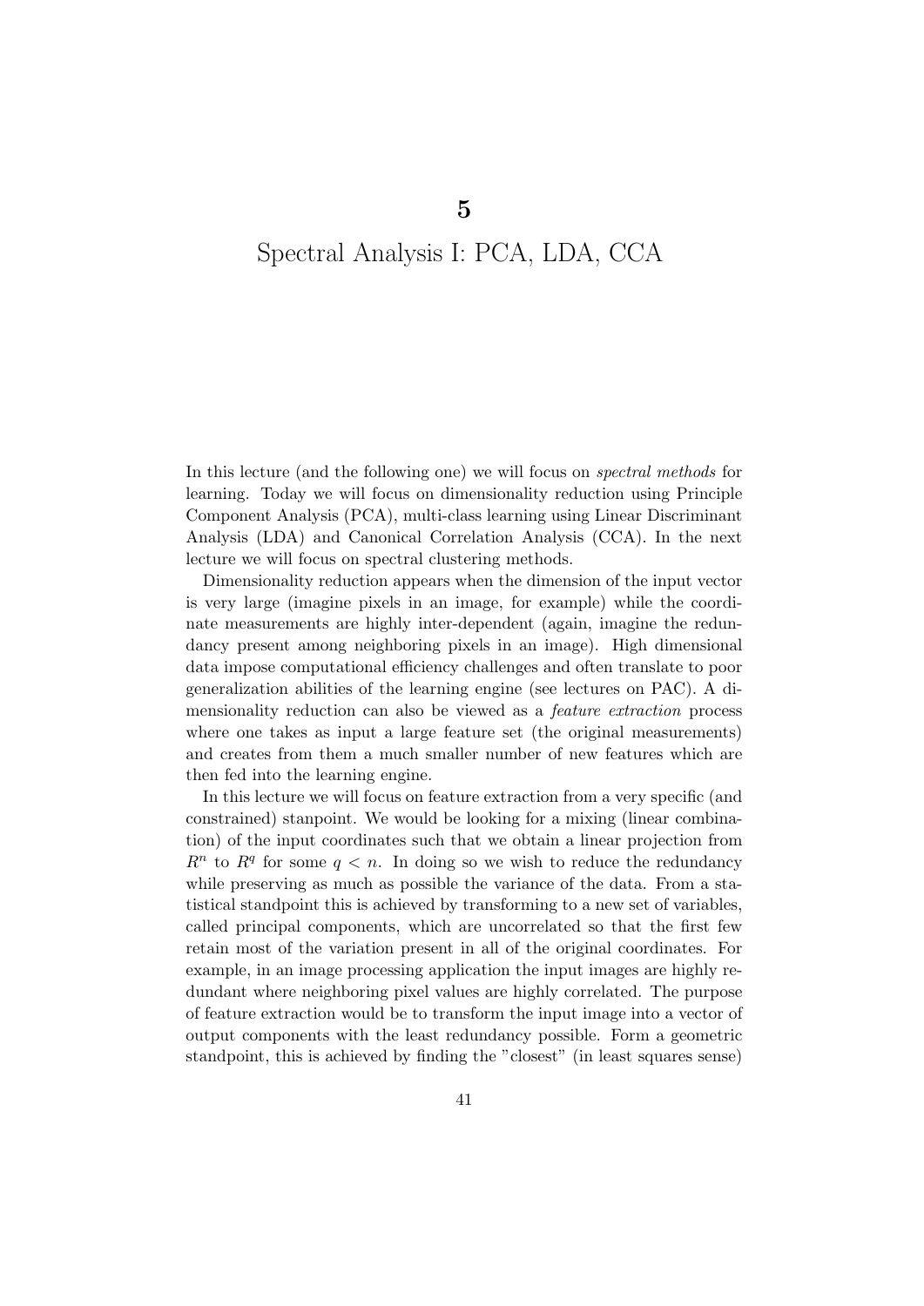# 5

# Spectral Analysis I: PCA, LDA, CCA

In this lecture (and the following one) we will focus on *spectral methods* for learning. Today we will focus on dimensionality reduction using Principle Component Analysis (PCA), multi-class learning using Linear Discriminant Analysis (LDA) and Canonical Correlation Analysis (CCA). In the next lecture we will focus on spectral clustering methods.

Dimensionality reduction appears when the dimension of the input vector is very large (imagine pixels in an image, for example) while the coordinate measurements are highly inter-dependent (again, imagine the redundancy present among neighboring pixels in an image). High dimensional data impose computational efficiency challenges and often translate to poor generalization abilities of the learning engine (see lectures on PAC). A dimensionality reduction can also be viewed as a *feature extraction* process where one takes as input a large feature set (the original measurements) and creates from them a much smaller number of new features which are then fed into the learning engine.

In this lecture we will focus on feature extraction from a very specific (and constrained) stanpoint. We would be looking for a mixing (linear combination) of the input coordinates such that we obtain a linear projection from $R^n$ to $R^q$ for some $q < n$. In doing so we wish to reduce the redundancy while preserving as much as possible the variance of the data. From a statistical standpoint this is achieved by transforming to a new set of variables, called principal components, which are uncorrelated so that the first few retain most of the variation present in all of the original coordinates. For example, in an image processing application the input images are highly redundant where neighboring pixel values are highly correlated. The purpose of feature extraction would be to transform the input image into a vector of output components with the least redundancy possible. Form a geometric standpoint, this is achieved by finding the "closest" (in least squares sense)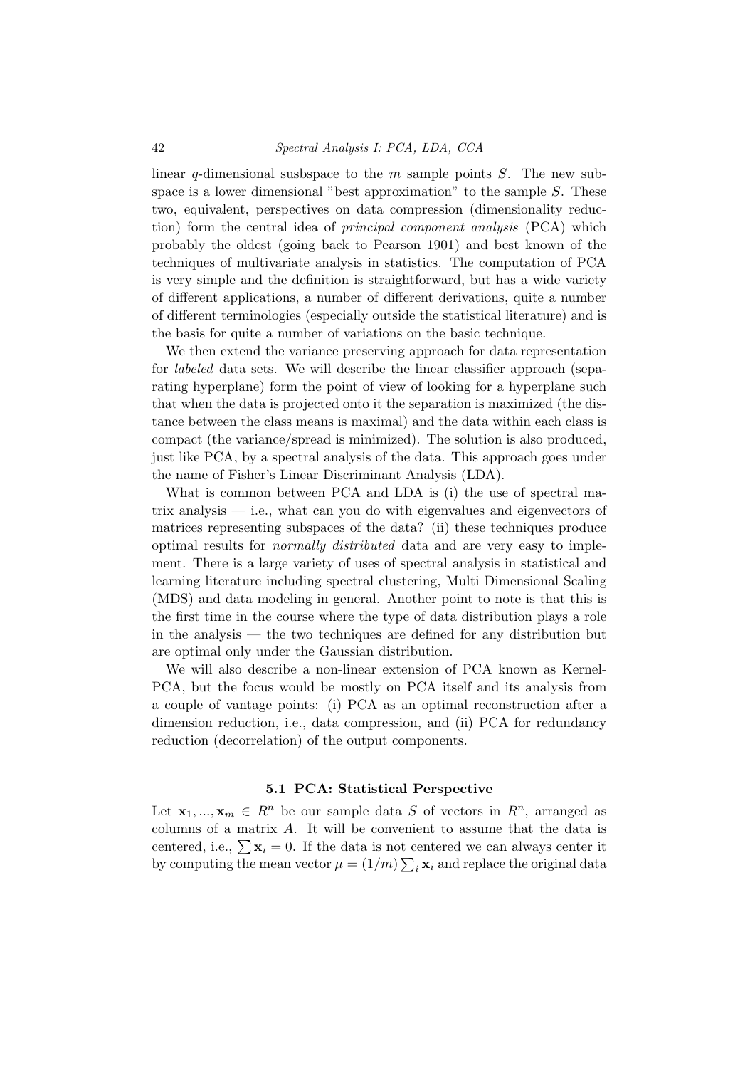linear $q$-dimensional susbspace to the $m$ sample points $S$. The new subspace is a lower dimensional "best approximation" to the sample $S$. These two, equivalent, perspectives on data compression (dimensionality reduction) form the central idea of *principal component analysis* (PCA) which probably the oldest (going back to Pearson 1901) and best known of the techniques of multivariate analysis in statistics. The computation of PCA is very simple and the definition is straightforward, but has a wide variety of different applications, a number of different derivations, quite a number of different terminologies (especially outside the statistical literature) and is the basis for quite a number of variations on the basic technique.

We then extend the variance preserving approach for data representation for *labeled* data sets. We will describe the linear classifier approach (separating hyperplane) form the point of view of looking for a hyperplane such that when the data is projected onto it the separation is maximized (the distance between the class means is maximal) and the data within each class is compact (the variance/spread is minimized). The solution is also produced, just like PCA, by a spectral analysis of the data. This approach goes under the name of Fisher's Linear Discriminant Analysis (LDA).

What is common between PCA and LDA is (i) the use of spectral matrix analysis — i.e., what can you do with eigenvalues and eigenvectors of matrices representing subspaces of the data? (ii) these techniques produce optimal results for *normally distributed* data and are very easy to implement. There is a large variety of uses of spectral analysis in statistical and learning literature including spectral clustering, Multi Dimensional Scaling (MDS) and data modeling in general. Another point to note is that this is the first time in the course where the type of data distribution plays a role in the analysis — the two techniques are defined for any distribution but are optimal only under the Gaussian distribution.

We will also describe a non-linear extension of PCA known as Kernel-PCA, but the focus would be mostly on PCA itself and its analysis from a couple of vantage points: (i) PCA as an optimal reconstruction after a dimension reduction, i.e., data compression, and (ii) PCA for redundancy reduction (decorrelation) of the output components.

## 5.1 PCA: Statistical Perspective

Let $\mathbf{x}_1, ..., \mathbf{x}_m \in R^n$ be our sample data $S$ of vectors in $R^n$, arranged as columns of a matrix $A$. It will be convenient to assume that the data is centered, i.e., $\sum \mathbf{x}_i = 0$. If the data is not centered we can always center it by computing the mean vector $\mu = (1/m)\sum_i \mathbf{x}_i$ and replace the original data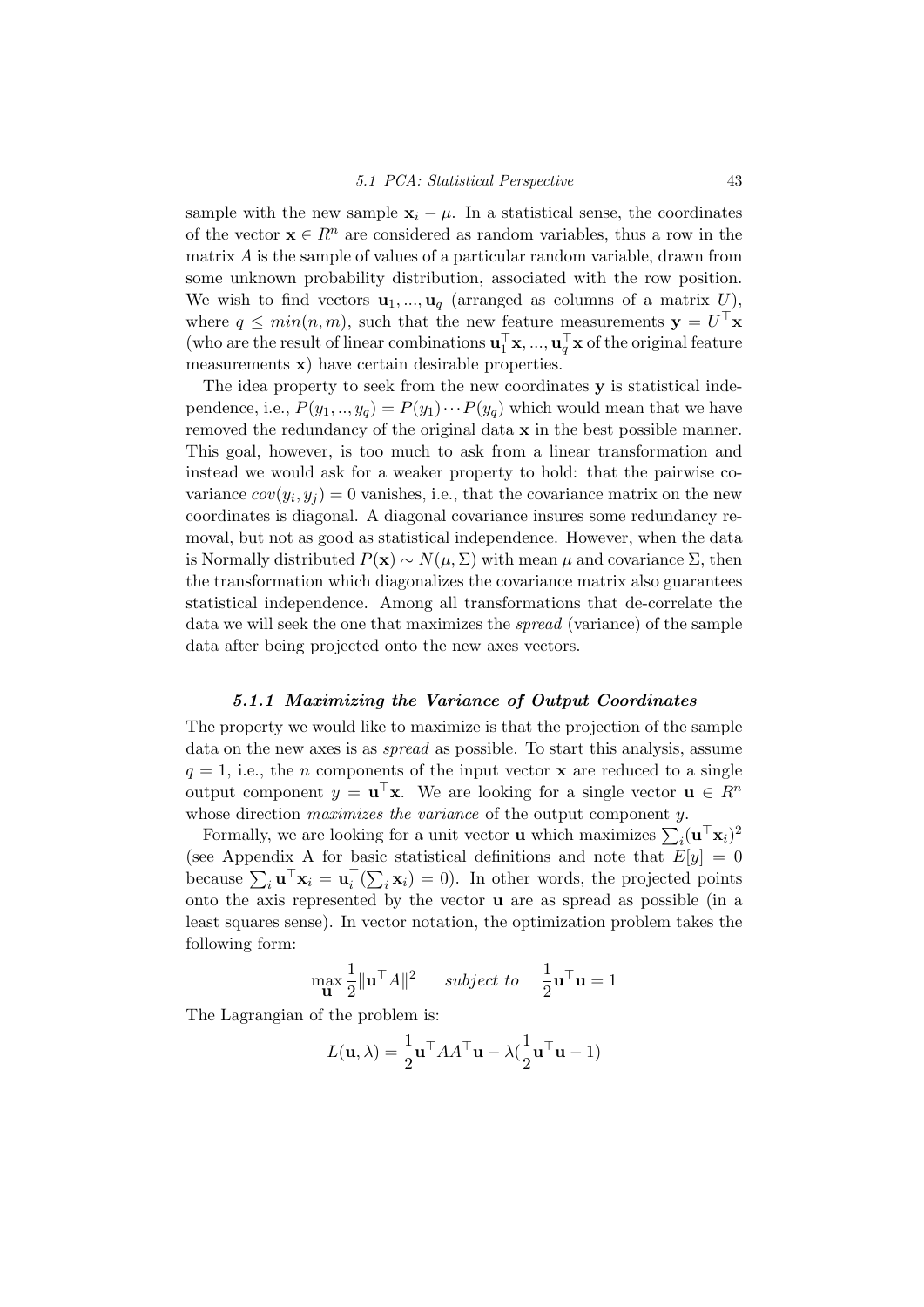sample with the new sample $\mathbf{x}_i - \mu$. In a statistical sense, the coordinates of the vector $\mathbf{x} \in R^n$ are considered as random variables, thus a row in the matrix $A$ is the sample of values of a particular random variable, drawn from some unknown probability distribution, associated with the row position. We wish to find vectors $\mathbf{u}_1, ..., \mathbf{u}_q$ (arranged as columns of a matrix $U$), where $q \leq min(n, m)$, such that the new feature measurements $\mathbf{y} = U^\top \mathbf{x}$ (who are the result of linear combinations $\mathbf{u}_1^\top \mathbf{x}, ..., \mathbf{u}_q^\top \mathbf{x}$ of the original feature measurements $\mathbf{x}$) have certain desirable properties.

The idea property to seek from the new coordinates $\mathbf{y}$ is statistical independence, i.e., $P(y_1, .., y_q) = P(y_1) \cdots P(y_q)$ which would mean that we have removed the redundancy of the original data $\mathbf{x}$ in the best possible manner. This goal, however, is too much to ask from a linear transformation and instead we would ask for a weaker property to hold: that the pairwise covariance $cov(y_i, y_j) = 0$ vanishes, i.e., that the covariance matrix on the new coordinates is diagonal. A diagonal covariance insures some redundancy removal, but not as good as statistical independence. However, when the data is Normally distributed $P(\mathbf{x}) \sim N(\mu, \Sigma)$ with mean $\mu$ and covariance $\Sigma$, then the transformation which diagonalizes the covariance matrix also guarantees statistical independence. Among all transformations that de-correlate the data we will seek the one that maximizes the *spread* (variance) of the sample data after being projected onto the new axes vectors.

### 5.1.1 Maximizing the Variance of Output Coordinates

The property we would like to maximize is that the projection of the sample data on the new axes is as *spread* as possible. To start this analysis, assume $q = 1$, i.e., the $n$ components of the input vector $\mathbf{x}$ are reduced to a single output component $y = \mathbf{u}^\top \mathbf{x}$. We are looking for a single vector $\mathbf{u} \in R^n$ whose direction *maximizes the variance* of the output component $y$.

Formally, we are looking for a unit vector $\mathbf{u}$ which maximizes $\sum_i (\mathbf{u}^\top \mathbf{x}_i)^2$ (see Appendix A for basic statistical definitions and note that $E[y] = 0$ because $\sum_i \mathbf{u}^\top \mathbf{x}_i = \mathbf{u}_i^\top (\sum_i \mathbf{x}_i) = 0$). In other words, the projected points onto the axis represented by the vector $\mathbf{u}$ are as spread as possible (in a least squares sense). In vector notation, the optimization problem takes the following form:

$$\max_{\mathbf{u}} \frac{1}{2} \|\mathbf{u}^\top A\|^2 \qquad subject\ to \quad \frac{1}{2}\mathbf{u}^\top \mathbf{u} = 1$$

The Lagrangian of the problem is:

$$L(\mathbf{u}, \lambda) = \frac{1}{2}\mathbf{u}^\top A A^\top \mathbf{u} - \lambda(\frac{1}{2}\mathbf{u}^\top \mathbf{u} - 1)$$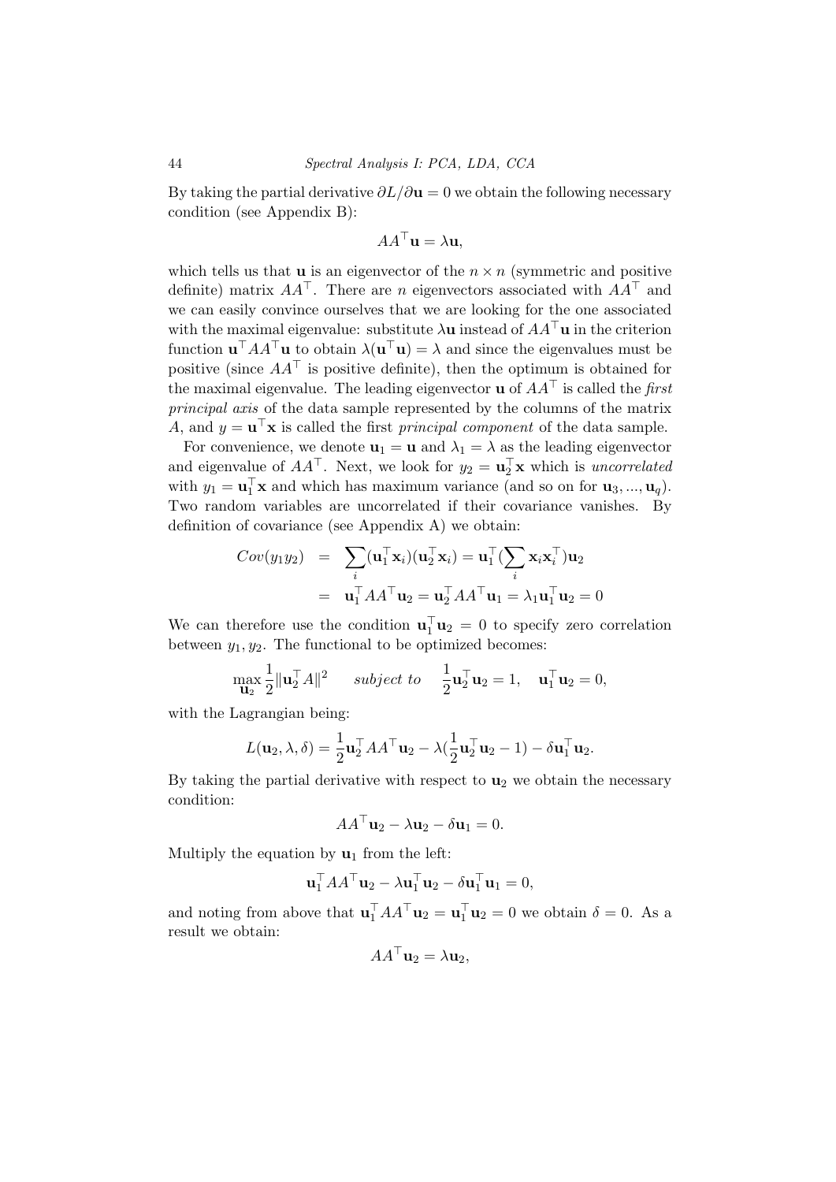By taking the partial derivative $\partial L/\partial \mathbf{u} = 0$ we obtain the following necessary condition (see Appendix B):

$$AA^\top \mathbf{u} = \lambda \mathbf{u},$$

which tells us that $\mathbf{u}$ is an eigenvector of the $n \times n$ (symmetric and positive definite) matrix $AA^\top$. There are $n$ eigenvectors associated with $AA^\top$ and we can easily convince ourselves that we are looking for the one associated with the maximal eigenvalue: substitute $\lambda \mathbf{u}$ instead of $AA^\top \mathbf{u}$ in the criterion function $\mathbf{u}^\top AA^\top \mathbf{u}$ to obtain $\lambda(\mathbf{u}^\top \mathbf{u}) = \lambda$ and since the eigenvalues must be positive (since $AA^\top$ is positive definite), then the optimum is obtained for the maximal eigenvalue. The leading eigenvector $\mathbf{u}$ of $AA^\top$ is called the *first principal axis* of the data sample represented by the columns of the matrix $A$, and $y = \mathbf{u}^\top \mathbf{x}$ is called the first *principal component* of the data sample.

For convenience, we denote $\mathbf{u}_1 = \mathbf{u}$ and $\lambda_1 = \lambda$ as the leading eigenvector and eigenvalue of $AA^\top$. Next, we look for $y_2 = \mathbf{u}_2^\top \mathbf{x}$ which is *uncorrelated* with $y_1 = \mathbf{u}_1^\top \mathbf{x}$ and which has maximum variance (and so on for $\mathbf{u}_3, ..., \mathbf{u}_q$). Two random variables are uncorrelated if their covariance vanishes. By definition of covariance (see Appendix A) we obtain:

$$\begin{aligned} Cov(y_1 y_2) &= \sum_i (\mathbf{u}_1^\top \mathbf{x}_i)(\mathbf{u}_2^\top \mathbf{x}_i) = \mathbf{u}_1^\top (\sum_i \mathbf{x}_i \mathbf{x}_i^\top) \mathbf{u}_2 \\ &= \mathbf{u}_1^\top AA^\top \mathbf{u}_2 = \mathbf{u}_2^\top AA^\top \mathbf{u}_1 = \lambda_1 \mathbf{u}_1^\top \mathbf{u}_2 = 0 \end{aligned}$$

We can therefore use the condition $\mathbf{u}_1^\top \mathbf{u}_2 = 0$ to specify zero correlation between $y_1, y_2$. The functional to be optimized becomes:

$$\max_{\mathbf{u}_2} \frac{1}{2} \|\mathbf{u}_2^\top A\|^2 \quad \textit{subject to} \quad \frac{1}{2}\mathbf{u}_2^\top \mathbf{u}_2 = 1, \quad \mathbf{u}_1^\top \mathbf{u}_2 = 0,$$

with the Lagrangian being:

$$L(\mathbf{u}_2, \lambda, \delta) = \frac{1}{2}\mathbf{u}_2^\top AA^\top \mathbf{u}_2 - \lambda(\frac{1}{2}\mathbf{u}_2^\top \mathbf{u}_2 - 1) - \delta \mathbf{u}_1^\top \mathbf{u}_2.$$

By taking the partial derivative with respect to $\mathbf{u}_2$ we obtain the necessary condition:

$$AA^\top \mathbf{u}_2 - \lambda \mathbf{u}_2 - \delta \mathbf{u}_1 = 0.$$

Multiply the equation by $\mathbf{u}_1$ from the left:

$$\mathbf{u}_1^\top AA^\top \mathbf{u}_2 - \lambda \mathbf{u}_1^\top \mathbf{u}_2 - \delta \mathbf{u}_1^\top \mathbf{u}_1 = 0,$$

and noting from above that $\mathbf{u}_1^\top AA^\top \mathbf{u}_2 = \mathbf{u}_1^\top \mathbf{u}_2 = 0$ we obtain $\delta = 0$. As a result we obtain:

$$AA^\top \mathbf{u}_2 = \lambda \mathbf{u}_2,$$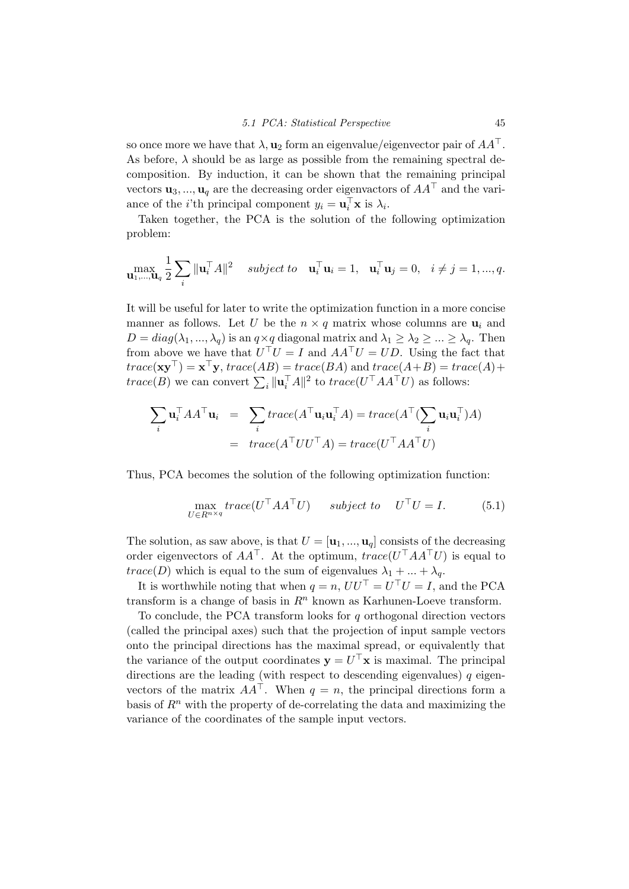so once more we have that $\lambda, \mathbf{u}_2$ form an eigenvalue/eigenvector pair of $AA^\top$. As before, $\lambda$ should be as large as possible from the remaining spectral decomposition. By induction, it can be shown that the remaining principal vectors $\mathbf{u}_3, ..., \mathbf{u}_q$ are the decreasing order eigenvactors of $AA^\top$ and the variance of the $i$'th principal component $y_i = \mathbf{u}_i^\top \mathbf{x}$ is $\lambda_i$.

Taken together, the PCA is the solution of the following optimization problem:

$$\max_{\mathbf{u}_1,...,\mathbf{u}_q} \frac{1}{2} \sum_i \|\mathbf{u}_i^\top A\|^2 \quad \textit{subject to} \quad \mathbf{u}_i^\top \mathbf{u}_i = 1, \quad \mathbf{u}_i^\top \mathbf{u}_j = 0, \quad i \neq j = 1, ..., q.$$

It will be useful for later to write the optimization function in a more concise manner as follows. Let $U$ be the $n \times q$ matrix whose columns are $\mathbf{u}_i$ and $D = diag(\lambda_1, ..., \lambda_q)$ is an $q \times q$ diagonal matrix and $\lambda_1 \geq \lambda_2 \geq ... \geq \lambda_q$. Then from above we have that $U^\top U = I$ and $AA^\top U = UD$. Using the fact that $trace(\mathbf{x}\mathbf{y}^\top) = \mathbf{x}^\top \mathbf{y}$, $trace(AB) = trace(BA)$ and $trace(A+B) = trace(A) + trace(B)$ we can convert $\sum_i \|\mathbf{u}_i^\top A\|^2$ to $trace(U^\top AA^\top U)$ as follows:

$$\begin{aligned}
\sum_i \mathbf{u}_i^\top AA^\top \mathbf{u}_i &= \sum_i trace(A^\top \mathbf{u}_i \mathbf{u}_i^\top A) = trace(A^\top (\sum_i \mathbf{u}_i \mathbf{u}_i^\top) A) \\
&= trace(A^\top U U^\top A) = trace(U^\top AA^\top U)
\end{aligned}$$

Thus, PCA becomes the solution of the following optimization function:

$$\max_{U \in R^{n \times q}} trace(U^\top AA^\top U) \qquad \textit{subject to} \quad U^\top U = I. \tag{5.1}$$

The solution, as saw above, is that $U = [\mathbf{u}_1, ..., \mathbf{u}_q]$ consists of the decreasing order eigenvectors of $AA^\top$. At the optimum, $trace(U^\top AA^\top U)$ is equal to $trace(D)$ which is equal to the sum of eigenvalues $\lambda_1 + ... + \lambda_q$.

It is worthwhile noting that when $q = n$, $UU^\top = U^\top U = I$, and the PCA transform is a change of basis in $R^n$ known as Karhunen-Loeve transform.

To conclude, the PCA transform looks for $q$ orthogonal direction vectors (called the principal axes) such that the projection of input sample vectors onto the principal directions has the maximal spread, or equivalently that the variance of the output coordinates $\mathbf{y} = U^\top \mathbf{x}$ is maximal. The principal directions are the leading (with respect to descending eigenvalues) $q$ eigenvectors of the matrix $AA^\top$. When $q = n$, the principal directions form a basis of $R^n$ with the property of de-correlating the data and maximizing the variance of the coordinates of the sample input vectors.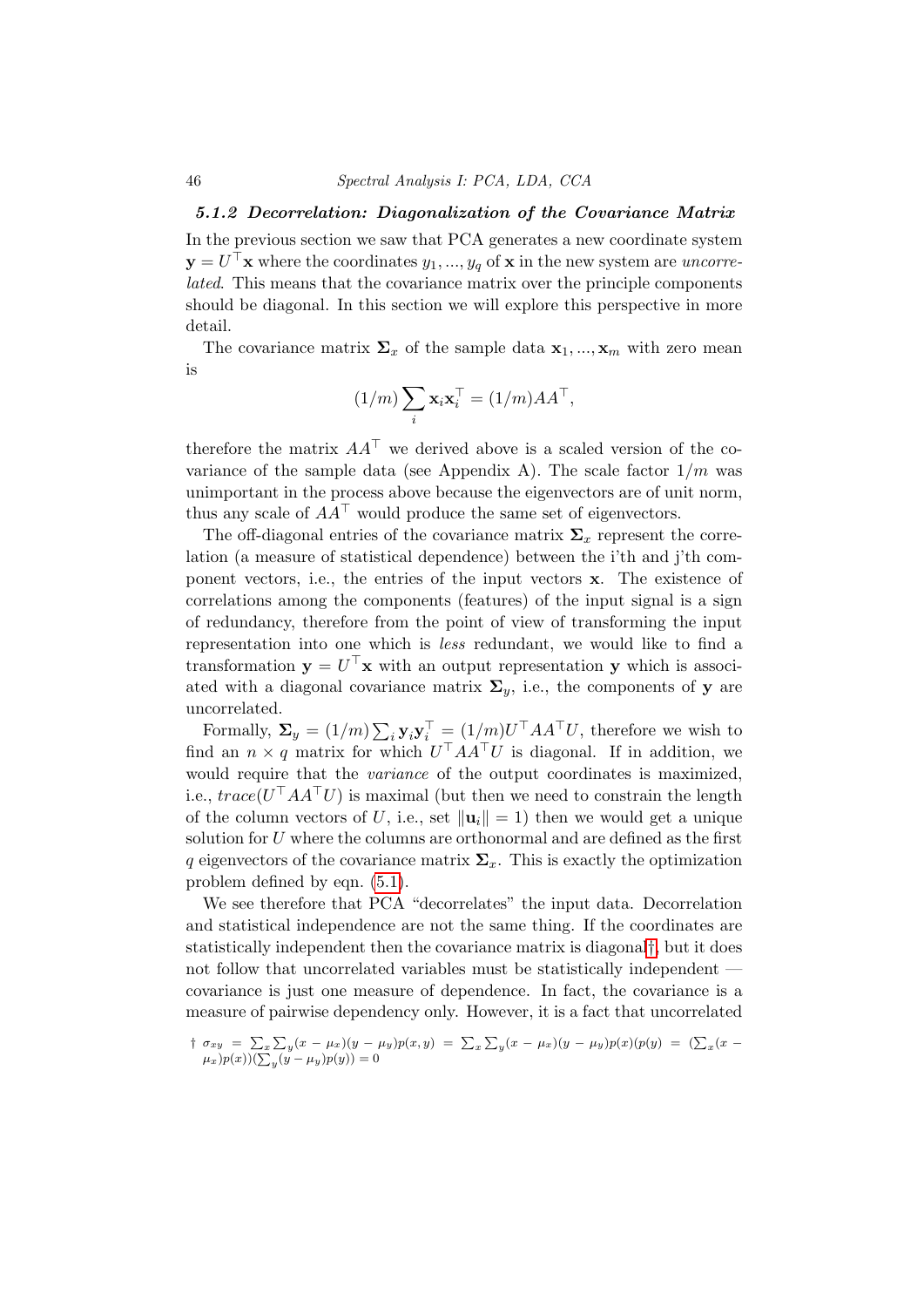### 5.1.2 Decorrelation: Diagonalization of the Covariance Matrix

In the previous section we saw that PCA generates a new coordinate system $\mathbf{y} = U^\top \mathbf{x}$ where the coordinates $y_1, ..., y_q$ of $\mathbf{x}$ in the new system are *uncorrelated*. This means that the covariance matrix over the principle components should be diagonal. In this section we will explore this perspective in more detail.

The covariance matrix $\mathbf{\Sigma}_x$ of the sample data $\mathbf{x}_1, ..., \mathbf{x}_m$ with zero mean is

$$(1/m) \sum_i \mathbf{x}_i \mathbf{x}_i^\top = (1/m) AA^\top,$$

therefore the matrix $AA^\top$ we derived above is a scaled version of the covariance of the sample data (see Appendix A). The scale factor $1/m$ was unimportant in the process above because the eigenvectors are of unit norm, thus any scale of $AA^\top$ would produce the same set of eigenvectors.

The off-diagonal entries of the covariance matrix $\mathbf{\Sigma}_x$ represent the correlation (a measure of statistical dependence) between the i'th and j'th component vectors, i.e., the entries of the input vectors $\mathbf{x}$. The existence of correlations among the components (features) of the input signal is a sign of redundancy, therefore from the point of view of transforming the input representation into one which is *less* redundant, we would like to find a transformation $\mathbf{y} = U^\top \mathbf{x}$ with an output representation $\mathbf{y}$ which is associated with a diagonal covariance matrix $\mathbf{\Sigma}_y$, i.e., the components of $\mathbf{y}$ are uncorrelated.

Formally, $\mathbf{\Sigma}_y = (1/m) \sum_i \mathbf{y}_i \mathbf{y}_i^\top = (1/m) U^\top AA^\top U$, therefore we wish to find an $n \times q$ matrix for which $U^\top AA^\top U$ is diagonal. If in addition, we would require that the *variance* of the output coordinates is maximized, i.e., $trace(U^\top AA^\top U)$ is maximal (but then we need to constrain the length of the column vectors of $U$, i.e., set $\|\mathbf{u}_i\| = 1$) then we would get a unique solution for $U$ where the columns are orthonormal and are defined as the first $q$ eigenvectors of the covariance matrix $\mathbf{\Sigma}_x$. This is exactly the optimization problem defined by eqn. (5.1).

We see therefore that PCA "decorrelates" the input data. Decorrelation and statistical independence are not the same thing. If the coordinates are statistically independent then the covariance matrix is diagonal†, but it does not follow that uncorrelated variables must be statistically independent — covariance is just one measure of dependence. In fact, the covariance is a measure of pairwise dependency only. However, it is a fact that uncorrelated

† $\sigma_{xy} = \sum_x \sum_y (x - \mu_x)(y - \mu_y) p(x, y) = \sum_x \sum_y (x - \mu_x)(y - \mu_y) p(x)(p(y) = (\sum_x (x - \mu_x) p(x))(\sum_y (y - \mu_y) p(y)) = 0$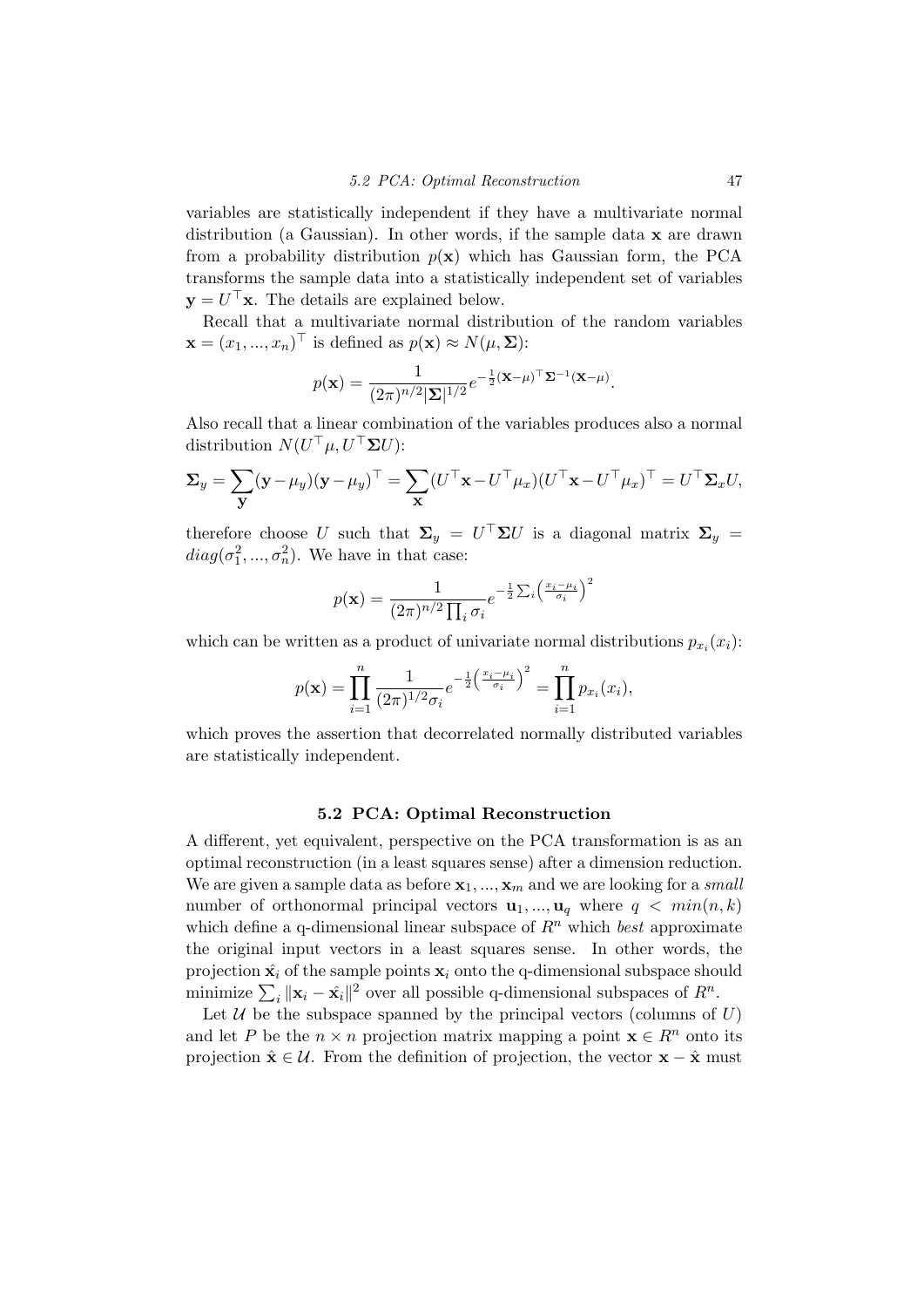variables are statistically independent if they have a multivariate normal distribution (a Gaussian). In other words, if the sample data $\mathbf{x}$ are drawn from a probability distribution $p(\mathbf{x})$ which has Gaussian form, the PCA transforms the sample data into a statistically independent set of variables $\mathbf{y} = U^\top \mathbf{x}$. The details are explained below.

Recall that a multivariate normal distribution of the random variables $\mathbf{x} = (x_1, ..., x_n)^\top$ is defined as $p(\mathbf{x}) \approx N(\mu, \mathbf{\Sigma})$:

$$p(\mathbf{x}) = \frac{1}{(2\pi)^{n/2} |\mathbf{\Sigma}|^{1/2}} e^{-\frac{1}{2}(\mathbf{x}-\mu)^\top \mathbf{\Sigma}^{-1}(\mathbf{x}-\mu)}.$$

Also recall that a linear combination of the variables produces also a normal distribution $N(U^\top \mu, U^\top \mathbf{\Sigma} U)$:

$$\mathbf{\Sigma}_y = \sum_{\mathbf{y}} (\mathbf{y} - \mu_y)(\mathbf{y} - \mu_y)^\top = \sum_{\mathbf{x}} (U^\top \mathbf{x} - U^\top \mu_x)(U^\top \mathbf{x} - U^\top \mu_x)^\top = U^\top \mathbf{\Sigma}_x U,$$

therefore choose $U$ such that $\mathbf{\Sigma}_y = U^\top \mathbf{\Sigma} U$ is a diagonal matrix $\mathbf{\Sigma}_y = diag(\sigma_1^2, ..., \sigma_n^2)$. We have in that case:

$$p(\mathbf{x}) = \frac{1}{(2\pi)^{n/2} \prod_i \sigma_i} e^{-\frac{1}{2}\sum_i \left(\frac{x_i - \mu_i}{\sigma_i}\right)^2}$$

which can be written as a product of univariate normal distributions $p_{x_i}(x_i)$:

$$p(\mathbf{x}) = \prod_{i=1}^{n} \frac{1}{(2\pi)^{1/2} \sigma_i} e^{-\frac{1}{2}\left(\frac{x_i - \mu_i}{\sigma_i}\right)^2} = \prod_{i=1}^{n} p_{x_i}(x_i),$$

which proves the assertion that decorrelated normally distributed variables are statistically independent.

## 5.2 PCA: Optimal Reconstruction

A different, yet equivalent, perspective on the PCA transformation is as an optimal reconstruction (in a least squares sense) after a dimension reduction. We are given a sample data as before $\mathbf{x}_1, ..., \mathbf{x}_m$ and we are looking for a *small* number of orthonormal principal vectors $\mathbf{u}_1, ..., \mathbf{u}_q$ where $q < min(n, k)$ which define a q-dimensional linear subspace of $R^n$ which *best* approximate the original input vectors in a least squares sense. In other words, the projection $\hat{\mathbf{x}}_i$ of the sample points $\mathbf{x}_i$ onto the q-dimensional subspace should minimize $\sum_i \|\mathbf{x}_i - \hat{\mathbf{x}}_i\|^2$ over all possible q-dimensional subspaces of $R^n$.

Let $\mathcal{U}$ be the subspace spanned by the principal vectors (columns of $U$) and let $P$ be the $n \times n$ projection matrix mapping a point $\mathbf{x} \in R^n$ onto its projection $\hat{\mathbf{x}} \in \mathcal{U}$. From the definition of projection, the vector $\mathbf{x} - \hat{\mathbf{x}}$ must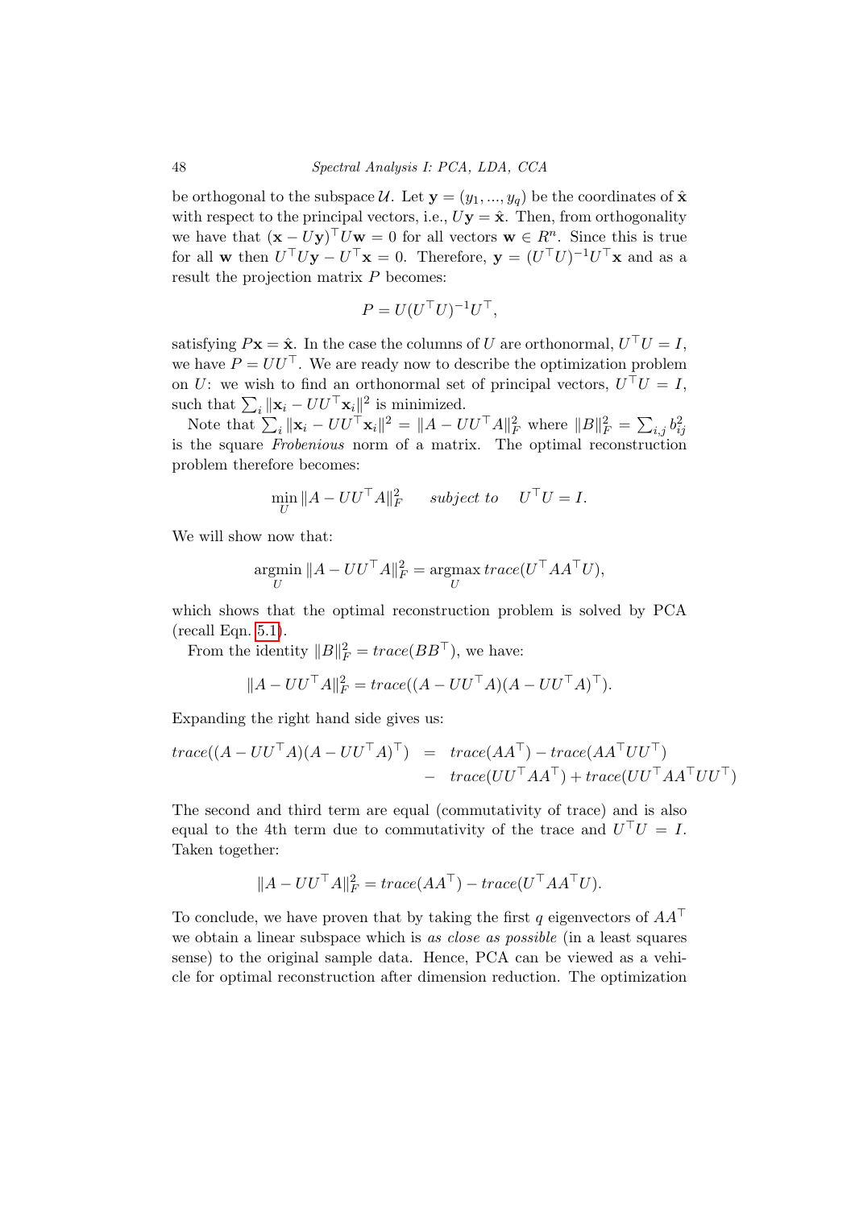be orthogonal to the subspace $\mathcal{U}$. Let $\mathbf{y} = (y_1, ..., y_q)$ be the coordinates of $\hat{\mathbf{x}}$ with respect to the principal vectors, i.e., $U\mathbf{y} = \hat{\mathbf{x}}$. Then, from orthogonality we have that $(\mathbf{x} - U\mathbf{y})^\top U\mathbf{w} = 0$ for all vectors $\mathbf{w} \in R^n$. Since this is true for all $\mathbf{w}$ then $U^\top U\mathbf{y} - U^\top \mathbf{x} = 0$. Therefore, $\mathbf{y} = (U^\top U)^{-1}U^\top \mathbf{x}$ and as a result the projection matrix $P$ becomes:

$$P = U(U^\top U)^{-1}U^\top,$$

satisfying $P\mathbf{x} = \hat{\mathbf{x}}$. In the case the columns of $U$ are orthonormal, $U^\top U = I$, we have $P = UU^\top$. We are ready now to describe the optimization problem on $U$: we wish to find an orthonormal set of principal vectors, $U^\top U = I$, such that $\sum_i \|\mathbf{x}_i - UU^\top \mathbf{x}_i\|^2$ is minimized.

Note that $\sum_i \|\mathbf{x}_i - UU^\top \mathbf{x}_i\|^2 = \|A - UU^\top A\|_F^2$ where $\|B\|_F^2 = \sum_{i,j} b_{ij}^2$ is the square *Frobenious* norm of a matrix. The optimal reconstruction problem therefore becomes:

$$\min_U \|A - UU^\top A\|_F^2 \qquad \textit{subject to} \quad U^\top U = I.$$

We will show now that:

$$\operatorname*{argmin}_U \|A - UU^\top A\|_F^2 = \operatorname*{argmax}_U trace(U^\top AA^\top U),$$

which shows that the optimal reconstruction problem is solved by PCA (recall Eqn. 5.1).

From the identity $\|B\|_F^2 = trace(BB^\top)$, we have:

$$\|A - UU^\top A\|_F^2 = trace((A - UU^\top A)(A - UU^\top A)^\top).$$

Expanding the right hand side gives us:

$$\begin{aligned} trace((A - UU^\top A)(A - UU^\top A)^\top) &= trace(AA^\top) - trace(AA^\top UU^\top) \\ &- trace(UU^\top AA^\top) + trace(UU^\top AA^\top UU^\top) \end{aligned}$$

The second and third term are equal (commutativity of trace) and is also equal to the 4th term due to commutativity of the trace and $U^\top U = I$. Taken together:

$$\|A - UU^\top A\|_F^2 = trace(AA^\top) - trace(U^\top AA^\top U).$$

To conclude, we have proven that by taking the first $q$ eigenvectors of $AA^\top$ we obtain a linear subspace which is *as close as possible* (in a least squares sense) to the original sample data. Hence, PCA can be viewed as a vehicle for optimal reconstruction after dimension reduction. The optimization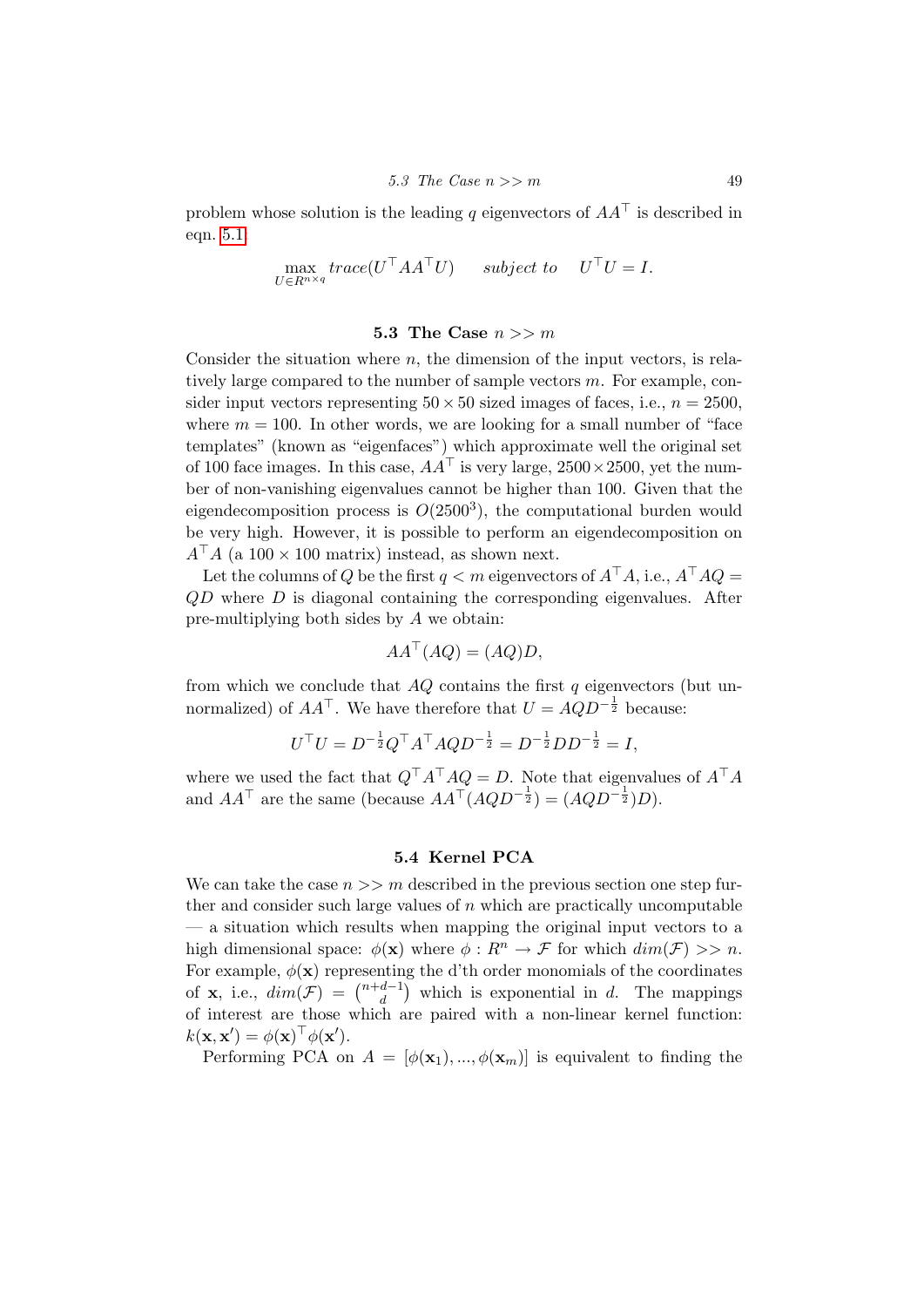problem whose solution is the leading $q$ eigenvectors of $AA^\top$ is described in eqn. 5.1:

$$\max_{U \in R^{n \times q}} trace(U^\top AA^\top U) \quad \textit{subject to} \quad U^\top U = I.$$

### 5.3 The Case $n >> m$

Consider the situation where $n$, the dimension of the input vectors, is relatively large compared to the number of sample vectors $m$. For example, consider input vectors representing $50 \times 50$ sized images of faces, i.e., $n = 2500$, where $m = 100$. In other words, we are looking for a small number of "face templates" (known as "eigenfaces") which approximate well the original set of 100 face images. In this case, $AA^\top$ is very large, $2500 \times 2500$, yet the number of non-vanishing eigenvalues cannot be higher than 100. Given that the eigendecomposition process is $O(2500^3)$, the computational burden would be very high. However, it is possible to perform an eigendecomposition on $A^\top A$ (a $100 \times 100$ matrix) instead, as shown next.

Let the columns of $Q$ be the first $q < m$ eigenvectors of $A^\top A$, i.e., $A^\top AQ = QD$ where $D$ is diagonal containing the corresponding eigenvalues. After pre-multiplying both sides by $A$ we obtain:

$$AA^\top (AQ) = (AQ)D,$$

from which we conclude that $AQ$ contains the first $q$ eigenvectors (but unnormalized) of $AA^\top$. We have therefore that $U = AQD^{-\frac{1}{2}}$ because:

$$U^\top U = D^{-\frac{1}{2}} Q^\top A^\top AQD^{-\frac{1}{2}} = D^{-\frac{1}{2}} DD^{-\frac{1}{2}} = I,$$

where we used the fact that $Q^\top A^\top AQ = D$. Note that eigenvalues of $A^\top A$ and $AA^\top$ are the same (because $AA^\top (AQD^{-\frac{1}{2}}) = (AQD^{-\frac{1}{2}})D$).

### 5.4 Kernel PCA

We can take the case $n >> m$ described in the previous section one step further and consider such large values of $n$ which are practically uncomputable — a situation which results when mapping the original input vectors to a high dimensional space: $\phi(\mathbf{x})$ where $\phi : R^n \rightarrow \mathcal{F}$ for which $dim(\mathcal{F}) >> n$. For example, $\phi(\mathbf{x})$ representing the d'th order monomials of the coordinates of $\mathbf{x}$, i.e., $dim(\mathcal{F}) = \binom{n+d-1}{d}$ which is exponential in $d$. The mappings of interest are those which are paired with a non-linear kernel function: $k(\mathbf{x}, \mathbf{x}') = \phi(\mathbf{x})^\top \phi(\mathbf{x}')$.

Performing PCA on $A = [\phi(\mathbf{x}_1), ..., \phi(\mathbf{x}_m)]$ is equivalent to finding the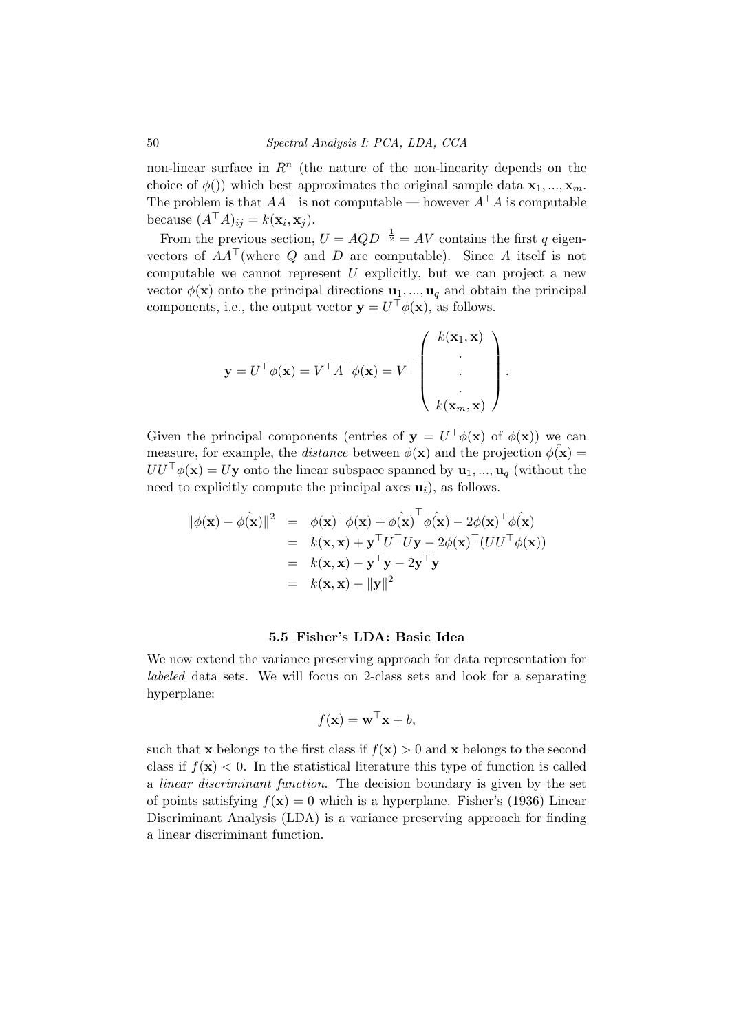non-linear surface in $R^n$ (the nature of the non-linearity depends on the choice of $\phi()$) which best approximates the original sample data $\mathbf{x}_1, ..., \mathbf{x}_m$. The problem is that $AA^\top$ is not computable — however $A^\top A$ is computable because $(A^\top A)_{ij} = k(\mathbf{x}_i, \mathbf{x}_j)$.

From the previous section, $U = AQD^{-\frac{1}{2}} = AV$ contains the first $q$ eigenvectors of $AA^\top$(where $Q$ and $D$ are computable). Since $A$ itself is not computable we cannot represent $U$ explicitly, but we can project a new vector $\phi(\mathbf{x})$ onto the principal directions $\mathbf{u}_1, ..., \mathbf{u}_q$ and obtain the principal components, i.e., the output vector $\mathbf{y} = U^\top \phi(\mathbf{x})$, as follows.

$$\mathbf{y} = U^\top \phi(\mathbf{x}) = V^\top A^\top \phi(\mathbf{x}) = V^\top \begin{pmatrix} k(\mathbf{x}_1, \mathbf{x}) \\ \cdot \\ \cdot \\ \cdot \\ k(\mathbf{x}_m, \mathbf{x}) \end{pmatrix}.$$

Given the principal components (entries of $\mathbf{y} = U^\top \phi(\mathbf{x})$ of $\phi(\mathbf{x})$) we can measure, for example, the *distance* between $\phi(\mathbf{x})$ and the projection $\hat{\phi(\mathbf{x})} = UU^\top \phi(\mathbf{x}) = U\mathbf{y}$ onto the linear subspace spanned by $\mathbf{u}_1, ..., \mathbf{u}_q$ (without the need to explicitly compute the principal axes $\mathbf{u}_i$), as follows.

$$\begin{aligned}
\|\phi(\mathbf{x}) - \hat{\phi(\mathbf{x})}\|^2 &= \phi(\mathbf{x})^\top \phi(\mathbf{x}) + \hat{\phi(\mathbf{x})}^\top \hat{\phi(\mathbf{x})} - 2\phi(\mathbf{x})^\top \hat{\phi(\mathbf{x})} \\
&= k(\mathbf{x}, \mathbf{x}) + \mathbf{y}^\top U^\top U \mathbf{y} - 2\phi(\mathbf{x})^\top (UU^\top \phi(\mathbf{x})) \\
&= k(\mathbf{x}, \mathbf{x}) - \mathbf{y}^\top \mathbf{y} - 2\mathbf{y}^\top \mathbf{y} \\
&= k(\mathbf{x}, \mathbf{x}) - \|\mathbf{y}\|^2
\end{aligned}$$

## 5.5 Fisher's LDA: Basic Idea

We now extend the variance preserving approach for data representation for *labeled* data sets. We will focus on 2-class sets and look for a separating hyperplane:

$$f(\mathbf{x}) = \mathbf{w}^\top \mathbf{x} + b,$$

such that $\mathbf{x}$ belongs to the first class if $f(\mathbf{x}) > 0$ and $\mathbf{x}$ belongs to the second class if $f(\mathbf{x}) < 0$. In the statistical literature this type of function is called a *linear discriminant function*. The decision boundary is given by the set of points satisfying $f(\mathbf{x}) = 0$ which is a hyperplane. Fisher's (1936) Linear Discriminant Analysis (LDA) is a variance preserving approach for finding a linear discriminant function.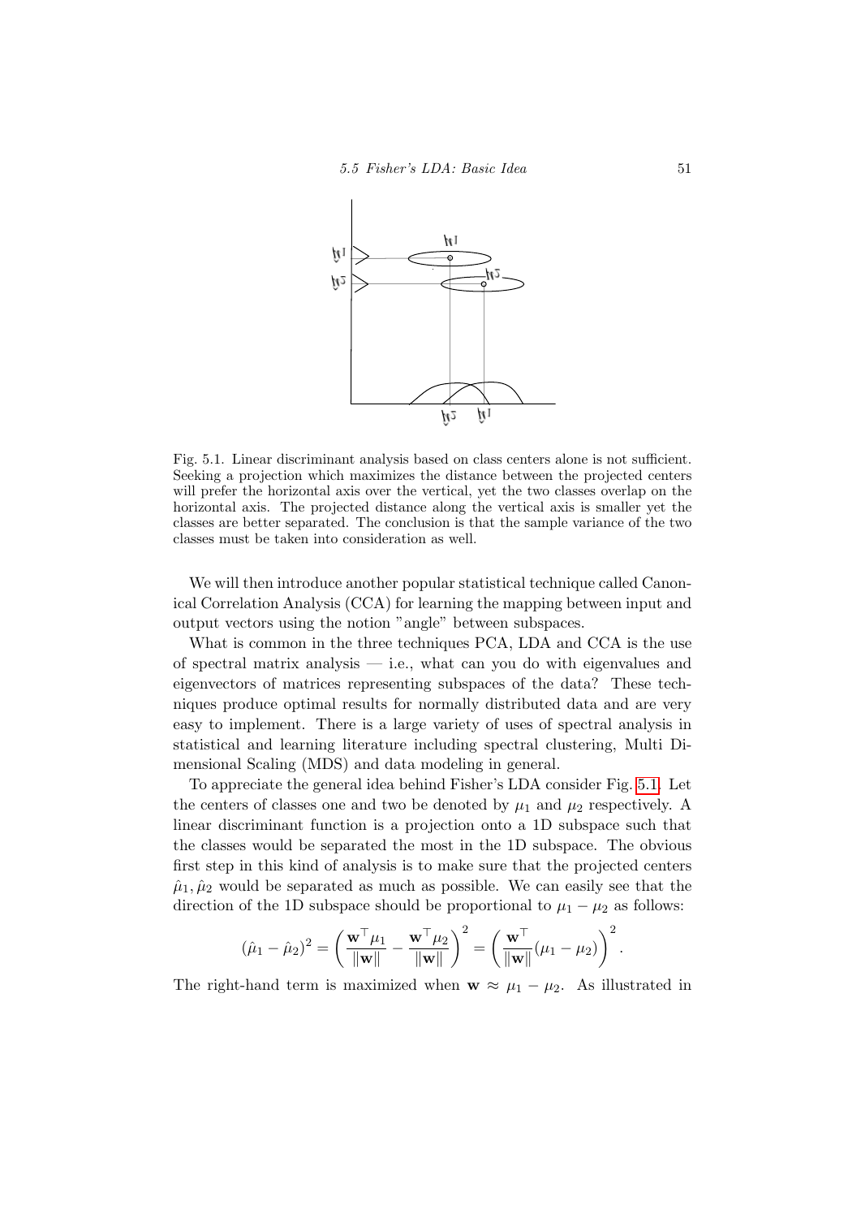Fig. 5.1. Linear discriminant analysis based on class centers alone is not sufficient. Seeking a projection which maximizes the distance between the projected centers will prefer the horizontal axis over the vertical, yet the two classes overlap on the horizontal axis. The projected distance along the vertical axis is smaller yet the classes are better separated. The conclusion is that the sample variance of the two classes must be taken into consideration as well.

We will then introduce another popular statistical technique called Canonical Correlation Analysis (CCA) for learning the mapping between input and output vectors using the notion "angle" between subspaces.

What is common in the three techniques PCA, LDA and CCA is the use of spectral matrix analysis — i.e., what can you do with eigenvalues and eigenvectors of matrices representing subspaces of the data? These techniques produce optimal results for normally distributed data and are very easy to implement. There is a large variety of uses of spectral analysis in statistical and learning literature including spectral clustering, Multi Dimensional Scaling (MDS) and data modeling in general.

To appreciate the general idea behind Fisher's LDA consider Fig. 5.1. Let the centers of classes one and two be denoted by $\mu_1$ and $\mu_2$ respectively. A linear discriminant function is a projection onto a 1D subspace such that the classes would be separated the most in the 1D subspace. The obvious first step in this kind of analysis is to make sure that the projected centers $\hat{\mu}_1, \hat{\mu}_2$ would be separated as much as possible. We can easily see that the direction of the 1D subspace should be proportional to $\mu_1 - \mu_2$ as follows:

$$(\hat{\mu}_1 - \hat{\mu}_2)^2 = \left( \frac{\mathbf{w}^\top \mu_1}{\|\mathbf{w}\|} - \frac{\mathbf{w}^\top \mu_2}{\|\mathbf{w}\|} \right)^2 = \left( \frac{\mathbf{w}^\top}{\|\mathbf{w}\|} (\mu_1 - \mu_2) \right)^2.$$

The right-hand term is maximized when $\mathbf{w} \approx \mu_1 - \mu_2$. As illustrated in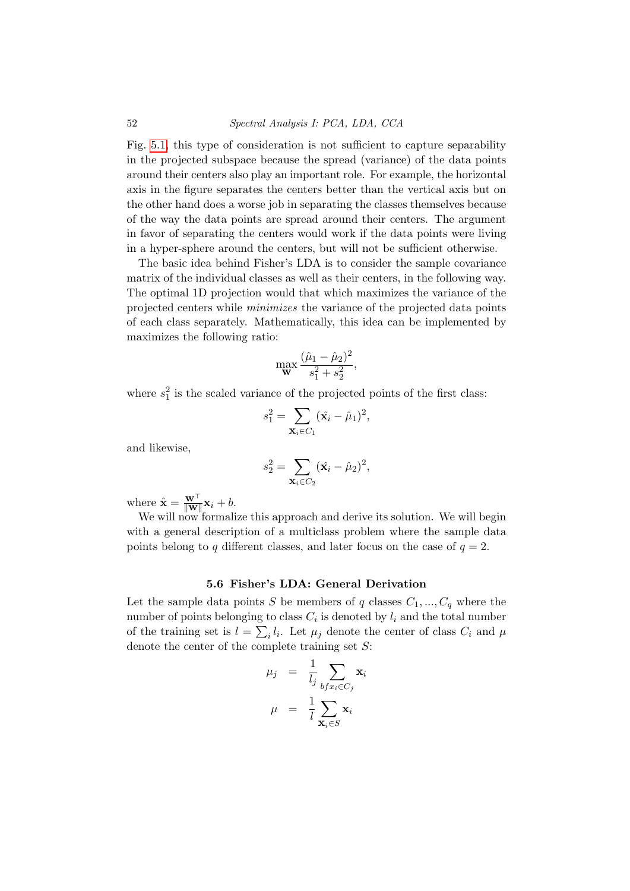Fig. 5.1, this type of consideration is not sufficient to capture separability in the projected subspace because the spread (variance) of the data points around their centers also play an important role. For example, the horizontal axis in the figure separates the centers better than the vertical axis but on the other hand does a worse job in separating the classes themselves because of the way the data points are spread around their centers. The argument in favor of separating the centers would work if the data points were living in a hyper-sphere around the centers, but will not be sufficient otherwise.

The basic idea behind Fisher's LDA is to consider the sample covariance matrix of the individual classes as well as their centers, in the following way. The optimal 1D projection would that which maximizes the variance of the projected centers while *minimizes* the variance of the projected data points of each class separately. Mathematically, this idea can be implemented by maximizes the following ratio:

$$\max_{\mathbf{w}} \frac{(\hat{\mu}_1 - \hat{\mu}_2)^2}{s_1^2 + s_2^2},$$

where $s_1^2$ is the scaled variance of the projected points of the first class:

$$s_1^2 = \sum_{\mathbf{x}_i \in C_1} (\hat{\mathbf{x}}_i - \hat{\mu}_1)^2,$$

and likewise,

$$s_2^2 = \sum_{\mathbf{x}_i \in C_2} (\hat{\mathbf{x}}_i - \hat{\mu}_2)^2,$$

where $\hat{\mathbf{x}} = \frac{\mathbf{w}^\top}{\|\mathbf{w}\|}\mathbf{x}_i + b$.

We will now formalize this approach and derive its solution. We will begin with a general description of a multiclass problem where the sample data points belong to $q$ different classes, and later focus on the case of $q = 2$.

## 5.6 Fisher's LDA: General Derivation

Let the sample data points $S$ be members of $q$ classes $C_1, ..., C_q$ where the number of points belonging to class $C_i$ is denoted by $l_i$ and the total number of the training set is $l = \sum_i l_i$. Let $\mu_j$ denote the center of class $C_i$ and $\mu$ denote the center of the complete training set $S$:

$$\begin{aligned}
\mu_j &= \frac{1}{l_j} \sum_{bf x_i \in C_j} \mathbf{x}_i \\
\mu &= \frac{1}{l} \sum_{\mathbf{x}_i \in S} \mathbf{x}_i
\end{aligned}$$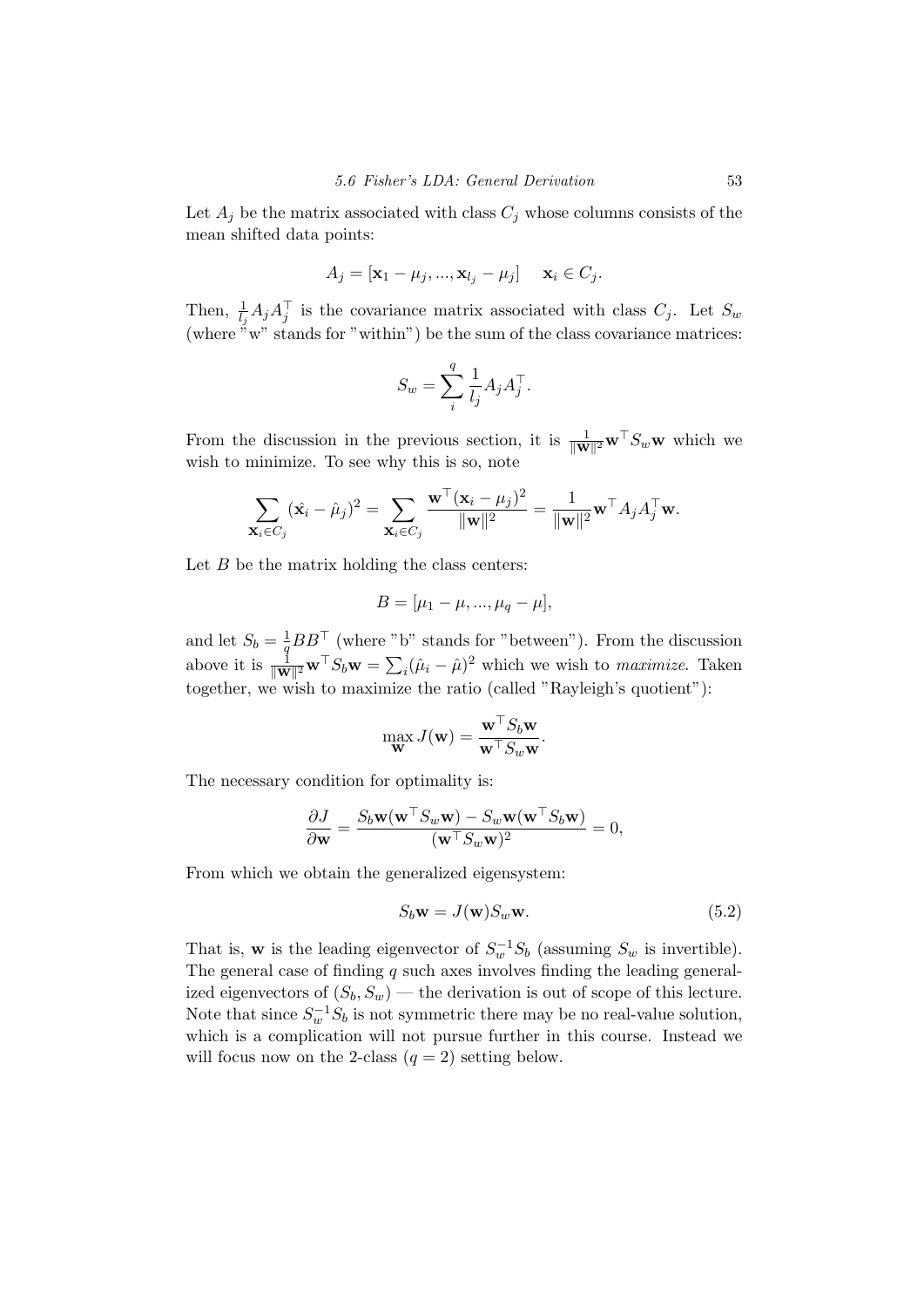Let $A_j$ be the matrix associated with class $C_j$ whose columns consists of the mean shifted data points:

$$A_j = [\mathbf{x}_1 - \mu_j, ..., \mathbf{x}_{l_j} - \mu_j] \quad \mathbf{x}_i \in C_j.$$

Then, $\frac{1}{l_j} A_j A_j^\top$ is the covariance matrix associated with class $C_j$. Let $S_w$ (where "w" stands for "within") be the sum of the class covariance matrices:

$$S_w = \sum_i^q \frac{1}{l_j} A_j A_j^\top.$$

From the discussion in the previous section, it is $\frac{1}{\|\mathbf{w}\|^2}\mathbf{w}^\top S_w \mathbf{w}$ which we wish to minimize. To see why this is so, note

$$\sum_{\mathbf{x}_i \in C_j} (\hat{\mathbf{x}}_i - \hat{\mu}_j)^2 = \sum_{\mathbf{x}_i \in C_j} \frac{\mathbf{w}^\top (\mathbf{x}_i - \mu_j)^2}{\|\mathbf{w}\|^2} = \frac{1}{\|\mathbf{w}\|^2} \mathbf{w}^\top A_j A_j^\top \mathbf{w}.$$

Let $B$ be the matrix holding the class centers:

$$B = [\mu_1 - \mu, ..., \mu_q - \mu],$$

and let $S_b = \frac{1}{q} B B^\top$ (where "b" stands for "between"). From the discussion above it is $\frac{1}{\|\mathbf{w}\|^2}\mathbf{w}^\top S_b \mathbf{w} = \sum_i (\hat{\mu}_i - \hat{\mu})^2$ which we wish to *maximize*. Taken together, we wish to maximize the ratio (called "Rayleigh's quotient"):

$$\max_{\mathbf{w}} J(\mathbf{w}) = \frac{\mathbf{w}^\top S_b \mathbf{w}}{\mathbf{w}^\top S_w \mathbf{w}}.$$

The necessary condition for optimality is:

$$\frac{\partial J}{\partial \mathbf{w}} = \frac{S_b \mathbf{w}(\mathbf{w}^\top S_w \mathbf{w}) - S_w \mathbf{w}(\mathbf{w}^\top S_b \mathbf{w})}{(\mathbf{w}^\top S_w \mathbf{w})^2} = 0,$$

From which we obtain the generalized eigensystem:

$$S_b \mathbf{w} = J(\mathbf{w}) S_w \mathbf{w}. \tag{5.2}$$

That is, $\mathbf{w}$ is the leading eigenvector of $S_w^{-1} S_b$ (assuming $S_w$ is invertible). The general case of finding $q$ such axes involves finding the leading generalized eigenvectors of $(S_b, S_w)$ — the derivation is out of scope of this lecture. Note that since $S_w^{-1} S_b$ is not symmetric there may be no real-value solution, which is a complication will not pursue further in this course. Instead we will focus now on the 2-class ($q = 2$) setting below.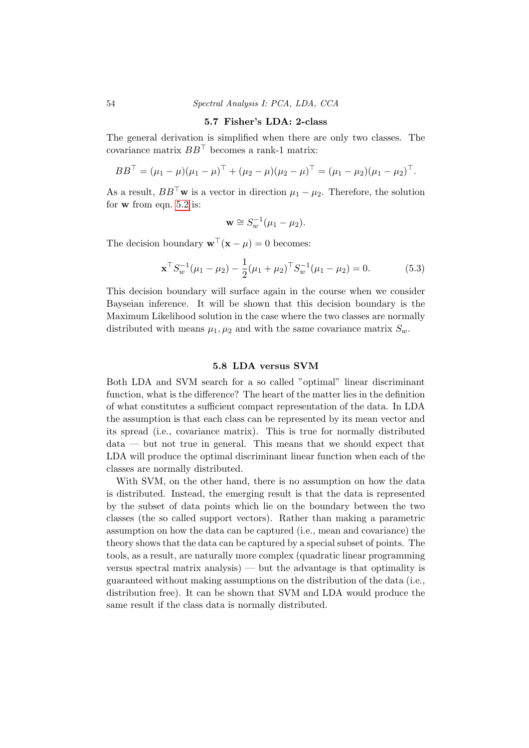## 5.7 Fisher's LDA: 2-class

The general derivation is simplified when there are only two classes. The covariance matrix $BB^\top$ becomes a rank-1 matrix:

$$BB^\top = (\mu_1 - \mu)(\mu_1 - \mu)^\top + (\mu_2 - \mu)(\mu_2 - \mu)^\top = (\mu_1 - \mu_2)(\mu_1 - \mu_2)^\top.$$

As a result, $BB^\top \mathbf{w}$ is a vector in direction $\mu_1 - \mu_2$. Therefore, the solution for $\mathbf{w}$ from eqn. 5.2 is:

$$\mathbf{w} \cong S_w^{-1}(\mu_1 - \mu_2).$$

The decision boundary $\mathbf{w}^\top(\mathbf{x} - \mu) = 0$ becomes:

$$\mathbf{x}^\top S_w^{-1}(\mu_1 - \mu_2) - \frac{1}{2}(\mu_1 + \mu_2)^\top S_w^{-1}(\mu_1 - \mu_2) = 0. \tag{5.3}$$

This decision boundary will surface again in the course when we consider Bayseian inference. It will be shown that this decision boundary is the Maximum Likelihood solution in the case where the two classes are normally distributed with means $\mu_1, \mu_2$ and with the same covariance matrix $S_w$.

## 5.8 LDA versus SVM

Both LDA and SVM search for a so called "optimal" linear discriminant function, what is the difference? The heart of the matter lies in the definition of what constitutes a sufficient compact representation of the data. In LDA the assumption is that each class can be represented by its mean vector and its spread (i.e., covariance matrix). This is true for normally distributed data — but not true in general. This means that we should expect that LDA will produce the optimal discriminant linear function when each of the classes are normally distributed.

With SVM, on the other hand, there is no assumption on how the data is distributed. Instead, the emerging result is that the data is represented by the subset of data points which lie on the boundary between the two classes (the so called support vectors). Rather than making a parametric assumption on how the data can be captured (i.e., mean and covariance) the theory shows that the data can be captured by a special subset of points. The tools, as a result, are naturally more complex (quadratic linear programming versus spectral matrix analysis) — but the advantage is that optimality is guaranteed without making assumptions on the distribution of the data (i.e., distribution free). It can be shown that SVM and LDA would produce the same result if the class data is normally distributed.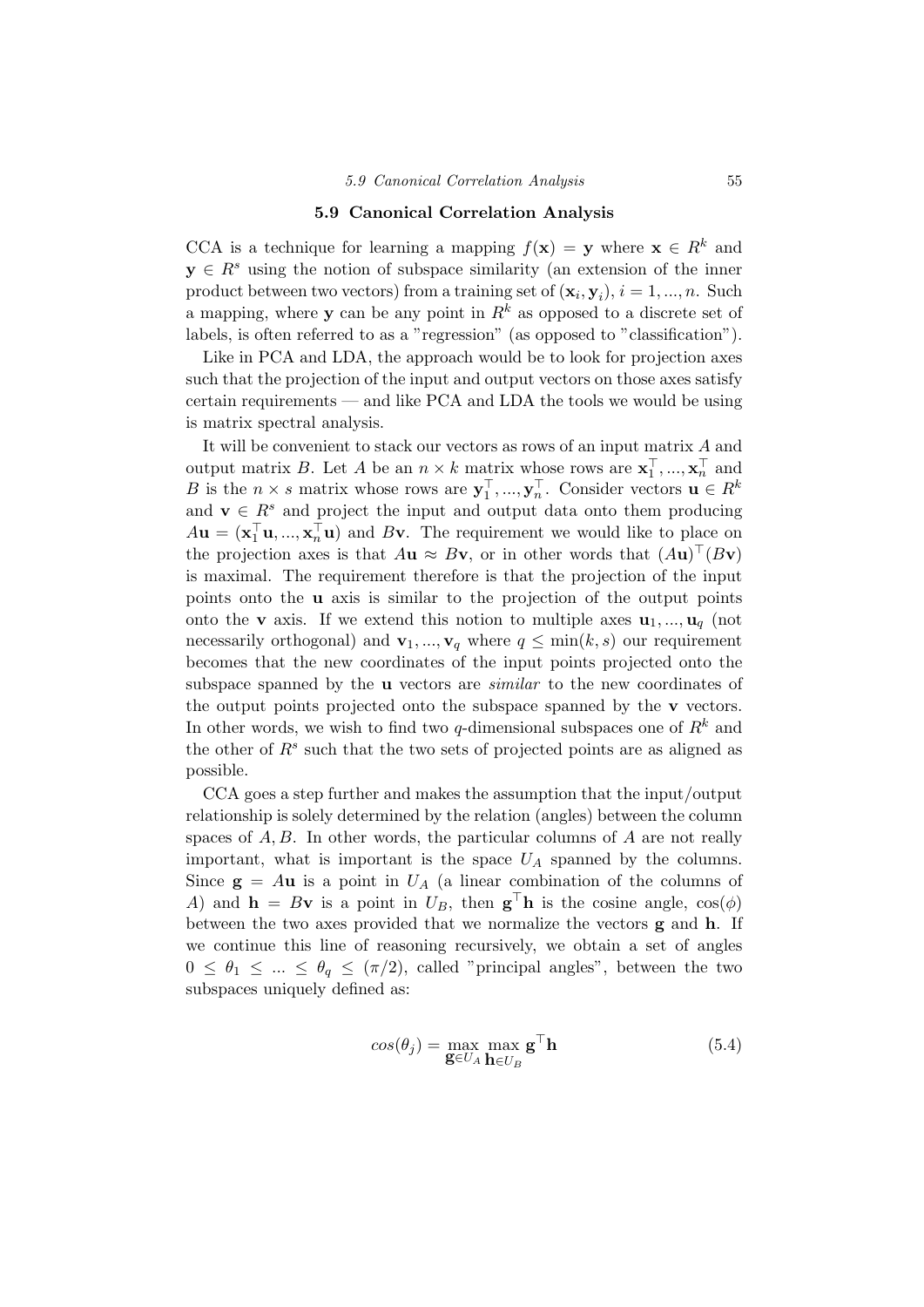## 5.9 Canonical Correlation Analysis

CCA is a technique for learning a mapping $f(\mathbf{x}) = \mathbf{y}$ where $\mathbf{x} \in R^k$ and $\mathbf{y} \in R^s$ using the notion of subspace similarity (an extension of the inner product between two vectors) from a training set of $(\mathbf{x}_i, \mathbf{y}_i)$, $i = 1, ..., n$. Such a mapping, where $\mathbf{y}$ can be any point in $R^k$ as opposed to a discrete set of labels, is often referred to as a "regression" (as opposed to "classification").

Like in PCA and LDA, the approach would be to look for projection axes such that the projection of the input and output vectors on those axes satisfy certain requirements — and like PCA and LDA the tools we would be using is matrix spectral analysis.

It will be convenient to stack our vectors as rows of an input matrix $A$ and output matrix $B$. Let $A$ be an $n \times k$ matrix whose rows are $\mathbf{x}_1^\top, ..., \mathbf{x}_n^\top$ and $B$ is the $n \times s$ matrix whose rows are $\mathbf{y}_1^\top, ..., \mathbf{y}_n^\top$. Consider vectors $\mathbf{u} \in R^k$ and $\mathbf{v} \in R^s$ and project the input and output data onto them producing $A\mathbf{u} = (\mathbf{x}_1^\top \mathbf{u}, ..., \mathbf{x}_n^\top \mathbf{u})$ and $B\mathbf{v}$. The requirement we would like to place on the projection axes is that $A\mathbf{u} \approx B\mathbf{v}$, or in other words that $(A\mathbf{u})^\top (B\mathbf{v})$ is maximal. The requirement therefore is that the projection of the input points onto the $\mathbf{u}$ axis is similar to the projection of the output points onto the $\mathbf{v}$ axis. If we extend this notion to multiple axes $\mathbf{u}_1, ..., \mathbf{u}_q$ (not necessarily orthogonal) and $\mathbf{v}_1, ..., \mathbf{v}_q$ where $q \leq \min(k, s)$ our requirement becomes that the new coordinates of the input points projected onto the subspace spanned by the $\mathbf{u}$ vectors are *similar* to the new coordinates of the output points projected onto the subspace spanned by the $\mathbf{v}$ vectors. In other words, we wish to find two $q$-dimensional subspaces one of $R^k$ and the other of $R^s$ such that the two sets of projected points are as aligned as possible.

CCA goes a step further and makes the assumption that the input/output relationship is solely determined by the relation (angles) between the column spaces of $A, B$. In other words, the particular columns of $A$ are not really important, what is important is the space $U_A$ spanned by the columns. Since $\mathbf{g} = A\mathbf{u}$ is a point in $U_A$ (a linear combination of the columns of $A$) and $\mathbf{h} = B\mathbf{v}$ is a point in $U_B$, then $\mathbf{g}^\top \mathbf{h}$ is the cosine angle, $\cos(\phi)$ between the two axes provided that we normalize the vectors $\mathbf{g}$ and $\mathbf{h}$. If we continue this line of reasoning recursively, we obtain a set of angles $0 \leq \theta_1 \leq ... \leq \theta_q \leq (\pi/2)$, called "principal angles", between the two subspaces uniquely defined as:

$$cos(\theta_j) = \max_{\mathbf{g} \in U_A} \max_{\mathbf{h} \in U_B} \mathbf{g}^\top \mathbf{h} \tag{5.4}$$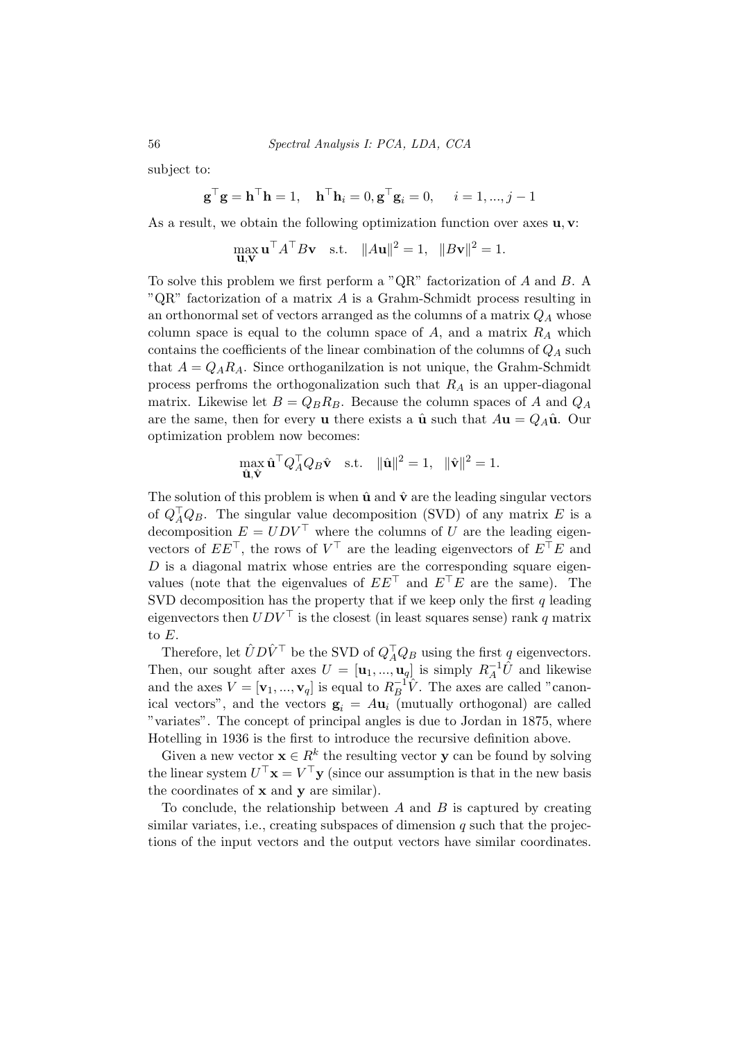subject to:

$$\mathbf{g}^\top \mathbf{g} = \mathbf{h}^\top \mathbf{h} = 1, \quad \mathbf{h}^\top \mathbf{h}_i = 0, \mathbf{g}^\top \mathbf{g}_i = 0, \quad i = 1, ..., j-1$$

As a result, we obtain the following optimization function over axes $\mathbf{u}, \mathbf{v}$:

$$\max_{\mathbf{u},\mathbf{v}} \mathbf{u}^\top A^\top B \mathbf{v} \quad \text{s.t.} \quad \|A\mathbf{u}\|^2 = 1, \quad \|B\mathbf{v}\|^2 = 1.$$

To solve this problem we first perform a "QR" factorization of $A$ and $B$. A "QR" factorization of a matrix $A$ is a Grahm-Schmidt process resulting in an orthonormal set of vectors arranged as the columns of a matrix $Q_A$ whose column space is equal to the column space of $A$, and a matrix $R_A$ which contains the coefficients of the linear combination of the columns of $Q_A$ such that $A = Q_A R_A$. Since orthoganilzation is not unique, the Grahm-Schmidt process perfroms the orthogonalization such that $R_A$ is an upper-diagonal matrix. Likewise let $B = Q_B R_B$. Because the column spaces of $A$ and $Q_A$ are the same, then for every $\mathbf{u}$ there exists a $\hat{\mathbf{u}}$ such that $A\mathbf{u} = Q_A \hat{\mathbf{u}}$. Our optimization problem now becomes:

$$\max_{\hat{\mathbf{u}},\hat{\mathbf{v}}} \hat{\mathbf{u}}^\top Q_A^\top Q_B \hat{\mathbf{v}} \quad \text{s.t.} \quad \|\hat{\mathbf{u}}\|^2 = 1, \quad \|\hat{\mathbf{v}}\|^2 = 1.$$

The solution of this problem is when $\hat{\mathbf{u}}$ and $\hat{\mathbf{v}}$ are the leading singular vectors of $Q_A^\top Q_B$. The singular value decomposition (SVD) of any matrix $E$ is a decomposition $E = UDV^\top$ where the columns of $U$ are the leading eigenvectors of $EE^\top$, the rows of $V^\top$ are the leading eigenvectors of $E^\top E$ and $D$ is a diagonal matrix whose entries are the corresponding square eigenvalues (note that the eigenvalues of $EE^\top$ and $E^\top E$ are the same). The SVD decomposition has the property that if we keep only the first $q$ leading eigenvectors then $UDV^\top$ is the closest (in least squares sense) rank $q$ matrix to $E$.

Therefore, let $\hat{U}D\hat{V}^\top$ be the SVD of $Q_A^\top Q_B$ using the first $q$ eigenvectors. Then, our sought after axes $U = [\mathbf{u}_1, ..., \mathbf{u}_q]$ is simply $R_A^{-1}\hat{U}$ and likewise and the axes $V = [\mathbf{v}_1, ..., \mathbf{v}_q]$ is equal to $R_B^{-1}\hat{V}$. The axes are called "canonical vectors", and the vectors $\mathbf{g}_i = A\mathbf{u}_i$ (mutually orthogonal) are called "variates". The concept of principal angles is due to Jordan in 1875, where Hotelling in 1936 is the first to introduce the recursive definition above.

Given a new vector $\mathbf{x} \in R^k$ the resulting vector $\mathbf{y}$ can be found by solving the linear system $U^\top \mathbf{x} = V^\top \mathbf{y}$ (since our assumption is that in the new basis the coordinates of $\mathbf{x}$ and $\mathbf{y}$ are similar).

To conclude, the relationship between $A$ and $B$ is captured by creating similar variates, i.e., creating subspaces of dimension $q$ such that the projections of the input vectors and the output vectors have similar coordinates.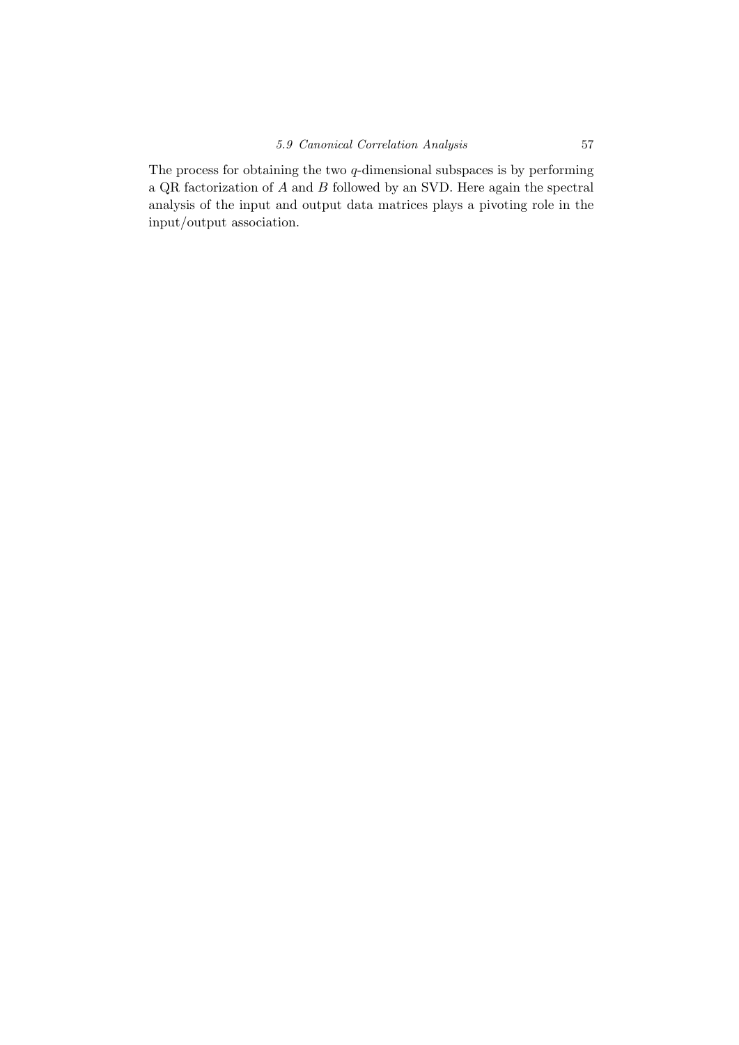The process for obtaining the two $q$-dimensional subspaces is by performing a QR factorization of $A$ and $B$ followed by an SVD. Here again the spectral analysis of the input and output data matrices plays a pivoting role in the input/output association.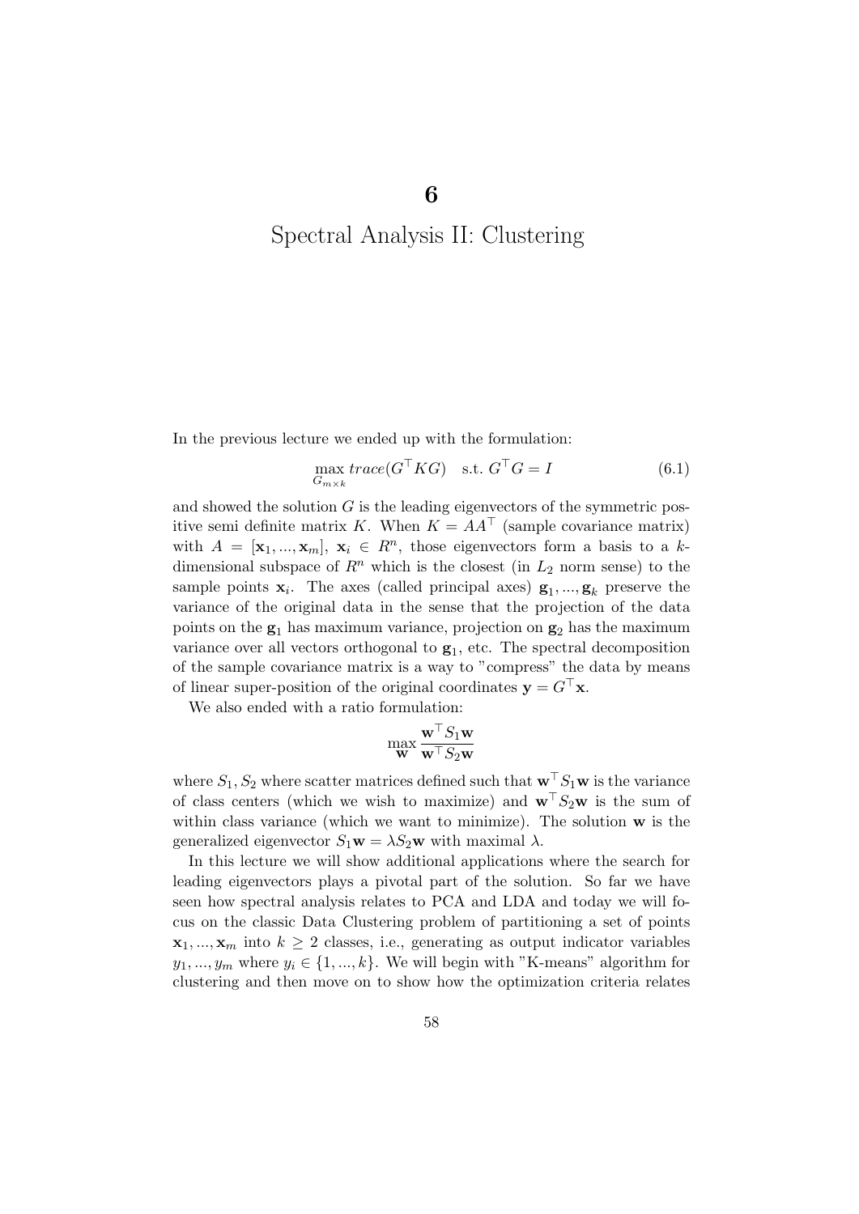# 6

# Spectral Analysis II: Clustering

In the previous lecture we ended up with the formulation:

$$\max_{G_{m\times k}} trace(G^\top K G) \quad \text{s.t. } G^\top G = I \tag{6.1}$$

and showed the solution $G$ is the leading eigenvectors of the symmetric positive semi definite matrix $K$. When $K = AA^\top$ (sample covariance matrix) with $A = [\mathbf{x}_1, ..., \mathbf{x}_m]$, $\mathbf{x}_i \in R^n$, those eigenvectors form a basis to a $k$-dimensional subspace of $R^n$ which is the closest (in $L_2$ norm sense) to the sample points $\mathbf{x}_i$. The axes (called principal axes) $\mathbf{g}_1, ..., \mathbf{g}_k$ preserve the variance of the original data in the sense that the projection of the data points on the $\mathbf{g}_1$ has maximum variance, projection on $\mathbf{g}_2$ has the maximum variance over all vectors orthogonal to $\mathbf{g}_1$, etc. The spectral decomposition of the sample covariance matrix is a way to "compress" the data by means of linear super-position of the original coordinates $\mathbf{y} = G^\top \mathbf{x}$.

We also ended with a ratio formulation:

$$\max_{\mathbf{w}} \frac{\mathbf{w}^\top S_1 \mathbf{w}}{\mathbf{w}^\top S_2 \mathbf{w}}$$

where $S_1, S_2$ where scatter matrices defined such that $\mathbf{w}^\top S_1 \mathbf{w}$ is the variance of class centers (which we wish to maximize) and $\mathbf{w}^\top S_2 \mathbf{w}$ is the sum of within class variance (which we want to minimize). The solution $\mathbf{w}$ is the generalized eigenvector $S_1 \mathbf{w} = \lambda S_2 \mathbf{w}$ with maximal $\lambda$.

In this lecture we will show additional applications where the search for leading eigenvectors plays a pivotal part of the solution. So far we have seen how spectral analysis relates to PCA and LDA and today we will focus on the classic Data Clustering problem of partitioning a set of points $\mathbf{x}_1, ..., \mathbf{x}_m$ into $k \geq 2$ classes, i.e., generating as output indicator variables $y_1, ..., y_m$ where $y_i \in \{1, ..., k\}$. We will begin with "K-means" algorithm for clustering and then move on to show how the optimization criteria relates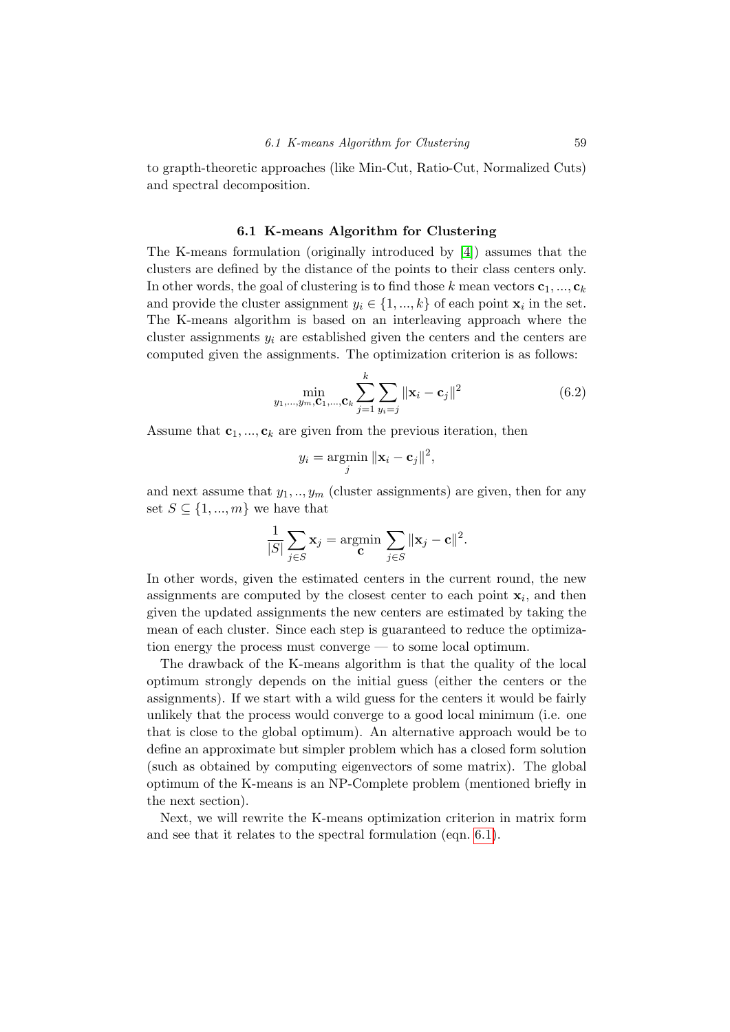to grapth-theoretic approaches (like Min-Cut, Ratio-Cut, Normalized Cuts) and spectral decomposition.

### 6.1 K-means Algorithm for Clustering

The K-means formulation (originally introduced by [4]) assumes that the clusters are defined by the distance of the points to their class centers only. In other words, the goal of clustering is to find those $k$ mean vectors $\mathbf{c}_1, ..., \mathbf{c}_k$ and provide the cluster assignment $y_i \in \{1, ..., k\}$ of each point $\mathbf{x}_i$ in the set. The K-means algorithm is based on an interleaving approach where the cluster assignments $y_i$ are established given the centers and the centers are computed given the assignments. The optimization criterion is as follows:

$$\min_{y_1,...,y_m,\mathbf{c}_1,...,\mathbf{c}_k} \sum_{j=1}^{k} \sum_{y_i=j} \|\mathbf{x}_i - \mathbf{c}_j\|^2 \tag{6.2}$$

Assume that $\mathbf{c}_1, ..., \mathbf{c}_k$ are given from the previous iteration, then

$$y_i = \operatorname*{argmin}_j \|\mathbf{x}_i - \mathbf{c}_j\|^2,$$

and next assume that $y_1, .., y_m$ (cluster assignments) are given, then for any set $S \subseteq \{1, ..., m\}$ we have that

$$\frac{1}{|S|} \sum_{j \in S} \mathbf{x}_j = \operatorname*{argmin}_{\mathbf{c}} \sum_{j \in S} \|\mathbf{x}_j - \mathbf{c}\|^2.$$

In other words, given the estimated centers in the current round, the new assignments are computed by the closest center to each point $\mathbf{x}_i$, and then given the updated assignments the new centers are estimated by taking the mean of each cluster. Since each step is guaranteed to reduce the optimization energy the process must converge — to some local optimum.

The drawback of the K-means algorithm is that the quality of the local optimum strongly depends on the initial guess (either the centers or the assignments). If we start with a wild guess for the centers it would be fairly unlikely that the process would converge to a good local minimum (i.e. one that is close to the global optimum). An alternative approach would be to define an approximate but simpler problem which has a closed form solution (such as obtained by computing eigenvectors of some matrix). The global optimum of the K-means is an NP-Complete problem (mentioned briefly in the next section).

Next, we will rewrite the K-means optimization criterion in matrix form and see that it relates to the spectral formulation (eqn. 6.1).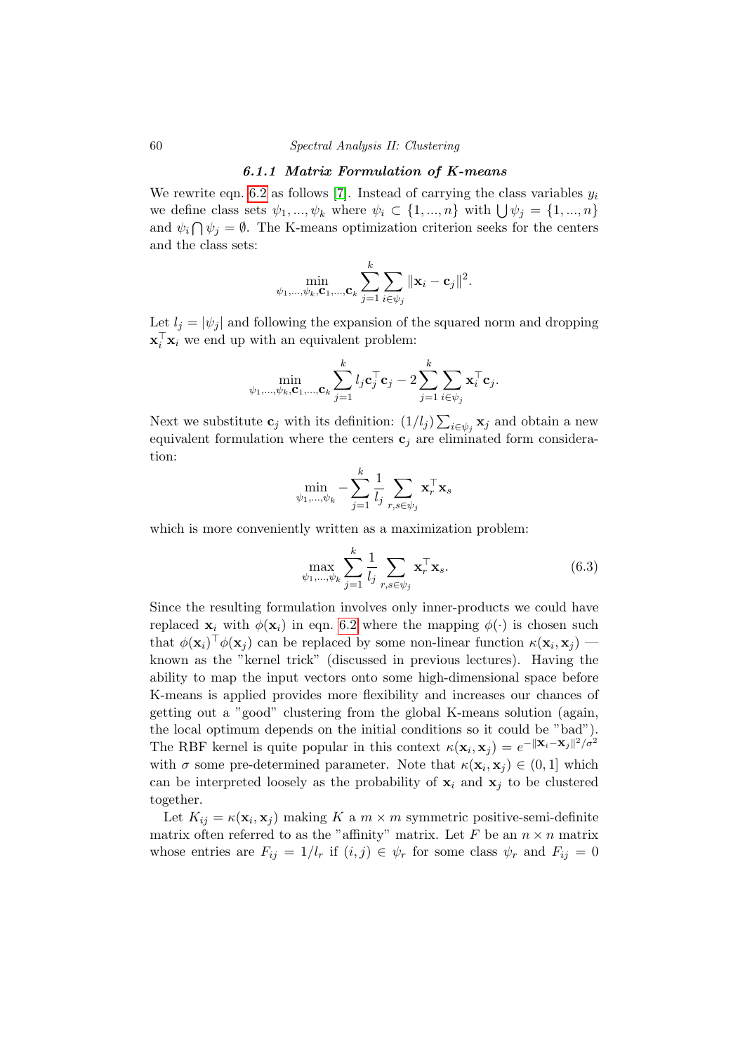### 6.1.1 Matrix Formulation of K-means

We rewrite eqn. 6.2 as follows [7]. Instead of carrying the class variables $y_i$ we define class sets $\psi_1, ..., \psi_k$ where $\psi_i \subset \{1, ..., n\}$ with $\bigcup \psi_j = \{1, ..., n\}$ and $\psi_i \bigcap \psi_j = \emptyset$. The K-means optimization criterion seeks for the centers and the class sets:

$$\min_{\psi_1,...,\psi_k,\mathbf{c}_1,...,\mathbf{c}_k} \sum_{j=1}^{k} \sum_{i \in \psi_j} \|\mathbf{x}_i - \mathbf{c}_j\|^2.$$

Let $l_j = |\psi_j|$ and following the expansion of the squared norm and dropping $\mathbf{x}_i^\top \mathbf{x}_i$ we end up with an equivalent problem:

$$\min_{\psi_1,...,\psi_k,\mathbf{c}_1,...,\mathbf{c}_k} \sum_{j=1}^{k} l_j \mathbf{c}_j^\top \mathbf{c}_j - 2 \sum_{j=1}^{k} \sum_{i \in \psi_j} \mathbf{x}_i^\top \mathbf{c}_j.$$

Next we substitute $\mathbf{c}_j$ with its definition: $(1/l_j) \sum_{i \in \psi_j} \mathbf{x}_j$ and obtain a new equivalent formulation where the centers $\mathbf{c}_j$ are eliminated form consideration:

$$\min_{\psi_1,...,\psi_k} - \sum_{j=1}^{k} \frac{1}{l_j} \sum_{r,s \in \psi_j} \mathbf{x}_r^\top \mathbf{x}_s$$

which is more conveniently written as a maximization problem:

$$\max_{\psi_1,...,\psi_k} \sum_{j=1}^{k} \frac{1}{l_j} \sum_{r,s \in \psi_j} \mathbf{x}_r^\top \mathbf{x}_s. \tag{6.3}$$

Since the resulting formulation involves only inner-products we could have replaced $\mathbf{x}_i$ with $\phi(\mathbf{x}_i)$ in eqn. 6.2 where the mapping $\phi(\cdot)$ is chosen such that $\phi(\mathbf{x}_i)^\top \phi(\mathbf{x}_j)$ can be replaced by some non-linear function $\kappa(\mathbf{x}_i, \mathbf{x}_j)$ — known as the "kernel trick" (discussed in previous lectures). Having the ability to map the input vectors onto some high-dimensional space before K-means is applied provides more flexibility and increases our chances of getting out a "good" clustering from the global K-means solution (again, the local optimum depends on the initial conditions so it could be "bad"). The RBF kernel is quite popular in this context $\kappa(\mathbf{x}_i, \mathbf{x}_j) = e^{-\|\mathbf{x}_i - \mathbf{x}_j\|^2/\sigma^2}$ with $\sigma$ some pre-determined parameter. Note that $\kappa(\mathbf{x}_i, \mathbf{x}_j) \in (0, 1]$ which can be interpreted loosely as the probability of $\mathbf{x}_i$ and $\mathbf{x}_j$ to be clustered together.

Let $K_{ij} = \kappa(\mathbf{x}_i, \mathbf{x}_j)$ making $K$ a $m \times m$ symmetric positive-semi-definite matrix often referred to as the "affinity" matrix. Let $F$ be an $n \times n$ matrix whose entries are $F_{ij} = 1/l_r$ if $(i, j) \in \psi_r$ for some class $\psi_r$ and $F_{ij} = 0$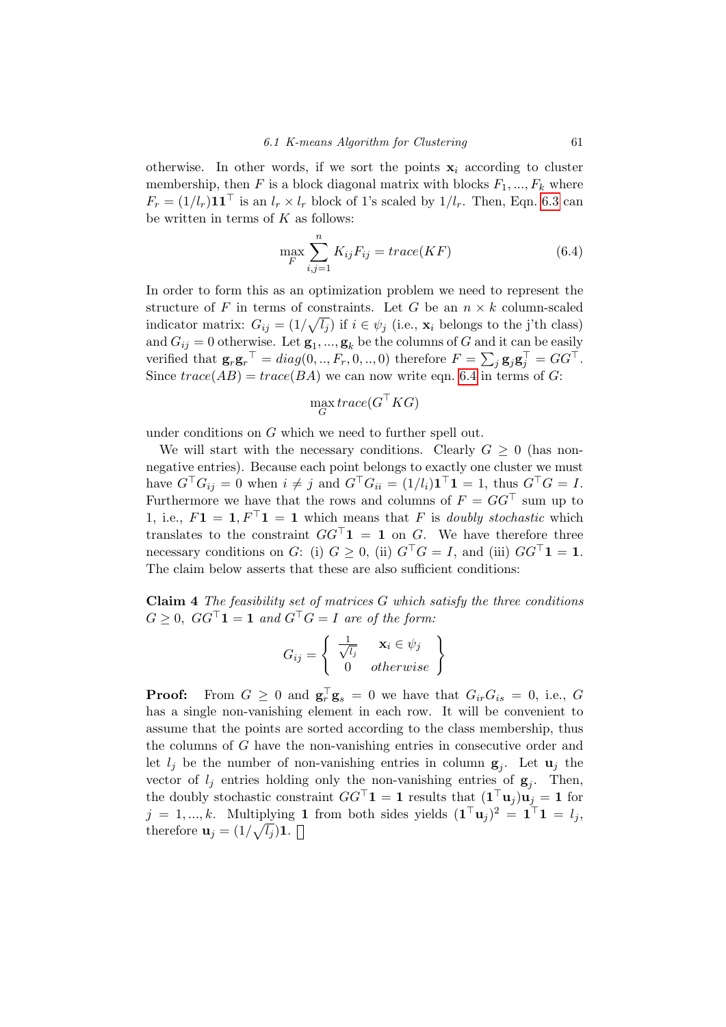otherwise. In other words, if we sort the points $\mathbf{x}_i$ according to cluster membership, then $F$ is a block diagonal matrix with blocks $F_1, ..., F_k$ where $F_r = (1/l_r)\mathbf{1}\mathbf{1}^\top$ is an $l_r \times l_r$ block of 1's scaled by $1/l_r$. Then, Eqn. 6.3 can be written in terms of $K$ as follows:

$$\max_F \sum_{i,j=1}^{n} K_{ij}F_{ij} = trace(KF) \tag{6.4}$$

In order to form this as an optimization problem we need to represent the structure of $F$ in terms of constraints. Let $G$ be an $n \times k$ column-scaled indicator matrix: $G_{ij} = (1/\sqrt{l_j})$ if $i \in \psi_j$ (i.e., $\mathbf{x}_i$ belongs to the j'th class) and $G_{ij} = 0$ otherwise. Let $\mathbf{g}_1, ..., \mathbf{g}_k$ be the columns of $G$ and it can be easily verified that $\mathbf{g}_r {\mathbf{g}_r}^\top = diag(0, .., F_r, 0, .., 0)$ therefore $F = \sum_j \mathbf{g}_j \mathbf{g}_j^\top = GG^\top$. Since $trace(AB) = trace(BA)$ we can now write eqn. 6.4 in terms of $G$:

$$\max_G trace(G^\top K G)$$

under conditions on $G$ which we need to further spell out.

We will start with the necessary conditions. Clearly $G \geq 0$ (has non-negative entries). Because each point belongs to exactly one cluster we must have $G^\top G_{ij} = 0$ when $i \neq j$ and $G^\top G_{ii} = (1/l_i)\mathbf{1}^\top \mathbf{1} = 1$, thus $G^\top G = I$. Furthermore we have that the rows and columns of $F = GG^\top$ sum up to 1, i.e., $F\mathbf{1} = \mathbf{1}, F^\top \mathbf{1} = \mathbf{1}$ which means that $F$ is *doubly stochastic* which translates to the constraint $GG^\top \mathbf{1} = \mathbf{1}$ on $G$. We have therefore three necessary conditions on $G$: (i) $G \geq 0$, (ii) $G^\top G = I$, and (iii) $GG^\top \mathbf{1} = \mathbf{1}$. The claim below asserts that these are also sufficient conditions:

**Claim 4** *The feasibility set of matrices $G$ which satisfy the three conditions $G \geq 0$, $GG^\top \mathbf{1} = \mathbf{1}$ and $G^\top G = I$ are of the form:*

$$G_{ij} = \left\{ \begin{array}{cc} \frac{1}{\sqrt{l_j}} & \mathbf{x}_i \in \psi_j \\ 0 & otherwise \end{array} \right\}$$

**Proof:** From $G \geq 0$ and $\mathbf{g}_r^\top \mathbf{g}_s = 0$ we have that $G_{ir}G_{is} = 0$, i.e., $G$ has a single non-vanishing element in each row. It will be convenient to assume that the points are sorted according to the class membership, thus the columns of $G$ have the non-vanishing entries in consecutive order and let $l_j$ be the number of non-vanishing entries in column $\mathbf{g}_j$. Let $\mathbf{u}_j$ the vector of $l_j$ entries holding only the non-vanishing entries of $\mathbf{g}_j$. Then, the doubly stochastic constraint $GG^\top \mathbf{1} = \mathbf{1}$ results that $(\mathbf{1}^\top \mathbf{u}_j)\mathbf{u}_j = \mathbf{1}$ for $j = 1, ..., k$. Multiplying $\mathbf{1}$ from both sides yields $(\mathbf{1}^\top \mathbf{u}_j)^2 = \mathbf{1}^\top \mathbf{1} = l_j$, therefore $\mathbf{u}_j = (1/\sqrt{l_j})\mathbf{1}$. $\square$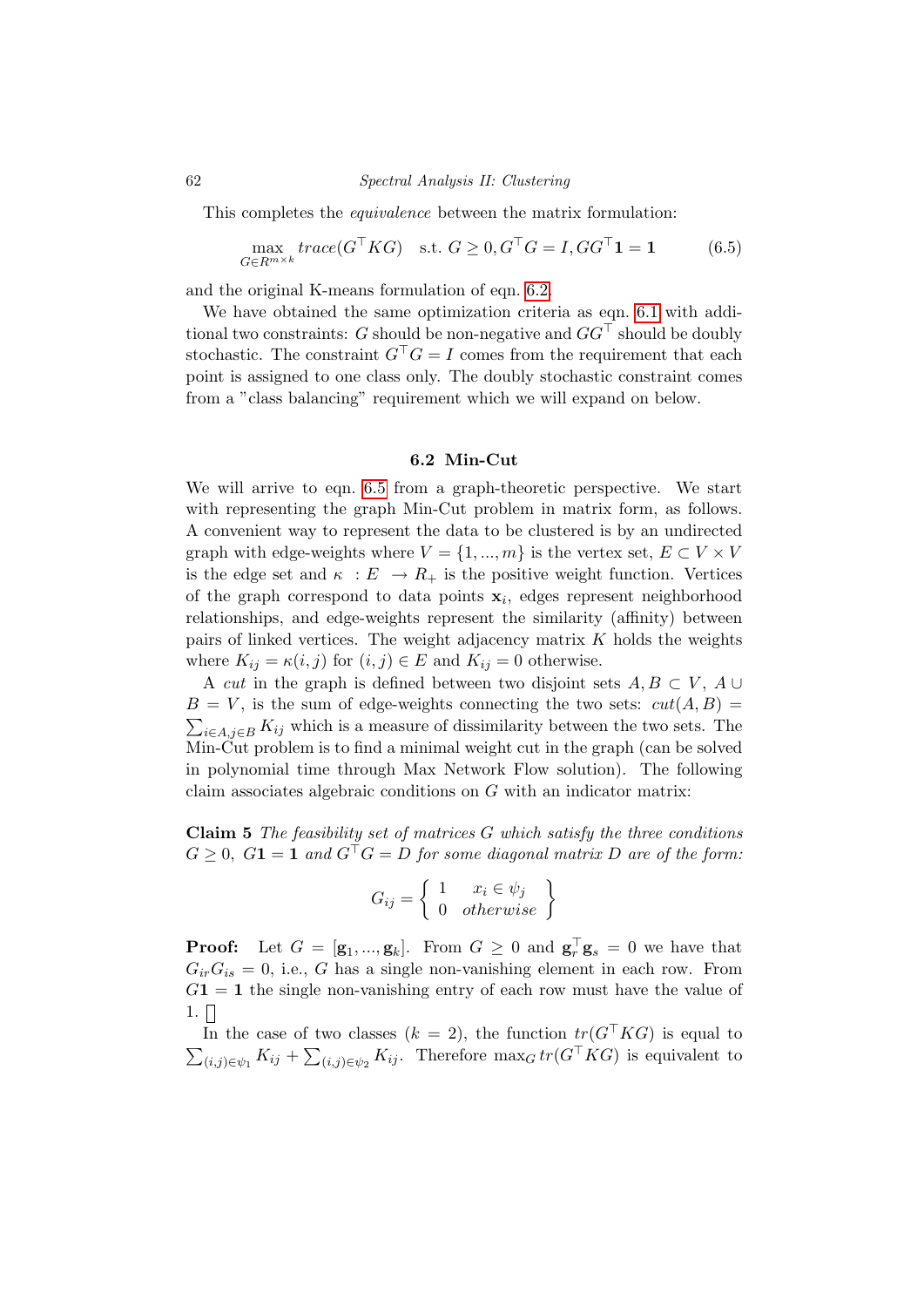This completes the *equivalence* between the matrix formulation:

$$\max_{G \in R^{m \times k}} trace(G^\top K G) \quad \text{s.t. } G \geq 0, G^\top G = I, GG^\top \mathbf{1} = \mathbf{1} \tag{6.5}$$

and the original K-means formulation of eqn. 6.2.

We have obtained the same optimization criteria as eqn. 6.1 with additional two constraints: $G$ should be non-negative and $GG^\top$ should be doubly stochastic. The constraint $G^\top G = I$ comes from the requirement that each point is assigned to one class only. The doubly stochastic constraint comes from a "class balancing" requirement which we will expand on below.

### 6.2 Min-Cut

We will arrive to eqn. 6.5 from a graph-theoretic perspective. We start with representing the graph Min-Cut problem in matrix form, as follows. A convenient way to represent the data to be clustered is by an undirected graph with edge-weights where $V = \{1, ..., m\}$ is the vertex set, $E \subset V \times V$ is the edge set and $\kappa : E \rightarrow R_+$ is the positive weight function. Vertices of the graph correspond to data points $\mathbf{x}_i$, edges represent neighborhood relationships, and edge-weights represent the similarity (affinity) between pairs of linked vertices. The weight adjacency matrix $K$ holds the weights where $K_{ij} = \kappa(i, j)$ for $(i, j) \in E$ and $K_{ij} = 0$ otherwise.

A *cut* in the graph is defined between two disjoint sets $A, B \subset V$, $A \cup B = V$, is the sum of edge-weights connecting the two sets: $cut(A, B) = \sum_{i \in A, j \in B} K_{ij}$ which is a measure of dissimilarity between the two sets. The Min-Cut problem is to find a minimal weight cut in the graph (can be solved in polynomial time through Max Network Flow solution). The following claim associates algebraic conditions on $G$ with an indicator matrix:

**Claim 5** *The feasibility set of matrices $G$ which satisfy the three conditions $G \geq 0$, $G\mathbf{1} = \mathbf{1}$ and $G^\top G = D$ for some diagonal matrix $D$ are of the form:*

$$G_{ij} = \left\{ \begin{array}{ll} 1 & x_i \in \psi_j \\ 0 & otherwise \end{array} \right\}$$

**Proof:** Let $G = [\mathbf{g}_1, ..., \mathbf{g}_k]$. From $G \geq 0$ and $\mathbf{g}_r^\top \mathbf{g}_s = 0$ we have that $G_{ir} G_{is} = 0$, i.e., $G$ has a single non-vanishing element in each row. From $G\mathbf{1} = \mathbf{1}$ the single non-vanishing entry of each row must have the value of 1. □

In the case of two classes ($k = 2$), the function $tr(G^\top K G)$ is equal to $\sum_{(i,j) \in \psi_1} K_{ij} + \sum_{(i,j) \in \psi_2} K_{ij}$. Therefore $\max_G tr(G^\top K G)$ is equivalent to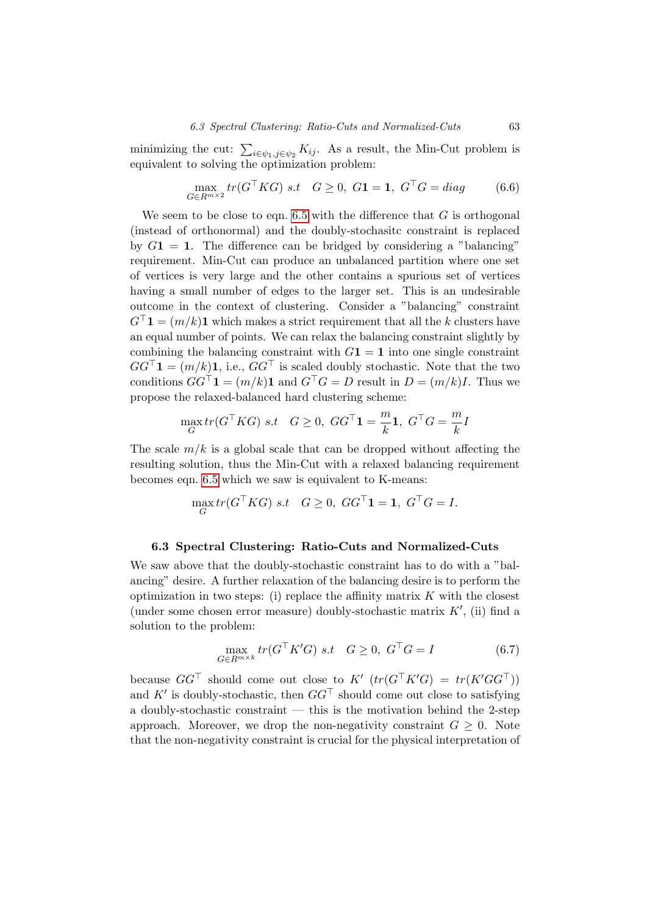minimizing the cut: $\sum_{i\in\psi_1,j\in\psi_2} K_{ij}$. As a result, the Min-Cut problem is equivalent to solving the optimization problem:

$$\max_{G\in R^{m\times 2}} tr(G^\top KG) \ s.t \quad G \geq 0, \ G\mathbf{1} = \mathbf{1}, \ G^\top G = diag \tag{6.6}$$

We seem to be close to eqn. 6.5 with the difference that $G$ is orthogonal (instead of orthonormal) and the doubly-stochasitc constraint is replaced by $G\mathbf{1} = \mathbf{1}$. The difference can be bridged by considering a "balancing" requirement. Min-Cut can produce an unbalanced partition where one set of vertices is very large and the other contains a spurious set of vertices having a small number of edges to the larger set. This is an undesirable outcome in the context of clustering. Consider a "balancing" constraint $G^\top \mathbf{1} = (m/k)\mathbf{1}$ which makes a strict requirement that all the $k$ clusters have an equal number of points. We can relax the balancing constraint slightly by combining the balancing constraint with $G\mathbf{1} = \mathbf{1}$ into one single constraint $GG^\top \mathbf{1} = (m/k)\mathbf{1}$, i.e., $GG^\top$ is scaled doubly stochastic. Note that the two conditions $GG^\top \mathbf{1} = (m/k)\mathbf{1}$ and $G^\top G = D$ result in $D = (m/k)I$. Thus we propose the relaxed-balanced hard clustering scheme:

$$\max_{G} tr(G^\top KG) \ s.t \quad G \geq 0, \ GG^\top \mathbf{1} = \frac{m}{k}\mathbf{1}, \ G^\top G = \frac{m}{k} I$$

The scale $m/k$ is a global scale that can be dropped without affecting the resulting solution, thus the Min-Cut with a relaxed balancing requirement becomes eqn. 6.5 which we saw is equivalent to K-means:

$$\max_{G} tr(G^\top KG) \ s.t \quad G \geq 0, \ GG^\top \mathbf{1} = \mathbf{1}, \ G^\top G = I.$$

## 6.3 Spectral Clustering: Ratio-Cuts and Normalized-Cuts

We saw above that the doubly-stochastic constraint has to do with a "balancing" desire. A further relaxation of the balancing desire is to perform the optimization in two steps: (i) replace the affinity matrix $K$ with the closest (under some chosen error measure) doubly-stochastic matrix $K'$, (ii) find a solution to the problem:

$$\max_{G\in R^{m\times k}} tr(G^\top K' G) \ s.t \quad G \geq 0, \ G^\top G = I \tag{6.7}$$

because $GG^\top$ should come out close to $K'$ ($tr(G^\top K'G) = tr(K'GG^\top)$) and $K'$ is doubly-stochastic, then $GG^\top$ should come out close to satisfying a doubly-stochastic constraint — this is the motivation behind the 2-step approach. Moreover, we drop the non-negativity constraint $G \geq 0$. Note that the non-negativity constraint is crucial for the physical interpretation of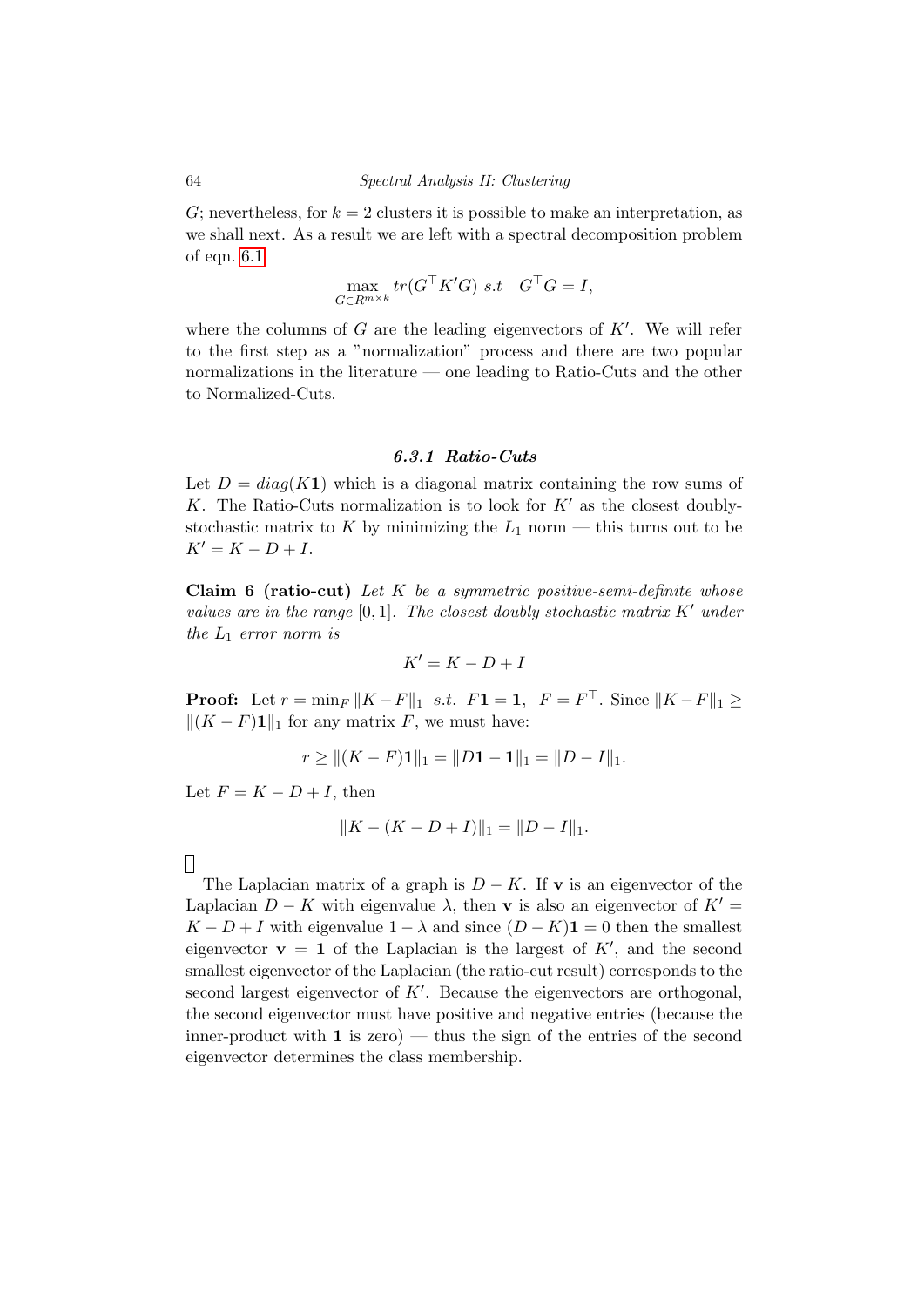$G$; nevertheless, for $k = 2$ clusters it is possible to make an interpretation, as we shall next. As a result we are left with a spectral decomposition problem of eqn. 6.1:

$$\max_{G \in R^{m \times k}} tr(G^\top K' G) \;\; s.t \quad G^\top G = I,$$

where the columns of $G$ are the leading eigenvectors of $K'$. We will refer to the first step as a "normalization" process and there are two popular normalizations in the literature — one leading to Ratio-Cuts and the other to Normalized-Cuts.

### 6.3.1 Ratio-Cuts

Let $D = diag(K\mathbf{1})$ which is a diagonal matrix containing the row sums of $K$. The Ratio-Cuts normalization is to look for $K'$ as the closest doubly-stochastic matrix to $K$ by minimizing the $L_1$ norm — this turns out to be $K' = K - D + I$.

**Claim 6 (ratio-cut)** *Let $K$ be a symmetric positive-semi-definite whose values are in the range $[0, 1]$. The closest doubly stochastic matrix $K'$ under the $L_1$ error norm is*

$$K' = K - D + I$$

**Proof:** Let $r = \min_F \|K - F\|_1 \;\; s.t. \;\; F\mathbf{1} = \mathbf{1}, \;\; F = F^\top$. Since $\|K - F\|_1 \geq \|(K - F)\mathbf{1}\|_1$ for any matrix $F$, we must have:

$$r \geq \|(K - F)\mathbf{1}\|_1 = \|D\mathbf{1} - \mathbf{1}\|_1 = \|D - I\|_1.$$

Let $F = K - D + I$, then

$$\|K - (K - D + I)\|_1 = \|D - I\|_1.$$

□

The Laplacian matrix of a graph is $D - K$. If $\mathbf{v}$ is an eigenvector of the Laplacian $D - K$ with eigenvalue $\lambda$, then $\mathbf{v}$ is also an eigenvector of $K' = K - D + I$ with eigenvalue $1 - \lambda$ and since $(D - K)\mathbf{1} = 0$ then the smallest eigenvector $\mathbf{v} = \mathbf{1}$ of the Laplacian is the largest of $K'$, and the second smallest eigenvector of the Laplacian (the ratio-cut result) corresponds to the second largest eigenvector of $K'$. Because the eigenvectors are orthogonal, the second eigenvector must have positive and negative entries (because the inner-product with $\mathbf{1}$ is zero) — thus the sign of the entries of the second eigenvector determines the class membership.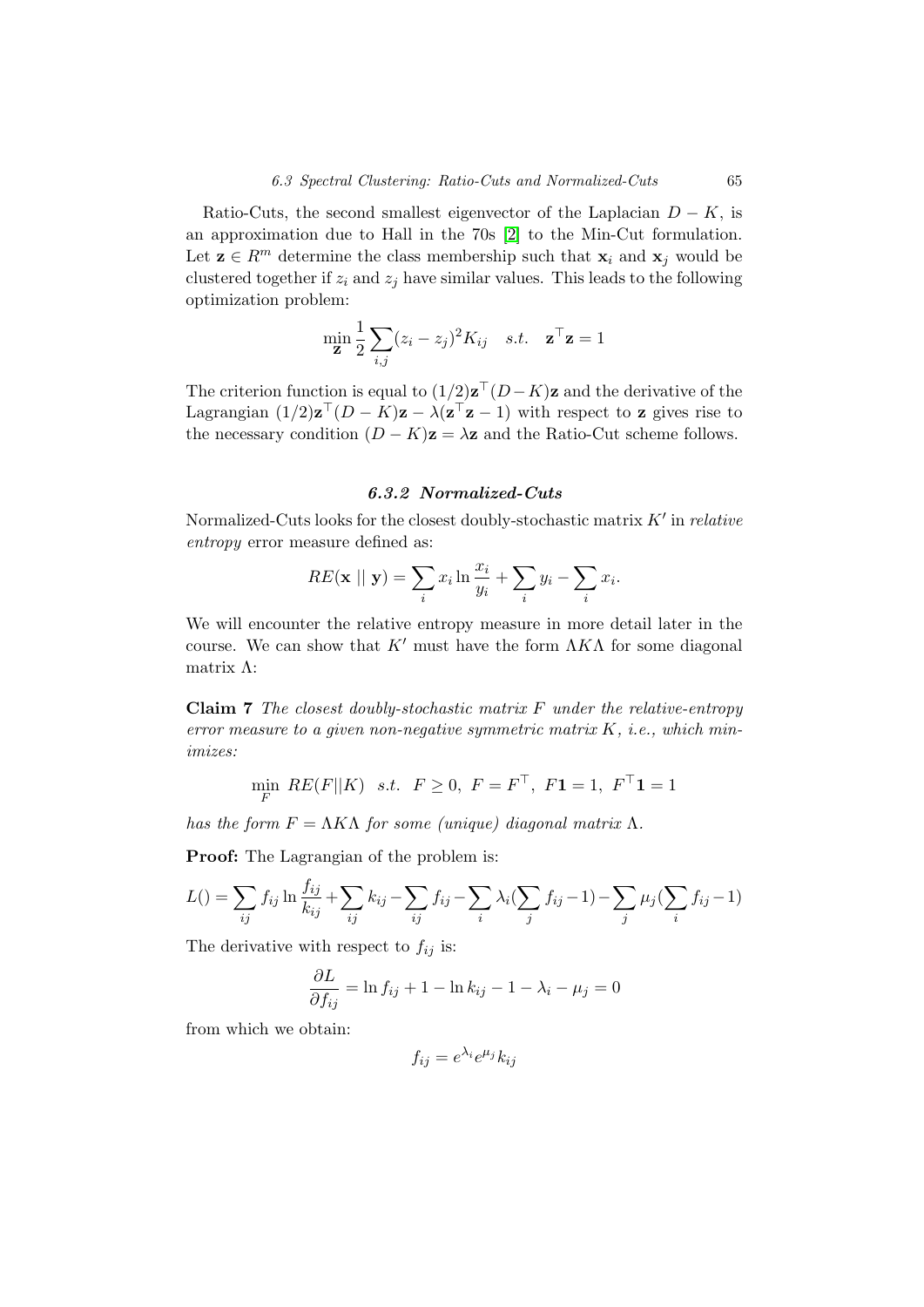Ratio-Cuts, the second smallest eigenvector of the Laplacian $D - K$, is an approximation due to Hall in the 70s [2] to the Min-Cut formulation. Let $\mathbf{z} \in R^m$ determine the class membership such that $\mathbf{x}_i$ and $\mathbf{x}_j$ would be clustered together if $z_i$ and $z_j$ have similar values. This leads to the following optimization problem:

$$\min_{\mathbf{z}} \frac{1}{2} \sum_{i,j} (z_i - z_j)^2 K_{ij} \quad s.t. \quad \mathbf{z}^\top \mathbf{z} = 1$$

The criterion function is equal to $(1/2)\mathbf{z}^\top (D - K)\mathbf{z}$ and the derivative of the Lagrangian $(1/2)\mathbf{z}^\top (D - K)\mathbf{z} - \lambda(\mathbf{z}^\top \mathbf{z} - 1)$ with respect to $\mathbf{z}$ gives rise to the necessary condition $(D - K)\mathbf{z} = \lambda \mathbf{z}$ and the Ratio-Cut scheme follows.

### 6.3.2 Normalized-Cuts

Normalized-Cuts looks for the closest doubly-stochastic matrix $K'$ in *relative entropy* error measure defined as:

$$RE(\mathbf{x} \mid\mid \mathbf{y}) = \sum_i x_i \ln \frac{x_i}{y_i} + \sum_i y_i - \sum_i x_i.$$

We will encounter the relative entropy measure in more detail later in the course. We can show that $K'$ must have the form $\Lambda K \Lambda$ for some diagonal matrix $\Lambda$:

**Claim 7** *The closest doubly-stochastic matrix $F$ under the relative-entropy error measure to a given non-negative symmetric matrix $K$, i.e., which minimizes:*

$$\min_F \ RE(F || K) \quad s.t. \quad F \geq 0, \ F = F^\top, \ F\mathbf{1} = 1, \ F^\top \mathbf{1} = 1$$

*has the form $F = \Lambda K \Lambda$ for some (unique) diagonal matrix $\Lambda$.*

**Proof:** The Lagrangian of the problem is:

$$L() = \sum_{ij} f_{ij} \ln \frac{f_{ij}}{k_{ij}} + \sum_{ij} k_{ij} - \sum_{ij} f_{ij} - \sum_i \lambda_i (\sum_j f_{ij} - 1) - \sum_j \mu_j (\sum_i f_{ij} - 1)$$

The derivative with respect to $f_{ij}$ is:

$$\frac{\partial L}{\partial f_{ij}} = \ln f_{ij} + 1 - \ln k_{ij} - 1 - \lambda_i - \mu_j = 0$$

from which we obtain:

$$f_{ij} = e^{\lambda_i} e^{\mu_j} k_{ij}$$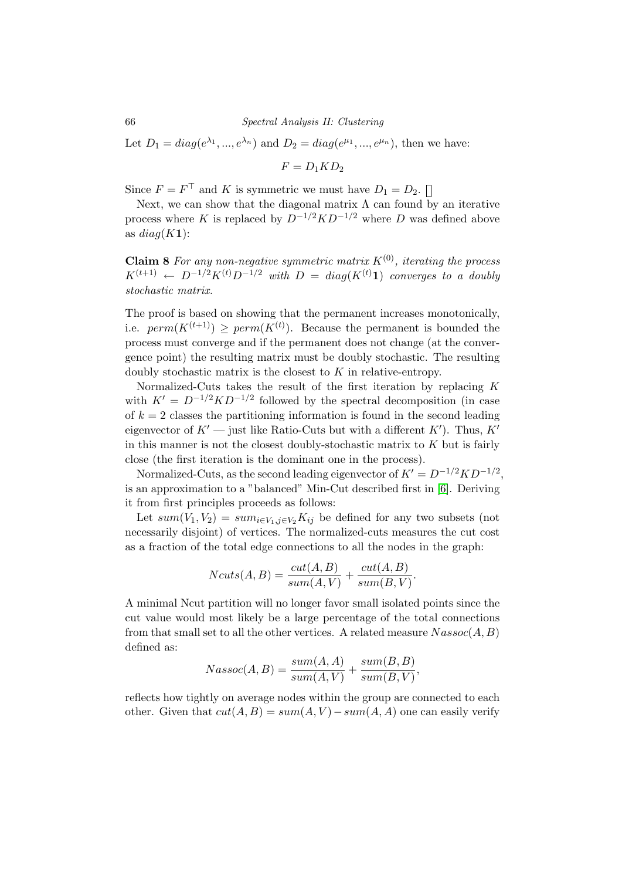Let $D_1 = diag(e^{\lambda_1}, ..., e^{\lambda_n})$ and $D_2 = diag(e^{\mu_1}, ..., e^{\mu_n})$, then we have:

$$F = D_1 K D_2$$

Since $F = F^\top$ and $K$ is symmetric we must have $D_1 = D_2$. $\square$

Next, we can show that the diagonal matrix $\Lambda$ can found by an iterative process where $K$ is replaced by $D^{-1/2} K D^{-1/2}$ where $D$ was defined above as $diag(K\mathbf{1})$:

**Claim 8** *For any non-negative symmetric matrix $K^{(0)}$, iterating the process $K^{(t+1)} \leftarrow D^{-1/2} K^{(t)} D^{-1/2}$ with $D = diag(K^{(t)}\mathbf{1})$ converges to a doubly stochastic matrix.*

The proof is based on showing that the permanent increases monotonically, i.e. $perm(K^{(t+1)}) \geq perm(K^{(t)})$. Because the permanent is bounded the process must converge and if the permanent does not change (at the convergence point) the resulting matrix must be doubly stochastic. The resulting doubly stochastic matrix is the closest to $K$ in relative-entropy.

Normalized-Cuts takes the result of the first iteration by replacing $K$ with $K' = D^{-1/2} K D^{-1/2}$ followed by the spectral decomposition (in case of $k = 2$ classes the partitioning information is found in the second leading eigenvector of $K'$ — just like Ratio-Cuts but with a different $K'$). Thus, $K'$ in this manner is not the closest doubly-stochastic matrix to $K$ but is fairly close (the first iteration is the dominant one in the process).

Normalized-Cuts, as the second leading eigenvector of $K' = D^{-1/2} K D^{-1/2}$, is an approximation to a "balanced" Min-Cut described first in [6]. Deriving it from first principles proceeds as follows:

Let $sum(V_1, V_2) = sum_{i \in V_1, j \in V_2} K_{ij}$ be defined for any two subsets (not necessarily disjoint) of vertices. The normalized-cuts measures the cut cost as a fraction of the total edge connections to all the nodes in the graph:

$$Ncuts(A, B) = \frac{cut(A, B)}{sum(A, V)} + \frac{cut(A, B)}{sum(B, V)}.$$

A minimal Ncut partition will no longer favor small isolated points since the cut value would most likely be a large percentage of the total connections from that small set to all the other vertices. A related measure $Nassoc(A, B)$ defined as:

$$Nassoc(A, B) = \frac{sum(A, A)}{sum(A, V)} + \frac{sum(B, B)}{sum(B, V)},$$

reflects how tightly on average nodes within the group are connected to each other. Given that $cut(A, B) = sum(A, V) - sum(A, A)$ one can easily verify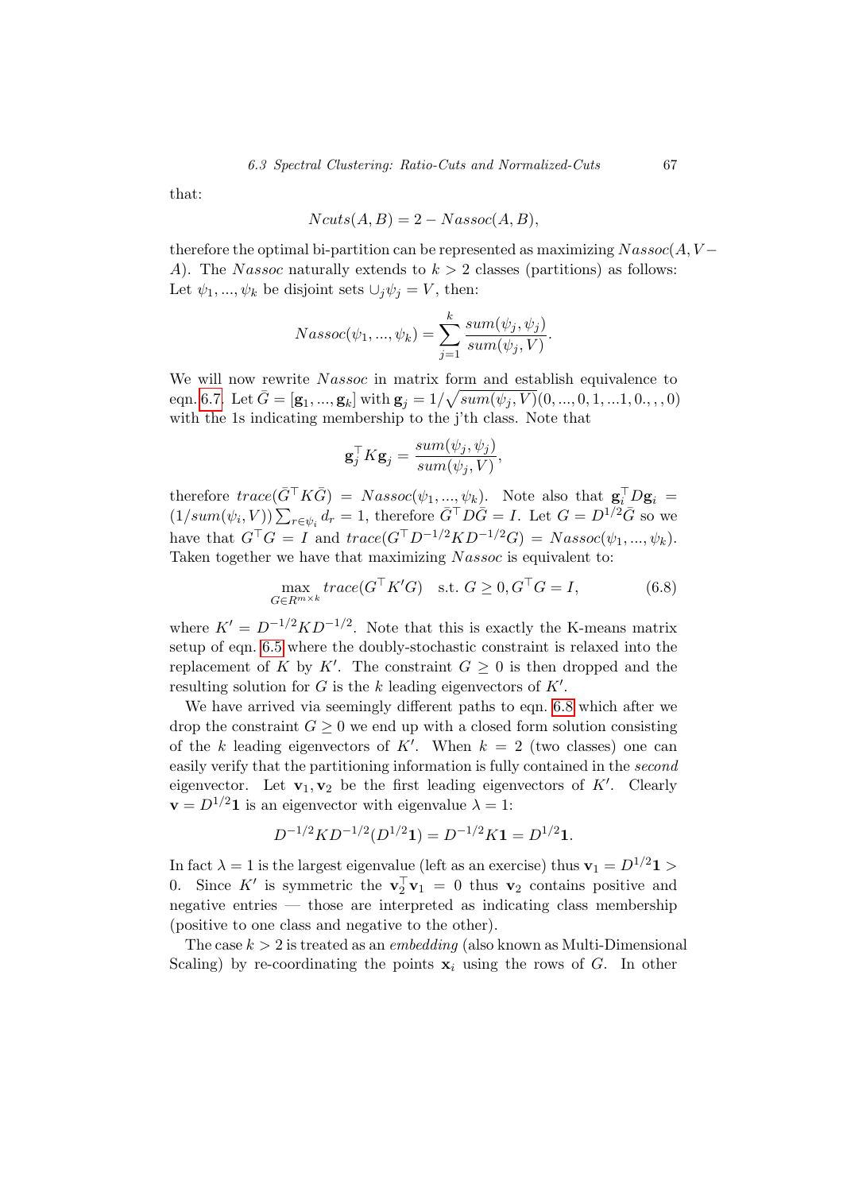that:

$$Ncuts(A, B) = 2 - Nassoc(A, B),$$

therefore the optimal bi-partition can be represented as maximizing $Nassoc(A, V - A)$. The $Nassoc$ naturally extends to $k > 2$ classes (partitions) as follows: Let $\psi_1, ..., \psi_k$ be disjoint sets $\cup_j \psi_j = V$, then:

$$Nassoc(\psi_1, ..., \psi_k) = \sum_{j=1}^{k} \frac{sum(\psi_j, \psi_j)}{sum(\psi_j, V)}.$$

We will now rewrite $Nassoc$ in matrix form and establish equivalence to eqn. 6.7. Let $\bar{G} = [\mathbf{g}_1, ..., \mathbf{g}_k]$ with $\mathbf{g}_j = 1/\sqrt{sum(\psi_j, V)}(0, ..., 0, 1, ...1, 0.,,, 0)$ with the 1s indicating membership to the j'th class. Note that

$$\mathbf{g}_j^\top K \mathbf{g}_j = \frac{sum(\psi_j, \psi_j)}{sum(\psi_j, V)},$$

therefore $trace(\bar{G}^\top K \bar{G}) = Nassoc(\psi_1, ..., \psi_k)$. Note also that $\mathbf{g}_i^\top D \mathbf{g}_i = (1/sum(\psi_i, V)) \sum_{r \in \psi_i} d_r = 1$, therefore $\bar{G}^\top D \bar{G} = I$. Let $G = D^{1/2}\bar{G}$ so we have that $G^\top G = I$ and $trace(G^\top D^{-1/2} K D^{-1/2} G) = Nassoc(\psi_1, ..., \psi_k)$. Taken together we have that maximizing $Nassoc$ is equivalent to:

$$\max_{G \in R^{m \times k}} trace(G^\top K' G) \quad \text{s.t. } G \geq 0, G^\top G = I, \tag{6.8}$$

where $K' = D^{-1/2} K D^{-1/2}$. Note that this is exactly the K-means matrix setup of eqn. 6.5 where the doubly-stochastic constraint is relaxed into the replacement of $K$ by $K'$. The constraint $G \geq 0$ is then dropped and the resulting solution for $G$ is the $k$ leading eigenvectors of $K'$.

We have arrived via seemingly different paths to eqn. 6.8 which after we drop the constraint $G \geq 0$ we end up with a closed form solution consisting of the $k$ leading eigenvectors of $K'$. When $k = 2$ (two classes) one can easily verify that the partitioning information is fully contained in the *second* eigenvector. Let $\mathbf{v}_1, \mathbf{v}_2$ be the first leading eigenvectors of $K'$. Clearly $\mathbf{v} = D^{1/2}\mathbf{1}$ is an eigenvector with eigenvalue $\lambda = 1$:

$$D^{-1/2} K D^{-1/2} (D^{1/2}\mathbf{1}) = D^{-1/2} K \mathbf{1} = D^{1/2}\mathbf{1}.$$

In fact $\lambda = 1$ is the largest eigenvalue (left as an exercise) thus $\mathbf{v}_1 = D^{1/2}\mathbf{1} > 0$. Since $K'$ is symmetric the $\mathbf{v}_2^\top \mathbf{v}_1 = 0$ thus $\mathbf{v}_2$ contains positive and negative entries — those are interpreted as indicating class membership (positive to one class and negative to the other).

The case $k > 2$ is treated as an *embedding* (also known as Multi-Dimensional Scaling) by re-coordinating the points $\mathbf{x}_i$ using the rows of $G$. In other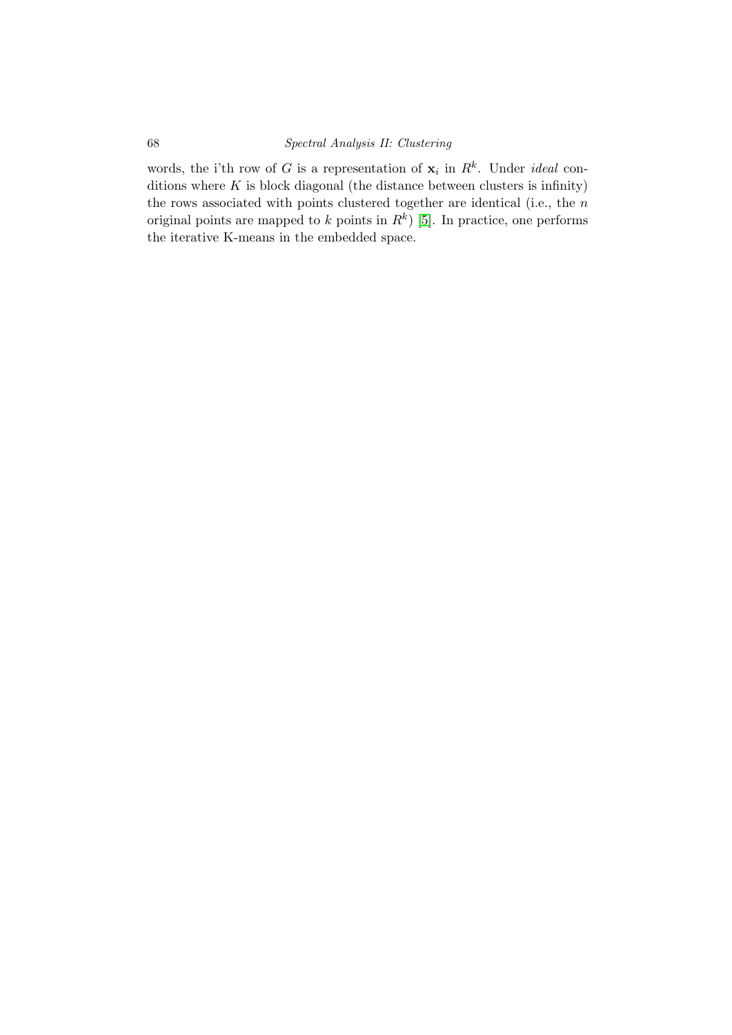words, the i'th row of $G$ is a representation of $\mathbf{x}_i$ in $R^k$. Under *ideal* conditions where $K$ is block diagonal (the distance between clusters is infinity) the rows associated with points clustered together are identical (i.e., the $n$ original points are mapped to $k$ points in $R^k$) [5]. In practice, one performs the iterative K-means in the embedded space.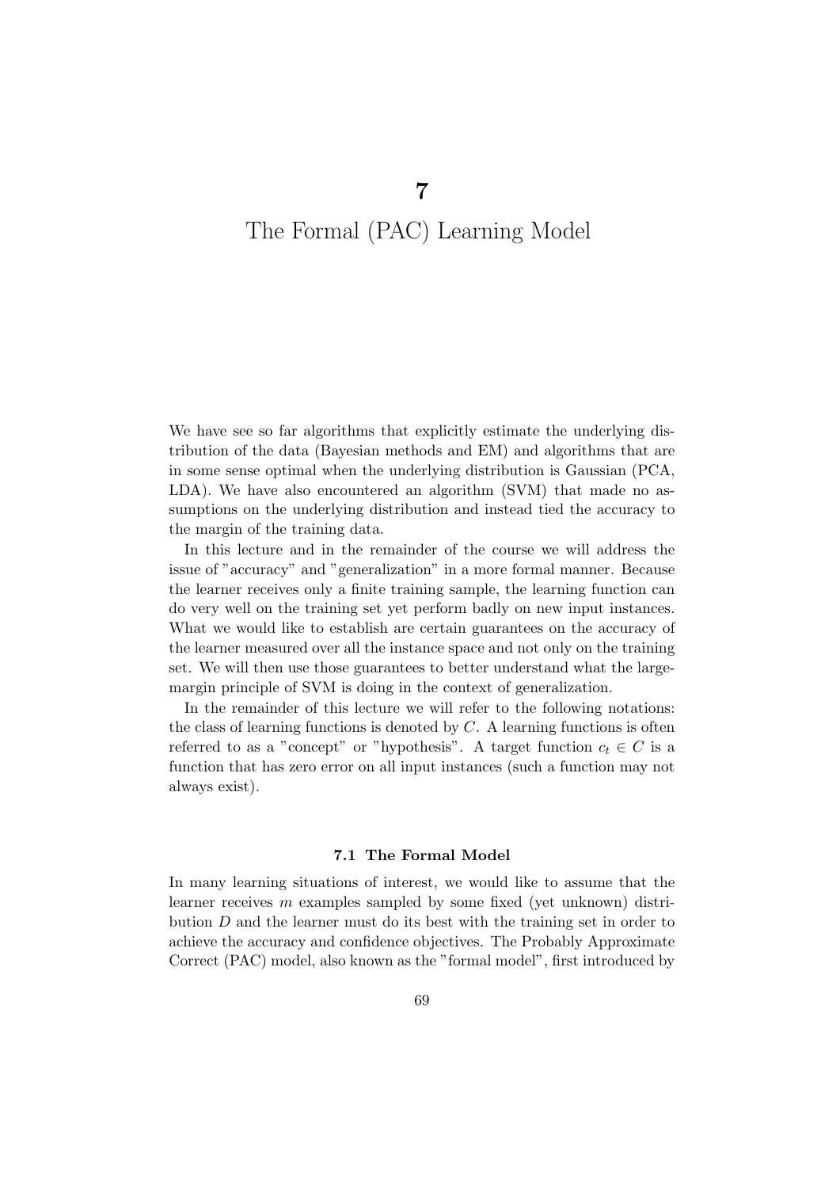# 7

# The Formal (PAC) Learning Model

We have see so far algorithms that explicitly estimate the underlying distribution of the data (Bayesian methods and EM) and algorithms that are in some sense optimal when the underlying distribution is Gaussian (PCA, LDA). We have also encountered an algorithm (SVM) that made no assumptions on the underlying distribution and instead tied the accuracy to the margin of the training data.

In this lecture and in the remainder of the course we will address the issue of "accuracy" and "generalization" in a more formal manner. Because the learner receives only a finite training sample, the learning function can do very well on the training set yet perform badly on new input instances. What we would like to establish are certain guarantees on the accuracy of the learner measured over all the instance space and not only on the training set. We will then use those guarantees to better understand what the large-margin principle of SVM is doing in the context of generalization.

In the remainder of this lecture we will refer to the following notations: the class of learning functions is denoted by $C$. A learning functions is often referred to as a "concept" or "hypothesis". A target function $c_t \in C$ is a function that has zero error on all input instances (such a function may not always exist).

## 7.1 The Formal Model

In many learning situations of interest, we would like to assume that the learner receives $m$ examples sampled by some fixed (yet unknown) distribution $D$ and the learner must do its best with the training set in order to achieve the accuracy and confidence objectives. The Probably Approximate Correct (PAC) model, also known as the "formal model", first introduced by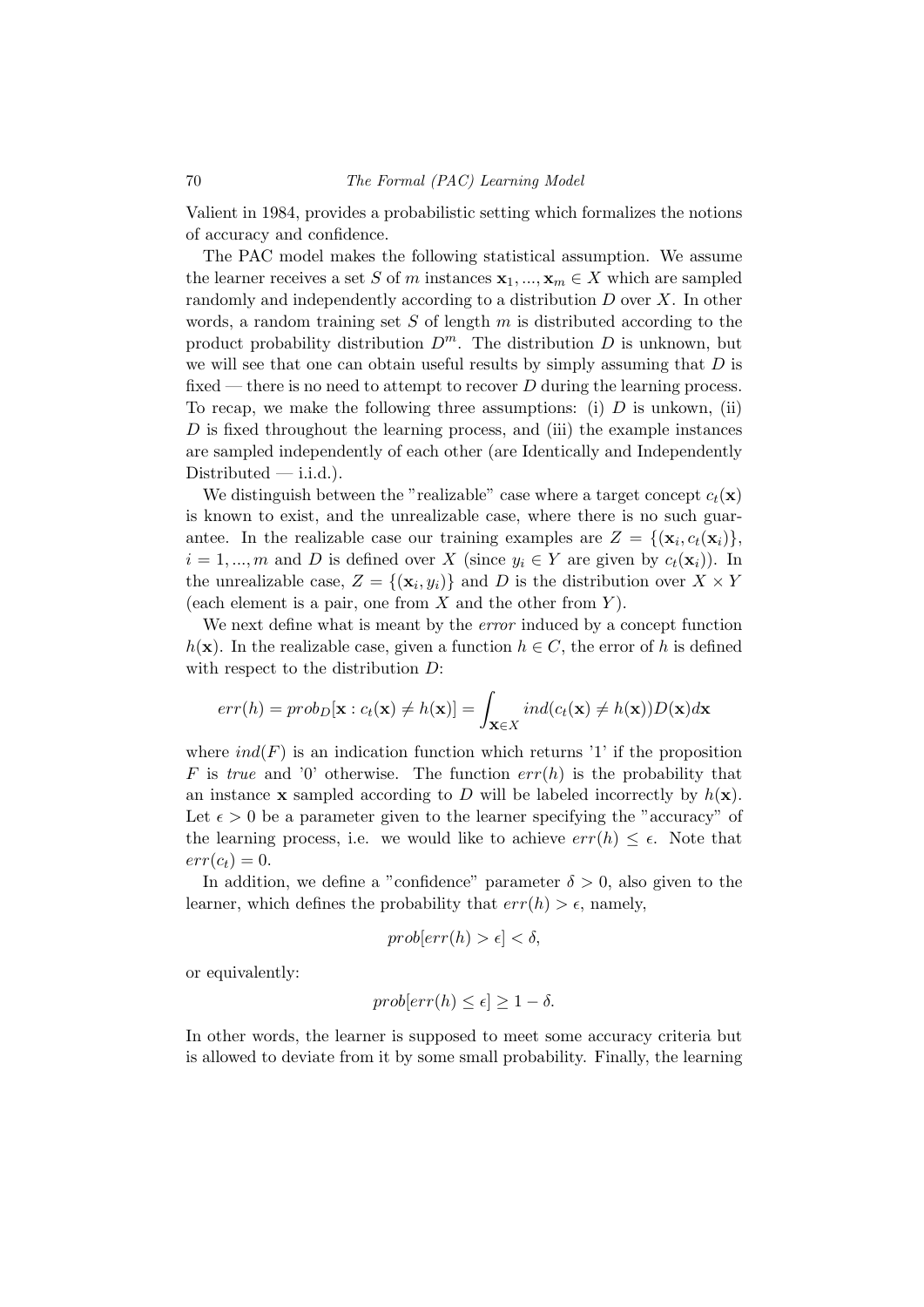Valient in 1984, provides a probabilistic setting which formalizes the notions of accuracy and confidence.

The PAC model makes the following statistical assumption. We assume the learner receives a set $S$ of $m$ instances $\mathbf{x}_1, ..., \mathbf{x}_m \in X$ which are sampled randomly and independently according to a distribution $D$ over $X$. In other words, a random training set $S$ of length $m$ is distributed according to the product probability distribution $D^m$. The distribution $D$ is unknown, but we will see that one can obtain useful results by simply assuming that $D$ is fixed — there is no need to attempt to recover $D$ during the learning process. To recap, we make the following three assumptions: (i) $D$ is unkown, (ii) $D$ is fixed throughout the learning process, and (iii) the example instances are sampled independently of each other (are Identically and Independently Distributed — i.i.d.).

We distinguish between the "realizable" case where a target concept $c_t(\mathbf{x})$ is known to exist, and the unrealizable case, where there is no such guarantee. In the realizable case our training examples are $Z = \{(\mathbf{x}_i, c_t(\mathbf{x}_i)\}$, $i = 1, ..., m$ and $D$ is defined over $X$ (since $y_i \in Y$ are given by $c_t(\mathbf{x}_i)$). In the unrealizable case, $Z = \{(\mathbf{x}_i, y_i)\}$ and $D$ is the distribution over $X \times Y$ (each element is a pair, one from $X$ and the other from $Y$).

We next define what is meant by the *error* induced by a concept function $h(\mathbf{x})$. In the realizable case, given a function $h \in C$, the error of $h$ is defined with respect to the distribution $D$:

$$err(h) = prob_D[\mathbf{x} : c_t(\mathbf{x}) \neq h(\mathbf{x})] = \int_{\mathbf{x} \in X} ind(c_t(\mathbf{x}) \neq h(\mathbf{x}))D(\mathbf{x})d\mathbf{x}$$

where $ind(F)$ is an indication function which returns '1' if the proposition $F$ is *true* and '0' otherwise. The function $err(h)$ is the probability that an instance $\mathbf{x}$ sampled according to $D$ will be labeled incorrectly by $h(\mathbf{x})$. Let $\epsilon > 0$ be a parameter given to the learner specifying the "accuracy" of the learning process, i.e. we would like to achieve $err(h) \leq \epsilon$. Note that $err(c_t) = 0$.

In addition, we define a "confidence" parameter $\delta > 0$, also given to the learner, which defines the probability that $err(h) > \epsilon$, namely,

$$prob[err(h) > \epsilon] < \delta,$$

or equivalently:

$$prob[err(h) \leq \epsilon] \geq 1 - \delta.$$

In other words, the learner is supposed to meet some accuracy criteria but is allowed to deviate from it by some small probability. Finally, the learning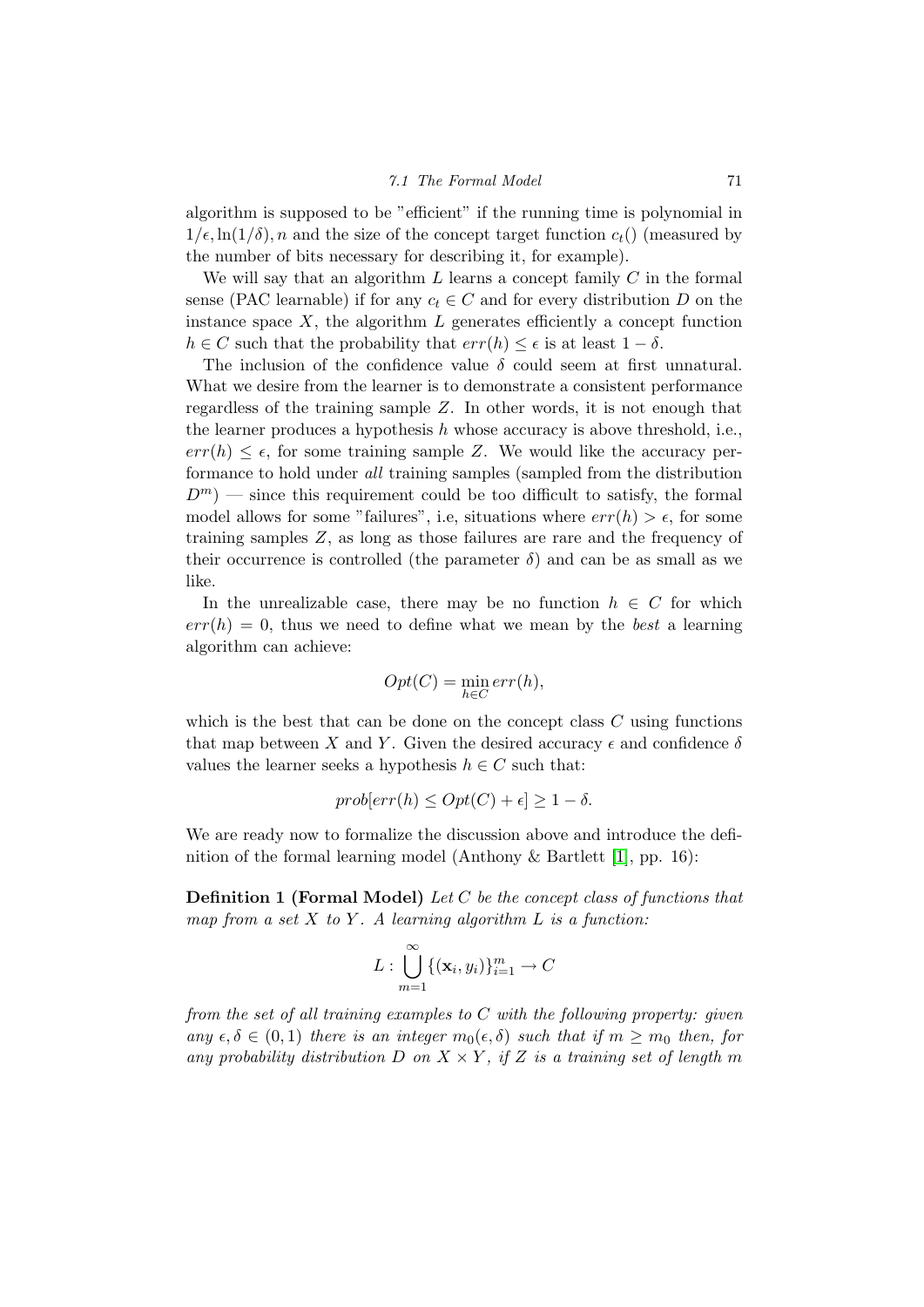algorithm is supposed to be "efficient" if the running time is polynomial in $1/\epsilon, \ln(1/\delta), n$ and the size of the concept target function $c_t()$ (measured by the number of bits necessary for describing it, for example).

We will say that an algorithm $L$ learns a concept family $C$ in the formal sense (PAC learnable) if for any $c_t \in C$ and for every distribution $D$ on the instance space $X$, the algorithm $L$ generates efficiently a concept function $h \in C$ such that the probability that $err(h) \leq \epsilon$ is at least $1 - \delta$.

The inclusion of the confidence value $\delta$ could seem at first unnatural. What we desire from the learner is to demonstrate a consistent performance regardless of the training sample $Z$. In other words, it is not enough that the learner produces a hypothesis $h$ whose accuracy is above threshold, i.e., $err(h) \leq \epsilon$, for some training sample $Z$. We would like the accuracy performance to hold under *all* training samples (sampled from the distribution $D^m$) — since this requirement could be too difficult to satisfy, the formal model allows for some "failures", i.e, situations where $err(h) > \epsilon$, for some training samples $Z$, as long as those failures are rare and the frequency of their occurrence is controlled (the parameter $\delta$) and can be as small as we like.

In the unrealizable case, there may be no function $h \in C$ for which $err(h) = 0$, thus we need to define what we mean by the *best* a learning algorithm can achieve:

$$Opt(C) = \min_{h \in C} err(h),$$

which is the best that can be done on the concept class $C$ using functions that map between $X$ and $Y$. Given the desired accuracy $\epsilon$ and confidence $\delta$ values the learner seeks a hypothesis $h \in C$ such that:

$$prob[err(h) \leq Opt(C) + \epsilon] \geq 1 - \delta.$$

We are ready now to formalize the discussion above and introduce the definition of the formal learning model (Anthony & Bartlett [1], pp. 16):

**Definition 1 (Formal Model)** *Let $C$ be the concept class of functions that map from a set $X$ to $Y$. A learning algorithm $L$ is a function:*

$$L : \bigcup_{m=1}^{\infty} \{(\mathbf{x}_i, y_i)\}_{i=1}^{m} \rightarrow C$$

*from the set of all training examples to $C$ with the following property: given any $\epsilon, \delta \in (0, 1)$ there is an integer $m_0(\epsilon, \delta)$ such that if $m \geq m_0$ then, for any probability distribution $D$ on $X \times Y$, if $Z$ is a training set of length $m$*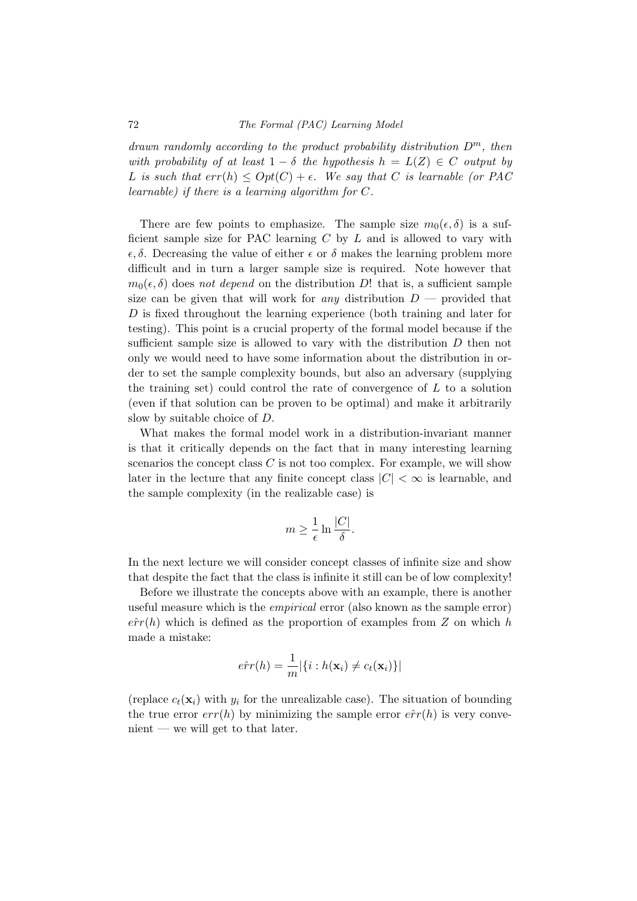*drawn randomly according to the product probability distribution $D^m$, then with probability of at least $1-\delta$ the hypothesis $h = L(Z) \in C$ output by $L$ is such that $err(h) \leq Opt(C) + \epsilon$. We say that $C$ is learnable (or PAC learnable) if there is a learning algorithm for $C$.*

There are few points to emphasize. The sample size $m_0(\epsilon, \delta)$ is a sufficient sample size for PAC learning $C$ by $L$ and is allowed to vary with $\epsilon, \delta$. Decreasing the value of either $\epsilon$ or $\delta$ makes the learning problem more difficult and in turn a larger sample size is required. Note however that $m_0(\epsilon, \delta)$ does *not depend* on the distribution $D$! that is, a sufficient sample size can be given that will work for *any* distribution $D$ — provided that $D$ is fixed throughout the learning experience (both training and later for testing). This point is a crucial property of the formal model because if the sufficient sample size is allowed to vary with the distribution $D$ then not only we would need to have some information about the distribution in order to set the sample complexity bounds, but also an adversary (supplying the training set) could control the rate of convergence of $L$ to a solution (even if that solution can be proven to be optimal) and make it arbitrarily slow by suitable choice of $D$.

What makes the formal model work in a distribution-invariant manner is that it critically depends on the fact that in many interesting learning scenarios the concept class $C$ is not too complex. For example, we will show later in the lecture that any finite concept class $|C| < \infty$ is learnable, and the sample complexity (in the realizable case) is

$$m \geq \frac{1}{\epsilon} \ln \frac{|C|}{\delta}.$$

In the next lecture we will consider concept classes of infinite size and show that despite the fact that the class is infinite it still can be of low complexity!

Before we illustrate the concepts above with an example, there is another useful measure which is the *empirical* error (also known as the sample error) $\hat{err}(h)$ which is defined as the proportion of examples from $Z$ on which $h$ made a mistake:

$$\hat{err}(h) = \frac{1}{m}|\{i : h(\mathbf{x}_i) \neq c_t(\mathbf{x}_i)\}|$$

(replace $c_t(\mathbf{x}_i)$ with $y_i$ for the unrealizable case). The situation of bounding the true error $err(h)$ by minimizing the sample error $\hat{err}(h)$ is very convenient — we will get to that later.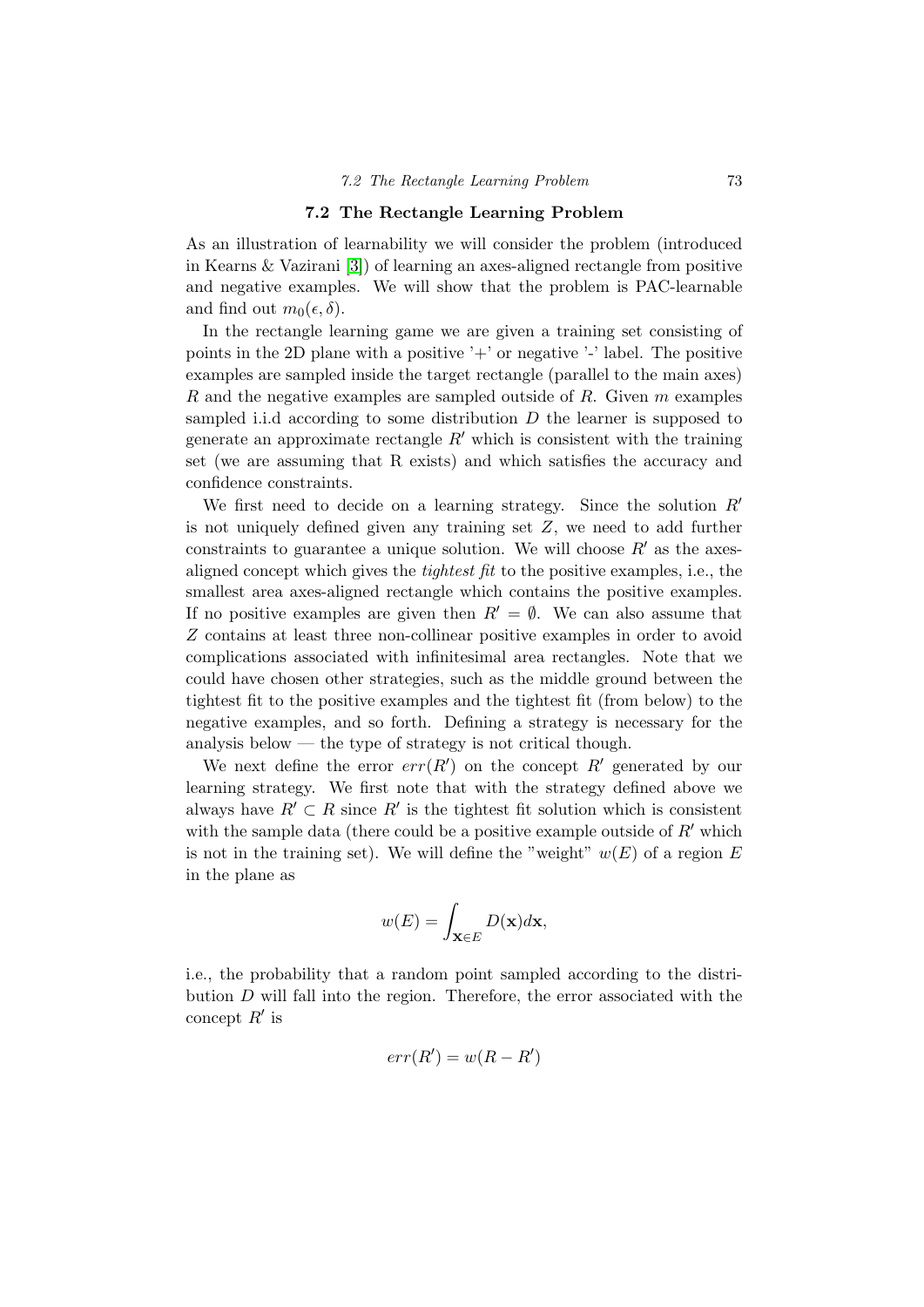## 7.2 The Rectangle Learning Problem

As an illustration of learnability we will consider the problem (introduced in Kearns & Vazirani [3]) of learning an axes-aligned rectangle from positive and negative examples. We will show that the problem is PAC-learnable and find out $m_0(\epsilon, \delta)$.

In the rectangle learning game we are given a training set consisting of points in the 2D plane with a positive '+' or negative '-' label. The positive examples are sampled inside the target rectangle (parallel to the main axes) $R$ and the negative examples are sampled outside of $R$. Given $m$ examples sampled i.i.d according to some distribution $D$ the learner is supposed to generate an approximate rectangle $R'$ which is consistent with the training set (we are assuming that R exists) and which satisfies the accuracy and confidence constraints.

We first need to decide on a learning strategy. Since the solution $R'$ is not uniquely defined given any training set $Z$, we need to add further constraints to guarantee a unique solution. We will choose $R'$ as the axes-aligned concept which gives the *tightest fit* to the positive examples, i.e., the smallest area axes-aligned rectangle which contains the positive examples. If no positive examples are given then $R' = \emptyset$. We can also assume that $Z$ contains at least three non-collinear positive examples in order to avoid complications associated with infinitesimal area rectangles. Note that we could have chosen other strategies, such as the middle ground between the tightest fit to the positive examples and the tightest fit (from below) to the negative examples, and so forth. Defining a strategy is necessary for the analysis below — the type of strategy is not critical though.

We next define the error $err(R')$ on the concept $R'$ generated by our learning strategy. We first note that with the strategy defined above we always have $R' \subset R$ since $R'$ is the tightest fit solution which is consistent with the sample data (there could be a positive example outside of $R'$ which is not in the training set). We will define the "weight" $w(E)$ of a region $E$ in the plane as

$$w(E) = \int_{\mathbf{x} \in E} D(\mathbf{x}) d\mathbf{x},$$

i.e., the probability that a random point sampled according to the distribution $D$ will fall into the region. Therefore, the error associated with the concept $R'$ is

$$err(R') = w(R - R')$$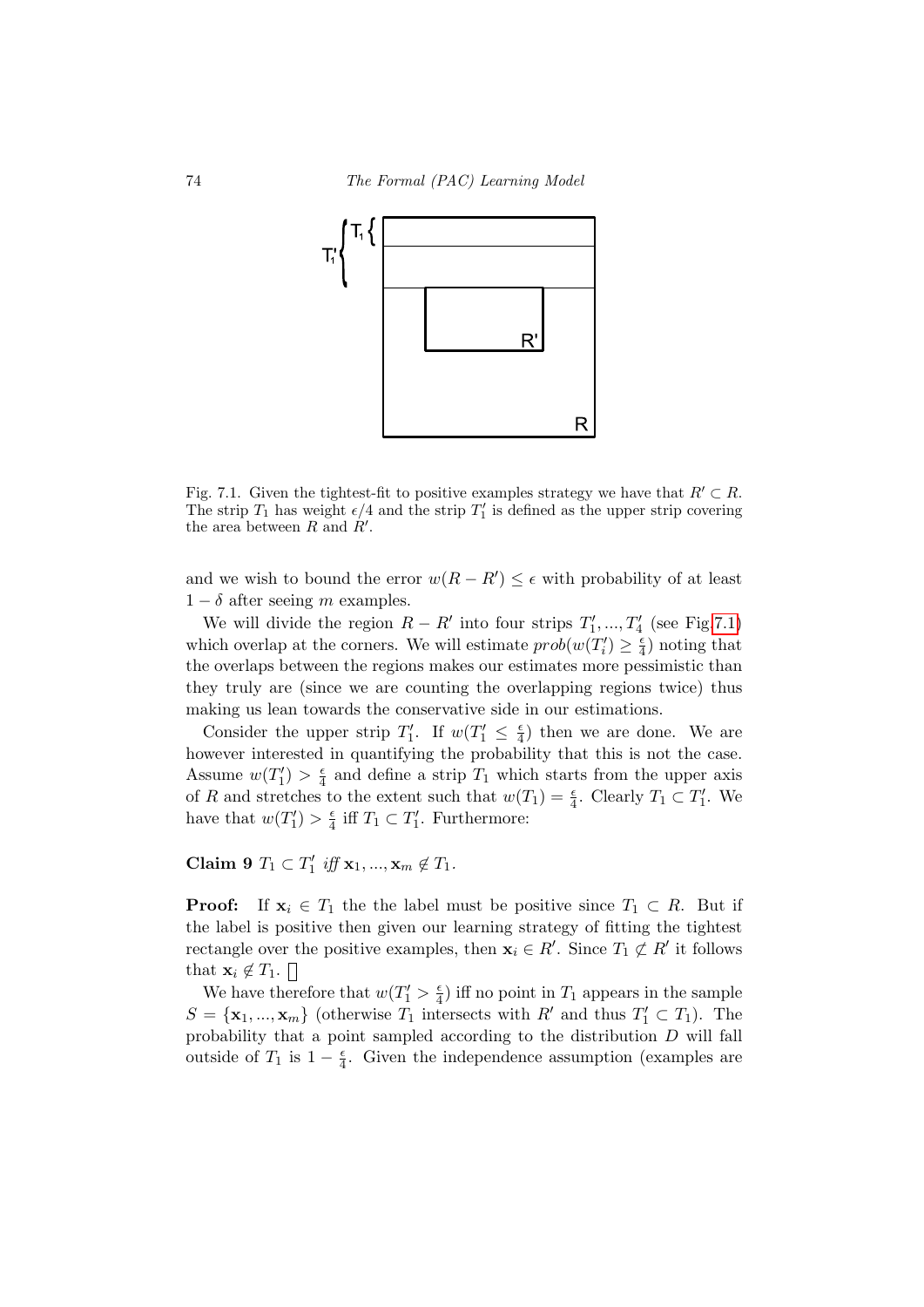Fig. 7.1. Given the tightest-fit to positive examples strategy we have that $R' \subset R$. The strip $T_1$ has weight $\epsilon/4$ and the strip $T_1'$ is defined as the upper strip covering the area between $R$ and $R'$.

and we wish to bound the error $w(R - R') \leq \epsilon$ with probability of at least $1 - \delta$ after seeing $m$ examples.

We will divide the region $R - R'$ into four strips $T_1', ..., T_4'$ (see Fig.7.1) which overlap at the corners. We will estimate $prob(w(T_i') \geq \frac{\epsilon}{4})$ noting that the overlaps between the regions makes our estimates more pessimistic than they truly are (since we are counting the overlapping regions twice) thus making us lean towards the conservative side in our estimations.

Consider the upper strip $T_1'$. If $w(T_1' \leq \frac{\epsilon}{4})$ then we are done. We are however interested in quantifying the probability that this is not the case. Assume $w(T_1') > \frac{\epsilon}{4}$ and define a strip $T_1$ which starts from the upper axis of $R$ and stretches to the extent such that $w(T_1) = \frac{\epsilon}{4}$. Clearly $T_1 \subset T_1'$. We have that $w(T_1') > \frac{\epsilon}{4}$ iff $T_1 \subset T_1'$. Furthermore:

**Claim 9** $T_1 \subset T_1'$ *iff* $\mathbf{x}_1, ..., \mathbf{x}_m \notin T_1$.

**Proof:** If $\mathbf{x}_i \in T_1$ the the label must be positive since $T_1 \subset R$. But if the label is positive then given our learning strategy of fitting the tightest rectangle over the positive examples, then $\mathbf{x}_i \in R'$. Since $T_1 \not\subset R'$ it follows that $\mathbf{x}_i \notin T_1$. □

We have therefore that $w(T_1' > \frac{\epsilon}{4})$ iff no point in $T_1$ appears in the sample $S = \{\mathbf{x}_1, ..., \mathbf{x}_m\}$ (otherwise $T_1$ intersects with $R'$ and thus $T_1' \subset T_1$). The probability that a point sampled according to the distribution $D$ will fall outside of $T_1$ is $1 - \frac{\epsilon}{4}$. Given the independence assumption (examples are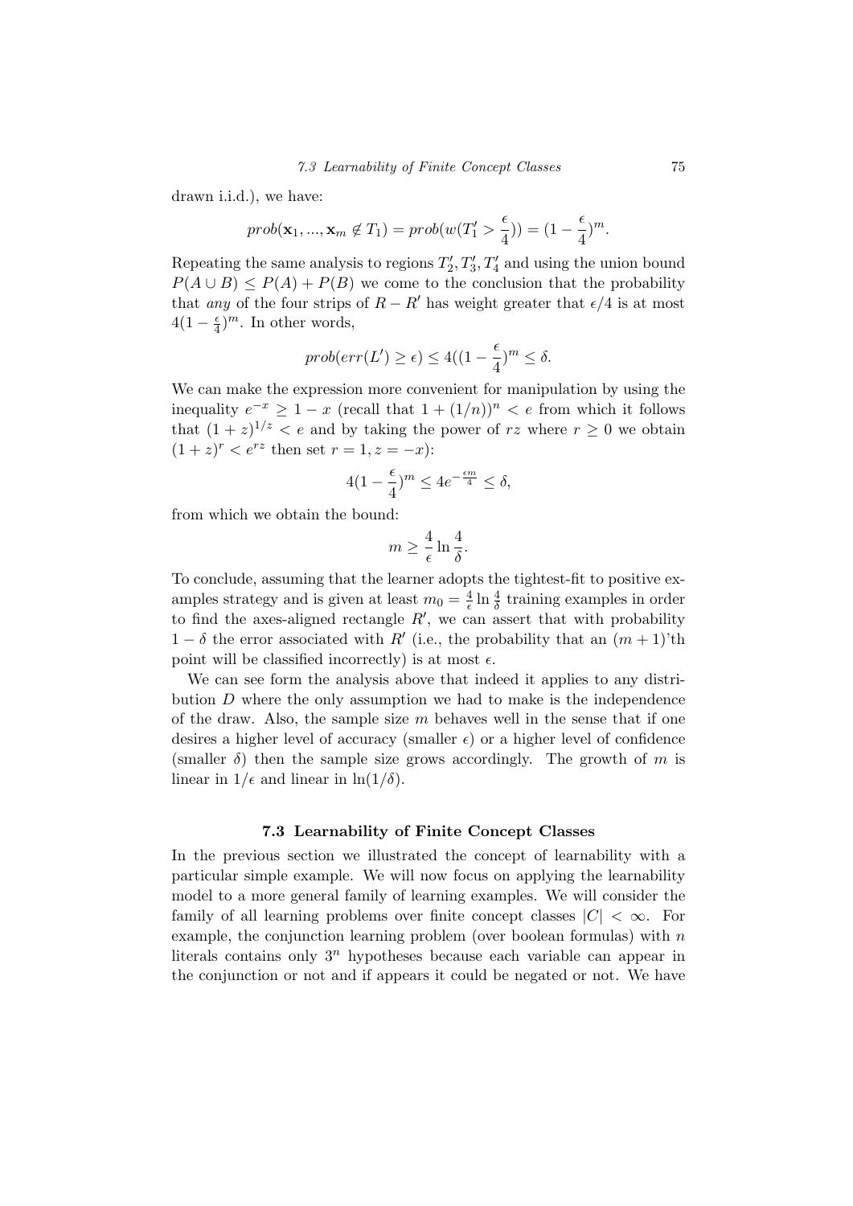drawn i.i.d.), we have:

$$prob(\mathbf{x}_1, ..., \mathbf{x}_m \notin T_1) = prob(w(T_1' > \frac{\epsilon}{4})) = (1 - \frac{\epsilon}{4})^m.$$

Repeating the same analysis to regions $T_2', T_3', T_4'$ and using the union bound $P(A \cup B) \leq P(A) + P(B)$ we come to the conclusion that the probability that *any* of the four strips of $R - R'$ has weight greater that $\epsilon/4$ is at most $4(1 - \frac{\epsilon}{4})^m$. In other words,

$$prob(err(L') \geq \epsilon) \leq 4((1 - \frac{\epsilon}{4})^m \leq \delta.$$

We can make the expression more convenient for manipulation by using the inequality $e^{-x} \geq 1 - x$ (recall that $1 + (1/n))^n < e$ from which it follows that $(1 + z)^{1/z} < e$ and by taking the power of $rz$ where $r \geq 0$ we obtain $(1 + z)^r < e^{rz}$ then set $r = 1, z = -x$):

$$4(1 - \frac{\epsilon}{4})^m \leq 4e^{-\frac{\epsilon m}{4}} \leq \delta,$$

from which we obtain the bound:

$$m \geq \frac{4}{\epsilon} \ln \frac{4}{\delta}.$$

To conclude, assuming that the learner adopts the tightest-fit to positive examples strategy and is given at least $m_0 = \frac{4}{\epsilon} \ln \frac{4}{\delta}$ training examples in order to find the axes-aligned rectangle $R'$, we can assert that with probability $1 - \delta$ the error associated with $R'$ (i.e., the probability that an $(m + 1)$'th point will be classified incorrectly) is at most $\epsilon$.

We can see form the analysis above that indeed it applies to any distribution $D$ where the only assumption we had to make is the independence of the draw. Also, the sample size $m$ behaves well in the sense that if one desires a higher level of accuracy (smaller $\epsilon$) or a higher level of confidence (smaller $\delta$) then the sample size grows accordingly. The growth of $m$ is linear in $1/\epsilon$ and linear in $\ln(1/\delta)$.

### 7.3 Learnability of Finite Concept Classes

In the previous section we illustrated the concept of learnability with a particular simple example. We will now focus on applying the learnability model to a more general family of learning examples. We will consider the family of all learning problems over finite concept classes $|C| < \infty$. For example, the conjunction learning problem (over boolean formulas) with $n$ literals contains only $3^n$ hypotheses because each variable can appear in the conjunction or not and if appears it could be negated or not. We have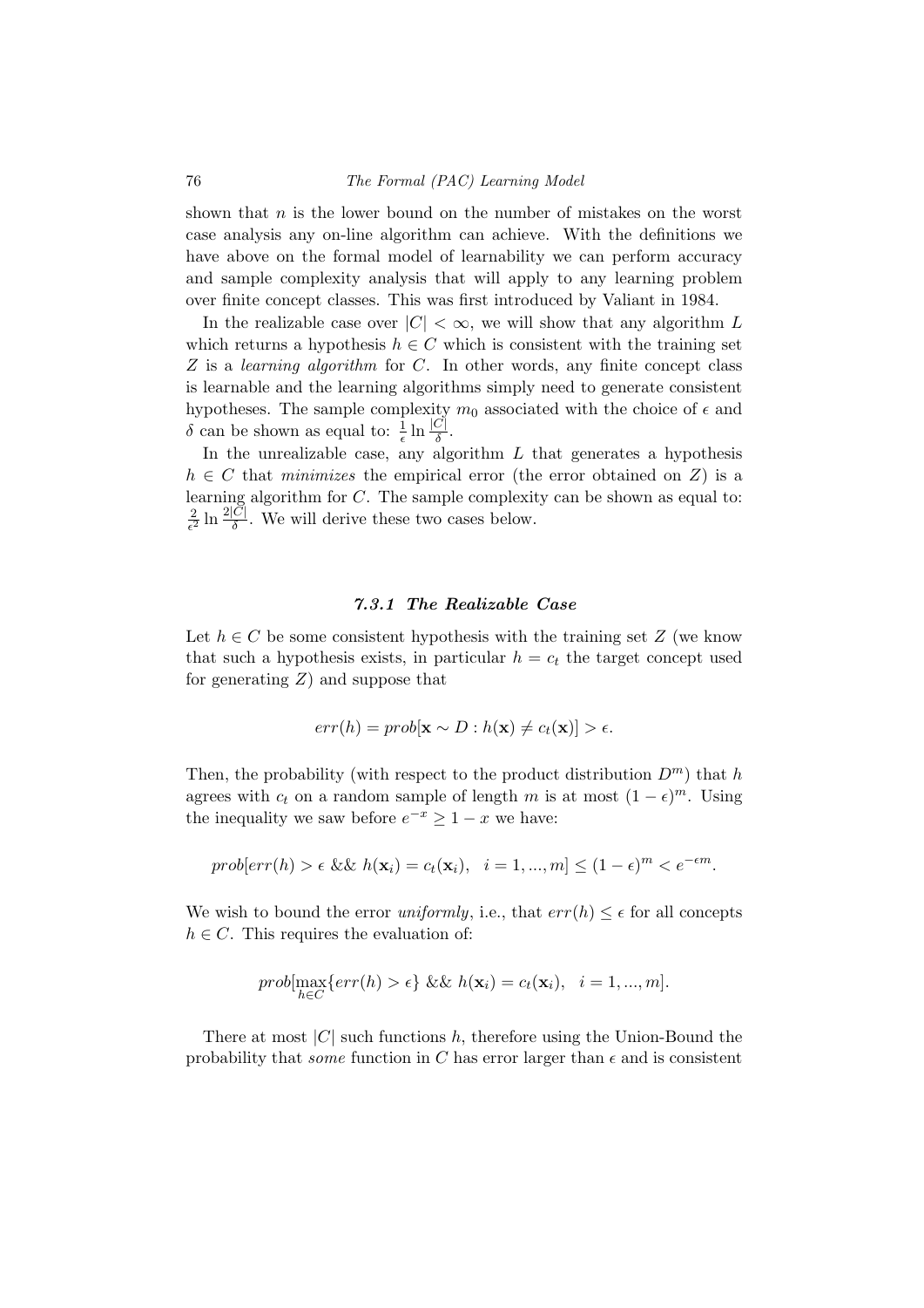shown that $n$ is the lower bound on the number of mistakes on the worst case analysis any on-line algorithm can achieve. With the definitions we have above on the formal model of learnability we can perform accuracy and sample complexity analysis that will apply to any learning problem over finite concept classes. This was first introduced by Valiant in 1984.

In the realizable case over $|C| < \infty$, we will show that any algorithm $L$ which returns a hypothesis $h \in C$ which is consistent with the training set $Z$ is a *learning algorithm* for $C$. In other words, any finite concept class is learnable and the learning algorithms simply need to generate consistent hypotheses. The sample complexity $m_0$ associated with the choice of $\epsilon$ and $\delta$ can be shown as equal to: $\frac{1}{\epsilon} \ln \frac{|C|}{\delta}$.

In the unrealizable case, any algorithm $L$ that generates a hypothesis $h \in C$ that *minimizes* the empirical error (the error obtained on $Z$) is a learning algorithm for $C$. The sample complexity can be shown as equal to: $\frac{2}{\epsilon^2} \ln \frac{2|C|}{\delta}$. We will derive these two cases below.

### 7.3.1 The Realizable Case

Let $h \in C$ be some consistent hypothesis with the training set $Z$ (we know that such a hypothesis exists, in particular $h = c_t$ the target concept used for generating $Z$) and suppose that

$$err(h) = prob[\mathbf{x} \sim D : h(\mathbf{x}) \neq c_t(\mathbf{x})] > \epsilon.$$

Then, the probability (with respect to the product distribution $D^m$) that $h$ agrees with $c_t$ on a random sample of length $m$ is at most $(1-\epsilon)^m$. Using the inequality we saw before $e^{-x} \geq 1 - x$ we have:

$$prob[err(h) > \epsilon \ \&\& \ h(\mathbf{x}_i) = c_t(\mathbf{x}_i), \quad i = 1, ..., m] \leq (1-\epsilon)^m < e^{-\epsilon m}.$$

We wish to bound the error *uniformly*, i.e., that $err(h) \leq \epsilon$ for all concepts $h \in C$. This requires the evaluation of:

$$prob[\max_{h \in C}\{err(h) > \epsilon\} \ \&\& \ h(\mathbf{x}_i) = c_t(\mathbf{x}_i), \quad i = 1, ..., m].$$

There at most $|C|$ such functions $h$, therefore using the Union-Bound the probability that *some* function in $C$ has error larger than $\epsilon$ and is consistent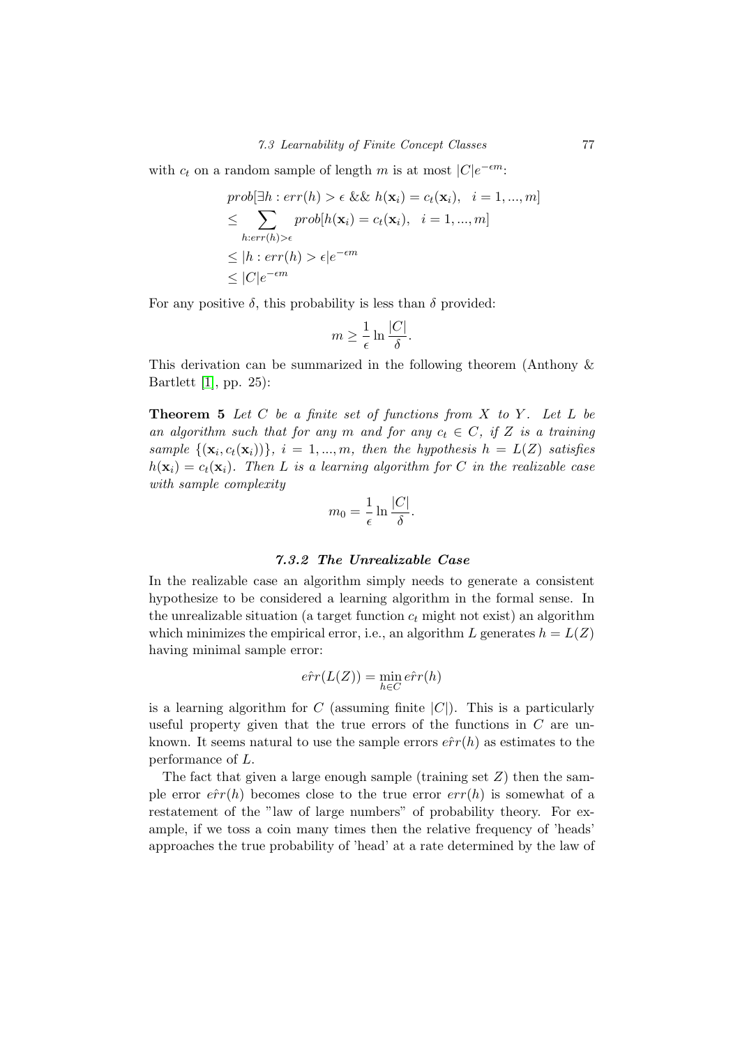with $c_t$ on a random sample of length $m$ is at most $|C|e^{-\epsilon m}$:

$$
\begin{aligned}
& prob[\exists h : err(h) > \epsilon \ \&\& \ h(\mathbf{x}_i) = c_t(\mathbf{x}_i), \quad i = 1, ..., m] \\
& \leq \sum_{h: err(h) > \epsilon} prob[h(\mathbf{x}_i) = c_t(\mathbf{x}_i), \quad i = 1, ..., m] \\
& \leq |h : err(h) > \epsilon| e^{-\epsilon m} \\
& \leq |C| e^{-\epsilon m}
\end{aligned}
$$

For any positive $\delta$, this probability is less than $\delta$ provided:

$$
m \geq \frac{1}{\epsilon} \ln \frac{|C|}{\delta}.
$$

This derivation can be summarized in the following theorem (Anthony & Bartlett [1], pp. 25):

**Theorem 5** *Let $C$ be a finite set of functions from $X$ to $Y$. Let $L$ be an algorithm such that for any $m$ and for any $c_t \in C$, if $Z$ is a training sample $\{(\mathbf{x}_i, c_t(\mathbf{x}_i))\}$, $i = 1, ..., m$, then the hypothesis $h = L(Z)$ satisfies $h(\mathbf{x}_i) = c_t(\mathbf{x}_i)$. Then $L$ is a learning algorithm for $C$ in the realizable case with sample complexity*

$$
m_0 = \frac{1}{\epsilon} \ln \frac{|C|}{\delta}.
$$

### 7.3.2 The Unrealizable Case

In the realizable case an algorithm simply needs to generate a consistent hypothesize to be considered a learning algorithm in the formal sense. In the unrealizable situation (a target function $c_t$ might not exist) an algorithm which minimizes the empirical error, i.e., an algorithm $L$ generates $h = L(Z)$ having minimal sample error:

$$
e\hat{r}r(L(Z)) = \min_{h \in C} e\hat{r}r(h)
$$

is a learning algorithm for $C$ (assuming finite $|C|$). This is a particularly useful property given that the true errors of the functions in $C$ are unknown. It seems natural to use the sample errors $e\hat{r}r(h)$ as estimates to the performance of $L$.

The fact that given a large enough sample (training set $Z$) then the sample error $e\hat{r}r(h)$ becomes close to the true error $err(h)$ is somewhat of a restatement of the "law of large numbers" of probability theory. For example, if we toss a coin many times then the relative frequency of 'heads' approaches the true probability of 'head' at a rate determined by the law of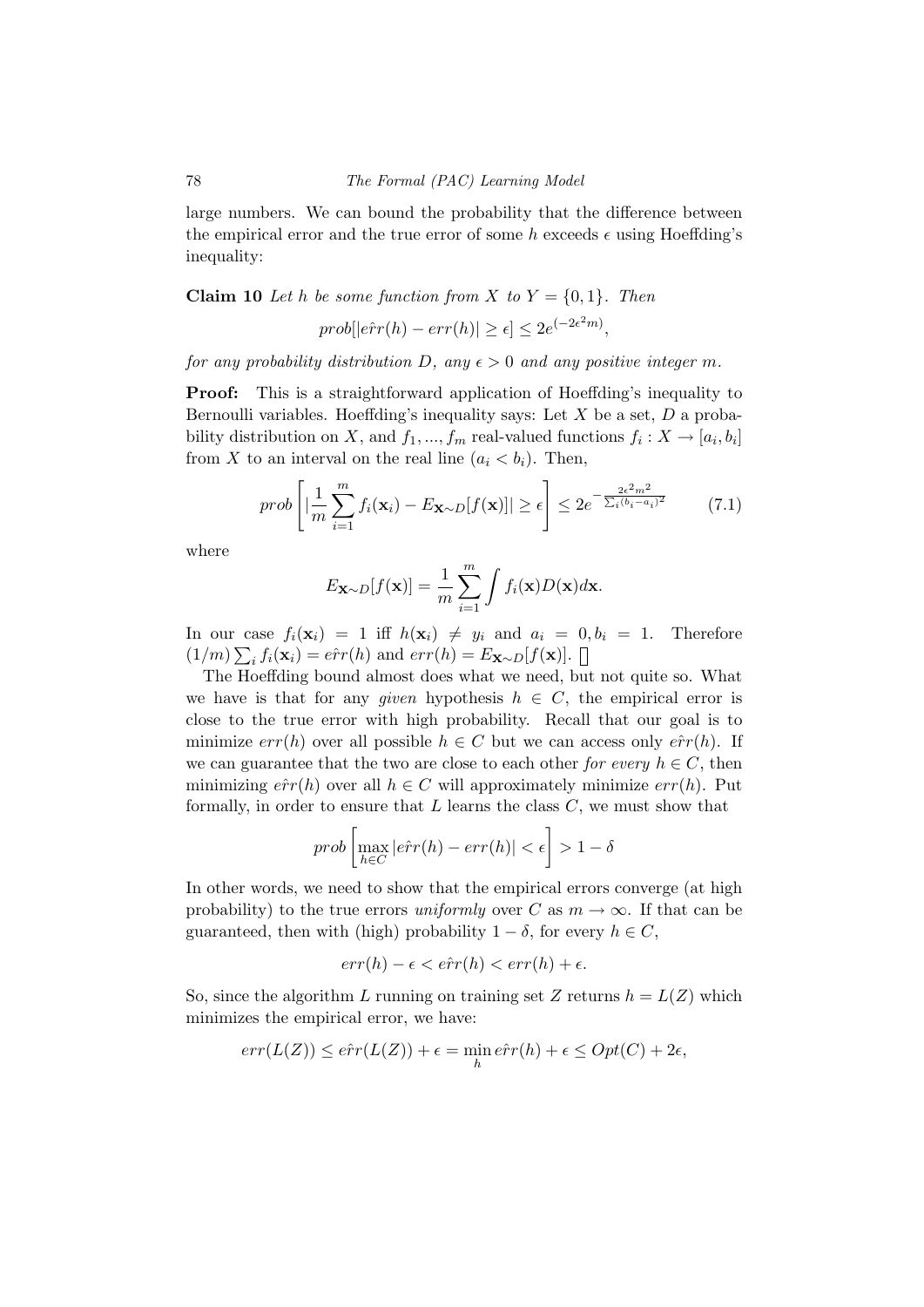large numbers. We can bound the probability that the difference between the empirical error and the true error of some $h$ exceeds $\epsilon$ using Hoeffding's inequality:

**Claim 10** *Let $h$ be some function from $X$ to $Y = \{0, 1\}$. Then*

$$prob[|\hat{err}(h) - err(h)| \geq \epsilon] \leq 2e^{(-2\epsilon^2 m)},$$

*for any probability distribution $D$, any $\epsilon > 0$ and any positive integer $m$.*

**Proof:** This is a straightforward application of Hoeffding's inequality to Bernoulli variables. Hoeffding's inequality says: Let $X$ be a set, $D$ a probability distribution on $X$, and $f_1, ..., f_m$ real-valued functions $f_i : X \to [a_i, b_i]$ from $X$ to an interval on the real line ($a_i < b_i$). Then,

$$prob\left[|\frac{1}{m}\sum_{i=1}^{m} f_i(\mathbf{x}_i) - E_{\mathbf{x}\sim D}[f(\mathbf{x})]| \geq \epsilon\right] \leq 2e^{-\frac{2\epsilon^2 m^2}{\sum_i (b_i - a_i)^2}} \tag{7.1}$$

where

$$E_{\mathbf{x}\sim D}[f(\mathbf{x})] = \frac{1}{m}\sum_{i=1}^{m}\int f_i(\mathbf{x})D(\mathbf{x})d\mathbf{x}.$$

In our case $f_i(\mathbf{x}_i) = 1$ iff $h(\mathbf{x}_i) \neq y_i$ and $a_i = 0, b_i = 1$. Therefore $(1/m)\sum_i f_i(\mathbf{x}_i) = \hat{err}(h)$ and $err(h) = E_{\mathbf{x}\sim D}[f(\mathbf{x})]$. ☐

The Hoeffding bound almost does what we need, but not quite so. What we have is that for any *given* hypothesis $h \in C$, the empirical error is close to the true error with high probability. Recall that our goal is to minimize $err(h)$ over all possible $h \in C$ but we can access only $\hat{err}(h)$. If we can guarantee that the two are close to each other *for every* $h \in C$, then minimizing $\hat{err}(h)$ over all $h \in C$ will approximately minimize $err(h)$. Put formally, in order to ensure that $L$ learns the class $C$, we must show that

$$prob\left[\max_{h\in C}|\hat{err}(h) - err(h)| < \epsilon\right] > 1 - \delta$$

In other words, we need to show that the empirical errors converge (at high probability) to the true errors *uniformly* over $C$ as $m \to \infty$. If that can be guaranteed, then with (high) probability $1 - \delta$, for every $h \in C$,

$$err(h) - \epsilon < \hat{err}(h) < err(h) + \epsilon.$$

So, since the algorithm $L$ running on training set $Z$ returns $h = L(Z)$ which minimizes the empirical error, we have:

$$err(L(Z)) \leq \hat{err}(L(Z)) + \epsilon = \min_h \hat{err}(h) + \epsilon \leq Opt(C) + 2\epsilon,$$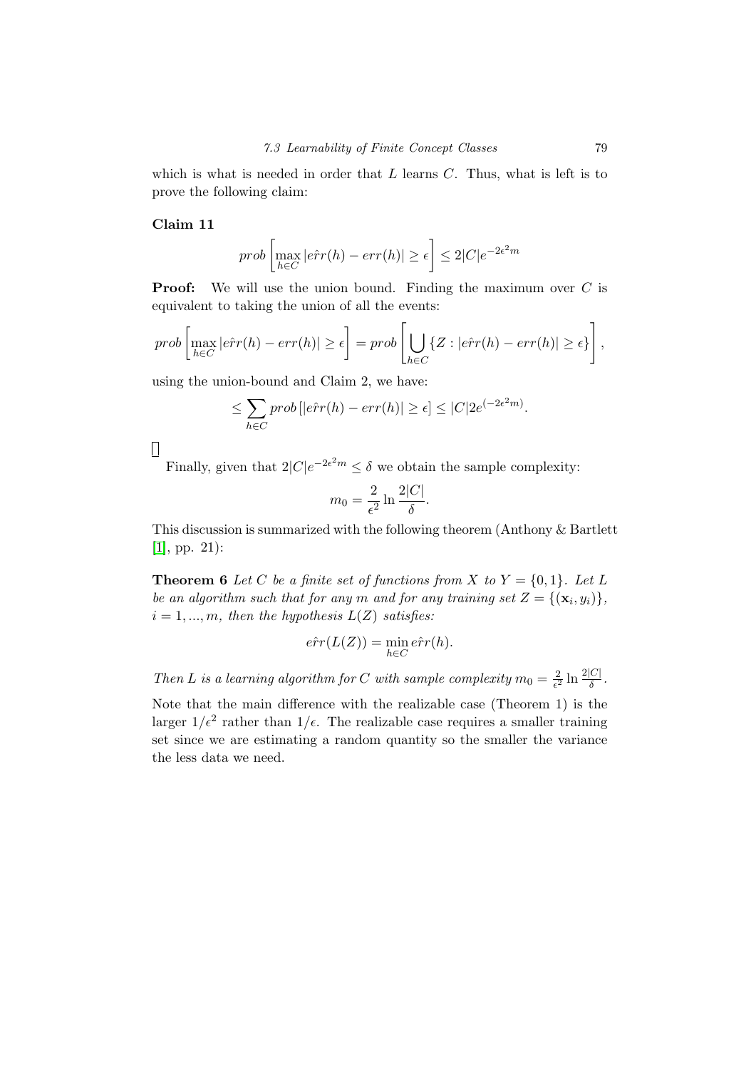which is what is needed in order that $L$ learns $C$. Thus, what is left is to prove the following claim:

**Claim 11**

$$prob\left[\max_{h \in C} |\hat{err}(h) - err(h)| \geq \epsilon\right] \leq 2|C|e^{-2\epsilon^2 m}$$

**Proof:** We will use the union bound. Finding the maximum over $C$ is equivalent to taking the union of all the events:

$$prob\left[\max_{h \in C} |\hat{err}(h) - err(h)| \geq \epsilon\right] = prob\left[\bigcup_{h \in C} \{Z : |\hat{err}(h) - err(h)| \geq \epsilon\}\right],$$

using the union-bound and Claim 2, we have:

$$\leq \sum_{h \in C} prob\left[|\hat{err}(h) - err(h)| \geq \epsilon\right] \leq |C| 2e^{(-2\epsilon^2 m)}.$$

□

Finally, given that $2|C|e^{-2\epsilon^2 m} \leq \delta$ we obtain the sample complexity:

$$m_0 = \frac{2}{\epsilon^2} \ln \frac{2|C|}{\delta}.$$

This discussion is summarized with the following theorem (Anthony & Bartlett [1], pp. 21):

**Theorem 6** *Let $C$ be a finite set of functions from $X$ to $Y = \{0, 1\}$. Let $L$ be an algorithm such that for any $m$ and for any training set $Z = \{(\mathbf{x}_i, y_i)\}$, $i = 1, ..., m$, then the hypothesis $L(Z)$ satisfies:*

$$\hat{err}(L(Z)) = \min_{h \in C} \hat{err}(h).$$

*Then $L$ is a learning algorithm for $C$ with sample complexity $m_0 = \frac{2}{\epsilon^2} \ln \frac{2|C|}{\delta}$.*

Note that the main difference with the realizable case (Theorem 1) is the larger $1/\epsilon^2$ rather than $1/\epsilon$. The realizable case requires a smaller training set since we are estimating a random quantity so the smaller the variance the less data we need.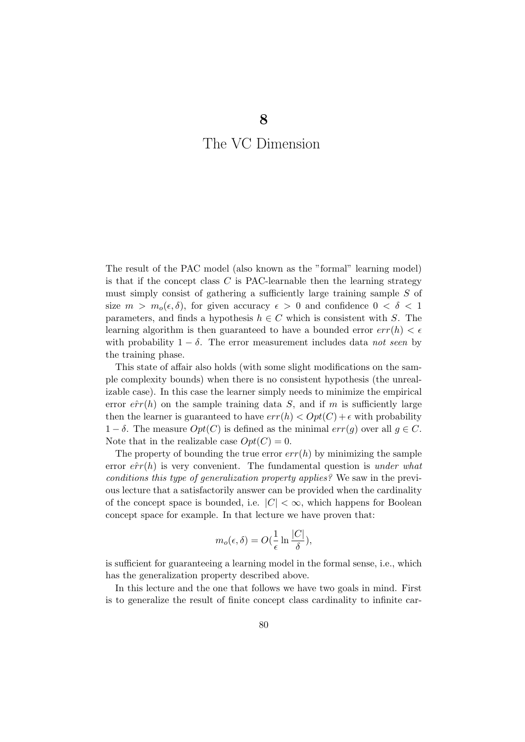# 8

# The VC Dimension

The result of the PAC model (also known as the "formal" learning model) is that if the concept class $C$ is PAC-learnable then the learning strategy must simply consist of gathering a sufficiently large training sample $S$ of size $m > m_o(\epsilon, \delta)$, for given accuracy $\epsilon > 0$ and confidence $0 < \delta < 1$ parameters, and finds a hypothesis $h \in C$ which is consistent with $S$. The learning algorithm is then guaranteed to have a bounded error $err(h) < \epsilon$ with probability $1 - \delta$. The error measurement includes data *not seen* by the training phase.

This state of affair also holds (with some slight modifications on the sample complexity bounds) when there is no consistent hypothesis (the unrealizable case). In this case the learner simply needs to minimize the empirical error $\hat{err}(h)$ on the sample training data $S$, and if $m$ is sufficiently large then the learner is guaranteed to have $err(h) < Opt(C) + \epsilon$ with probability $1 - \delta$. The measure $Opt(C)$ is defined as the minimal $err(g)$ over all $g \in C$. Note that in the realizable case $Opt(C) = 0$.

The property of bounding the true error $err(h)$ by minimizing the sample error $\hat{err}(h)$ is very convenient. The fundamental question is *under what conditions this type of generalization property applies?* We saw in the previous lecture that a satisfactorily answer can be provided when the cardinality of the concept space is bounded, i.e. $|C| < \infty$, which happens for Boolean concept space for example. In that lecture we have proven that:

$$m_o(\epsilon, \delta) = O(\frac{1}{\epsilon} \ln \frac{|C|}{\delta}),$$

is sufficient for guaranteeing a learning model in the formal sense, i.e., which has the generalization property described above.

In this lecture and the one that follows we have two goals in mind. First is to generalize the result of finite concept class cardinality to infinite car-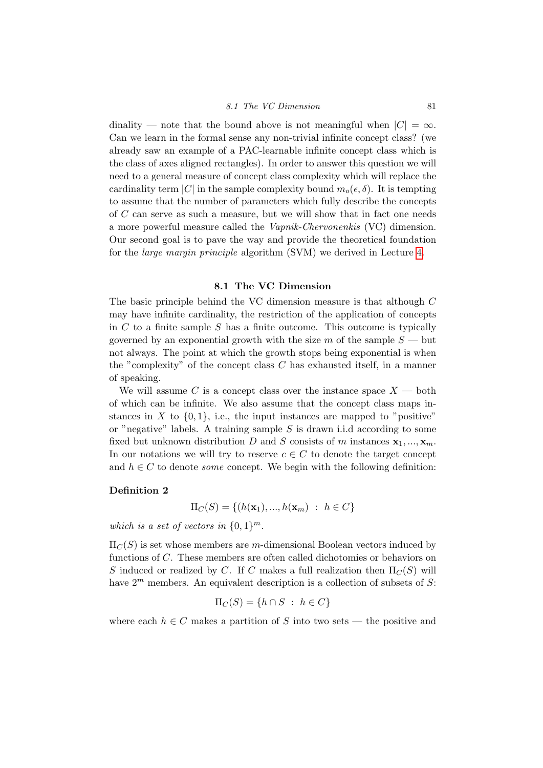dinality — note that the bound above is not meaningful when $|C| = \infty$. Can we learn in the formal sense any non-trivial infinite concept class? (we already saw an example of a PAC-learnable infinite concept class which is the class of axes aligned rectangles). In order to answer this question we will need to a general measure of concept class complexity which will replace the cardinality term $|C|$ in the sample complexity bound $m_o(\epsilon, \delta)$. It is tempting to assume that the number of parameters which fully describe the concepts of $C$ can serve as such a measure, but we will show that in fact one needs a more powerful measure called the *Vapnik-Chervonenkis* (VC) dimension. Our second goal is to pave the way and provide the theoretical foundation for the *large margin principle* algorithm (SVM) we derived in Lecture 4.

## 8.1 The VC Dimension

The basic principle behind the VC dimension measure is that although $C$ may have infinite cardinality, the restriction of the application of concepts in $C$ to a finite sample $S$ has a finite outcome. This outcome is typically governed by an exponential growth with the size $m$ of the sample $S$ — but not always. The point at which the growth stops being exponential is when the "complexity" of the concept class $C$ has exhausted itself, in a manner of speaking.

We will assume $C$ is a concept class over the instance space $X$ — both of which can be infinite. We also assume that the concept class maps instances in $X$ to $\{0, 1\}$, i.e., the input instances are mapped to "positive" or "negative" labels. A training sample $S$ is drawn i.i.d according to some fixed but unknown distribution $D$ and $S$ consists of $m$ instances $\mathbf{x}_1, ..., \mathbf{x}_m$. In our notations we will try to reserve $c \in C$ to denote the target concept and $h \in C$ to denote *some* concept. We begin with the following definition:

**Definition 2**

$$\Pi_C(S) = \{(h(\mathbf{x}_1), ..., h(\mathbf{x}_m) \ : \ h \in C\}$$

*which is a set of vectors in* $\{0, 1\}^m$.

$\Pi_C(S)$ is set whose members are $m$-dimensional Boolean vectors induced by functions of $C$. These members are often called dichotomies or behaviors on $S$ induced or realized by $C$. If $C$ makes a full realization then $\Pi_C(S)$ will have $2^m$ members. An equivalent description is a collection of subsets of $S$:

$$\Pi_C(S) = \{h \cap S \ : \ h \in C\}$$

where each $h \in C$ makes a partition of $S$ into two sets — the positive and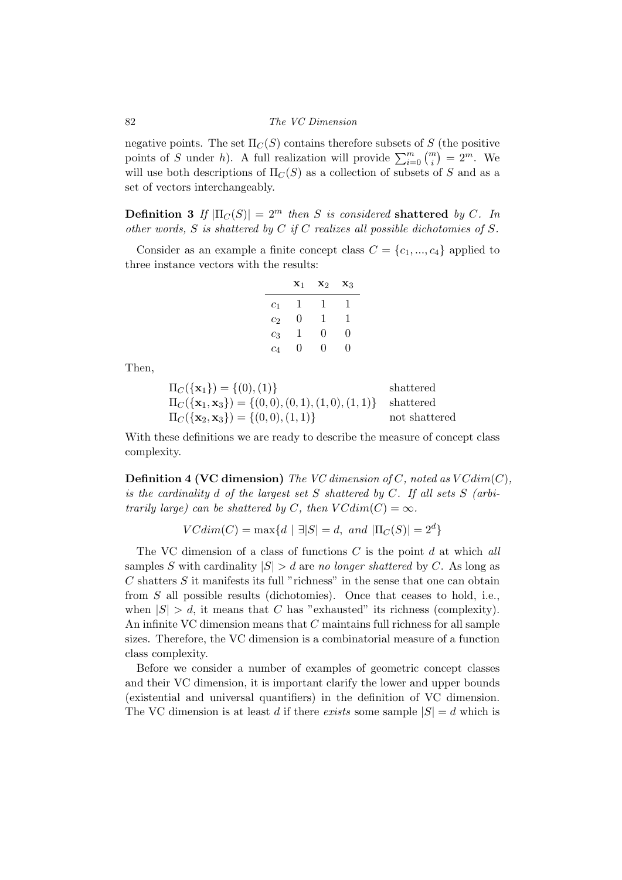negative points. The set $\Pi_C(S)$ contains therefore subsets of $S$ (the positive points of $S$ under $h$). A full realization will provide $\sum_{i=0}^{m} \binom{m}{i} = 2^m$. We will use both descriptions of $\Pi_C(S)$ as a collection of subsets of $S$ and as a set of vectors interchangeably.

**Definition 3** *If $|\Pi_C(S)| = 2^m$ then $S$ is considered* **shattered** *by $C$. In other words, $S$ is shattered by $C$ if $C$ realizes all possible dichotomies of $S$.*

Consider as an example a finite concept class $C = \{c_1, ..., c_4\}$ applied to three instance vectors with the results:

| | $\mathbf{x}_1$ | $\mathbf{x}_2$ | $\mathbf{x}_3$ |
|---|---|---|---|
| $c_1$ | 1 | 1 | 1 |
| $c_2$ | 0 | 1 | 1 |
| $c_3$ | 1 | 0 | 0 |
| $c_4$ | 0 | 0 | 0 |

Then,

$\Pi_C(\{\mathbf{x}_1\}) = \{(0), (1)\}$ shattered
$\Pi_C(\{\mathbf{x}_1, \mathbf{x}_3\}) = \{(0,0), (0,1), (1,0), (1,1)\}$ shattered
$\Pi_C(\{\mathbf{x}_2, \mathbf{x}_3\}) = \{(0,0), (1,1)\}$ not shattered

With these definitions we are ready to describe the measure of concept class complexity.

**Definition 4 (VC dimension)** *The VC dimension of $C$, noted as $VCdim(C)$, is the cardinality $d$ of the largest set $S$ shattered by $C$. If all sets $S$ (arbitrarily large) can be shattered by $C$, then $VCdim(C) = \infty$.*

$$VCdim(C) = \max\{d \mid \exists |S| = d, \text{ and } |\Pi_C(S)| = 2^d\}$$

The VC dimension of a class of functions $C$ is the point $d$ at which *all* samples $S$ with cardinality $|S| > d$ are *no longer shattered* by $C$. As long as $C$ shatters $S$ it manifests its full "richness" in the sense that one can obtain from $S$ all possible results (dichotomies). Once that ceases to hold, i.e., when $|S| > d$, it means that $C$ has "exhausted" its richness (complexity). An infinite VC dimension means that $C$ maintains full richness for all sample sizes. Therefore, the VC dimension is a combinatorial measure of a function class complexity.

Before we consider a number of examples of geometric concept classes and their VC dimension, it is important clarify the lower and upper bounds (existential and universal quantifiers) in the definition of VC dimension. The VC dimension is at least $d$ if there *exists* some sample $|S| = d$ which is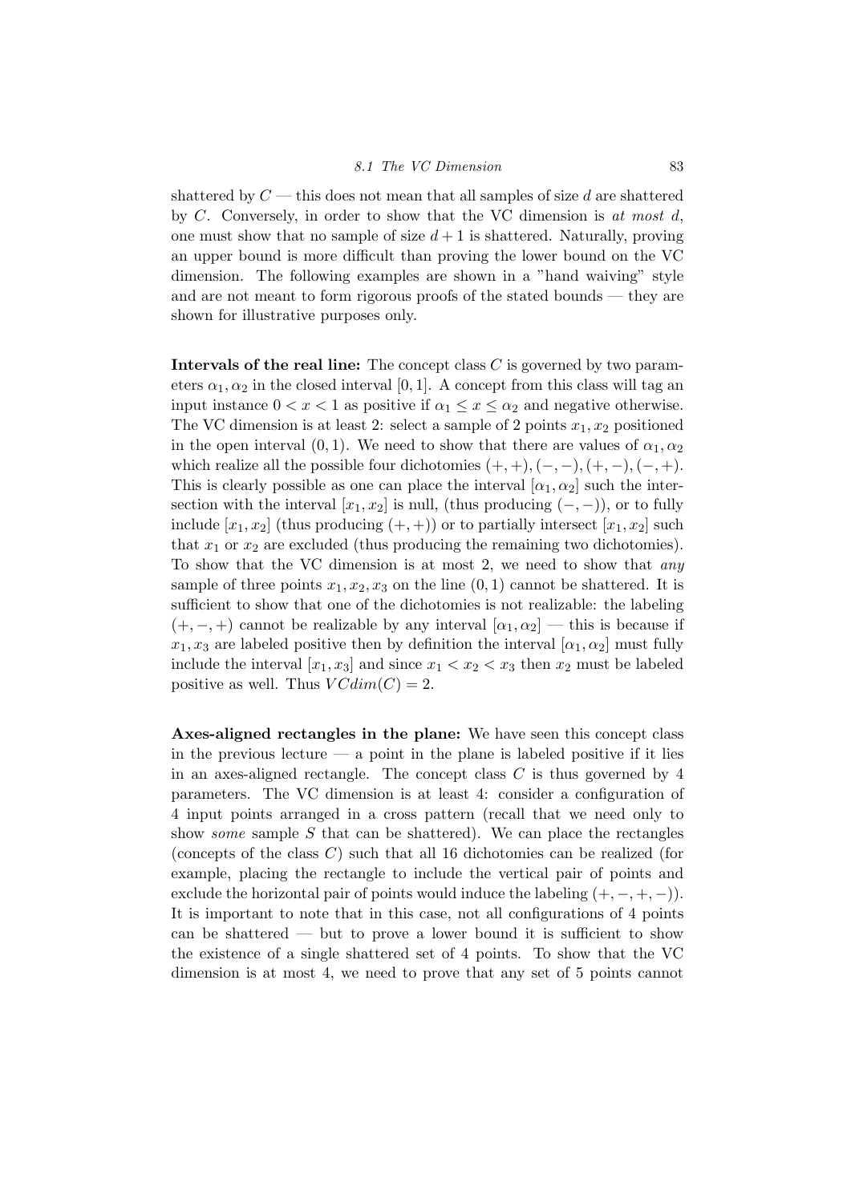shattered by $C$ — this does not mean that all samples of size $d$ are shattered by $C$. Conversely, in order to show that the VC dimension is *at most* $d$, one must show that no sample of size $d+1$ is shattered. Naturally, proving an upper bound is more difficult than proving the lower bound on the VC dimension. The following examples are shown in a "hand waiving" style and are not meant to form rigorous proofs of the stated bounds — they are shown for illustrative purposes only.

**Intervals of the real line:** The concept class $C$ is governed by two parameters $\alpha_1, \alpha_2$ in the closed interval $[0, 1]$. A concept from this class will tag an input instance $0 < x < 1$ as positive if $\alpha_1 \leq x \leq \alpha_2$ and negative otherwise. The VC dimension is at least 2: select a sample of 2 points $x_1, x_2$ positioned in the open interval $(0, 1)$. We need to show that there are values of $\alpha_1, \alpha_2$ which realize all the possible four dichotomies $(+, +), (-, -), (+, -), (-, +)$. This is clearly possible as one can place the interval $[\alpha_1, \alpha_2]$ such the intersection with the interval $[x_1, x_2]$ is null, (thus producing $(-, -)$), or to fully include $[x_1, x_2]$ (thus producing $(+, +)$) or to partially intersect $[x_1, x_2]$ such that $x_1$ or $x_2$ are excluded (thus producing the remaining two dichotomies). To show that the VC dimension is at most 2, we need to show that *any* sample of three points $x_1, x_2, x_3$ on the line $(0, 1)$ cannot be shattered. It is sufficient to show that one of the dichotomies is not realizable: the labeling $(+, -, +)$ cannot be realizable by any interval $[\alpha_1, \alpha_2]$ — this is because if $x_1, x_3$ are labeled positive then by definition the interval $[\alpha_1, \alpha_2]$ must fully include the interval $[x_1, x_3]$ and since $x_1 < x_2 < x_3$ then $x_2$ must be labeled positive as well. Thus $VCdim(C) = 2$.

**Axes-aligned rectangles in the plane:** We have seen this concept class in the previous lecture — a point in the plane is labeled positive if it lies in an axes-aligned rectangle. The concept class $C$ is thus governed by 4 parameters. The VC dimension is at least 4: consider a configuration of 4 input points arranged in a cross pattern (recall that we need only to show *some* sample $S$ that can be shattered). We can place the rectangles (concepts of the class $C$) such that all 16 dichotomies can be realized (for example, placing the rectangle to include the vertical pair of points and exclude the horizontal pair of points would induce the labeling $(+, -, +, -)$). It is important to note that in this case, not all configurations of 4 points can be shattered — but to prove a lower bound it is sufficient to show the existence of a single shattered set of 4 points. To show that the VC dimension is at most 4, we need to prove that any set of 5 points cannot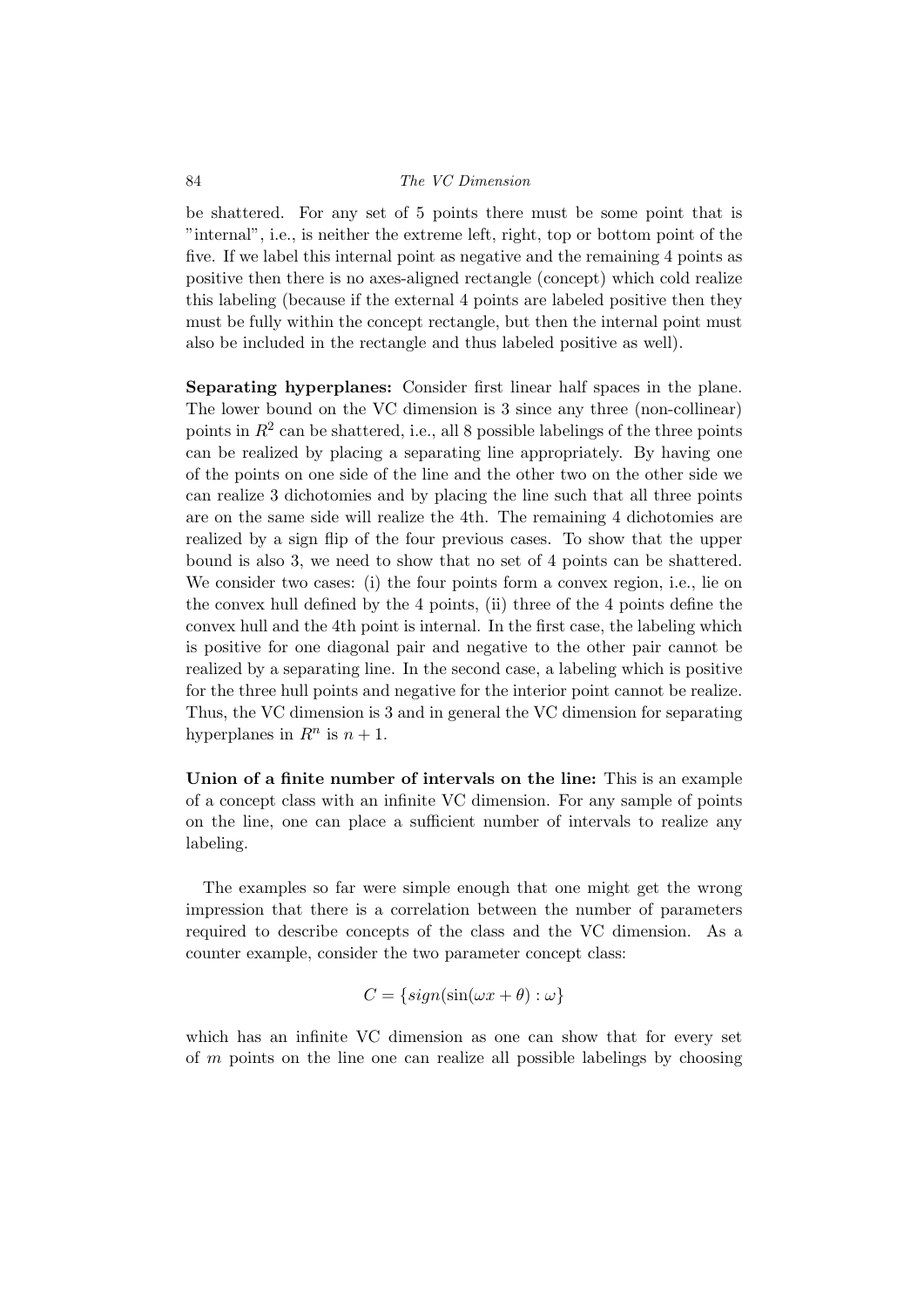be shattered. For any set of 5 points there must be some point that is "internal", i.e., is neither the extreme left, right, top or bottom point of the five. If we label this internal point as negative and the remaining 4 points as positive then there is no axes-aligned rectangle (concept) which cold realize this labeling (because if the external 4 points are labeled positive then they must be fully within the concept rectangle, but then the internal point must also be included in the rectangle and thus labeled positive as well).

**Separating hyperplanes:** Consider first linear half spaces in the plane. The lower bound on the VC dimension is 3 since any three (non-collinear) points in $R^2$ can be shattered, i.e., all 8 possible labelings of the three points can be realized by placing a separating line appropriately. By having one of the points on one side of the line and the other two on the other side we can realize 3 dichotomies and by placing the line such that all three points are on the same side will realize the 4th. The remaining 4 dichotomies are realized by a sign flip of the four previous cases. To show that the upper bound is also 3, we need to show that no set of 4 points can be shattered. We consider two cases: (i) the four points form a convex region, i.e., lie on the convex hull defined by the 4 points, (ii) three of the 4 points define the convex hull and the 4th point is internal. In the first case, the labeling which is positive for one diagonal pair and negative to the other pair cannot be realized by a separating line. In the second case, a labeling which is positive for the three hull points and negative for the interior point cannot be realize. Thus, the VC dimension is 3 and in general the VC dimension for separating hyperplanes in $R^n$ is $n + 1$.

**Union of a finite number of intervals on the line:** This is an example of a concept class with an infinite VC dimension. For any sample of points on the line, one can place a sufficient number of intervals to realize any labeling.

The examples so far were simple enough that one might get the wrong impression that there is a correlation between the number of parameters required to describe concepts of the class and the VC dimension. As a counter example, consider the two parameter concept class:

$$C = \{sign(\sin(\omega x + \theta) : \omega\}$$

which has an infinite VC dimension as one can show that for every set of $m$ points on the line one can realize all possible labelings by choosing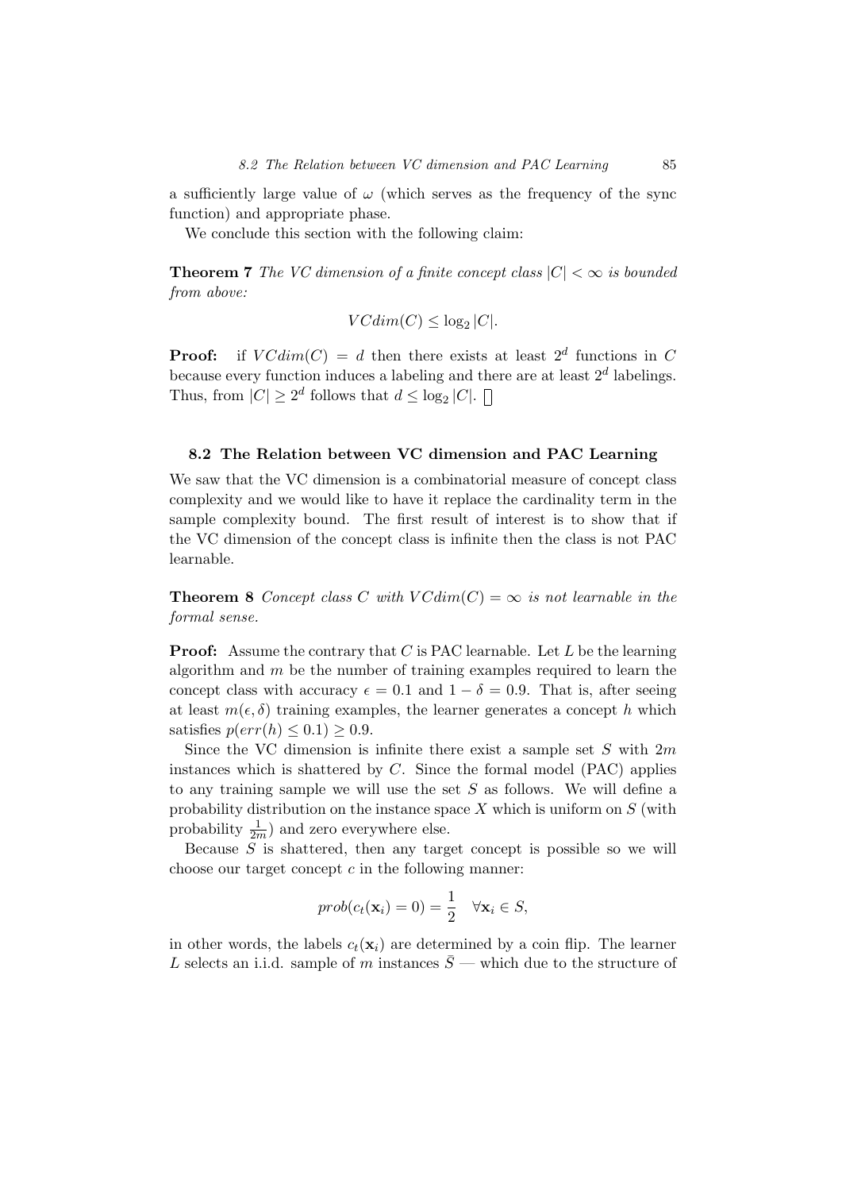a sufficiently large value of $\omega$ (which serves as the frequency of the sync function) and appropriate phase.

We conclude this section with the following claim:

**Theorem 7** *The VC dimension of a finite concept class $|C| < \infty$ is bounded from above:*

$$VCdim(C) \leq \log_2 |C|.$$

**Proof:** if $VCdim(C) = d$ then there exists at least $2^d$ functions in $C$ because every function induces a labeling and there are at least $2^d$ labelings. Thus, from $|C| \geq 2^d$ follows that $d \leq \log_2 |C|$. $\square$

### 8.2 The Relation between VC dimension and PAC Learning

We saw that the VC dimension is a combinatorial measure of concept class complexity and we would like to have it replace the cardinality term in the sample complexity bound. The first result of interest is to show that if the VC dimension of the concept class is infinite then the class is not PAC learnable.

**Theorem 8** *Concept class $C$ with $VCdim(C) = \infty$ is not learnable in the formal sense.*

**Proof:** Assume the contrary that $C$ is PAC learnable. Let $L$ be the learning algorithm and $m$ be the number of training examples required to learn the concept class with accuracy $\epsilon = 0.1$ and $1 - \delta = 0.9$. That is, after seeing at least $m(\epsilon, \delta)$ training examples, the learner generates a concept $h$ which satisfies $p(err(h) \leq 0.1) \geq 0.9$.

Since the VC dimension is infinite there exist a sample set $S$ with $2m$ instances which is shattered by $C$. Since the formal model (PAC) applies to any training sample we will use the set $S$ as follows. We will define a probability distribution on the instance space $X$ which is uniform on $S$ (with probability $\frac{1}{2m}$) and zero everywhere else.

Because $S$ is shattered, then any target concept is possible so we will choose our target concept $c$ in the following manner:

$$prob(c_t(\mathbf{x}_i) = 0) = \frac{1}{2} \quad \forall \mathbf{x}_i \in S,$$

in other words, the labels $c_t(\mathbf{x}_i)$ are determined by a coin flip. The learner $L$ selects an i.i.d. sample of $m$ instances $\bar{S}$ — which due to the structure of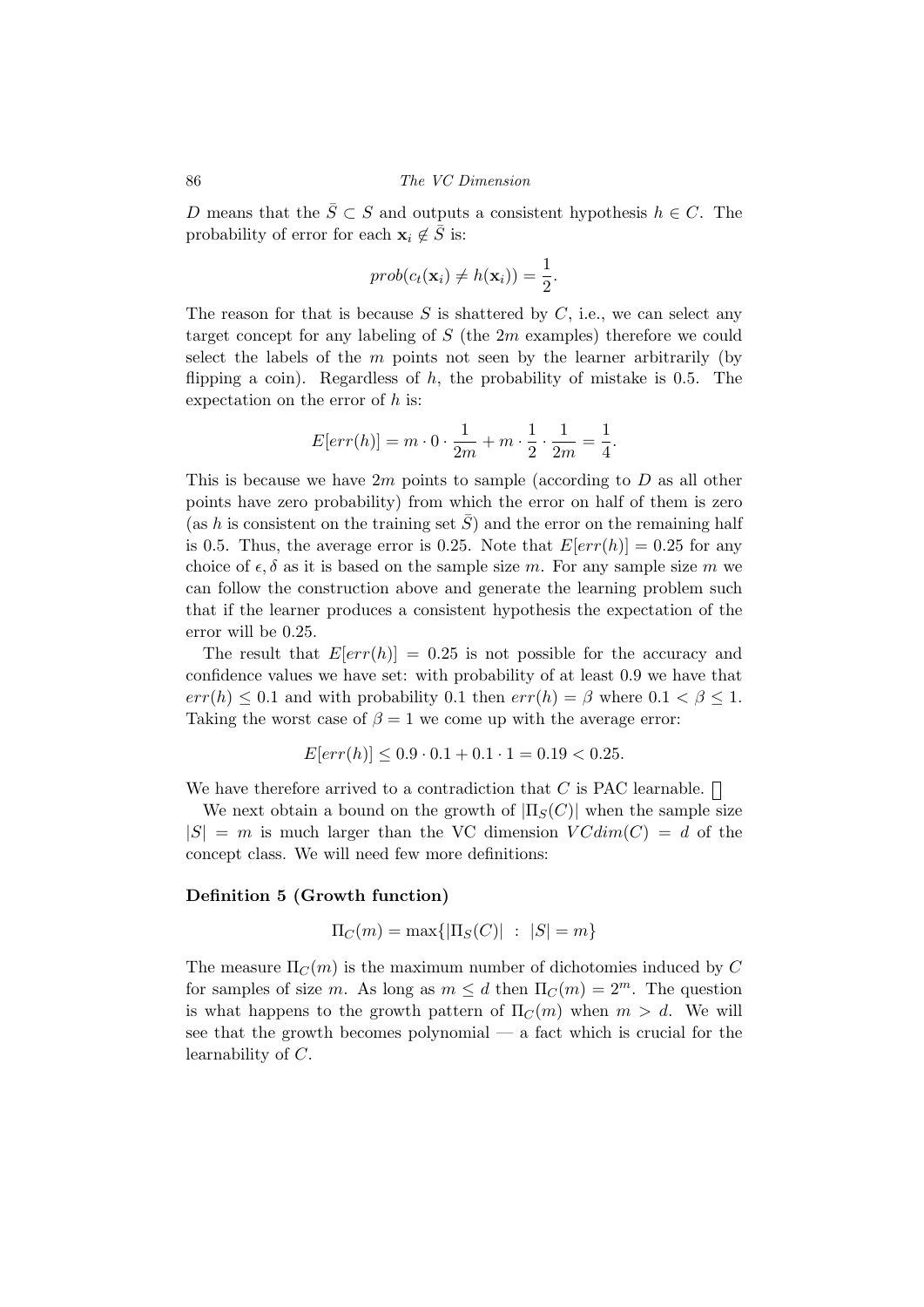$D$ means that the $\bar{S} \subset S$ and outputs a consistent hypothesis $h \in C$. The probability of error for each $\mathbf{x}_i \notin \bar{S}$ is:

$$prob(c_t(\mathbf{x}_i) \neq h(\mathbf{x}_i)) = \frac{1}{2}.$$

The reason for that is because $S$ is shattered by $C$, i.e., we can select any target concept for any labeling of $S$ (the $2m$ examples) therefore we could select the labels of the $m$ points not seen by the learner arbitrarily (by flipping a coin). Regardless of $h$, the probability of mistake is 0.5. The expectation on the error of $h$ is:

$$E[err(h)] = m \cdot 0 \cdot \frac{1}{2m} + m \cdot \frac{1}{2} \cdot \frac{1}{2m} = \frac{1}{4}.$$

This is because we have $2m$ points to sample (according to $D$ as all other points have zero probability) from which the error on half of them is zero (as $h$ is consistent on the training set $\bar{S}$) and the error on the remaining half is 0.5. Thus, the average error is 0.25. Note that $E[err(h)] = 0.25$ for any choice of $\epsilon, \delta$ as it is based on the sample size $m$. For any sample size $m$ we can follow the construction above and generate the learning problem such that if the learner produces a consistent hypothesis the expectation of the error will be 0.25.

The result that $E[err(h)] = 0.25$ is not possible for the accuracy and confidence values we have set: with probability of at least 0.9 we have that $err(h) \leq 0.1$ and with probability 0.1 then $err(h) = \beta$ where $0.1 < \beta \leq 1$. Taking the worst case of $\beta = 1$ we come up with the average error:

$$E[err(h)] \leq 0.9 \cdot 0.1 + 0.1 \cdot 1 = 0.19 < 0.25.$$

We have therefore arrived to a contradiction that $C$ is PAC learnable. □

We next obtain a bound on the growth of $|\Pi_S(C)|$ when the sample size $|S| = m$ is much larger than the VC dimension $VCdim(C) = d$ of the concept class. We will need few more definitions:

**Definition 5 (Growth function)**

$$\Pi_C(m) = \max\{|\Pi_S(C)| \; : \; |S| = m\}$$

The measure $\Pi_C(m)$ is the maximum number of dichotomies induced by $C$ for samples of size $m$. As long as $m \leq d$ then $\Pi_C(m) = 2^m$. The question is what happens to the growth pattern of $\Pi_C(m)$ when $m > d$. We will see that the growth becomes polynomial — a fact which is crucial for the learnability of $C$.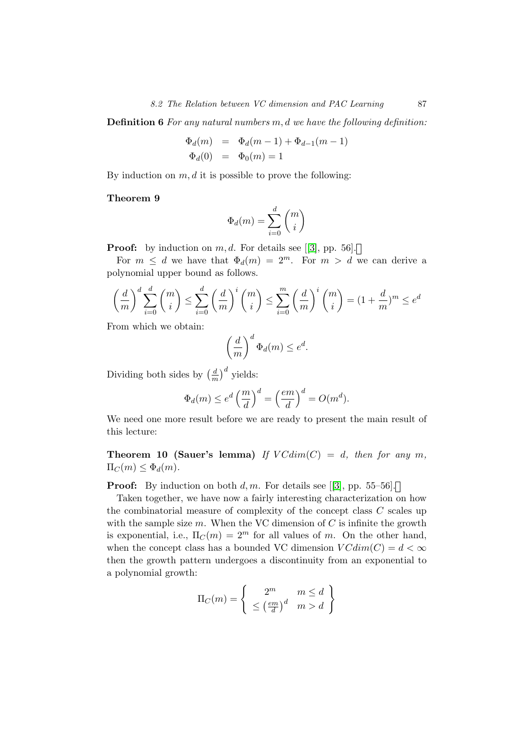**Definition 6** *For any natural numbers $m, d$ we have the following definition:*

$$\begin{aligned}\Phi_d(m) &= \Phi_d(m-1) + \Phi_{d-1}(m-1) \\ \Phi_d(0) &= \Phi_0(m) = 1\end{aligned}$$

By induction on $m, d$ it is possible to prove the following:

**Theorem 9**

$$\Phi_d(m) = \sum_{i=0}^{d} \binom{m}{i}$$

**Proof:** by induction on $m, d$. For details see [[3], pp. 56]. □

For $m \leq d$ we have that $\Phi_d(m) = 2^m$. For $m > d$ we can derive a polynomial upper bound as follows.

$$\left(\frac{d}{m}\right)^d \sum_{i=0}^{d} \binom{m}{i} \leq \sum_{i=0}^{d} \left(\frac{d}{m}\right)^i \binom{m}{i} \leq \sum_{i=0}^{m} \left(\frac{d}{m}\right)^i \binom{m}{i} = (1 + \frac{d}{m})^m \leq e^d$$

From which we obtain:

$$\left(\frac{d}{m}\right)^d \Phi_d(m) \leq e^d.$$

Dividing both sides by $\left(\frac{d}{m}\right)^d$ yields:

$$\Phi_d(m) \leq e^d \left(\frac{m}{d}\right)^d = \left(\frac{em}{d}\right)^d = O(m^d).$$

We need one more result before we are ready to present the main result of this lecture:

**Theorem 10 (Sauer's lemma)** *If $VCdim(C) = d$, then for any $m$, $\Pi_C(m) \leq \Phi_d(m)$.*

**Proof:** By induction on both $d, m$. For details see [[3], pp. 55–56]. □

Taken together, we have now a fairly interesting characterization on how the combinatorial measure of complexity of the concept class $C$ scales up with the sample size $m$. When the VC dimension of $C$ is infinite the growth is exponential, i.e., $\Pi_C(m) = 2^m$ for all values of $m$. On the other hand, when the concept class has a bounded VC dimension $VCdim(C) = d < \infty$ then the growth pattern undergoes a discontinuity from an exponential to a polynomial growth:

$$\Pi_C(m) = \left\{ \begin{array}{cc} 2^m & m \leq d \\ \leq \left(\frac{em}{d}\right)^d & m > d \end{array} \right\}$$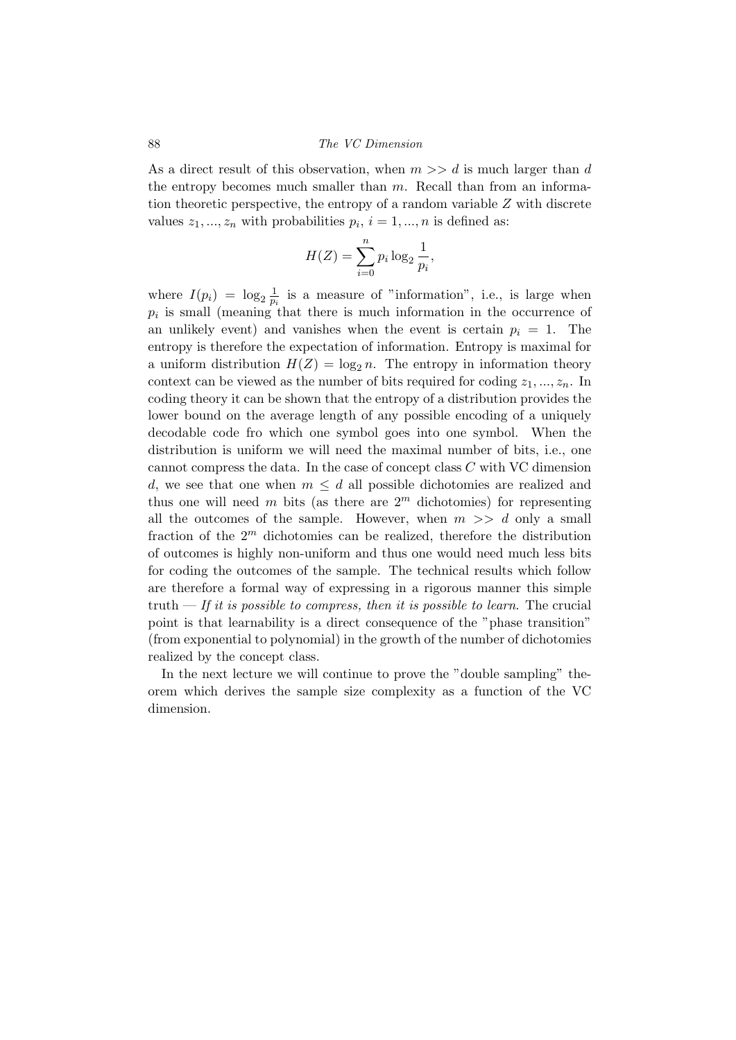As a direct result of this observation, when $m >> d$ is much larger than $d$ the entropy becomes much smaller than $m$. Recall than from an information theoretic perspective, the entropy of a random variable $Z$ with discrete values $z_1, ..., z_n$ with probabilities $p_i$, $i = 1, ..., n$ is defined as:

$$H(Z) = \sum_{i=0}^{n} p_i \log_2 \frac{1}{p_i},$$

where $I(p_i) = \log_2 \frac{1}{p_i}$ is a measure of "information", i.e., is large when $p_i$ is small (meaning that there is much information in the occurrence of an unlikely event) and vanishes when the event is certain $p_i = 1$. The entropy is therefore the expectation of information. Entropy is maximal for a uniform distribution $H(Z) = \log_2 n$. The entropy in information theory context can be viewed as the number of bits required for coding $z_1, ..., z_n$. In coding theory it can be shown that the entropy of a distribution provides the lower bound on the average length of any possible encoding of a uniquely decodable code fro which one symbol goes into one symbol. When the distribution is uniform we will need the maximal number of bits, i.e., one cannot compress the data. In the case of concept class $C$ with VC dimension $d$, we see that one when $m \leq d$ all possible dichotomies are realized and thus one will need $m$ bits (as there are $2^m$ dichotomies) for representing all the outcomes of the sample. However, when $m >> d$ only a small fraction of the $2^m$ dichotomies can be realized, therefore the distribution of outcomes is highly non-uniform and thus one would need much less bits for coding the outcomes of the sample. The technical results which follow are therefore a formal way of expressing in a rigorous manner this simple truth — *If it is possible to compress, then it is possible to learn*. The crucial point is that learnability is a direct consequence of the "phase transition" (from exponential to polynomial) in the growth of the number of dichotomies realized by the concept class.

In the next lecture we will continue to prove the "double sampling" theorem which derives the sample size complexity as a function of the VC dimension.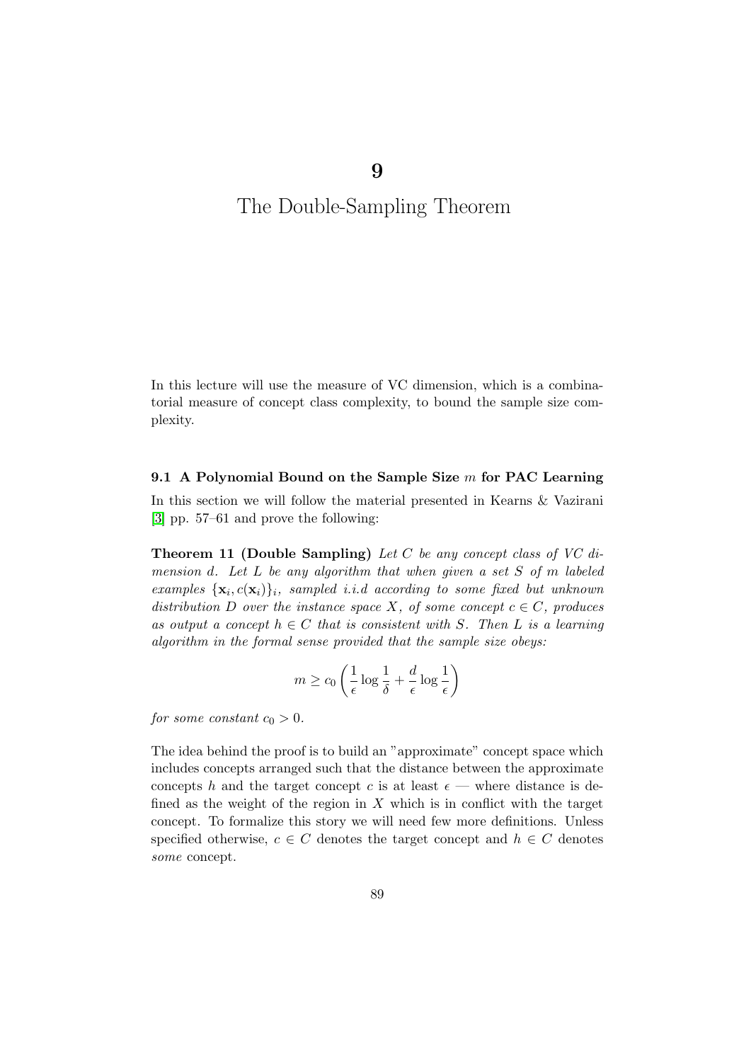# 9

# The Double-Sampling Theorem

In this lecture will use the measure of VC dimension, which is a combinatorial measure of concept class complexity, to bound the sample size complexity.

## 9.1 A Polynomial Bound on the Sample Size $m$ for PAC Learning

In this section we will follow the material presented in Kearns & Vazirani [3] pp. 57–61 and prove the following:

**Theorem 11 (Double Sampling)** *Let $C$ be any concept class of VC dimension $d$. Let $L$ be any algorithm that when given a set $S$ of $m$ labeled examples $\{\mathbf{x}_i, c(\mathbf{x}_i)\}_i$, sampled i.i.d according to some fixed but unknown distribution $D$ over the instance space $X$, of some concept $c \in C$, produces as output a concept $h \in C$ that is consistent with $S$. Then $L$ is a learning algorithm in the formal sense provided that the sample size obeys:*

$$m \geq c_0 \left( \frac{1}{\epsilon} \log \frac{1}{\delta} + \frac{d}{\epsilon} \log \frac{1}{\epsilon} \right)$$

*for some constant $c_0 > 0$.*

The idea behind the proof is to build an "approximate" concept space which includes concepts arranged such that the distance between the approximate concepts $h$ and the target concept $c$ is at least $\epsilon$ — where distance is defined as the weight of the region in $X$ which is in conflict with the target concept. To formalize this story we will need few more definitions. Unless specified otherwise, $c \in C$ denotes the target concept and $h \in C$ denotes *some* concept.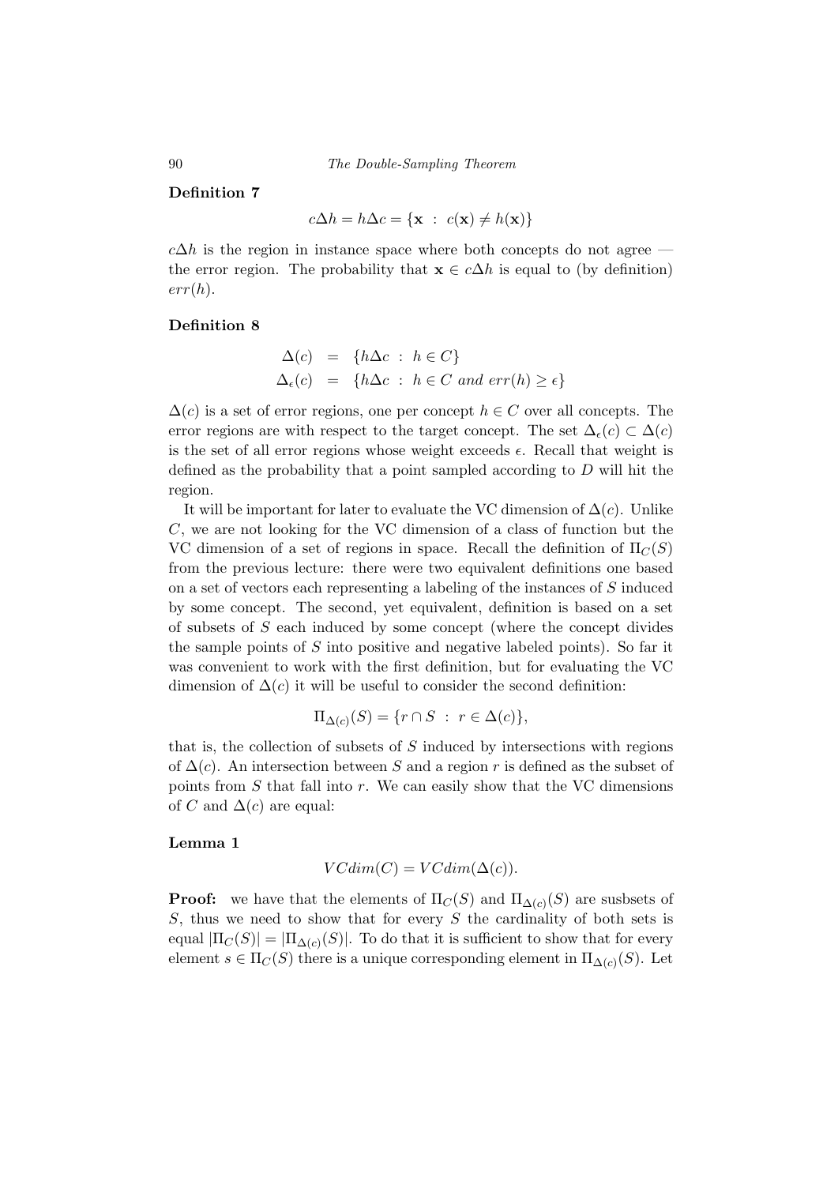**Definition 7**

$$c\Delta h = h\Delta c = \{\mathbf{x} \ : \ c(\mathbf{x}) \neq h(\mathbf{x})\}$$

$c\Delta h$ is the region in instance space where both concepts do not agree — the error region. The probability that $\mathbf{x} \in c\Delta h$ is equal to (by definition) $err(h)$.

**Definition 8**

$$\begin{aligned} \Delta(c) &= \{h\Delta c \ : \ h \in C\} \\ \Delta_\epsilon(c) &= \{h\Delta c \ : \ h \in C \ \textit{and} \ err(h) \geq \epsilon\} \end{aligned}$$

$\Delta(c)$ is a set of error regions, one per concept $h \in C$ over all concepts. The error regions are with respect to the target concept. The set $\Delta_\epsilon(c) \subset \Delta(c)$ is the set of all error regions whose weight exceeds $\epsilon$. Recall that weight is defined as the probability that a point sampled according to $D$ will hit the region.

It will be important for later to evaluate the VC dimension of $\Delta(c)$. Unlike $C$, we are not looking for the VC dimension of a class of function but the VC dimension of a set of regions in space. Recall the definition of $\Pi_C(S)$ from the previous lecture: there were two equivalent definitions one based on a set of vectors each representing a labeling of the instances of $S$ induced by some concept. The second, yet equivalent, definition is based on a set of subsets of $S$ each induced by some concept (where the concept divides the sample points of $S$ into positive and negative labeled points). So far it was convenient to work with the first definition, but for evaluating the VC dimension of $\Delta(c)$ it will be useful to consider the second definition:

$$\Pi_{\Delta(c)}(S) = \{r \cap S \ : \ r \in \Delta(c)\},$$

that is, the collection of subsets of $S$ induced by intersections with regions of $\Delta(c)$. An intersection between $S$ and a region $r$ is defined as the subset of points from $S$ that fall into $r$. We can easily show that the VC dimensions of $C$ and $\Delta(c)$ are equal:

**Lemma 1**

$$VCdim(C) = VCdim(\Delta(c)).$$

**Proof:** we have that the elements of $\Pi_C(S)$ and $\Pi_{\Delta(c)}(S)$ are susbsets of $S$, thus we need to show that for every $S$ the cardinality of both sets is equal $|\Pi_C(S)| = |\Pi_{\Delta(c)}(S)|$. To do that it is sufficient to show that for every element $s \in \Pi_C(S)$ there is a unique corresponding element in $\Pi_{\Delta(c)}(S)$. Let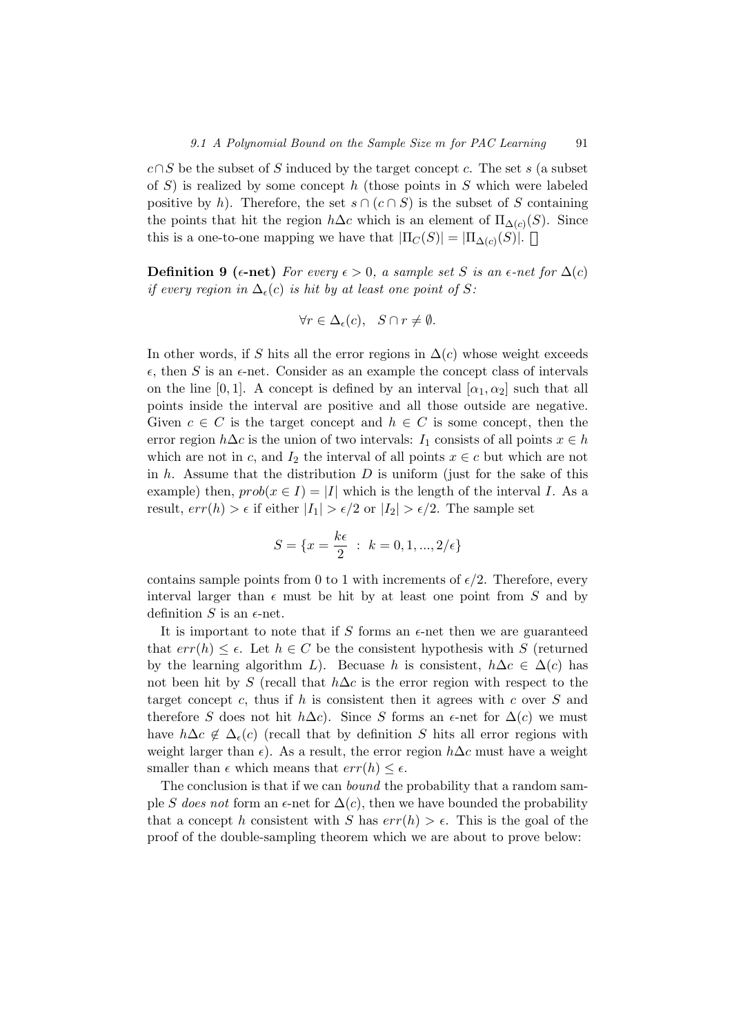$c \cap S$ be the subset of $S$ induced by the target concept $c$. The set $s$ (a subset of $S$) is realized by some concept $h$ (those points in $S$ which were labeled positive by $h$). Therefore, the set $s \cap (c \cap S)$ is the subset of $S$ containing the points that hit the region $h \Delta c$ which is an element of $\Pi_{\Delta(c)}(S)$. Since this is a one-to-one mapping we have that $|\Pi_C(S)| = |\Pi_{\Delta(c)}(S)|$. □

**Definition 9 ($\epsilon$-net)** *For every $\epsilon > 0$, a sample set $S$ is an $\epsilon$-net for $\Delta(c)$ if every region in $\Delta_\epsilon(c)$ is hit by at least one point of $S$:*

$$\forall r \in \Delta_\epsilon(c), \quad S \cap r \neq \emptyset.$$

In other words, if $S$ hits all the error regions in $\Delta(c)$ whose weight exceeds $\epsilon$, then $S$ is an $\epsilon$-net. Consider as an example the concept class of intervals on the line $[0, 1]$. A concept is defined by an interval $[\alpha_1, \alpha_2]$ such that all points inside the interval are positive and all those outside are negative. Given $c \in C$ is the target concept and $h \in C$ is some concept, then the error region $h \Delta c$ is the union of two intervals: $I_1$ consists of all points $x \in h$ which are not in $c$, and $I_2$ the interval of all points $x \in c$ but which are not in $h$. Assume that the distribution $D$ is uniform (just for the sake of this example) then, $prob(x \in I) = |I|$ which is the length of the interval $I$. As a result, $err(h) > \epsilon$ if either $|I_1| > \epsilon/2$ or $|I_2| > \epsilon/2$. The sample set

$$S = \{x = \frac{k\epsilon}{2} \; : \; k = 0, 1, ..., 2/\epsilon\}$$

contains sample points from 0 to 1 with increments of $\epsilon/2$. Therefore, every interval larger than $\epsilon$ must be hit by at least one point from $S$ and by definition $S$ is an $\epsilon$-net.

It is important to note that if $S$ forms an $\epsilon$-net then we are guaranteed that $err(h) \leq \epsilon$. Let $h \in C$ be the consistent hypothesis with $S$ (returned by the learning algorithm $L$). Becuase $h$ is consistent, $h \Delta c \in \Delta(c)$ has not been hit by $S$ (recall that $h \Delta c$ is the error region with respect to the target concept $c$, thus if $h$ is consistent then it agrees with $c$ over $S$ and therefore $S$ does not hit $h \Delta c$). Since $S$ forms an $\epsilon$-net for $\Delta(c)$ we must have $h \Delta c \notin \Delta_\epsilon(c)$ (recall that by definition $S$ hits all error regions with weight larger than $\epsilon$). As a result, the error region $h \Delta c$ must have a weight smaller than $\epsilon$ which means that $err(h) \leq \epsilon$.

The conclusion is that if we can *bound* the probability that a random sample $S$ *does not* form an $\epsilon$-net for $\Delta(c)$, then we have bounded the probability that a concept $h$ consistent with $S$ has $err(h) > \epsilon$. This is the goal of the proof of the double-sampling theorem which we are about to prove below: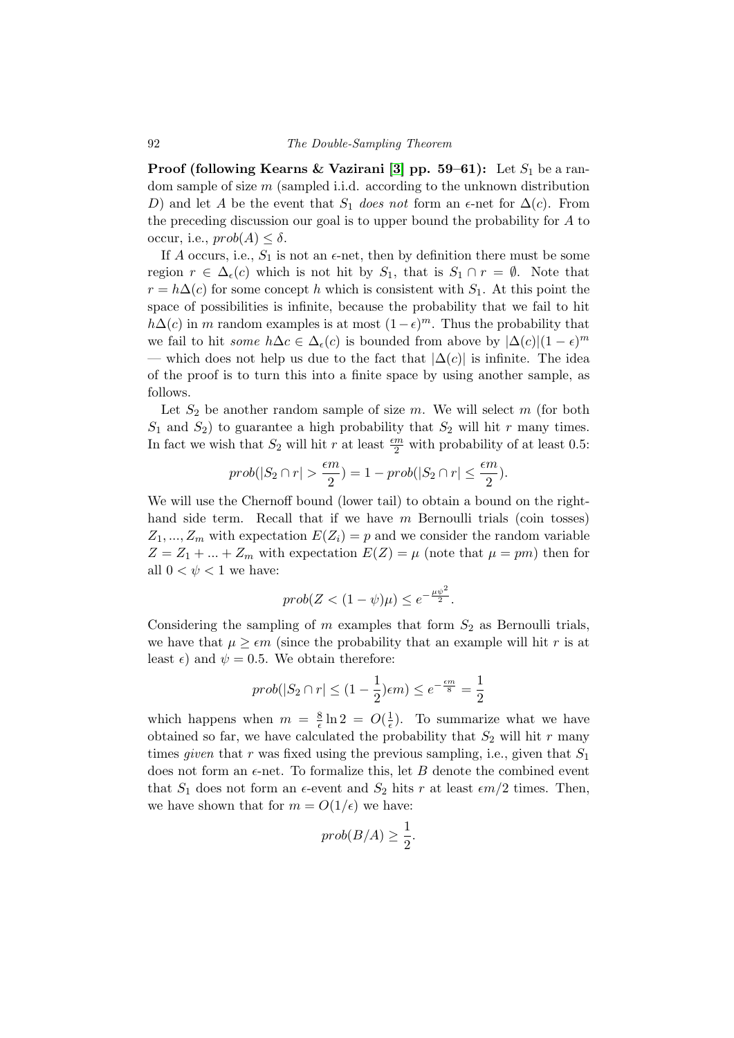**Proof (following Kearns & Vazirani [3] pp. 59–61):** Let $S_1$ be a random sample of size $m$ (sampled i.i.d. according to the unknown distribution $D$) and let $A$ be the event that $S_1$ *does not* form an $\epsilon$-net for $\Delta(c)$. From the preceding discussion our goal is to upper bound the probability for $A$ to occur, i.e., $prob(A) \leq \delta$.

If $A$ occurs, i.e., $S_1$ is not an $\epsilon$-net, then by definition there must be some region $r \in \Delta_\epsilon(c)$ which is not hit by $S_1$, that is $S_1 \cap r = \emptyset$. Note that $r = h\Delta(c)$ for some concept $h$ which is consistent with $S_1$. At this point the space of possibilities is infinite, because the probability that we fail to hit $h\Delta(c)$ in $m$ random examples is at most $(1-\epsilon)^m$. Thus the probability that we fail to hit *some* $h\Delta c \in \Delta_\epsilon(c)$ is bounded from above by $|\Delta(c)|(1-\epsilon)^m$ — which does not help us due to the fact that $|\Delta(c)|$ is infinite. The idea of the proof is to turn this into a finite space by using another sample, as follows.

Let $S_2$ be another random sample of size $m$. We will select $m$ (for both $S_1$ and $S_2$) to guarantee a high probability that $S_2$ will hit $r$ many times. In fact we wish that $S_2$ will hit $r$ at least $\frac{\epsilon m}{2}$ with probability of at least 0.5:

$$prob(|S_2 \cap r| > \frac{\epsilon m}{2}) = 1 - prob(|S_2 \cap r| \leq \frac{\epsilon m}{2}).$$

We will use the Chernoff bound (lower tail) to obtain a bound on the right-hand side term. Recall that if we have $m$ Bernoulli trials (coin tosses) $Z_1, ..., Z_m$ with expectation $E(Z_i) = p$ and we consider the random variable $Z = Z_1 + ... + Z_m$ with expectation $E(Z) = \mu$ (note that $\mu = pm$) then for all $0 < \psi < 1$ we have:

$$prob(Z < (1-\psi)\mu) \leq e^{-\frac{\mu\psi^2}{2}}.$$

Considering the sampling of $m$ examples that form $S_2$ as Bernoulli trials, we have that $\mu \geq \epsilon m$ (since the probability that an example will hit $r$ is at least $\epsilon$) and $\psi = 0.5$. We obtain therefore:

$$prob(|S_2 \cap r| \leq (1 - \frac{1}{2})\epsilon m) \leq e^{-\frac{\epsilon m}{8}} = \frac{1}{2}$$

which happens when $m = \frac{8}{\epsilon}\ln 2 = O(\frac{1}{\epsilon})$. To summarize what we have obtained so far, we have calculated the probability that $S_2$ will hit $r$ many times *given* that $r$ was fixed using the previous sampling, i.e., given that $S_1$ does not form an $\epsilon$-net. To formalize this, let $B$ denote the combined event that $S_1$ does not form an $\epsilon$-event and $S_2$ hits $r$ at least $\epsilon m/2$ times. Then, we have shown that for $m = O(1/\epsilon)$ we have:

$$prob(B/A) \geq \frac{1}{2}.$$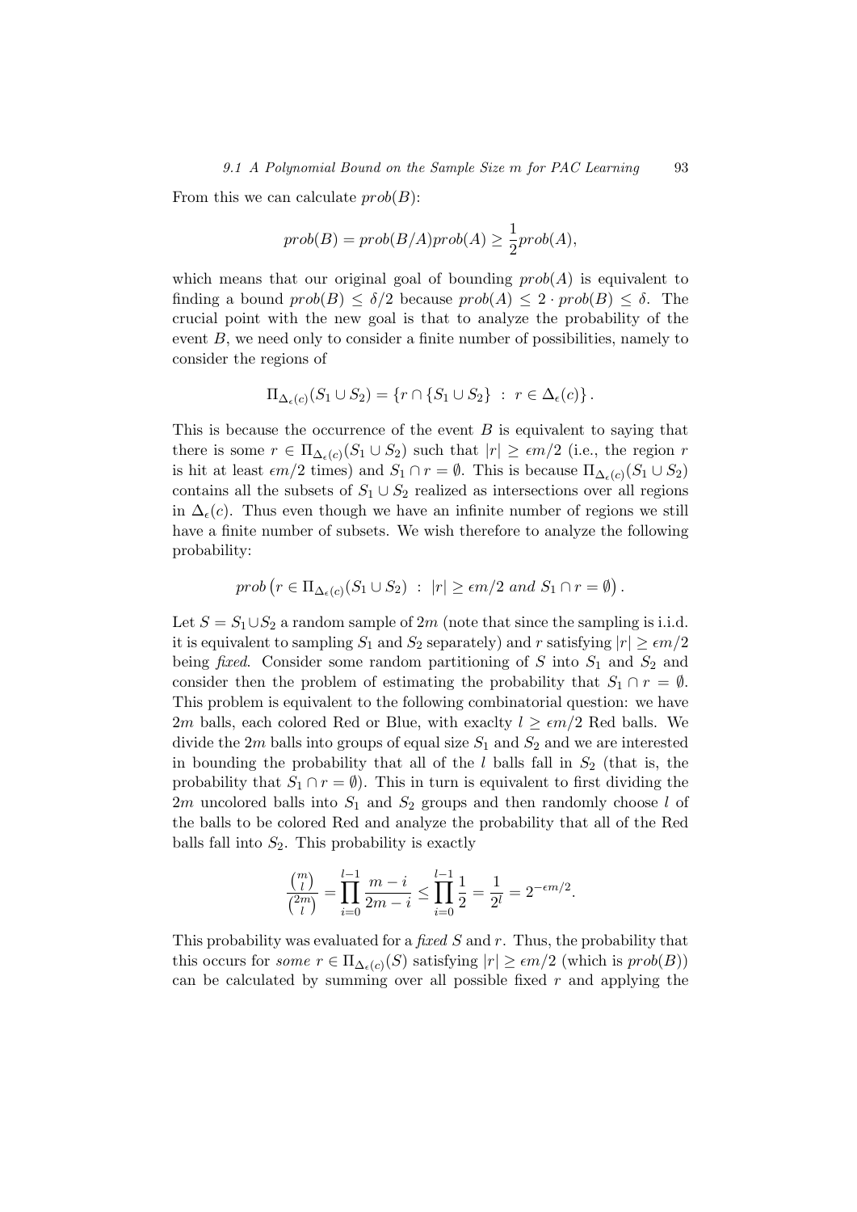From this we can calculate $prob(B)$:

$$prob(B) = prob(B/A)prob(A) \geq \frac{1}{2}prob(A),$$

which means that our original goal of bounding $prob(A)$ is equivalent to finding a bound $prob(B) \leq \delta/2$ because $prob(A) \leq 2 \cdot prob(B) \leq \delta$. The crucial point with the new goal is that to analyze the probability of the event $B$, we need only to consider a finite number of possibilities, namely to consider the regions of

$$\Pi_{\Delta_\epsilon(c)}(S_1 \cup S_2) = \{r \cap \{S_1 \cup S_2\} \ : \ r \in \Delta_\epsilon(c)\}.$$

This is because the occurrence of the event $B$ is equivalent to saying that there is some $r \in \Pi_{\Delta_\epsilon(c)}(S_1 \cup S_2)$ such that $|r| \geq \epsilon m/2$ (i.e., the region $r$ is hit at least $\epsilon m/2$ times) and $S_1 \cap r = \emptyset$. This is because $\Pi_{\Delta_\epsilon(c)}(S_1 \cup S_2)$ contains all the subsets of $S_1 \cup S_2$ realized as intersections over all regions in $\Delta_\epsilon(c)$. Thus even though we have an infinite number of regions we still have a finite number of subsets. We wish therefore to analyze the following probability:

$$prob\left(r \in \Pi_{\Delta_\epsilon(c)}(S_1 \cup S_2) \ : \ |r| \geq \epsilon m/2 \ and \ S_1 \cap r = \emptyset\right).$$

Let $S = S_1 \cup S_2$ a random sample of $2m$ (note that since the sampling is i.i.d. it is equivalent to sampling $S_1$ and $S_2$ separately) and $r$ satisfying $|r| \geq \epsilon m/2$ being *fixed*. Consider some random partitioning of $S$ into $S_1$ and $S_2$ and consider then the problem of estimating the probability that $S_1 \cap r = \emptyset$. This problem is equivalent to the following combinatorial question: we have $2m$ balls, each colored Red or Blue, with exaclty $l \geq \epsilon m/2$ Red balls. We divide the $2m$ balls into groups of equal size $S_1$ and $S_2$ and we are interested in bounding the probability that all of the $l$ balls fall in $S_2$ (that is, the probability that $S_1 \cap r = \emptyset$). This in turn is equivalent to first dividing the $2m$ uncolored balls into $S_1$ and $S_2$ groups and then randomly choose $l$ of the balls to be colored Red and analyze the probability that all of the Red balls fall into $S_2$. This probability is exactly

$$\frac{\binom{m}{l}}{\binom{2m}{l}} = \prod_{i=0}^{l-1} \frac{m-i}{2m-i} \leq \prod_{i=0}^{l-1} \frac{1}{2} = \frac{1}{2^l} = 2^{-\epsilon m/2}.$$

This probability was evaluated for a *fixed* $S$ and $r$. Thus, the probability that this occurs for *some* $r \in \Pi_{\Delta_\epsilon(c)}(S)$ satisfying $|r| \geq \epsilon m/2$ (which is $prob(B)$) can be calculated by summing over all possible fixed $r$ and applying the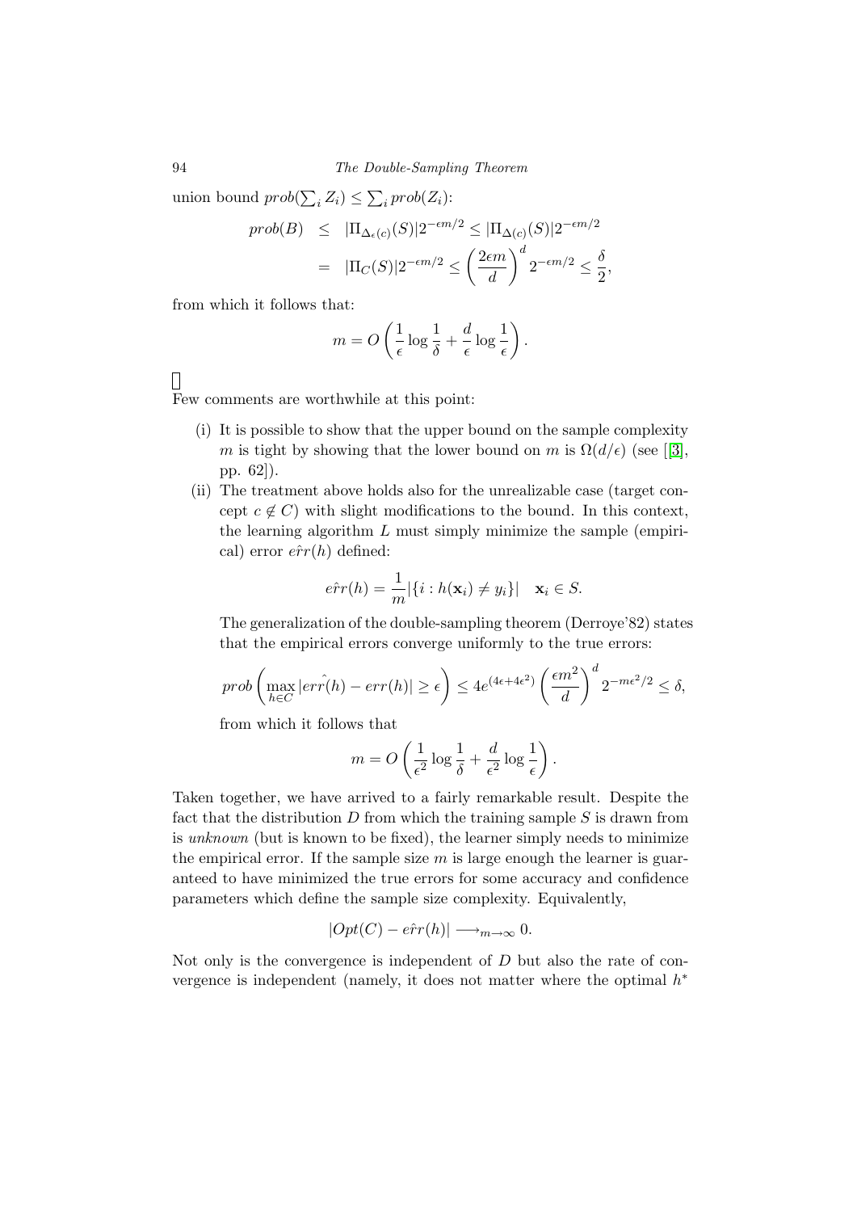union bound $prob(\sum_i Z_i) \leq \sum_i prob(Z_i)$:

$$
\begin{aligned}
prob(B) &\leq |\Pi_{\Delta_\epsilon(c)}(S)| 2^{-\epsilon m/2} \leq |\Pi_{\Delta(c)}(S)| 2^{-\epsilon m/2} \\
&= |\Pi_C(S)| 2^{-\epsilon m/2} \leq \left(\frac{2\epsilon m}{d}\right)^d 2^{-\epsilon m/2} \leq \frac{\delta}{2},
\end{aligned}
$$

from which it follows that:

$$
m = O\left(\frac{1}{\epsilon}\log\frac{1}{\delta} + \frac{d}{\epsilon}\log\frac{1}{\epsilon}\right).
$$

□

Few comments are worthwhile at this point:

(i) It is possible to show that the upper bound on the sample complexity $m$ is tight by showing that the lower bound on $m$ is $\Omega(d/\epsilon)$ (see [[3], pp. 62]).

(ii) The treatment above holds also for the unrealizable case (target concept $c \notin C$) with slight modifications to the bound. In this context, the learning algorithm $L$ must simply minimize the sample (empirical) error $\hat{err}(h)$ defined:

$$
\hat{err}(h) = \frac{1}{m}|\{i : h(\mathbf{x}_i) \neq y_i\}| \quad \mathbf{x}_i \in S.
$$

The generalization of the double-sampling theorem (Derroye'82) states that the empirical errors converge uniformly to the true errors:

$$
prob\left(\max_{h \in C} |\hat{err}(h) - err(h)| \geq \epsilon\right) \leq 4e^{(4\epsilon + 4\epsilon^2)}\left(\frac{\epsilon m^2}{d}\right)^d 2^{-m\epsilon^2/2} \leq \delta,
$$

from which it follows that

$$
m = O\left(\frac{1}{\epsilon^2}\log\frac{1}{\delta} + \frac{d}{\epsilon^2}\log\frac{1}{\epsilon}\right).
$$

Taken together, we have arrived to a fairly remarkable result. Despite the fact that the distribution $D$ from which the training sample $S$ is drawn from is *unknown* (but is known to be fixed), the learner simply needs to minimize the empirical error. If the sample size $m$ is large enough the learner is guaranteed to have minimized the true errors for some accuracy and confidence parameters which define the sample size complexity. Equivalently,

$$
|Opt(C) - \hat{err}(h)| \longrightarrow_{m \to \infty} 0.
$$

Not only is the convergence is independent of $D$ but also the rate of convergence is independent (namely, it does not matter where the optimal $h^*$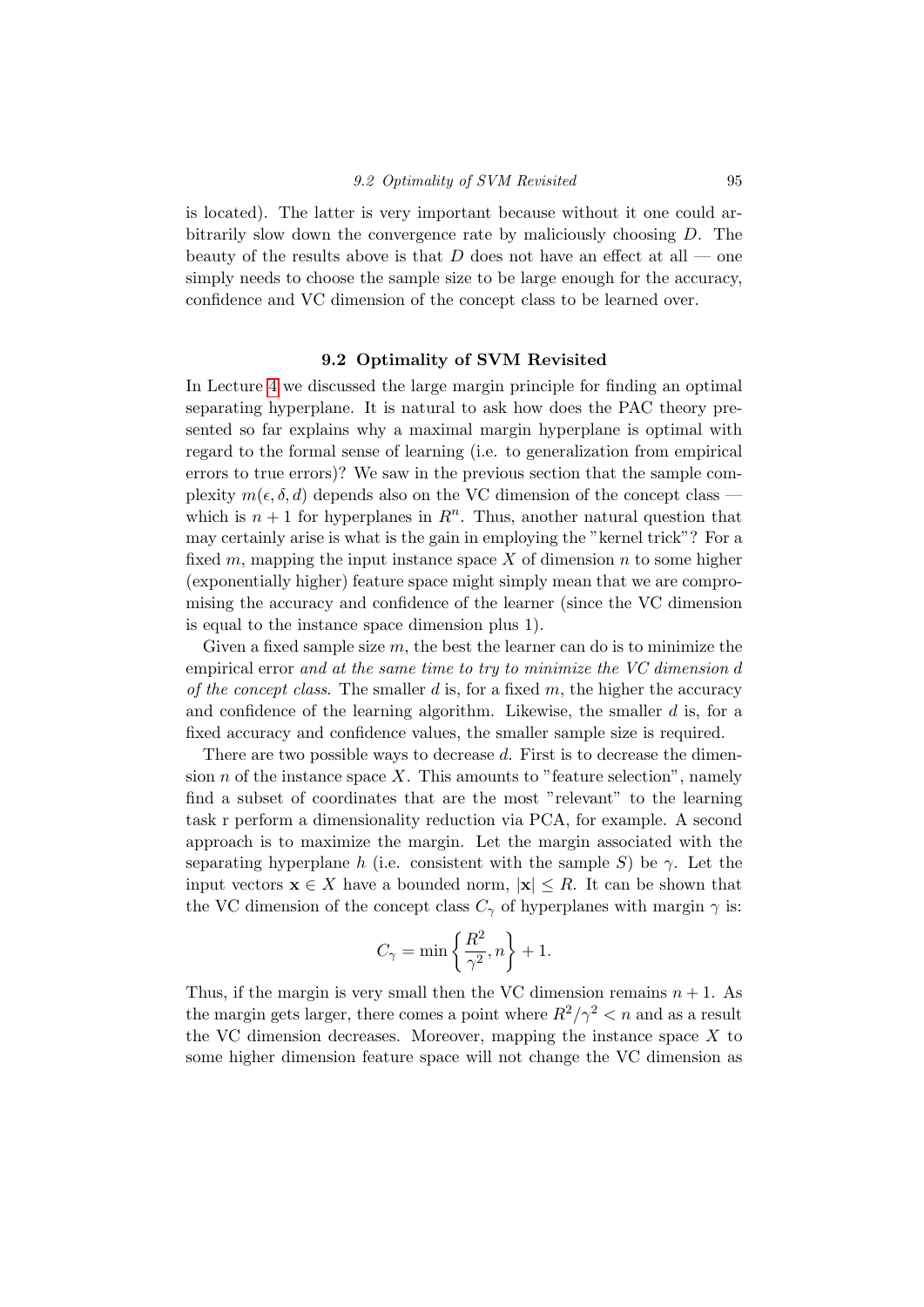is located). The latter is very important because without it one could arbitrarily slow down the convergence rate by maliciously choosing $D$. The beauty of the results above is that $D$ does not have an effect at all — one simply needs to choose the sample size to be large enough for the accuracy, confidence and VC dimension of the concept class to be learned over.

## 9.2 Optimality of SVM Revisited

In Lecture 4 we discussed the large margin principle for finding an optimal separating hyperplane. It is natural to ask how does the PAC theory presented so far explains why a maximal margin hyperplane is optimal with regard to the formal sense of learning (i.e. to generalization from empirical errors to true errors)? We saw in the previous section that the sample complexity $m(\epsilon, \delta, d)$ depends also on the VC dimension of the concept class — which is $n + 1$ for hyperplanes in $R^n$. Thus, another natural question that may certainly arise is what is the gain in employing the "kernel trick"? For a fixed $m$, mapping the input instance space $X$ of dimension $n$ to some higher (exponentially higher) feature space might simply mean that we are compromising the accuracy and confidence of the learner (since the VC dimension is equal to the instance space dimension plus 1).

Given a fixed sample size $m$, the best the learner can do is to minimize the empirical error *and at the same time to try to minimize the VC dimension $d$ of the concept class*. The smaller $d$ is, for a fixed $m$, the higher the accuracy and confidence of the learning algorithm. Likewise, the smaller $d$ is, for a fixed accuracy and confidence values, the smaller sample size is required.

There are two possible ways to decrease $d$. First is to decrease the dimension $n$ of the instance space $X$. This amounts to "feature selection", namely find a subset of coordinates that are the most "relevant" to the learning task r perform a dimensionality reduction via PCA, for example. A second approach is to maximize the margin. Let the margin associated with the separating hyperplane $h$ (i.e. consistent with the sample $S$) be $\gamma$. Let the input vectors $\mathbf{x} \in X$ have a bounded norm, $|\mathbf{x}| \leq R$. It can be shown that the VC dimension of the concept class $C_\gamma$ of hyperplanes with margin $\gamma$ is:

$$C_\gamma = \min\left\{\frac{R^2}{\gamma^2}, n\right\} + 1.$$

Thus, if the margin is very small then the VC dimension remains $n + 1$. As the margin gets larger, there comes a point where $R^2/\gamma^2 < n$ and as a result the VC dimension decreases. Moreover, mapping the instance space $X$ to some higher dimension feature space will not change the VC dimension as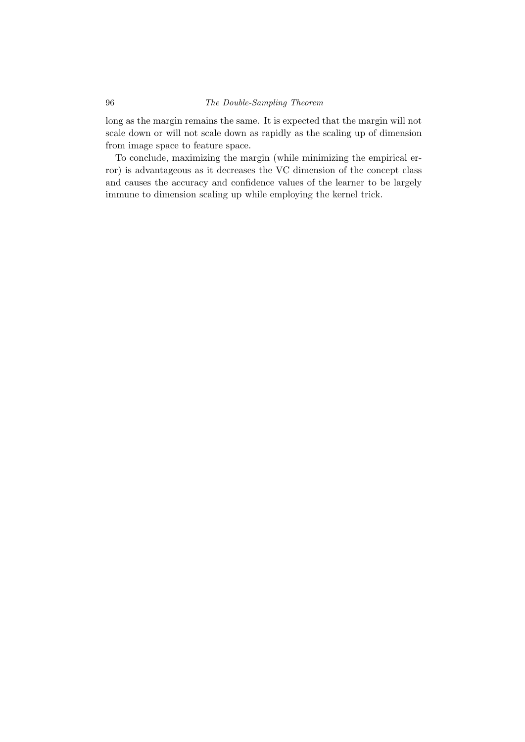long as the margin remains the same. It is expected that the margin will not scale down or will not scale down as rapidly as the scaling up of dimension from image space to feature space.

To conclude, maximizing the margin (while minimizing the empirical error) is advantageous as it decreases the VC dimension of the concept class and causes the accuracy and confidence values of the learner to be largely immune to dimension scaling up while employing the kernel trick.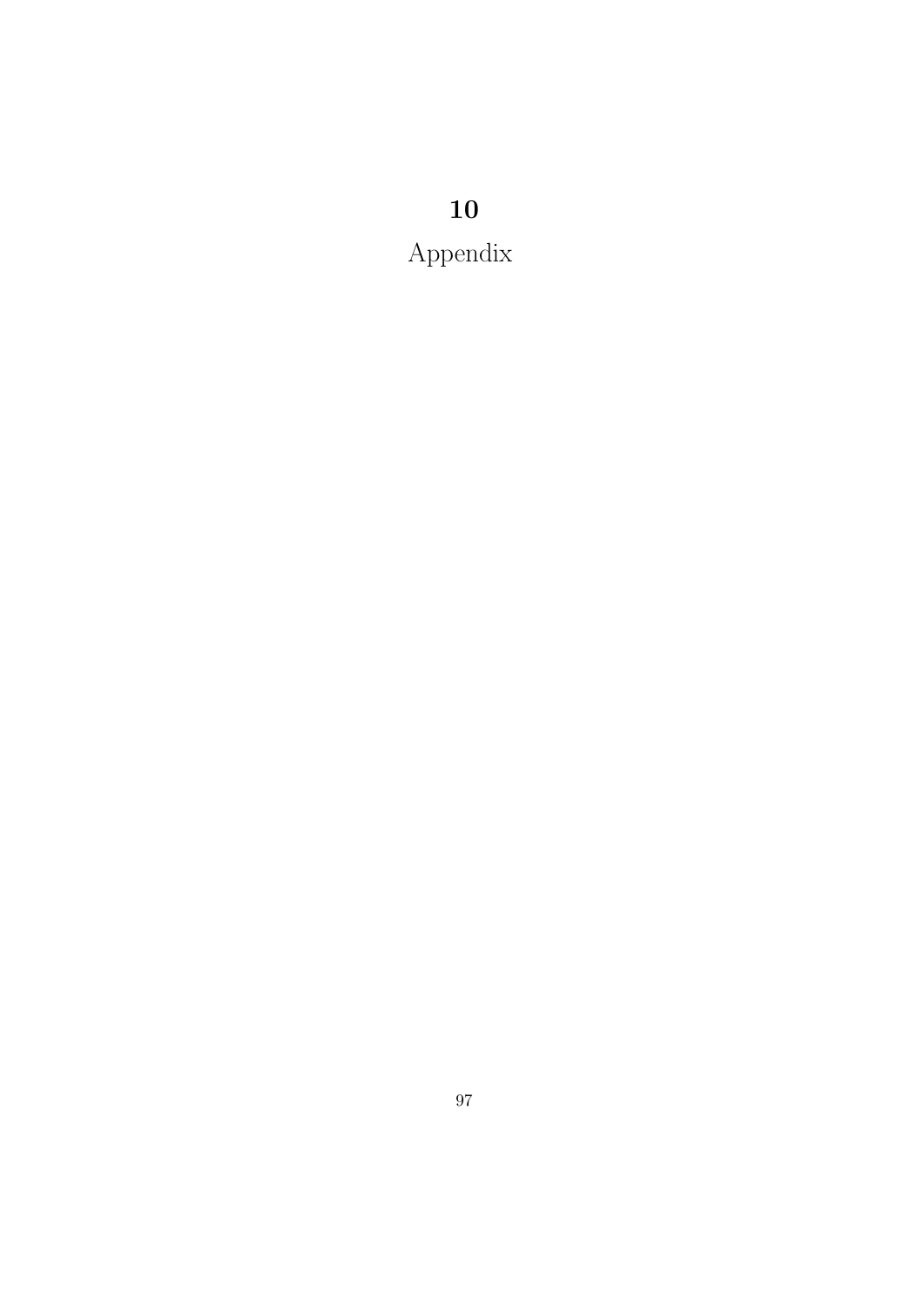# 10

# Appendix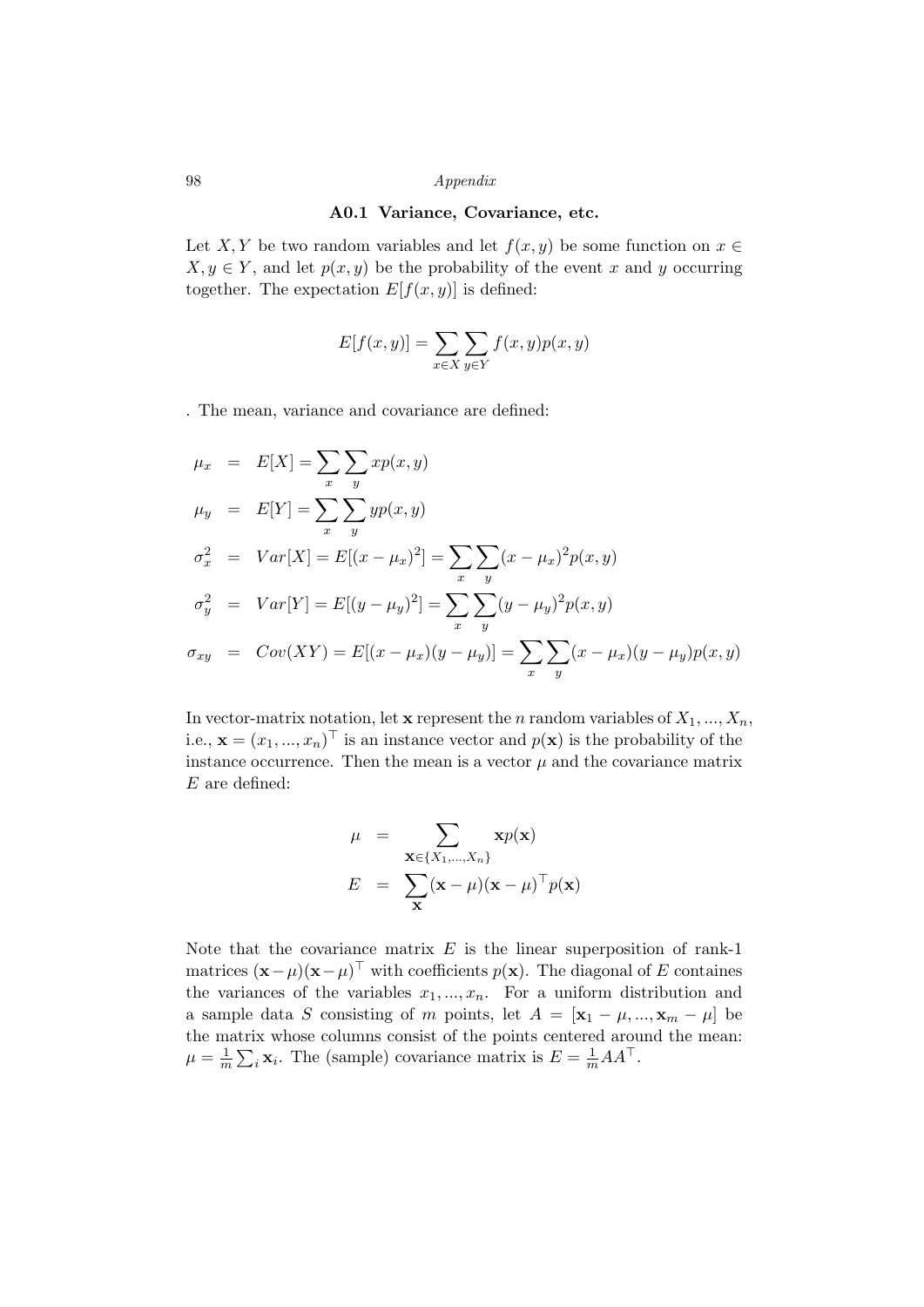### A0.1 Variance, Covariance, etc.

Let $X, Y$ be two random variables and let $f(x, y)$ be some function on $x \in X, y \in Y$, and let $p(x, y)$ be the probability of the event $x$ and $y$ occurring together. The expectation $E[f(x, y)]$ is defined:

$$E[f(x,y)] = \sum_{x \in X} \sum_{y \in Y} f(x,y) p(x,y)$$

. The mean, variance and covariance are defined:

$$\begin{aligned}
\mu_x &= E[X] = \sum_x \sum_y x p(x,y) \\
\mu_y &= E[Y] = \sum_x \sum_y y p(x,y) \\
\sigma_x^2 &= Var[X] = E[(x - \mu_x)^2] = \sum_x \sum_y (x - \mu_x)^2 p(x,y) \\
\sigma_y^2 &= Var[Y] = E[(y - \mu_y)^2] = \sum_x \sum_y (y - \mu_y)^2 p(x,y) \\
\sigma_{xy} &= Cov(XY) = E[(x - \mu_x)(y - \mu_y)] = \sum_x \sum_y (x - \mu_x)(y - \mu_y) p(x,y)
\end{aligned}$$

In vector-matrix notation, let $\mathbf{x}$ represent the $n$ random variables of $X_1, ..., X_n$, i.e., $\mathbf{x} = (x_1, ..., x_n)^\top$ is an instance vector and $p(\mathbf{x})$ is the probability of the instance occurrence. Then the mean is a vector $\mu$ and the covariance matrix $E$ are defined:

$$\begin{aligned}
\mu &= \sum_{\mathbf{x} \in \{X_1, ..., X_n\}} \mathbf{x} p(\mathbf{x}) \\
E &= \sum_{\mathbf{x}} (\mathbf{x} - \mu)(\mathbf{x} - \mu)^\top p(\mathbf{x})
\end{aligned}$$

Note that the covariance matrix $E$ is the linear superposition of rank-1 matrices $(\mathbf{x} - \mu)(\mathbf{x} - \mu)^\top$ with coefficients $p(\mathbf{x})$. The diagonal of $E$ containes the variances of the variables $x_1, ..., x_n$. For a uniform distribution and a sample data $S$ consisting of $m$ points, let $A = [\mathbf{x}_1 - \mu, ..., \mathbf{x}_m - \mu]$ be the matrix whose columns consist of the points centered around the mean: $\mu = \frac{1}{m} \sum_i \mathbf{x}_i$. The (sample) covariance matrix is $E = \frac{1}{m} A A^\top$.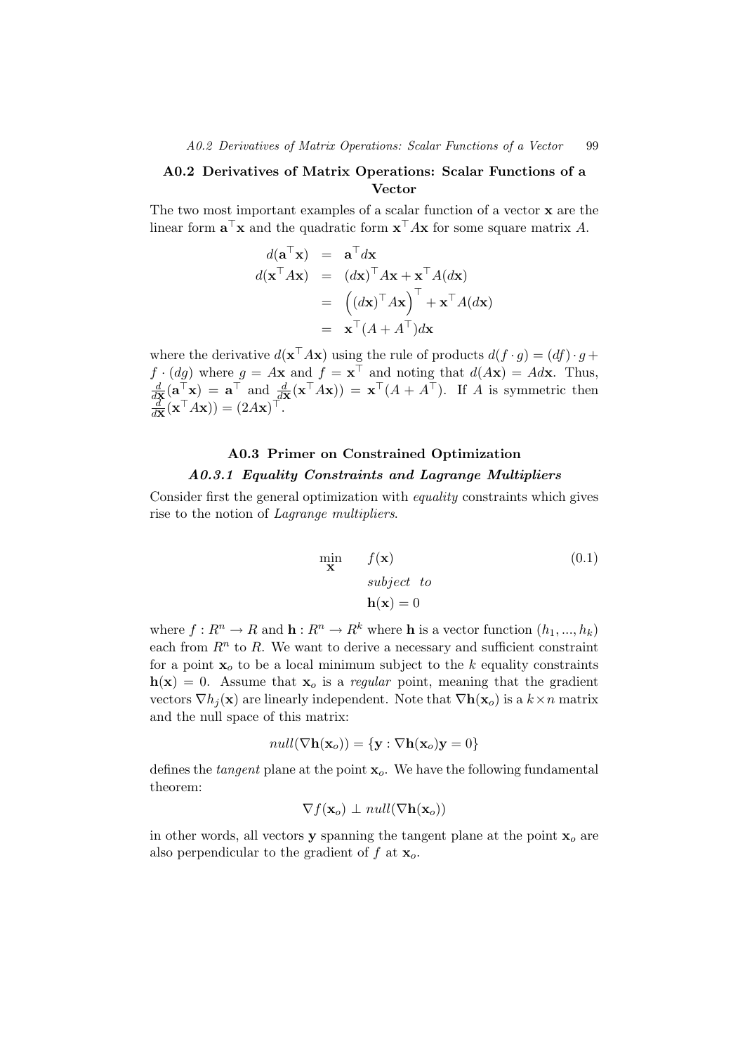## A0.2 Derivatives of Matrix Operations: Scalar Functions of a Vector

The two most important examples of a scalar function of a vector $\mathbf{x}$ are the linear form $\mathbf{a}^\top\mathbf{x}$ and the quadratic form $\mathbf{x}^\top A\mathbf{x}$ for some square matrix $A$.

$$
\begin{aligned}
d(\mathbf{a}^\top\mathbf{x}) &= \mathbf{a}^\top d\mathbf{x} \\
d(\mathbf{x}^\top A\mathbf{x}) &= (d\mathbf{x})^\top A\mathbf{x} + \mathbf{x}^\top A(d\mathbf{x}) \\
&= \left((d\mathbf{x})^\top A\mathbf{x}\right)^\top + \mathbf{x}^\top A(d\mathbf{x}) \\
&= \mathbf{x}^\top(A + A^\top)d\mathbf{x}
\end{aligned}
$$

where the derivative $d(\mathbf{x}^\top A\mathbf{x})$ using the rule of products $d(f \cdot g) = (df) \cdot g + f \cdot (dg)$ where $g = A\mathbf{x}$ and $f = \mathbf{x}^\top$ and noting that $d(A\mathbf{x}) = Ad\mathbf{x}$. Thus, $\frac{d}{d\mathbf{x}}(\mathbf{a}^\top\mathbf{x}) = \mathbf{a}^\top$ and $\frac{d}{d\mathbf{x}}(\mathbf{x}^\top A\mathbf{x})) = \mathbf{x}^\top(A + A^\top)$. If $A$ is symmetric then $\frac{d}{d\mathbf{x}}(\mathbf{x}^\top A\mathbf{x})) = (2A\mathbf{x})^\top$.

## A0.3 Primer on Constrained Optimization

### *A0.3.1 Equality Constraints and Lagrange Multipliers*

Consider first the general optimization with *equality* constraints which gives rise to the notion of *Lagrange multipliers*.

$$
\begin{aligned}
\min_{\mathbf{x}} \quad & f(\mathbf{x}) \\
& \textit{subject to} \\
& \mathbf{h}(\mathbf{x}) = 0
\end{aligned}
\tag{0.1}
$$

where $f : R^n \to R$ and $\mathbf{h} : R^n \to R^k$ where $\mathbf{h}$ is a vector function $(h_1, ..., h_k)$ each from $R^n$ to $R$. We want to derive a necessary and sufficient constraint for a point $\mathbf{x}_o$ to be a local minimum subject to the $k$ equality constraints $\mathbf{h}(\mathbf{x}) = 0$. Assume that $\mathbf{x}_o$ is a *regular* point, meaning that the gradient vectors $\nabla h_j(\mathbf{x})$ are linearly independent. Note that $\nabla\mathbf{h}(\mathbf{x}_o)$ is a $k \times n$ matrix and the null space of this matrix:

$$
null(\nabla\mathbf{h}(\mathbf{x}_o)) = \{\mathbf{y} : \nabla\mathbf{h}(\mathbf{x}_o)\mathbf{y} = 0\}
$$

defines the *tangent* plane at the point $\mathbf{x}_o$. We have the following fundamental theorem:

$$
\nabla f(\mathbf{x}_o) \perp null(\nabla\mathbf{h}(\mathbf{x}_o))
$$

in other words, all vectors $\mathbf{y}$ spanning the tangent plane at the point $\mathbf{x}_o$ are also perpendicular to the gradient of $f$ at $\mathbf{x}_o$.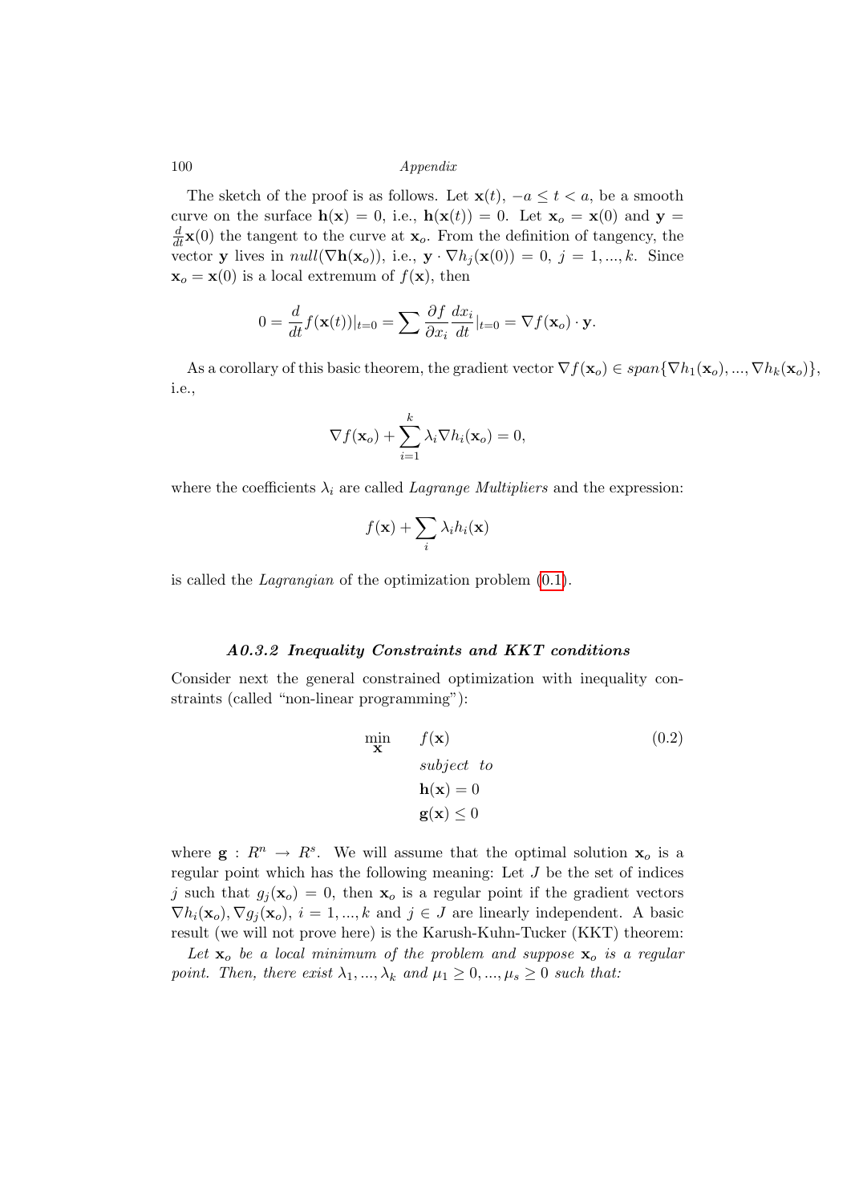The sketch of the proof is as follows. Let $\mathbf{x}(t)$, $-a \leq t < a$, be a smooth curve on the surface $\mathbf{h}(\mathbf{x}) = 0$, i.e., $\mathbf{h}(\mathbf{x}(t)) = 0$. Let $\mathbf{x}_o = \mathbf{x}(0)$ and $\mathbf{y} = \frac{d}{dt}\mathbf{x}(0)$ the tangent to the curve at $\mathbf{x}_o$. From the definition of tangency, the vector $\mathbf{y}$ lives in $null(\nabla \mathbf{h}(\mathbf{x}_o))$, i.e., $\mathbf{y} \cdot \nabla h_j(\mathbf{x}(0)) = 0$, $j = 1, ..., k$. Since $\mathbf{x}_o = \mathbf{x}(0)$ is a local extremum of $f(\mathbf{x})$, then

$$0 = \frac{d}{dt} f(\mathbf{x}(t))|_{t=0} = \sum \frac{\partial f}{\partial x_i} \frac{dx_i}{dt}|_{t=0} = \nabla f(\mathbf{x}_o) \cdot \mathbf{y}.$$

As a corollary of this basic theorem, the gradient vector $\nabla f(\mathbf{x}_o) \in span\{\nabla h_1(\mathbf{x}_o), ..., \nabla h_k(\mathbf{x}_o)\}$, i.e.,

$$\nabla f(\mathbf{x}_o) + \sum_{i=1}^{k} \lambda_i \nabla h_i(\mathbf{x}_o) = 0,$$

where the coefficients $\lambda_i$ are called *Lagrange Multipliers* and the expression:

$$f(\mathbf{x}) + \sum_i \lambda_i h_i(\mathbf{x})$$

is called the *Lagrangian* of the optimization problem (0.1).

### *A0.3.2 Inequality Constraints and KKT conditions*

Consider next the general constrained optimization with inequality constraints (called "non-linear programming"):

$$\begin{aligned} \min_{\mathbf{x}} \quad & f(\mathbf{x}) \\ & subject \;\; to \\ & \mathbf{h}(\mathbf{x}) = 0 \\ & \mathbf{g}(\mathbf{x}) \leq 0 \end{aligned} \tag{0.2}$$

where $\mathbf{g} : R^n \rightarrow R^s$. We will assume that the optimal solution $\mathbf{x}_o$ is a regular point which has the following meaning: Let $J$ be the set of indices $j$ such that $g_j(\mathbf{x}_o) = 0$, then $\mathbf{x}_o$ is a regular point if the gradient vectors $\nabla h_i(\mathbf{x}_o), \nabla g_j(\mathbf{x}_o)$, $i = 1, ..., k$ and $j \in J$ are linearly independent. A basic result (we will not prove here) is the Karush-Kuhn-Tucker (KKT) theorem:

*Let $\mathbf{x}_o$ be a local minimum of the problem and suppose $\mathbf{x}_o$ is a regular point. Then, there exist $\lambda_1, ..., \lambda_k$ and $\mu_1 \geq 0, ..., \mu_s \geq 0$ such that:*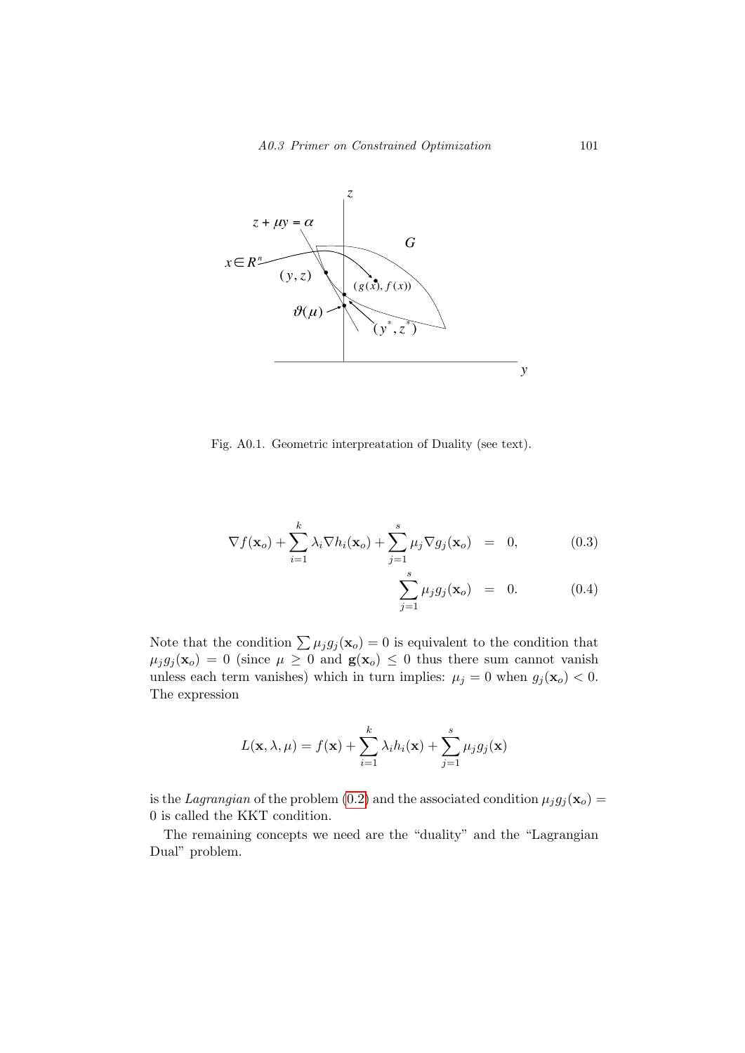Fig. A0.1. Geometric interpreatation of Duality (see text).

$$\nabla f(\mathbf{x}_o) + \sum_{i=1}^{k} \lambda_i \nabla h_i(\mathbf{x}_o) + \sum_{j=1}^{s} \mu_j \nabla g_j(\mathbf{x}_o) = 0, \tag{0.3}$$

$$\sum_{j=1}^{s} \mu_j g_j(\mathbf{x}_o) = 0. \tag{0.4}$$

Note that the condition $\sum \mu_j g_j(\mathbf{x}_o) = 0$ is equivalent to the condition that $\mu_j g_j(\mathbf{x}_o) = 0$ (since $\mu \geq 0$ and $\mathbf{g}(\mathbf{x}_o) \leq 0$ thus there sum cannot vanish unless each term vanishes) which in turn implies: $\mu_j = 0$ when $g_j(\mathbf{x}_o) < 0$. The expression

$$L(\mathbf{x}, \lambda, \mu) = f(\mathbf{x}) + \sum_{i=1}^{k} \lambda_i h_i(\mathbf{x}) + \sum_{j=1}^{s} \mu_j g_j(\mathbf{x})$$

is the *Lagrangian* of the problem (0.2) and the associated condition $\mu_j g_j(\mathbf{x}_o) = 0$ is called the KKT condition.

The remaining concepts we need are the "duality" and the "Lagrangian Dual" problem.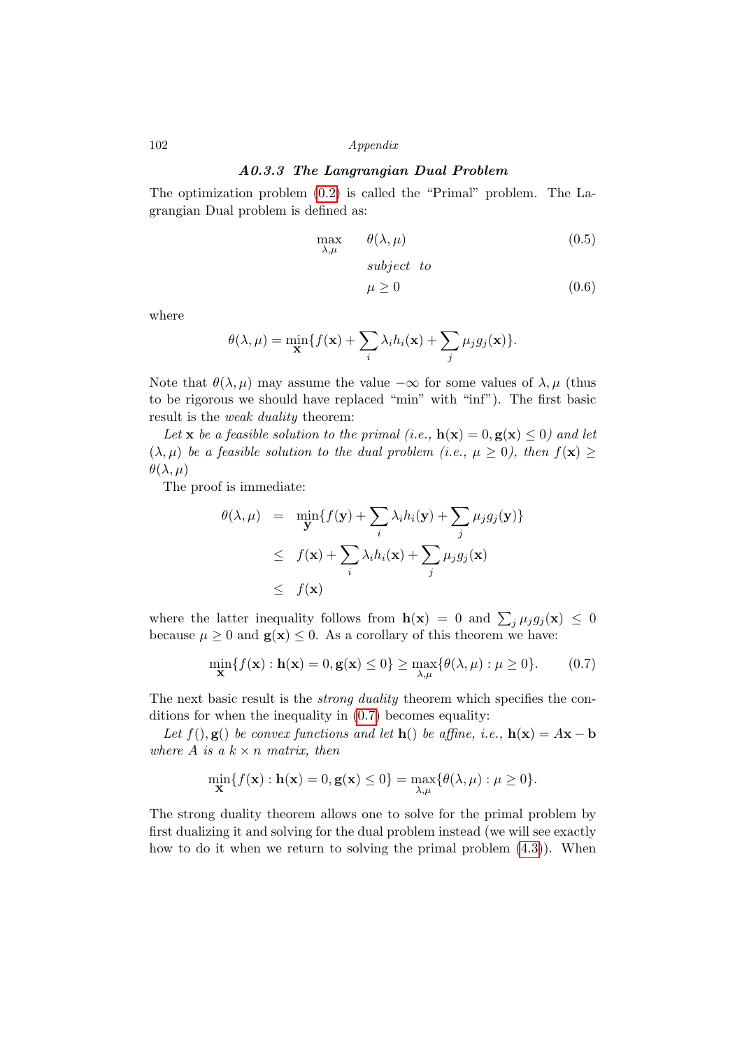### A0.3.3 The Langrangian Dual Problem

The optimization problem (0.2) is called the "Primal" problem. The Lagrangian Dual problem is defined as:

$$\max_{\lambda,\mu} \quad \theta(\lambda, \mu) \tag{0.5}$$

$$subject \;\; to$$

$$\mu \geq 0 \tag{0.6}$$

where

$$\theta(\lambda, \mu) = \min_{\mathbf{x}} \{f(\mathbf{x}) + \sum_i \lambda_i h_i(\mathbf{x}) + \sum_j \mu_j g_j(\mathbf{x})\}.$$

Note that $\theta(\lambda, \mu)$ may assume the value $-\infty$ for some values of $\lambda, \mu$ (thus to be rigorous we should have replaced "min" with "inf"). The first basic result is the *weak duality* theorem:

*Let* $\mathbf{x}$ *be a feasible solution to the primal (i.e.,* $\mathbf{h}(\mathbf{x}) = 0, \mathbf{g}(\mathbf{x}) \leq 0$*) and let* $(\lambda, \mu)$ *be a feasible solution to the dual problem (i.e.,* $\mu \geq 0$*), then* $f(\mathbf{x}) \geq \theta(\lambda, \mu)$

The proof is immediate:

$$\begin{aligned}
\theta(\lambda, \mu) &= \min_{\mathbf{y}} \{f(\mathbf{y}) + \sum_i \lambda_i h_i(\mathbf{y}) + \sum_j \mu_j g_j(\mathbf{y})\} \\
&\leq f(\mathbf{x}) + \sum_i \lambda_i h_i(\mathbf{x}) + \sum_j \mu_j g_j(\mathbf{x}) \\
&\leq f(\mathbf{x})
\end{aligned}$$

where the latter inequality follows from $\mathbf{h}(\mathbf{x}) = 0$ and $\sum_j \mu_j g_j(\mathbf{x}) \leq 0$ because $\mu \geq 0$ and $\mathbf{g}(\mathbf{x}) \leq 0$. As a corollary of this theorem we have:

$$\min_{\mathbf{x}} \{f(\mathbf{x}) : \mathbf{h}(\mathbf{x}) = 0, \mathbf{g}(\mathbf{x}) \leq 0\} \geq \max_{\lambda,\mu} \{\theta(\lambda, \mu) : \mu \geq 0\}. \tag{0.7}$$

The next basic result is the *strong duality* theorem which specifies the conditions for when the inequality in (0.7) becomes equality:

*Let* $f(), \mathbf{g}()$ *be convex functions and let* $\mathbf{h}()$ *be affine, i.e.,* $\mathbf{h}(\mathbf{x}) = A\mathbf{x} - \mathbf{b}$ *where* $A$ *is a* $k \times n$ *matrix, then*

$$\min_{\mathbf{x}} \{f(\mathbf{x}) : \mathbf{h}(\mathbf{x}) = 0, \mathbf{g}(\mathbf{x}) \leq 0\} = \max_{\lambda,\mu} \{\theta(\lambda, \mu) : \mu \geq 0\}.$$

The strong duality theorem allows one to solve for the primal problem by first dualizing it and solving for the dual problem instead (we will see exactly how to do it when we return to solving the primal problem (4.3)). When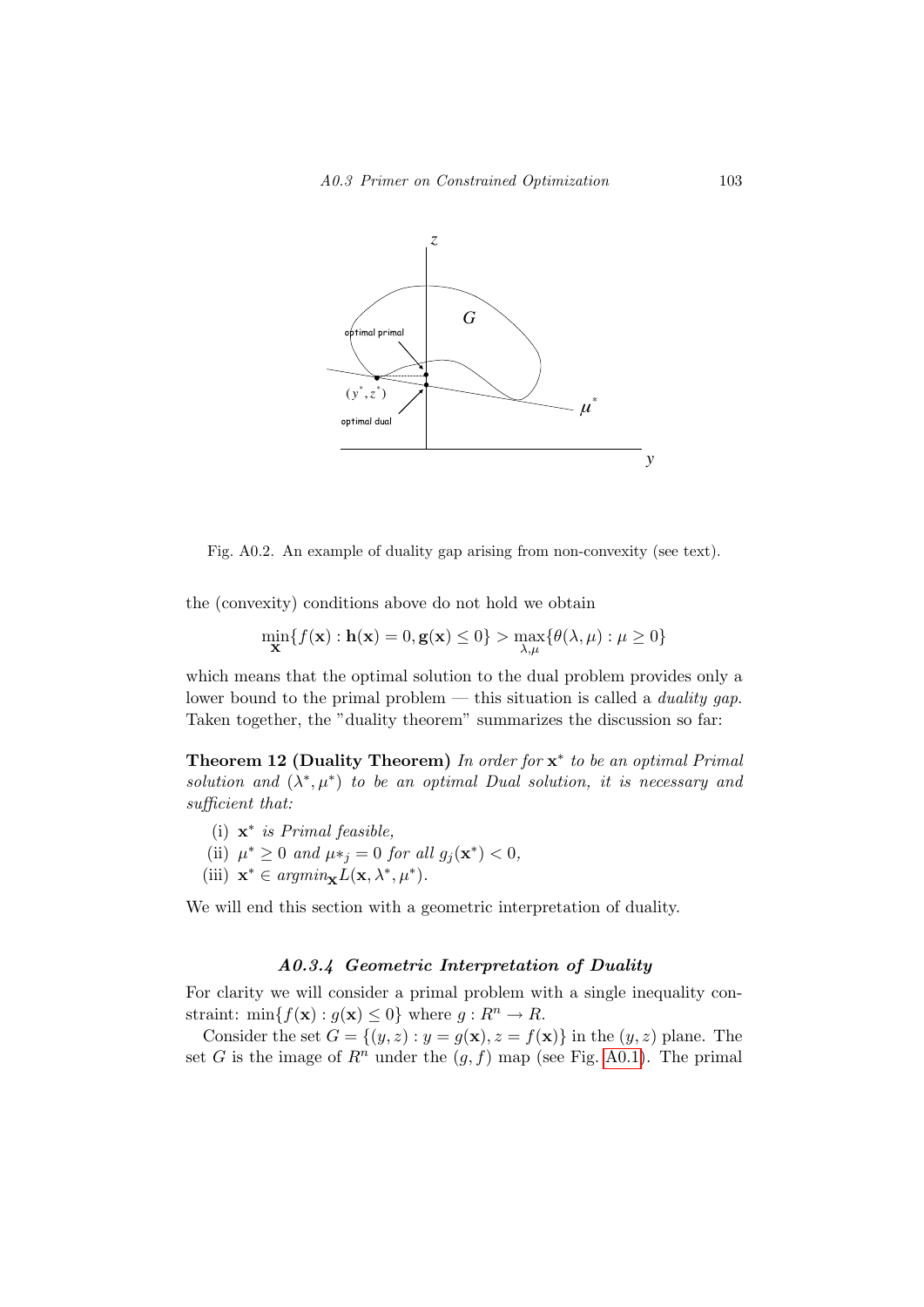Fig. A0.2. An example of duality gap arising from non-convexity (see text).

the (convexity) conditions above do not hold we obtain

$$\min_{\mathbf{x}}\{f(\mathbf{x}) : \mathbf{h}(\mathbf{x}) = 0, \mathbf{g}(\mathbf{x}) \leq 0\} > \max_{\lambda,\mu}\{\theta(\lambda,\mu) : \mu \geq 0\}$$

which means that the optimal solution to the dual problem provides only a lower bound to the primal problem — this situation is called a *duality gap*. Taken together, the "duality theorem" summarizes the discussion so far:

**Theorem 12 (Duality Theorem)** *In order for* $\mathbf{x}^*$ *to be an optimal Primal solution and* $(\lambda^*, \mu^*)$ *to be an optimal Dual solution, it is necessary and sufficient that:*

(i) $\mathbf{x}^*$ *is Primal feasible,*
(ii) $\mu^* \geq 0$ *and* $\mu*_j = 0$ *for all* $g_j(\mathbf{x}^*) < 0$*,*
(iii) $\mathbf{x}^* \in argmin_{\mathbf{x}} L(\mathbf{x}, \lambda^*, \mu^*)$*.*

We will end this section with a geometric interpretation of duality.

### *A0.3.4 Geometric Interpretation of Duality*

For clarity we will consider a primal problem with a single inequality constraint: $\min\{f(\mathbf{x}) : g(\mathbf{x}) \leq 0\}$ where $g : R^n \rightarrow R$.

Consider the set $G = \{(y, z) : y = g(\mathbf{x}), z = f(\mathbf{x})\}$ in the $(y, z)$ plane. The set $G$ is the image of $R^n$ under the $(g, f)$ map (see Fig. A0.1). The primal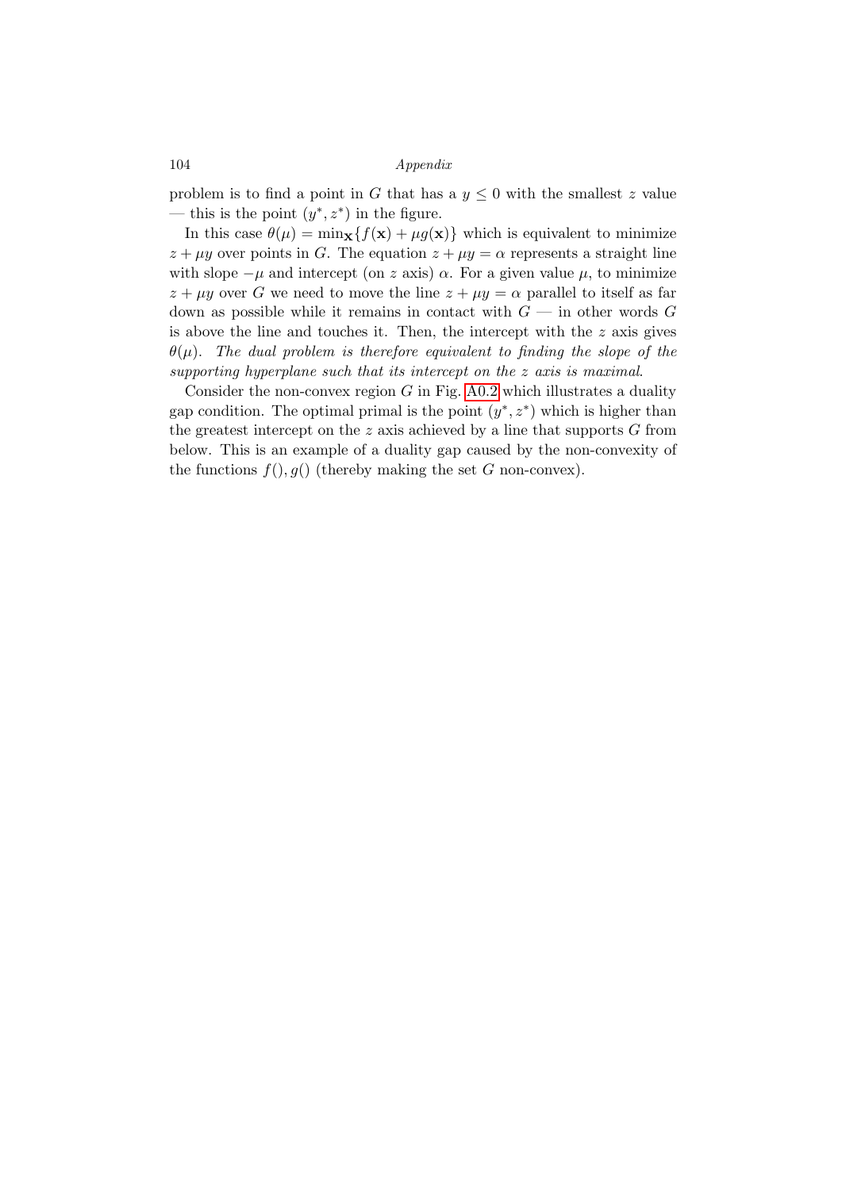problem is to find a point in $G$ that has a $y \leq 0$ with the smallest $z$ value — this is the point $(y^*, z^*)$ in the figure.

In this case $\theta(\mu) = \min_{\mathbf{x}}\{f(\mathbf{x}) + \mu g(\mathbf{x})\}$ which is equivalent to minimize $z + \mu y$ over points in $G$. The equation $z + \mu y = \alpha$ represents a straight line with slope $-\mu$ and intercept (on $z$ axis) $\alpha$. For a given value $\mu$, to minimize $z + \mu y$ over $G$ we need to move the line $z + \mu y = \alpha$ parallel to itself as far down as possible while it remains in contact with $G$ — in other words $G$ is above the line and touches it. Then, the intercept with the $z$ axis gives $\theta(\mu)$. *The dual problem is therefore equivalent to finding the slope of the supporting hyperplane such that its intercept on the $z$ axis is maximal*.

Consider the non-convex region $G$ in Fig. A0.2 which illustrates a duality gap condition. The optimal primal is the point $(y^*, z^*)$ which is higher than the greatest intercept on the $z$ axis achieved by a line that supports $G$ from below. This is an example of a duality gap caused by the non-convexity of the functions $f(), g()$ (thereby making the set $G$ non-convex).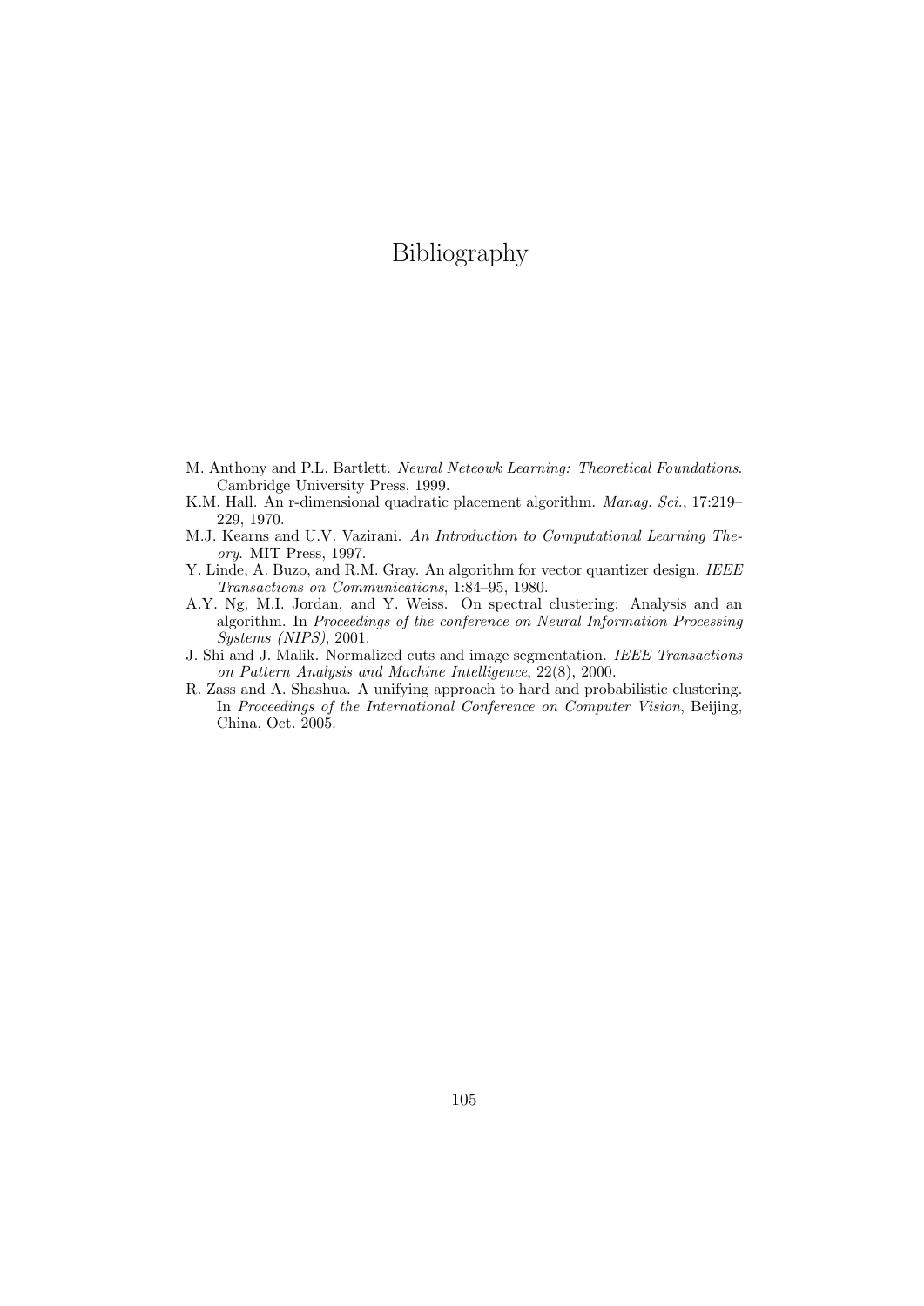# Bibliography

M. Anthony and P.L. Bartlett. *Neural Neteowk Learning: Theoretical Foundations*. Cambridge University Press, 1999.

K.M. Hall. An r-dimensional quadratic placement algorithm. *Manag. Sci.*, 17:219–229, 1970.

M.J. Kearns and U.V. Vazirani. *An Introduction to Computational Learning Theory*. MIT Press, 1997.

Y. Linde, A. Buzo, and R.M. Gray. An algorithm for vector quantizer design. *IEEE Transactions on Communications*, 1:84–95, 1980.

A.Y. Ng, M.I. Jordan, and Y. Weiss. On spectral clustering: Analysis and an algorithm. In *Proceedings of the conference on Neural Information Processing Systems (NIPS)*, 2001.

J. Shi and J. Malik. Normalized cuts and image segmentation. *IEEE Transactions on Pattern Analysis and Machine Intelligence*, 22(8), 2000.

R. Zass and A. Shashua. A unifying approach to hard and probabilistic clustering. In *Proceedings of the International Conference on Computer Vision*, Beijing, China, Oct. 2005.